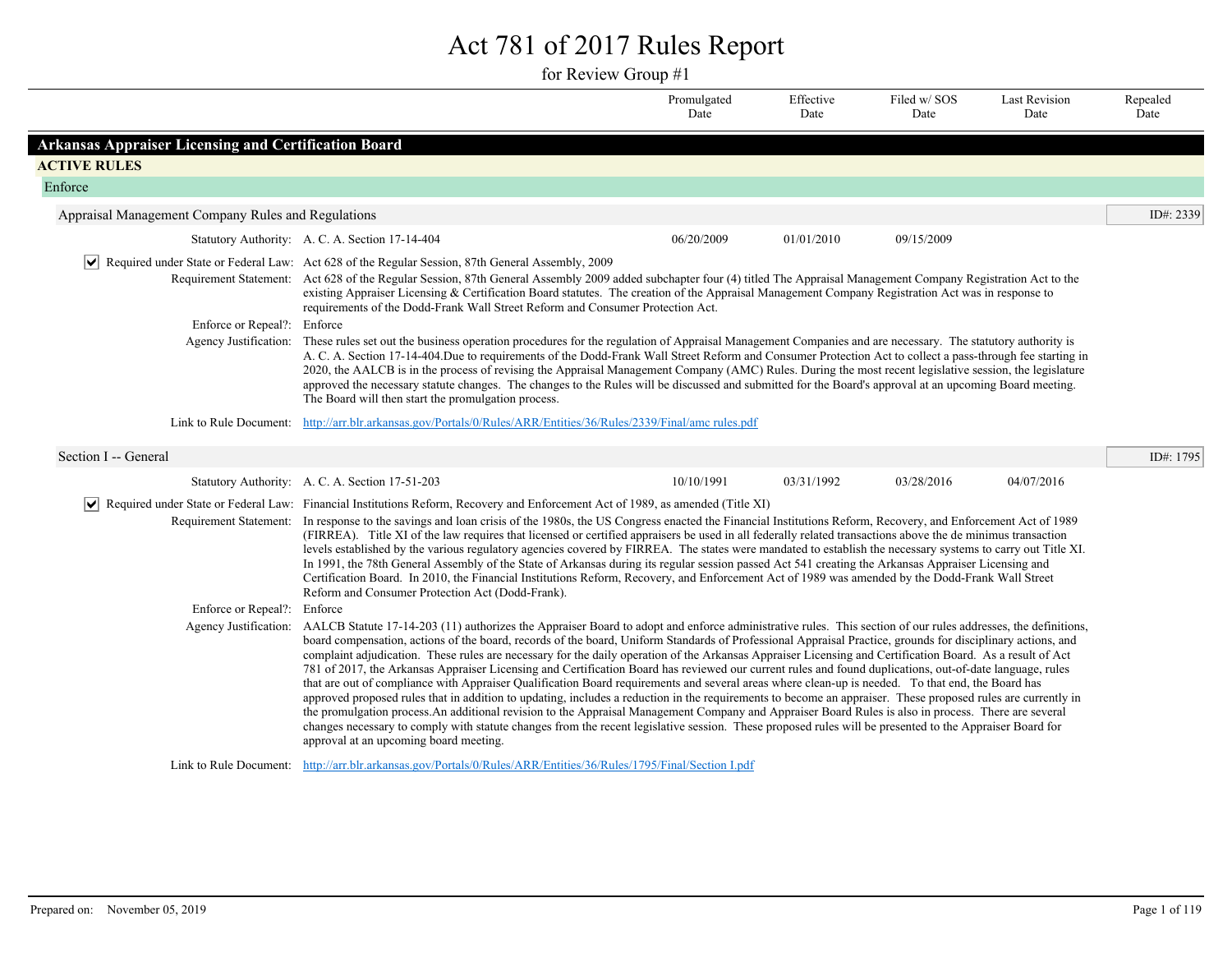# Act 781 of 2017 Rules Report

for Review Group #1

| | Promulgated Date | Effective Date | Filed w/ SOS Date | Last Revision Date | Repealed Date |
|---|---|---|---|---|---|

## Arkansas Appraiser Licensing and Certification Board

### ACTIVE RULES

#### Enforce

**Appraisal Management Company Rules and Regulations** — ID#: 2339

| | Promulgated Date | Effective Date | Filed w/ SOS Date | Last Revision Date | Repealed Date |
|---|---|---|---|---|---|
| Statutory Authority: A. C. A. Section 17-14-404 | 06/20/2009 | 01/01/2010 | 09/15/2009 | | |

☑ Required under State or Federal Law: Act 628 of the Regular Session, 87th General Assembly, 2009

Requirement Statement: Act 628 of the Regular Session, 87th General Assembly 2009 added subchapter four (4) titled The Appraisal Management Company Registration Act to the existing Appraiser Licensing & Certification Board statutes. The creation of the Appraisal Management Company Registration Act was in response to requirements of the Dodd-Frank Wall Street Reform and Consumer Protection Act.

Enforce or Repeal?: Enforce

Agency Justification: These rules set out the business operation procedures for the regulation of Appraisal Management Companies and are necessary. The statutory authority is A. C. A. Section 17-14-404.Due to requirements of the Dodd-Frank Wall Street Reform and Consumer Protection Act to collect a pass-through fee starting in 2020, the AALCB is in the process of revising the Appraisal Management Company (AMC) Rules. During the most recent legislative session, the legislature approved the necessary statute changes. The changes to the Rules will be discussed and submitted for the Board's approval at an upcoming Board meeting. The Board will then start the promulgation process.

Link to Rule Document: http://arr.blr.arkansas.gov/Portals/0/Rules/ARR/Entities/36/Rules/2339/Final/amc rules.pdf

**Section I -- General** — ID#: 1795

| | Promulgated Date | Effective Date | Filed w/ SOS Date | Last Revision Date | Repealed Date |
|---|---|---|---|---|---|
| Statutory Authority: A. C. A. Section 17-51-203 | 10/10/1991 | 03/31/1992 | 03/28/2016 | 04/07/2016 | |

☑ Required under State or Federal Law: Financial Institutions Reform, Recovery and Enforcement Act of 1989, as amended (Title XI)

Requirement Statement: In response to the savings and loan crisis of the 1980s, the US Congress enacted the Financial Institutions Reform, Recovery, and Enforcement Act of 1989 (FIRREA). Title XI of the law requires that licensed or certified appraisers be used in all federally related transactions above the de minimus transaction levels established by the various regulatory agencies covered by FIRREA. The states were mandated to establish the necessary systems to carry out Title XI. In 1991, the 78th General Assembly of the State of Arkansas during its regular session passed Act 541 creating the Arkansas Appraiser Licensing and Certification Board. In 2010, the Financial Institutions Reform, Recovery, and Enforcement Act of 1989 was amended by the Dodd-Frank Wall Street Reform and Consumer Protection Act (Dodd-Frank).

Enforce or Repeal?: Enforce

Agency Justification: AALCB Statute 17-14-203 (11) authorizes the Appraiser Board to adopt and enforce administrative rules. This section of our rules addresses, the definitions, board compensation, actions of the board, records of the board, Uniform Standards of Professional Appraisal Practice, grounds for disciplinary actions, and complaint adjudication. These rules are necessary for the daily operation of the Arkansas Appraiser Licensing and Certification Board. As a result of Act 781 of 2017, the Arkansas Appraiser Licensing and Certification Board has reviewed our current rules and found duplications, out-of-date language, rules that are out of compliance with Appraiser Qualification Board requirements and several areas where clean-up is needed. To that end, the Board has approved proposed rules that in addition to updating, includes a reduction in the requirements to become an appraiser. These proposed rules are currently in the promulgation process.An additional revision to the Appraisal Management Company and Appraiser Board Rules is also in process. There are several changes necessary to comply with statute changes from the recent legislative session. These proposed rules will be presented to the Appraiser Board for approval at an upcoming board meeting.

Link to Rule Document: http://arr.blr.arkansas.gov/Portals/0/Rules/ARR/Entities/36/Rules/1795/Final/Section I.pdf

Prepared on: November 05, 2019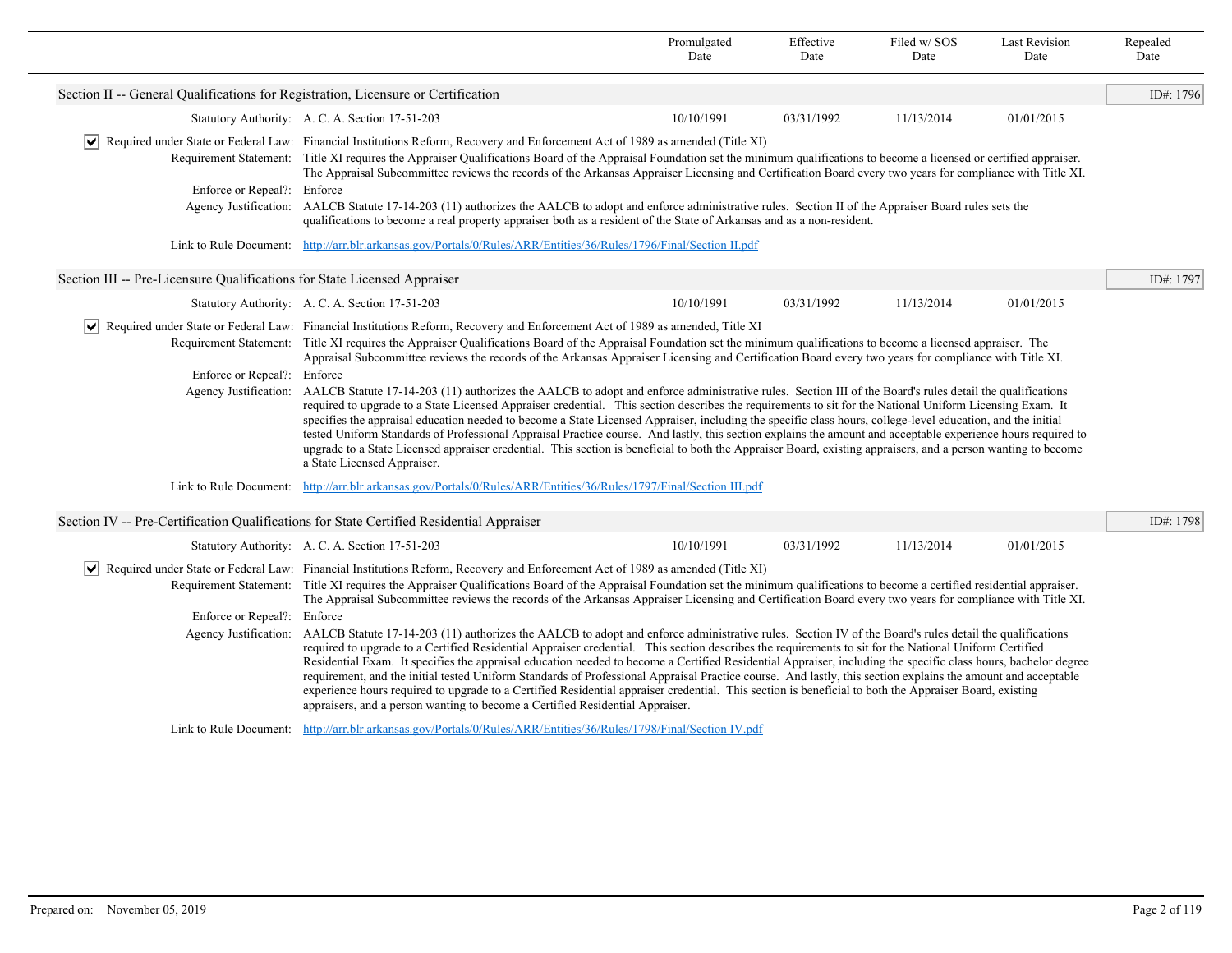| | Promulgated Date | Effective Date | Filed w/ SOS Date | Last Revision Date | Repealed Date |
|---|---|---|---|---|---|

## Section II -- General Qualifications for Registration, Licensure or Certification

ID#: 1796

| | Promulgated Date | Effective Date | Filed w/ SOS Date | Last Revision Date | Repealed Date |
|---|---|---|---|---|---|
| Statutory Authority: A. C. A. Section 17-51-203 | 10/10/1991 | 03/31/1992 | 11/13/2014 | 01/01/2015 | |

☑ **Required under State or Federal Law:** Financial Institutions Reform, Recovery and Enforcement Act of 1989 as amended (Title XI)

**Requirement Statement:** Title XI requires the Appraiser Qualifications Board of the Appraisal Foundation set the minimum qualifications to become a licensed or certified appraiser. The Appraisal Subcommittee reviews the records of the Arkansas Appraiser Licensing and Certification Board every two years for compliance with Title XI.

**Enforce or Repeal?:** Enforce

**Agency Justification:** AALCB Statute 17-14-203 (11) authorizes the AALCB to adopt and enforce administrative rules. Section II of the Appraiser Board rules sets the qualifications to become a real property appraiser both as a resident of the State of Arkansas and as a non-resident.

**Link to Rule Document:** http://arr.blr.arkansas.gov/Portals/0/Rules/ARR/Entities/36/Rules/1796/Final/Section II.pdf

## Section III -- Pre-Licensure Qualifications for State Licensed Appraiser

ID#: 1797

| | Promulgated Date | Effective Date | Filed w/ SOS Date | Last Revision Date | Repealed Date |
|---|---|---|---|---|---|
| Statutory Authority: A. C. A. Section 17-51-203 | 10/10/1991 | 03/31/1992 | 11/13/2014 | 01/01/2015 | |

☑ **Required under State or Federal Law:** Financial Institutions Reform, Recovery and Enforcement Act of 1989 as amended, Title XI

**Requirement Statement:** Title XI requires the Appraiser Qualifications Board of the Appraisal Foundation set the minimum qualifications to become a licensed appraiser. The Appraisal Subcommittee reviews the records of the Arkansas Appraiser Licensing and Certification Board every two years for compliance with Title XI.

**Enforce or Repeal?:** Enforce

**Agency Justification:** AALCB Statute 17-14-203 (11) authorizes the AALCB to adopt and enforce administrative rules. Section III of the Board's rules detail the qualifications required to upgrade to a State Licensed Appraiser credential. This section describes the requirements to sit for the National Uniform Licensing Exam. It specifies the appraisal education needed to become a State Licensed Appraiser, including the specific class hours, college-level education, and the initial tested Uniform Standards of Professional Appraisal Practice course. And lastly, this section explains the amount and acceptable experience hours required to upgrade to a State Licensed appraiser credential. This section is beneficial to both the Appraiser Board, existing appraisers, and a person wanting to become a State Licensed Appraiser.

**Link to Rule Document:** http://arr.blr.arkansas.gov/Portals/0/Rules/ARR/Entities/36/Rules/1797/Final/Section III.pdf

## Section IV -- Pre-Certification Qualifications for State Certified Residential Appraiser

ID#: 1798

| | Promulgated Date | Effective Date | Filed w/ SOS Date | Last Revision Date | Repealed Date |
|---|---|---|---|---|---|
| Statutory Authority: A. C. A. Section 17-51-203 | 10/10/1991 | 03/31/1992 | 11/13/2014 | 01/01/2015 | |

☑ **Required under State or Federal Law:** Financial Institutions Reform, Recovery and Enforcement Act of 1989 as amended (Title XI)

**Requirement Statement:** Title XI requires the Appraiser Qualifications Board of the Appraisal Foundation set the minimum qualifications to become a certified residential appraiser. The Appraisal Subcommittee reviews the records of the Arkansas Appraiser Licensing and Certification Board every two years for compliance with Title XI.

**Enforce or Repeal?:** Enforce

**Agency Justification:** AALCB Statute 17-14-203 (11) authorizes the AALCB to adopt and enforce administrative rules. Section IV of the Board's rules detail the qualifications required to upgrade to a Certified Residential Appraiser credential. This section describes the requirements to sit for the National Uniform Certified Residential Exam. It specifies the appraisal education needed to become a Certified Residential Appraiser, including the specific class hours, bachelor degree requirement, and the initial tested Uniform Standards of Professional Appraisal Practice course. And lastly, this section explains the amount and acceptable experience hours required to upgrade to a Certified Residential appraiser credential. This section is beneficial to both the Appraiser Board, existing appraisers, and a person wanting to become a Certified Residential Appraiser.

**Link to Rule Document:** http://arr.blr.arkansas.gov/Portals/0/Rules/ARR/Entities/36/Rules/1798/Final/Section IV.pdf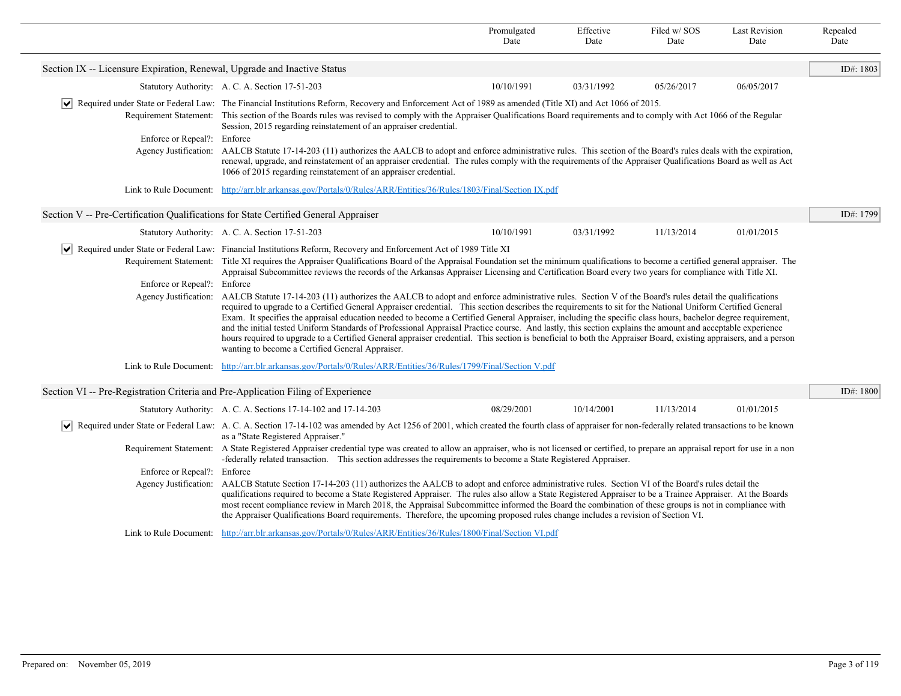| | Promulgated Date | Effective Date | Filed w/ SOS Date | Last Revision Date | Repealed Date |
|---|---|---|---|---|---|

## Section IX -- Licensure Expiration, Renewal, Upgrade and Inactive Status

ID#: 1803

| Statutory Authority: | Promulgated Date | Effective Date | Filed w/ SOS Date | Last Revision Date | Repealed Date |
|---|---|---|---|---|---|
| A. C. A. Section 17-51-203 | 10/10/1991 | 03/31/1992 | 05/26/2017 | 06/05/2017 | |

☑ **Required under State or Federal Law:** The Financial Institutions Reform, Recovery and Enforcement Act of 1989 as amended (Title XI) and Act 1066 of 2015.

**Requirement Statement:** This section of the Boards rules was revised to comply with the Appraiser Qualifications Board requirements and to comply with Act 1066 of the Regular Session, 2015 regarding reinstatement of an appraiser credential.

**Enforce or Repeal?:** Enforce

**Agency Justification:** AALCB Statute 17-14-203 (11) authorizes the AALCB to adopt and enforce administrative rules. This section of the Board's rules deals with the expiration, renewal, upgrade, and reinstatement of an appraiser credential. The rules comply with the requirements of the Appraiser Qualifications Board as well as Act 1066 of 2015 regarding reinstatement of an appraiser credential.

**Link to Rule Document:** http://arr.blr.arkansas.gov/Portals/0/Rules/ARR/Entities/36/Rules/1803/Final/Section IX.pdf

## Section V -- Pre-Certification Qualifications for State Certified General Appraiser

ID#: 1799

| Statutory Authority: | Promulgated Date | Effective Date | Filed w/ SOS Date | Last Revision Date | Repealed Date |
|---|---|---|---|---|---|
| A. C. A. Section 17-51-203 | 10/10/1991 | 03/31/1992 | 11/13/2014 | 01/01/2015 | |

☑ **Required under State or Federal Law:** Financial Institutions Reform, Recovery and Enforcement Act of 1989 Title XI

**Requirement Statement:** Title XI requires the Appraiser Qualifications Board of the Appraisal Foundation set the minimum qualifications to become a certified general appraiser. The Appraisal Subcommittee reviews the records of the Arkansas Appraiser Licensing and Certification Board every two years for compliance with Title XI.

**Enforce or Repeal?:** Enforce

**Agency Justification:** AALCB Statute 17-14-203 (11) authorizes the AALCB to adopt and enforce administrative rules. Section V of the Board's rules detail the qualifications required to upgrade to a Certified General Appraiser credential. This section describes the requirements to sit for the National Uniform Certified General Exam. It specifies the appraisal education needed to become a Certified General Appraiser, including the specific class hours, bachelor degree requirement, and the initial tested Uniform Standards of Professional Appraisal Practice course. And lastly, this section explains the amount and acceptable experience hours required to upgrade to a Certified General appraiser credential. This section is beneficial to both the Appraiser Board, existing appraisers, and a person wanting to become a Certified General Appraiser.

**Link to Rule Document:** http://arr.blr.arkansas.gov/Portals/0/Rules/ARR/Entities/36/Rules/1799/Final/Section V.pdf

## Section VI -- Pre-Registration Criteria and Pre-Application Filing of Experience

ID#: 1800

| Statutory Authority: | Promulgated Date | Effective Date | Filed w/ SOS Date | Last Revision Date | Repealed Date |
|---|---|---|---|---|---|
| A. C. A. Sections 17-14-102 and 17-14-203 | 08/29/2001 | 10/14/2001 | 11/13/2014 | 01/01/2015 | |

☑ **Required under State or Federal Law:** A. C. A. Section 17-14-102 was amended by Act 1256 of 2001, which created the fourth class of appraiser for non-federally related transactions to be known as a "State Registered Appraiser."

**Requirement Statement:** A State Registered Appraiser credential type was created to allow an appraiser, who is not licensed or certified, to prepare an appraisal report for use in a non -federally related transaction. This section addresses the requirements to become a State Registered Appraiser.

**Enforce or Repeal?:** Enforce

**Agency Justification:** AALCB Statute Section 17-14-203 (11) authorizes the AALCB to adopt and enforce administrative rules. Section VI of the Board's rules detail the qualifications required to become a State Registered Appraiser. The rules also allow a State Registered Appraiser to be a Trainee Appraiser. At the Boards most recent compliance review in March 2018, the Appraisal Subcommittee informed the Board the combination of these groups is not in compliance with the Appraiser Qualifications Board requirements. Therefore, the upcoming proposed rules change includes a revision of Section VI.

**Link to Rule Document:** http://arr.blr.arkansas.gov/Portals/0/Rules/ARR/Entities/36/Rules/1800/Final/Section VI.pdf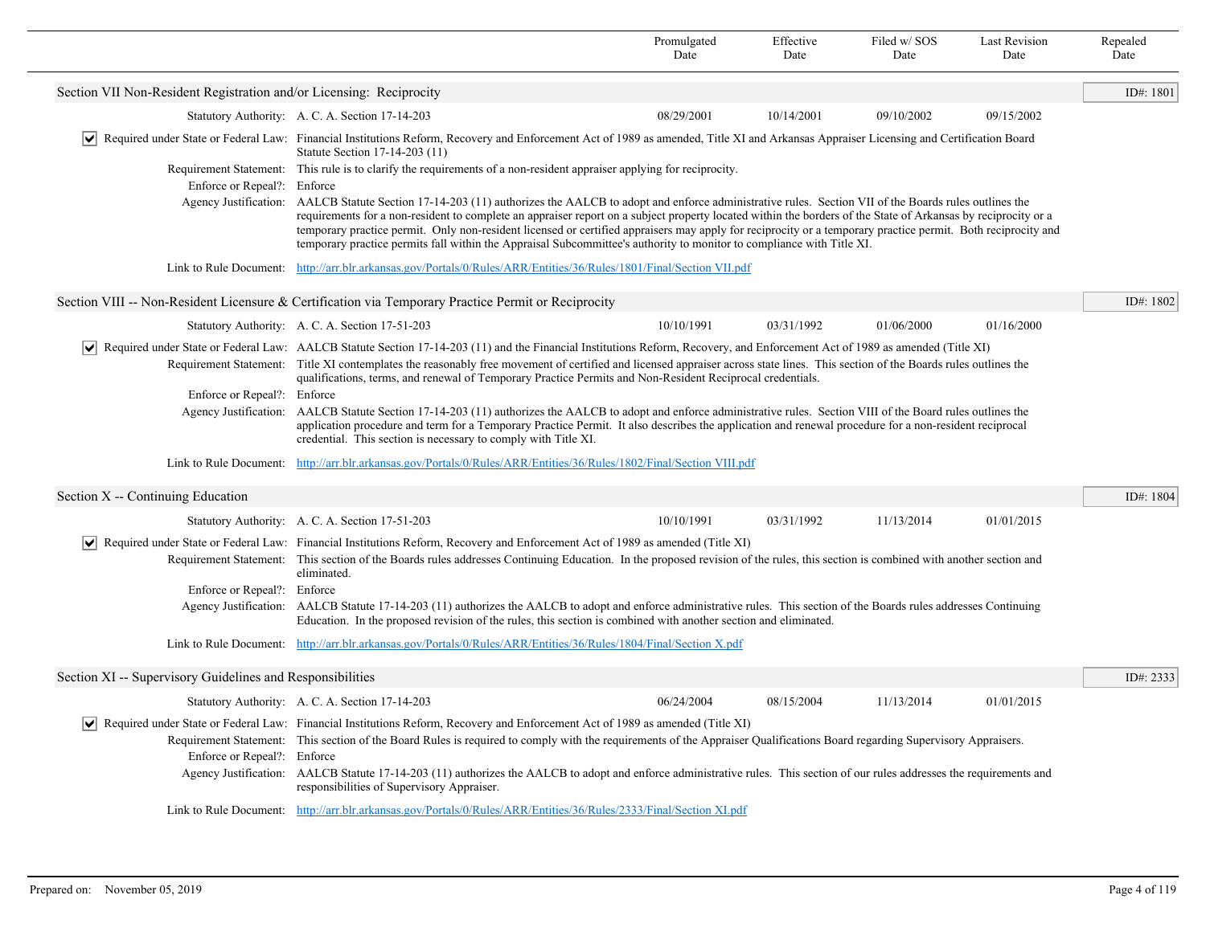| | Promulgated Date | Effective Date | Filed w/ SOS Date | Last Revision Date | Repealed Date |
|---|---|---|---|---|---|

## Section VII Non-Resident Registration and/or Licensing: Reciprocity

ID#: 1801

| | Promulgated Date | Effective Date | Filed w/ SOS Date | Last Revision Date | Repealed Date |
|---|---|---|---|---|---|
| Statutory Authority: A. C. A. Section 17-14-203 | 08/29/2001 | 10/14/2001 | 09/10/2002 | 09/15/2002 | |

☑ Required under State or Federal Law: Financial Institutions Reform, Recovery and Enforcement Act of 1989 as amended, Title XI and Arkansas Appraiser Licensing and Certification Board Statute Section 17-14-203 (11)

Requirement Statement: This rule is to clarify the requirements of a non-resident appraiser applying for reciprocity.

Enforce or Repeal?: Enforce

Agency Justification: AALCB Statute Section 17-14-203 (11) authorizes the AALCB to adopt and enforce administrative rules. Section VII of the Boards rules outlines the requirements for a non-resident to complete an appraiser report on a subject property located within the borders of the State of Arkansas by reciprocity or a temporary practice permit. Only non-resident licensed or certified appraisers may apply for reciprocity or a temporary practice permit. Both reciprocity and temporary practice permits fall within the Appraisal Subcommittee's authority to monitor to compliance with Title XI.

Link to Rule Document: http://arr.blr.arkansas.gov/Portals/0/Rules/ARR/Entities/36/Rules/1801/Final/Section VII.pdf

## Section VIII -- Non-Resident Licensure & Certification via Temporary Practice Permit or Reciprocity

ID#: 1802

| | Promulgated Date | Effective Date | Filed w/ SOS Date | Last Revision Date | Repealed Date |
|---|---|---|---|---|---|
| Statutory Authority: A. C. A. Section 17-51-203 | 10/10/1991 | 03/31/1992 | 01/06/2000 | 01/16/2000 | |

☑ Required under State or Federal Law: AALCB Statute Section 17-14-203 (11) and the Financial Institutions Reform, Recovery, and Enforcement Act of 1989 as amended (Title XI)

Requirement Statement: Title XI contemplates the reasonably free movement of certified and licensed appraiser across state lines. This section of the Boards rules outlines the qualifications, terms, and renewal of Temporary Practice Permits and Non-Resident Reciprocal credentials.

Enforce or Repeal?: Enforce

Agency Justification: AALCB Statute Section 17-14-203 (11) authorizes the AALCB to adopt and enforce administrative rules. Section VIII of the Board rules outlines the application procedure and term for a Temporary Practice Permit. It also describes the application and renewal procedure for a non-resident reciprocal credential. This section is necessary to comply with Title XI.

Link to Rule Document: http://arr.blr.arkansas.gov/Portals/0/Rules/ARR/Entities/36/Rules/1802/Final/Section VIII.pdf

## Section X -- Continuing Education

ID#: 1804

| | Promulgated Date | Effective Date | Filed w/ SOS Date | Last Revision Date | Repealed Date |
|---|---|---|---|---|---|
| Statutory Authority: A. C. A. Section 17-51-203 | 10/10/1991 | 03/31/1992 | 11/13/2014 | 01/01/2015 | |

☑ Required under State or Federal Law: Financial Institutions Reform, Recovery and Enforcement Act of 1989 as amended (Title XI)

Requirement Statement: This section of the Boards rules addresses Continuing Education. In the proposed revision of the rules, this section is combined with another section and eliminated.

Enforce or Repeal?: Enforce

Agency Justification: AALCB Statute 17-14-203 (11) authorizes the AALCB to adopt and enforce administrative rules. This section of the Boards rules addresses Continuing Education. In the proposed revision of the rules, this section is combined with another section and eliminated.

Link to Rule Document: http://arr.blr.arkansas.gov/Portals/0/Rules/ARR/Entities/36/Rules/1804/Final/Section X.pdf

## Section XI -- Supervisory Guidelines and Responsibilities

ID#: 2333

| | Promulgated Date | Effective Date | Filed w/ SOS Date | Last Revision Date | Repealed Date |
|---|---|---|---|---|---|
| Statutory Authority: A. C. A. Section 17-14-203 | 06/24/2004 | 08/15/2004 | 11/13/2014 | 01/01/2015 | |

☑ Required under State or Federal Law: Financial Institutions Reform, Recovery and Enforcement Act of 1989 as amended (Title XI)

Requirement Statement: This section of the Board Rules is required to comply with the requirements of the Appraiser Qualifications Board regarding Supervisory Appraisers.

Enforce or Repeal?: Enforce

Agency Justification: AALCB Statute 17-14-203 (11) authorizes the AALCB to adopt and enforce administrative rules. This section of our rules addresses the requirements and responsibilities of Supervisory Appraiser.

Link to Rule Document: http://arr.blr.arkansas.gov/Portals/0/Rules/ARR/Entities/36/Rules/2333/Final/Section XI.pdf

Prepared on: November 05, 2019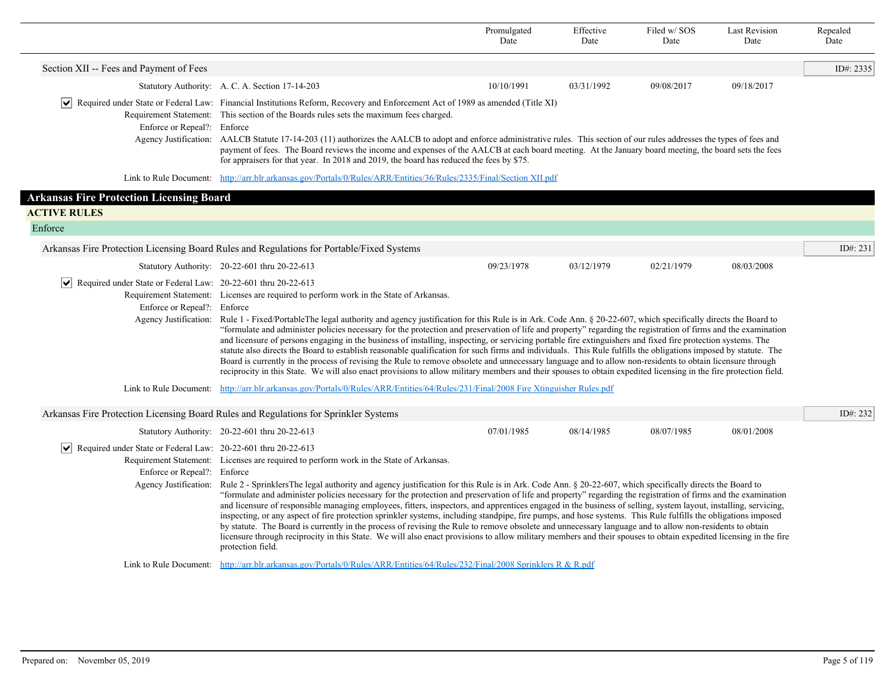| | Promulgated Date | Effective Date | Filed w/ SOS Date | Last Revision Date | Repealed Date |
|---|---|---|---|---|---|

**Section XII -- Fees and Payment of Fees** — ID#: 2335

| | Promulgated Date | Effective Date | Filed w/ SOS Date | Last Revision Date | Repealed Date |
|---|---|---|---|---|---|
| Statutory Authority: A. C. A. Section 17-14-203 | 10/10/1991 | 03/31/1992 | 09/08/2017 | 09/18/2017 | |

☑ Required under State or Federal Law: Financial Institutions Reform, Recovery and Enforcement Act of 1989 as amended (Title XI)

Requirement Statement: This section of the Boards rules sets the maximum fees charged.

Enforce or Repeal?: Enforce

Agency Justification: AALCB Statute 17-14-203 (11) authorizes the AALCB to adopt and enforce administrative rules. This section of our rules addresses the types of fees and payment of fees. The Board reviews the income and expenses of the AALCB at each board meeting. At the January board meeting, the board sets the fees for appraisers for that year. In 2018 and 2019, the board has reduced the fees by $75.

Link to Rule Document: [http://arr.blr.arkansas.gov/Portals/0/Rules/ARR/Entities/36/Rules/2335/Final/Section XII.pdf](http://arr.blr.arkansas.gov/Portals/0/Rules/ARR/Entities/36/Rules/2335/Final/Section XII.pdf)

# Arkansas Fire Protection Licensing Board

## ACTIVE RULES

### Enforce

**Arkansas Fire Protection Licensing Board Rules and Regulations for Portable/Fixed Systems** — ID#: 231

| | Promulgated Date | Effective Date | Filed w/ SOS Date | Last Revision Date | Repealed Date |
|---|---|---|---|---|---|
| Statutory Authority: 20-22-601 thru 20-22-613 | 09/23/1978 | 03/12/1979 | 02/21/1979 | 08/03/2008 | |

☑ Required under State or Federal Law: 20-22-601 thru 20-22-613

Requirement Statement: Licenses are required to perform work in the State of Arkansas.

Enforce or Repeal?: Enforce

Agency Justification: Rule 1 - Fixed/PortableThe legal authority and agency justification for this Rule is in Ark. Code Ann. § 20-22-607, which specifically directs the Board to "formulate and administer policies necessary for the protection and preservation of life and property" regarding the registration of firms and the examination and licensure of persons engaging in the business of installing, inspecting, or servicing portable fire extinguishers and fixed fire protection systems. The statute also directs the Board to establish reasonable qualification for such firms and individuals. This Rule fulfills the obligations imposed by statute. The Board is currently in the process of revising the Rule to remove obsolete and unnecessary language and to allow non-residents to obtain licensure through reciprocity in this State. We will also enact provisions to allow military members and their spouses to obtain expedited licensing in the fire protection field.

Link to Rule Document: [http://arr.blr.arkansas.gov/Portals/0/Rules/ARR/Entities/64/Rules/231/Final/2008 Fire Xtinguisher Rules.pdf](http://arr.blr.arkansas.gov/Portals/0/Rules/ARR/Entities/64/Rules/231/Final/2008 Fire Xtinguisher Rules.pdf)

**Arkansas Fire Protection Licensing Board Rules and Regulations for Sprinkler Systems** — ID#: 232

| | Promulgated Date | Effective Date | Filed w/ SOS Date | Last Revision Date | Repealed Date |
|---|---|---|---|---|---|
| Statutory Authority: 20-22-601 thru 20-22-613 | 07/01/1985 | 08/14/1985 | 08/07/1985 | 08/01/2008 | |

☑ Required under State or Federal Law: 20-22-601 thru 20-22-613

Requirement Statement: Licenses are required to perform work in the State of Arkansas.

Enforce or Repeal?: Enforce

Agency Justification: Rule 2 - SprinklersThe legal authority and agency justification for this Rule is in Ark. Code Ann. § 20-22-607, which specifically directs the Board to "formulate and administer policies necessary for the protection and preservation of life and property" regarding the registration of firms and the examination and licensure of responsible managing employees, fitters, inspectors, and apprentices engaged in the business of selling, system layout, installing, servicing, inspecting, or any aspect of fire protection sprinkler systems, including standpipe, fire pumps, and hose systems. This Rule fulfills the obligations imposed by statute. The Board is currently in the process of revising the Rule to remove obsolete and unnecessary language and to allow non-residents to obtain licensure through reciprocity in this State. We will also enact provisions to allow military members and their spouses to obtain expedited licensing in the fire protection field.

Link to Rule Document: [http://arr.blr.arkansas.gov/Portals/0/Rules/ARR/Entities/64/Rules/232/Final/2008 Sprinklers R & R.pdf](http://arr.blr.arkansas.gov/Portals/0/Rules/ARR/Entities/64/Rules/232/Final/2008 Sprinklers R & R.pdf)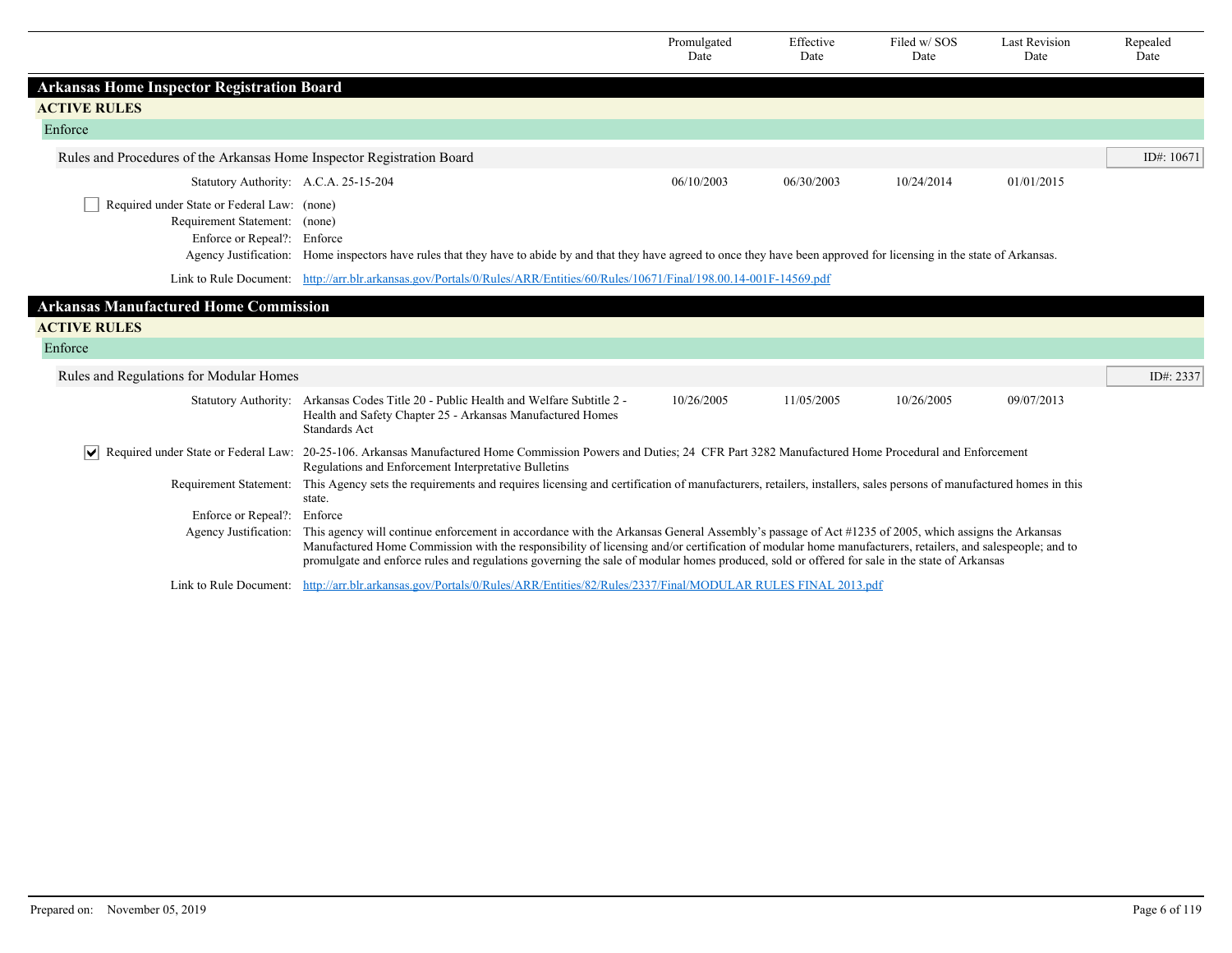| | Promulgated Date | Effective Date | Filed w/ SOS Date | Last Revision Date | Repealed Date |
|---|---|---|---|---|---|

## Arkansas Home Inspector Registration Board

### ACTIVE RULES

#### Enforce

**Rules and Procedures of the Arkansas Home Inspector Registration Board** — ID#: 10671

| Statutory Authority | Promulgated Date | Effective Date | Filed w/ SOS Date | Last Revision Date | Repealed Date |
|---|---|---|---|---|---|
| A.C.A. 25-15-204 | 06/10/2003 | 06/30/2003 | 10/24/2014 | 01/01/2015 | |

- [ ] Required under State or Federal Law: (none)

Requirement Statement: (none)

Enforce or Repeal?: Enforce

Agency Justification: Home inspectors have rules that they have to abide by and that they have agreed to once they have been approved for licensing in the state of Arkansas.

Link to Rule Document: http://arr.blr.arkansas.gov/Portals/0/Rules/ARR/Entities/60/Rules/10671/Final/198.00.14-001F-14569.pdf

## Arkansas Manufactured Home Commission

### ACTIVE RULES

#### Enforce

**Rules and Regulations for Modular Homes** — ID#: 2337

| Statutory Authority | Promulgated Date | Effective Date | Filed w/ SOS Date | Last Revision Date | Repealed Date |
|---|---|---|---|---|---|
| Arkansas Codes Title 20 - Public Health and Welfare Subtitle 2 - Health and Safety Chapter 25 - Arkansas Manufactured Homes Standards Act | 10/26/2005 | 11/05/2005 | 10/26/2005 | 09/07/2013 | |

- [x] Required under State or Federal Law: 20-25-106. Arkansas Manufactured Home Commission Powers and Duties; 24 CFR Part 3282 Manufactured Home Procedural and Enforcement Regulations and Enforcement Interpretative Bulletins

Requirement Statement: This Agency sets the requirements and requires licensing and certification of manufacturers, retailers, installers, sales persons of manufactured homes in this state.

Enforce or Repeal?: Enforce

Agency Justification: This agency will continue enforcement in accordance with the Arkansas General Assembly's passage of Act #1235 of 2005, which assigns the Arkansas Manufactured Home Commission with the responsibility of licensing and/or certification of modular home manufacturers, retailers, and salespeople; and to promulgate and enforce rules and regulations governing the sale of modular homes produced, sold or offered for sale in the state of Arkansas

Link to Rule Document: http://arr.blr.arkansas.gov/Portals/0/Rules/ARR/Entities/82/Rules/2337/Final/MODULAR RULES FINAL 2013.pdf

Prepared on: November 05, 2019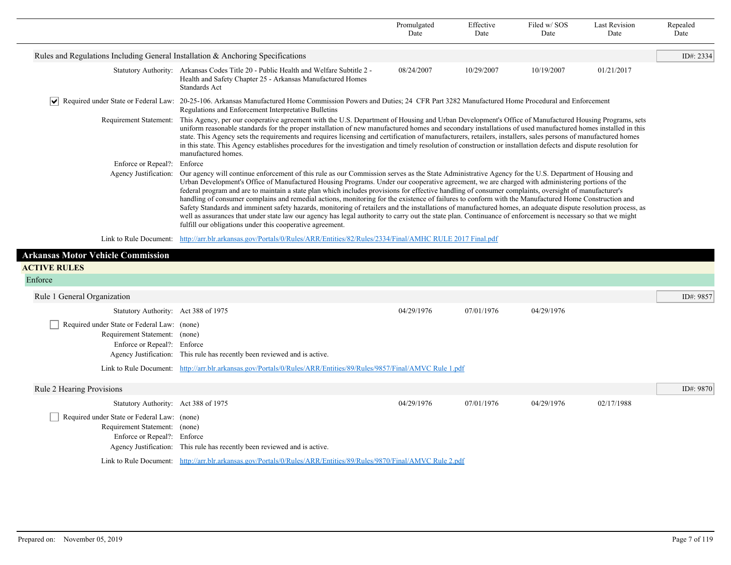| | | Promulgated Date | Effective Date | Filed w/ SOS Date | Last Revision Date | Repealed Date |
|---|---|---|---|---|---|---|

### Rules and Regulations Including General Installation & Anchoring Specifications

ID#: 2334

| | | Promulgated Date | Effective Date | Filed w/ SOS Date | Last Revision Date | Repealed Date |
|---|---|---|---|---|---|---|
| Statutory Authority: | Arkansas Codes Title 20 - Public Health and Welfare Subtitle 2 - Health and Safety Chapter 25 - Arkansas Manufactured Homes Standards Act | 08/24/2007 | 10/29/2007 | 10/19/2007 | 01/21/2017 | |

☑ Required under State or Federal Law: 20-25-106. Arkansas Manufactured Home Commission Powers and Duties; 24 CFR Part 3282 Manufactured Home Procedural and Enforcement Regulations and Enforcement Interpretative Bulletins

Requirement Statement: This Agency, per our cooperative agreement with the U.S. Department of Housing and Urban Development's Office of Manufactured Housing Programs, sets uniform reasonable standards for the proper installation of new manufactured homes and secondary installations of used manufactured homes installed in this state. This Agency sets the requirements and requires licensing and certification of manufacturers, retailers, installers, sales persons of manufactured homes in this state. This Agency establishes procedures for the investigation and timely resolution of construction or installation defects and dispute resolution for manufactured homes.

Enforce or Repeal?: Enforce

Agency Justification: Our agency will continue enforcement of this rule as our Commission serves as the State Administrative Agency for the U.S. Department of Housing and Urban Development's Office of Manufactured Housing Programs. Under our cooperative agreement, we are charged with administering portions of the federal program and are to maintain a state plan which includes provisions for effective handling of consumer complaints, oversight of manufacturer's handling of consumer complains and remedial actions, monitoring for the existence of failures to conform with the Manufactured Home Construction and Safety Standards and imminent safety hazards, monitoring of retailers and the installations of manufactured homes, an adequate dispute resolution process, as well as assurances that under state law our agency has legal authority to carry out the state plan. Continuance of enforcement is necessary so that we might fulfill our obligations under this cooperative agreement.

Link to Rule Document: http://arr.blr.arkansas.gov/Portals/0/Rules/ARR/Entities/82/Rules/2334/Final/AMHC RULE 2017 Final.pdf

## Arkansas Motor Vehicle Commission

### ACTIVE RULES

#### Enforce

### Rule 1 General Organization

ID#: 9857

| | | Promulgated Date | Effective Date | Filed w/ SOS Date | Last Revision Date | Repealed Date |
|---|---|---|---|---|---|---|
| Statutory Authority: | Act 388 of 1975 | 04/29/1976 | 07/01/1976 | 04/29/1976 | | |

☐ Required under State or Federal Law: (none)

Requirement Statement: (none)

Enforce or Repeal?: Enforce

Agency Justification: This rule has recently been reviewed and is active.

Link to Rule Document: http://arr.blr.arkansas.gov/Portals/0/Rules/ARR/Entities/89/Rules/9857/Final/AMVC Rule 1.pdf

### Rule 2 Hearing Provisions

ID#: 9870

| | | Promulgated Date | Effective Date | Filed w/ SOS Date | Last Revision Date | Repealed Date |
|---|---|---|---|---|---|---|
| Statutory Authority: | Act 388 of 1975 | 04/29/1976 | 07/01/1976 | 04/29/1976 | 02/17/1988 | |

☐ Required under State or Federal Law: (none)

Requirement Statement: (none)

Enforce or Repeal?: Enforce

Agency Justification: This rule has recently been reviewed and is active.

Link to Rule Document: http://arr.blr.arkansas.gov/Portals/0/Rules/ARR/Entities/89/Rules/9870/Final/AMVC Rule 2.pdf

Prepared on: November 05, 2019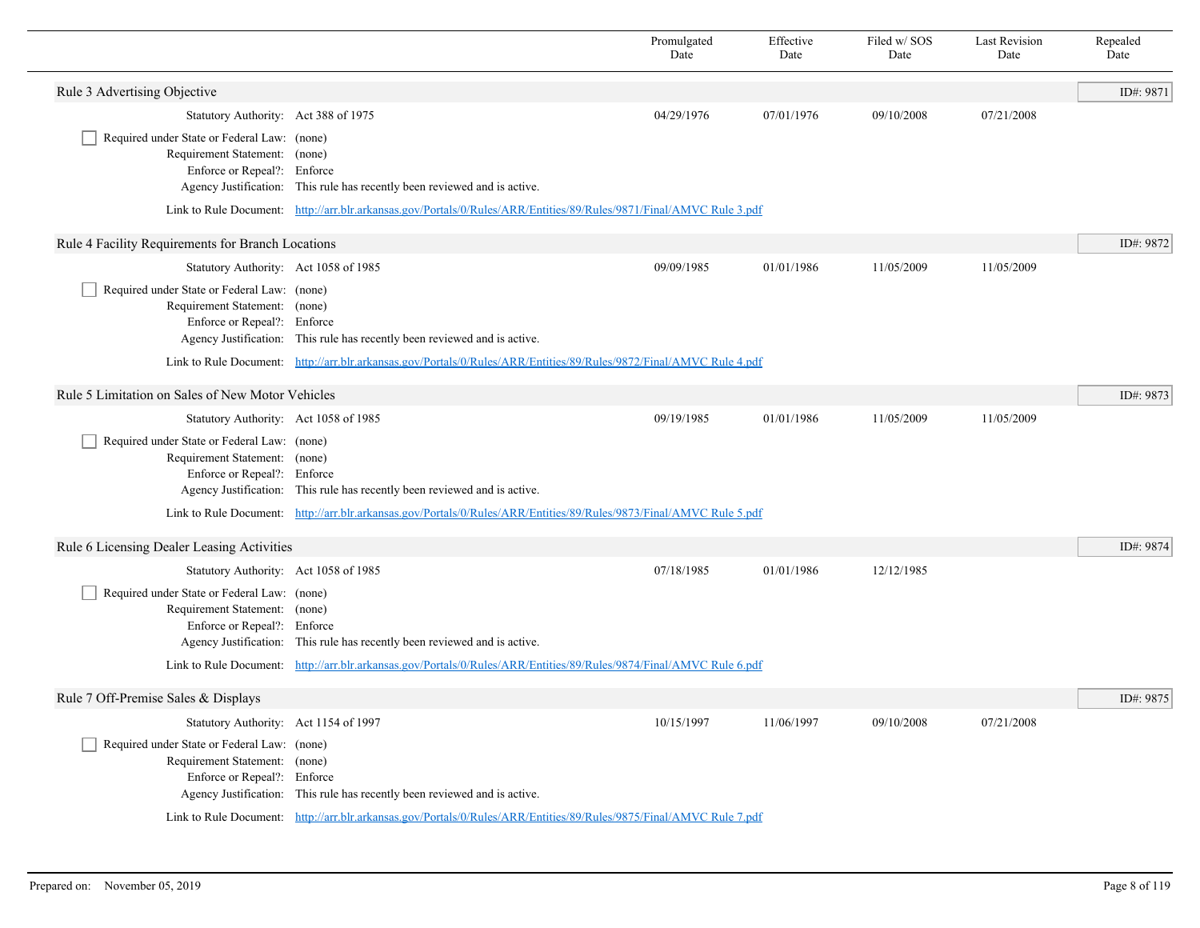| | Promulgated Date | Effective Date | Filed w/ SOS Date | Last Revision Date | Repealed Date |
|---|---|---|---|---|---|

## Rule 3 Advertising Objective

ID#: 9871

| | Promulgated Date | Effective Date | Filed w/ SOS Date | Last Revision Date | Repealed Date |
|---|---|---|---|---|---|
| Statutory Authority: Act 388 of 1975 | 04/29/1976 | 07/01/1976 | 09/10/2008 | 07/21/2008 | |

- [ ] Required under State or Federal Law: (none)

Requirement Statement: (none)
Enforce or Repeal?: Enforce
Agency Justification: This rule has recently been reviewed and is active.

Link to Rule Document: http://arr.blr.arkansas.gov/Portals/0/Rules/ARR/Entities/89/Rules/9871/Final/AMVC Rule 3.pdf

## Rule 4 Facility Requirements for Branch Locations

ID#: 9872

| | Promulgated Date | Effective Date | Filed w/ SOS Date | Last Revision Date | Repealed Date |
|---|---|---|---|---|---|
| Statutory Authority: Act 1058 of 1985 | 09/09/1985 | 01/01/1986 | 11/05/2009 | 11/05/2009 | |

- [ ] Required under State or Federal Law: (none)

Requirement Statement: (none)
Enforce or Repeal?: Enforce
Agency Justification: This rule has recently been reviewed and is active.

Link to Rule Document: http://arr.blr.arkansas.gov/Portals/0/Rules/ARR/Entities/89/Rules/9872/Final/AMVC Rule 4.pdf

## Rule 5 Limitation on Sales of New Motor Vehicles

ID#: 9873

| | Promulgated Date | Effective Date | Filed w/ SOS Date | Last Revision Date | Repealed Date |
|---|---|---|---|---|---|
| Statutory Authority: Act 1058 of 1985 | 09/19/1985 | 01/01/1986 | 11/05/2009 | 11/05/2009 | |

- [ ] Required under State or Federal Law: (none)

Requirement Statement: (none)
Enforce or Repeal?: Enforce
Agency Justification: This rule has recently been reviewed and is active.

Link to Rule Document: http://arr.blr.arkansas.gov/Portals/0/Rules/ARR/Entities/89/Rules/9873/Final/AMVC Rule 5.pdf

## Rule 6 Licensing Dealer Leasing Activities

ID#: 9874

| | Promulgated Date | Effective Date | Filed w/ SOS Date | Last Revision Date | Repealed Date |
|---|---|---|---|---|---|
| Statutory Authority: Act 1058 of 1985 | 07/18/1985 | 01/01/1986 | 12/12/1985 | | |

- [ ] Required under State or Federal Law: (none)

Requirement Statement: (none)
Enforce or Repeal?: Enforce
Agency Justification: This rule has recently been reviewed and is active.

Link to Rule Document: http://arr.blr.arkansas.gov/Portals/0/Rules/ARR/Entities/89/Rules/9874/Final/AMVC Rule 6.pdf

## Rule 7 Off-Premise Sales & Displays

ID#: 9875

| | Promulgated Date | Effective Date | Filed w/ SOS Date | Last Revision Date | Repealed Date |
|---|---|---|---|---|---|
| Statutory Authority: Act 1154 of 1997 | 10/15/1997 | 11/06/1997 | 09/10/2008 | 07/21/2008 | |

- [ ] Required under State or Federal Law: (none)

Requirement Statement: (none)
Enforce or Repeal?: Enforce
Agency Justification: This rule has recently been reviewed and is active.

Link to Rule Document: http://arr.blr.arkansas.gov/Portals/0/Rules/ARR/Entities/89/Rules/9875/Final/AMVC Rule 7.pdf

Prepared on: November 05, 2019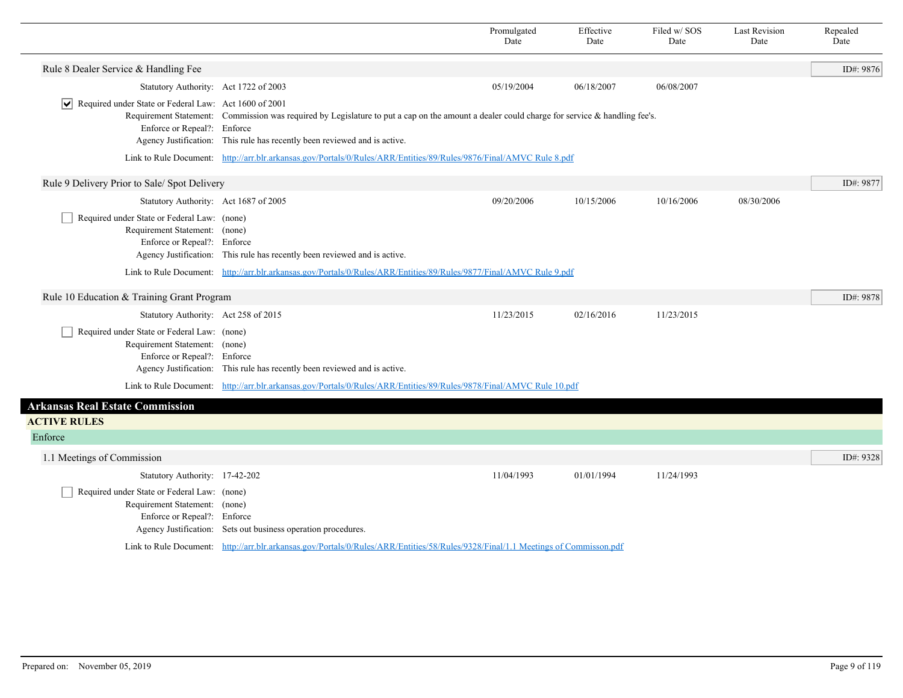| | Promulgated Date | Effective Date | Filed w/ SOS Date | Last Revision Date | Repealed Date |
|---|---|---|---|---|---|

### Rule 8 Dealer Service & Handling Fee

ID#: 9876

| | Promulgated Date | Effective Date | Filed w/ SOS Date | Last Revision Date | Repealed Date |
|---|---|---|---|---|---|
| Statutory Authority: Act 1722 of 2003 | 05/19/2004 | 06/18/2007 | 06/08/2007 | | |

- [x] Required under State or Federal Law: Act 1600 of 2001

Requirement Statement: Commission was required by Legislature to put a cap on the amount a dealer could charge for service & handling fee's.
Enforce or Repeal?: Enforce
Agency Justification: This rule has recently been reviewed and is active.
Link to Rule Document: [http://arr.blr.arkansas.gov/Portals/0/Rules/ARR/Entities/89/Rules/9876/Final/AMVC Rule 8.pdf](http://arr.blr.arkansas.gov/Portals/0/Rules/ARR/Entities/89/Rules/9876/Final/AMVC Rule 8.pdf)

### Rule 9 Delivery Prior to Sale/ Spot Delivery

ID#: 9877

| | Promulgated Date | Effective Date | Filed w/ SOS Date | Last Revision Date | Repealed Date |
|---|---|---|---|---|---|
| Statutory Authority: Act 1687 of 2005 | 09/20/2006 | 10/15/2006 | 10/16/2006 | 08/30/2006 | |

- [ ] Required under State or Federal Law: (none)

Requirement Statement: (none)
Enforce or Repeal?: Enforce
Agency Justification: This rule has recently been reviewed and is active.
Link to Rule Document: [http://arr.blr.arkansas.gov/Portals/0/Rules/ARR/Entities/89/Rules/9877/Final/AMVC Rule 9.pdf](http://arr.blr.arkansas.gov/Portals/0/Rules/ARR/Entities/89/Rules/9877/Final/AMVC Rule 9.pdf)

### Rule 10 Education & Training Grant Program

ID#: 9878

| | Promulgated Date | Effective Date | Filed w/ SOS Date | Last Revision Date | Repealed Date |
|---|---|---|---|---|---|
| Statutory Authority: Act 258 of 2015 | 11/23/2015 | 02/16/2016 | 11/23/2015 | | |

- [ ] Required under State or Federal Law: (none)

Requirement Statement: (none)
Enforce or Repeal?: Enforce
Agency Justification: This rule has recently been reviewed and is active.
Link to Rule Document: [http://arr.blr.arkansas.gov/Portals/0/Rules/ARR/Entities/89/Rules/9878/Final/AMVC Rule 10.pdf](http://arr.blr.arkansas.gov/Portals/0/Rules/ARR/Entities/89/Rules/9878/Final/AMVC Rule 10.pdf)

# Arkansas Real Estate Commission

## ACTIVE RULES

### Enforce

### 1.1 Meetings of Commission

ID#: 9328

| | Promulgated Date | Effective Date | Filed w/ SOS Date | Last Revision Date | Repealed Date |
|---|---|---|---|---|---|
| Statutory Authority: 17-42-202 | 11/04/1993 | 01/01/1994 | 11/24/1993 | | |

- [ ] Required under State or Federal Law: (none)

Requirement Statement: (none)
Enforce or Repeal?: Enforce
Agency Justification: Sets out business operation procedures.
Link to Rule Document: [http://arr.blr.arkansas.gov/Portals/0/Rules/ARR/Entities/58/Rules/9328/Final/1.1 Meetings of Commisson.pdf](http://arr.blr.arkansas.gov/Portals/0/Rules/ARR/Entities/58/Rules/9328/Final/1.1 Meetings of Commisson.pdf)

Prepared on: November 05, 2019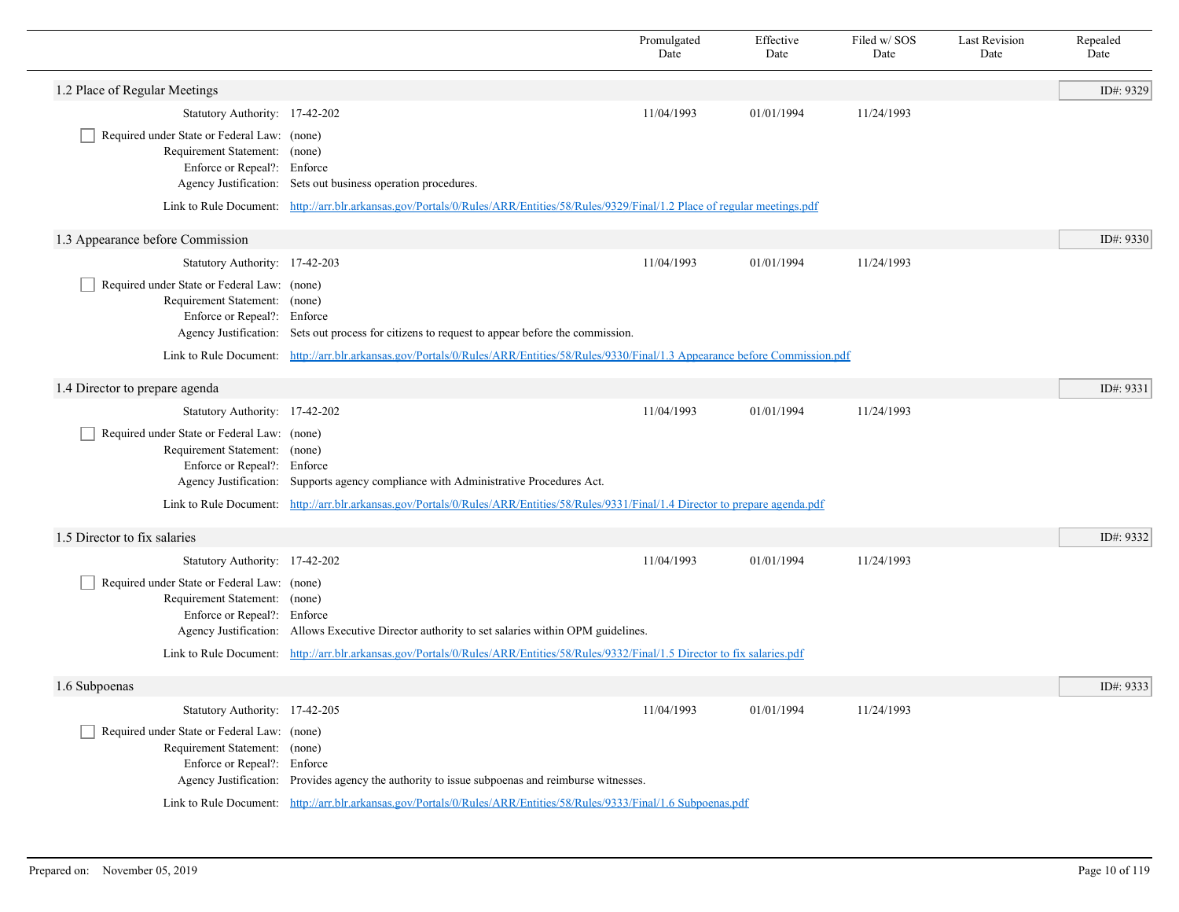| | Promulgated Date | Effective Date | Filed w/ SOS Date | Last Revision Date | Repealed Date |
|---|---|---|---|---|---|

## 1.2 Place of Regular Meetings

ID#: 9329

| | | Promulgated Date | Effective Date | Filed w/ SOS Date | Last Revision Date | Repealed Date |
|---|---|---|---|---|---|---|
| Statutory Authority: | 17-42-202 | 11/04/1993 | 01/01/1994 | 11/24/1993 | | |

- [ ] Required under State or Federal Law: (none)

Requirement Statement: (none)
Enforce or Repeal?: Enforce
Agency Justification: Sets out business operation procedures.

Link to Rule Document: [http://arr.blr.arkansas.gov/Portals/0/Rules/ARR/Entities/58/Rules/9329/Final/1.2 Place of regular meetings.pdf](http://arr.blr.arkansas.gov/Portals/0/Rules/ARR/Entities/58/Rules/9329/Final/1.2 Place of regular meetings.pdf)

## 1.3 Appearance before Commission

ID#: 9330

| | | Promulgated Date | Effective Date | Filed w/ SOS Date | Last Revision Date | Repealed Date |
|---|---|---|---|---|---|---|
| Statutory Authority: | 17-42-203 | 11/04/1993 | 01/01/1994 | 11/24/1993 | | |

- [ ] Required under State or Federal Law: (none)

Requirement Statement: (none)
Enforce or Repeal?: Enforce
Agency Justification: Sets out process for citizens to request to appear before the commission.

Link to Rule Document: [http://arr.blr.arkansas.gov/Portals/0/Rules/ARR/Entities/58/Rules/9330/Final/1.3 Appearance before Commission.pdf](http://arr.blr.arkansas.gov/Portals/0/Rules/ARR/Entities/58/Rules/9330/Final/1.3 Appearance before Commission.pdf)

## 1.4 Director to prepare agenda

ID#: 9331

| | | Promulgated Date | Effective Date | Filed w/ SOS Date | Last Revision Date | Repealed Date |
|---|---|---|---|---|---|---|
| Statutory Authority: | 17-42-202 | 11/04/1993 | 01/01/1994 | 11/24/1993 | | |

- [ ] Required under State or Federal Law: (none)

Requirement Statement: (none)
Enforce or Repeal?: Enforce
Agency Justification: Supports agency compliance with Administrative Procedures Act.

Link to Rule Document: [http://arr.blr.arkansas.gov/Portals/0/Rules/ARR/Entities/58/Rules/9331/Final/1.4 Director to prepare agenda.pdf](http://arr.blr.arkansas.gov/Portals/0/Rules/ARR/Entities/58/Rules/9331/Final/1.4 Director to prepare agenda.pdf)

## 1.5 Director to fix salaries

ID#: 9332

| | | Promulgated Date | Effective Date | Filed w/ SOS Date | Last Revision Date | Repealed Date |
|---|---|---|---|---|---|---|
| Statutory Authority: | 17-42-202 | 11/04/1993 | 01/01/1994 | 11/24/1993 | | |

- [ ] Required under State or Federal Law: (none)

Requirement Statement: (none)
Enforce or Repeal?: Enforce
Agency Justification: Allows Executive Director authority to set salaries within OPM guidelines.

Link to Rule Document: [http://arr.blr.arkansas.gov/Portals/0/Rules/ARR/Entities/58/Rules/9332/Final/1.5 Director to fix salaries.pdf](http://arr.blr.arkansas.gov/Portals/0/Rules/ARR/Entities/58/Rules/9332/Final/1.5 Director to fix salaries.pdf)

## 1.6 Subpoenas

ID#: 9333

| | | Promulgated Date | Effective Date | Filed w/ SOS Date | Last Revision Date | Repealed Date |
|---|---|---|---|---|---|---|
| Statutory Authority: | 17-42-205 | 11/04/1993 | 01/01/1994 | 11/24/1993 | | |

- [ ] Required under State or Federal Law: (none)

Requirement Statement: (none)
Enforce or Repeal?: Enforce
Agency Justification: Provides agency the authority to issue subpoenas and reimburse witnesses.

Link to Rule Document: [http://arr.blr.arkansas.gov/Portals/0/Rules/ARR/Entities/58/Rules/9333/Final/1.6 Subpoenas.pdf](http://arr.blr.arkansas.gov/Portals/0/Rules/ARR/Entities/58/Rules/9333/Final/1.6 Subpoenas.pdf)

Prepared on: November 05, 2019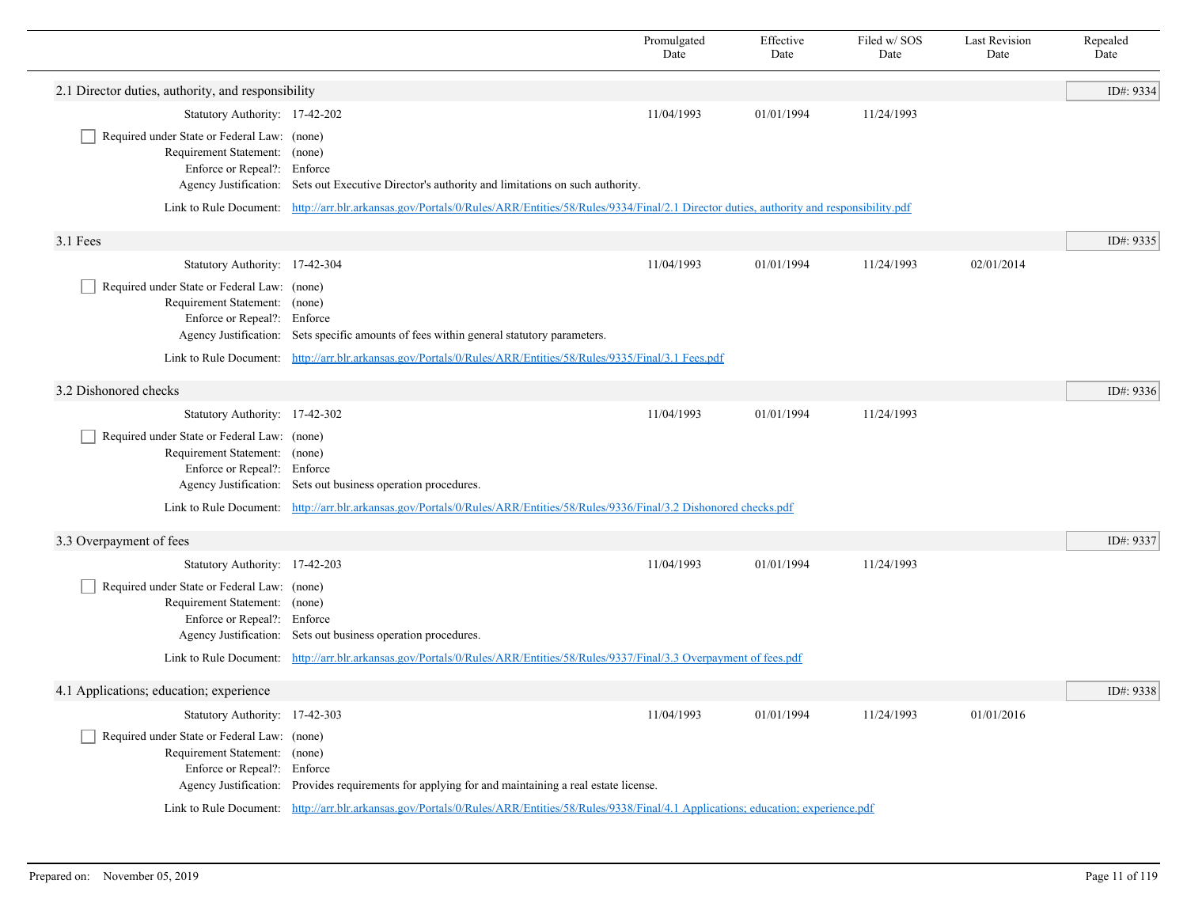| | Promulgated Date | Effective Date | Filed w/ SOS Date | Last Revision Date | Repealed Date |
|---|---|---|---|---|---|

## 2.1 Director duties, authority, and responsibility

ID#: 9334

| | Promulgated Date | Effective Date | Filed w/ SOS Date | Last Revision Date | Repealed Date |
|---|---|---|---|---|---|
| Statutory Authority: 17-42-202 | 11/04/1993 | 01/01/1994 | 11/24/1993 | | |

- [ ] Required under State or Federal Law: (none)

Requirement Statement: (none)

Enforce or Repeal?: Enforce

Agency Justification: Sets out Executive Director's authority and limitations on such authority.

Link to Rule Document: http://arr.blr.arkansas.gov/Portals/0/Rules/ARR/Entities/58/Rules/9334/Final/2.1 Director duties, authority and responsibility.pdf

## 3.1 Fees

ID#: 9335

| | Promulgated Date | Effective Date | Filed w/ SOS Date | Last Revision Date | Repealed Date |
|---|---|---|---|---|---|
| Statutory Authority: 17-42-304 | 11/04/1993 | 01/01/1994 | 11/24/1993 | 02/01/2014 | |

- [ ] Required under State or Federal Law: (none)

Requirement Statement: (none)

Enforce or Repeal?: Enforce

Agency Justification: Sets specific amounts of fees within general statutory parameters.

Link to Rule Document: http://arr.blr.arkansas.gov/Portals/0/Rules/ARR/Entities/58/Rules/9335/Final/3.1 Fees.pdf

## 3.2 Dishonored checks

ID#: 9336

| | Promulgated Date | Effective Date | Filed w/ SOS Date | Last Revision Date | Repealed Date |
|---|---|---|---|---|---|
| Statutory Authority: 17-42-302 | 11/04/1993 | 01/01/1994 | 11/24/1993 | | |

- [ ] Required under State or Federal Law: (none)

Requirement Statement: (none)

Enforce or Repeal?: Enforce

Agency Justification: Sets out business operation procedures.

Link to Rule Document: http://arr.blr.arkansas.gov/Portals/0/Rules/ARR/Entities/58/Rules/9336/Final/3.2 Dishonored checks.pdf

## 3.3 Overpayment of fees

ID#: 9337

| | Promulgated Date | Effective Date | Filed w/ SOS Date | Last Revision Date | Repealed Date |
|---|---|---|---|---|---|
| Statutory Authority: 17-42-203 | 11/04/1993 | 01/01/1994 | 11/24/1993 | | |

- [ ] Required under State or Federal Law: (none)

Requirement Statement: (none)

Enforce or Repeal?: Enforce

Agency Justification: Sets out business operation procedures.

Link to Rule Document: http://arr.blr.arkansas.gov/Portals/0/Rules/ARR/Entities/58/Rules/9337/Final/3.3 Overpayment of fees.pdf

## 4.1 Applications; education; experience

ID#: 9338

| | Promulgated Date | Effective Date | Filed w/ SOS Date | Last Revision Date | Repealed Date |
|---|---|---|---|---|---|
| Statutory Authority: 17-42-303 | 11/04/1993 | 01/01/1994 | 11/24/1993 | 01/01/2016 | |

- [ ] Required under State or Federal Law: (none)

Requirement Statement: (none)

Enforce or Repeal?: Enforce

Agency Justification: Provides requirements for applying for and maintaining a real estate license.

Link to Rule Document: http://arr.blr.arkansas.gov/Portals/0/Rules/ARR/Entities/58/Rules/9338/Final/4.1 Applications; education; experience.pdf

Prepared on: November 05, 2019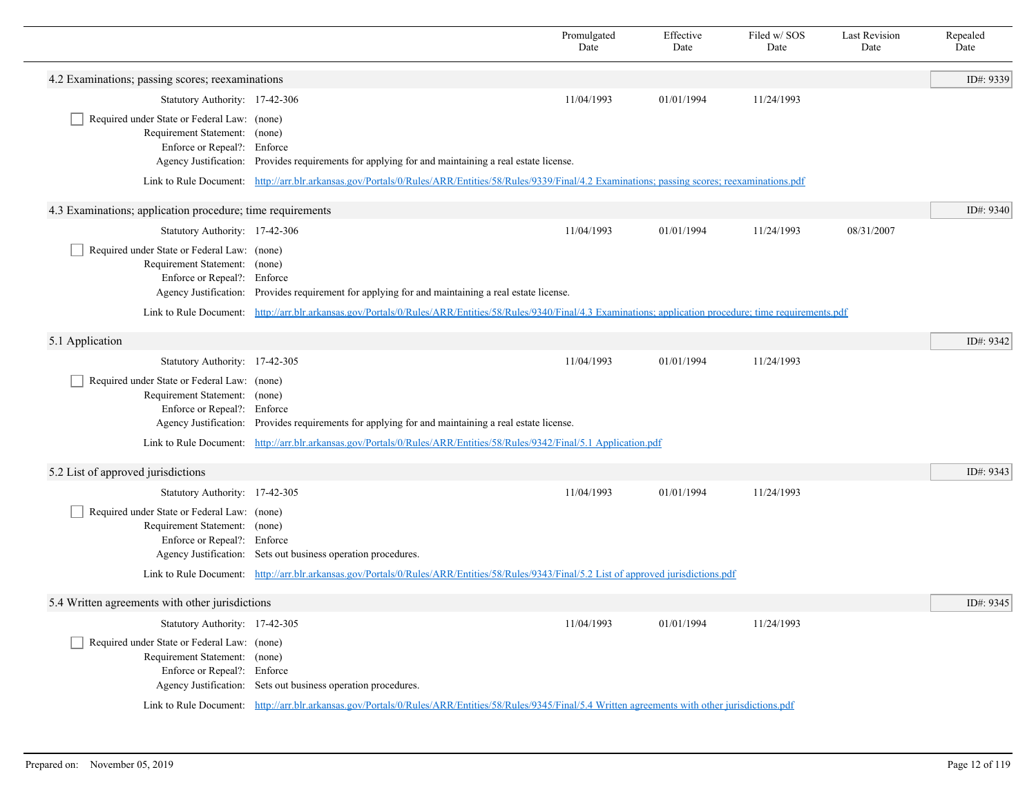| | Promulgated Date | Effective Date | Filed w/ SOS Date | Last Revision Date | Repealed Date |
|---|---|---|---|---|---|

## 4.2 Examinations; passing scores; reexaminations

ID#: 9339

| | Promulgated Date | Effective Date | Filed w/ SOS Date | Last Revision Date | Repealed Date |
|---|---|---|---|---|---|
| Statutory Authority: 17-42-306 | 11/04/1993 | 01/01/1994 | 11/24/1993 | | |

- [ ] Required under State or Federal Law: (none)

Requirement Statement: (none)
Enforce or Repeal?: Enforce
Agency Justification: Provides requirements for applying for and maintaining a real estate license.
Link to Rule Document: http://arr.blr.arkansas.gov/Portals/0/Rules/ARR/Entities/58/Rules/9339/Final/4.2 Examinations; passing scores; reexaminations.pdf

## 4.3 Examinations; application procedure; time requirements

ID#: 9340

| | Promulgated Date | Effective Date | Filed w/ SOS Date | Last Revision Date | Repealed Date |
|---|---|---|---|---|---|
| Statutory Authority: 17-42-306 | 11/04/1993 | 01/01/1994 | 11/24/1993 | 08/31/2007 | |

- [ ] Required under State or Federal Law: (none)

Requirement Statement: (none)
Enforce or Repeal?: Enforce
Agency Justification: Provides requirement for applying for and maintaining a real estate license.
Link to Rule Document: http://arr.blr.arkansas.gov/Portals/0/Rules/ARR/Entities/58/Rules/9340/Final/4.3 Examinations; application procedure; time requirements.pdf

## 5.1 Application

ID#: 9342

| | Promulgated Date | Effective Date | Filed w/ SOS Date | Last Revision Date | Repealed Date |
|---|---|---|---|---|---|
| Statutory Authority: 17-42-305 | 11/04/1993 | 01/01/1994 | 11/24/1993 | | |

- [ ] Required under State or Federal Law: (none)

Requirement Statement: (none)
Enforce or Repeal?: Enforce
Agency Justification: Provides requirements for applying for and maintaining a real estate license.
Link to Rule Document: http://arr.blr.arkansas.gov/Portals/0/Rules/ARR/Entities/58/Rules/9342/Final/5.1 Application.pdf

## 5.2 List of approved jurisdictions

ID#: 9343

| | Promulgated Date | Effective Date | Filed w/ SOS Date | Last Revision Date | Repealed Date |
|---|---|---|---|---|---|
| Statutory Authority: 17-42-305 | 11/04/1993 | 01/01/1994 | 11/24/1993 | | |

- [ ] Required under State or Federal Law: (none)

Requirement Statement: (none)
Enforce or Repeal?: Enforce
Agency Justification: Sets out business operation procedures.
Link to Rule Document: http://arr.blr.arkansas.gov/Portals/0/Rules/ARR/Entities/58/Rules/9343/Final/5.2 List of approved jurisdictions.pdf

## 5.4 Written agreements with other jurisdictions

ID#: 9345

| | Promulgated Date | Effective Date | Filed w/ SOS Date | Last Revision Date | Repealed Date |
|---|---|---|---|---|---|
| Statutory Authority: 17-42-305 | 11/04/1993 | 01/01/1994 | 11/24/1993 | | |

- [ ] Required under State or Federal Law: (none)

Requirement Statement: (none)
Enforce or Repeal?: Enforce
Agency Justification: Sets out business operation procedures.
Link to Rule Document: http://arr.blr.arkansas.gov/Portals/0/Rules/ARR/Entities/58/Rules/9345/Final/5.4 Written agreements with other jurisdictions.pdf

Prepared on: November 05, 2019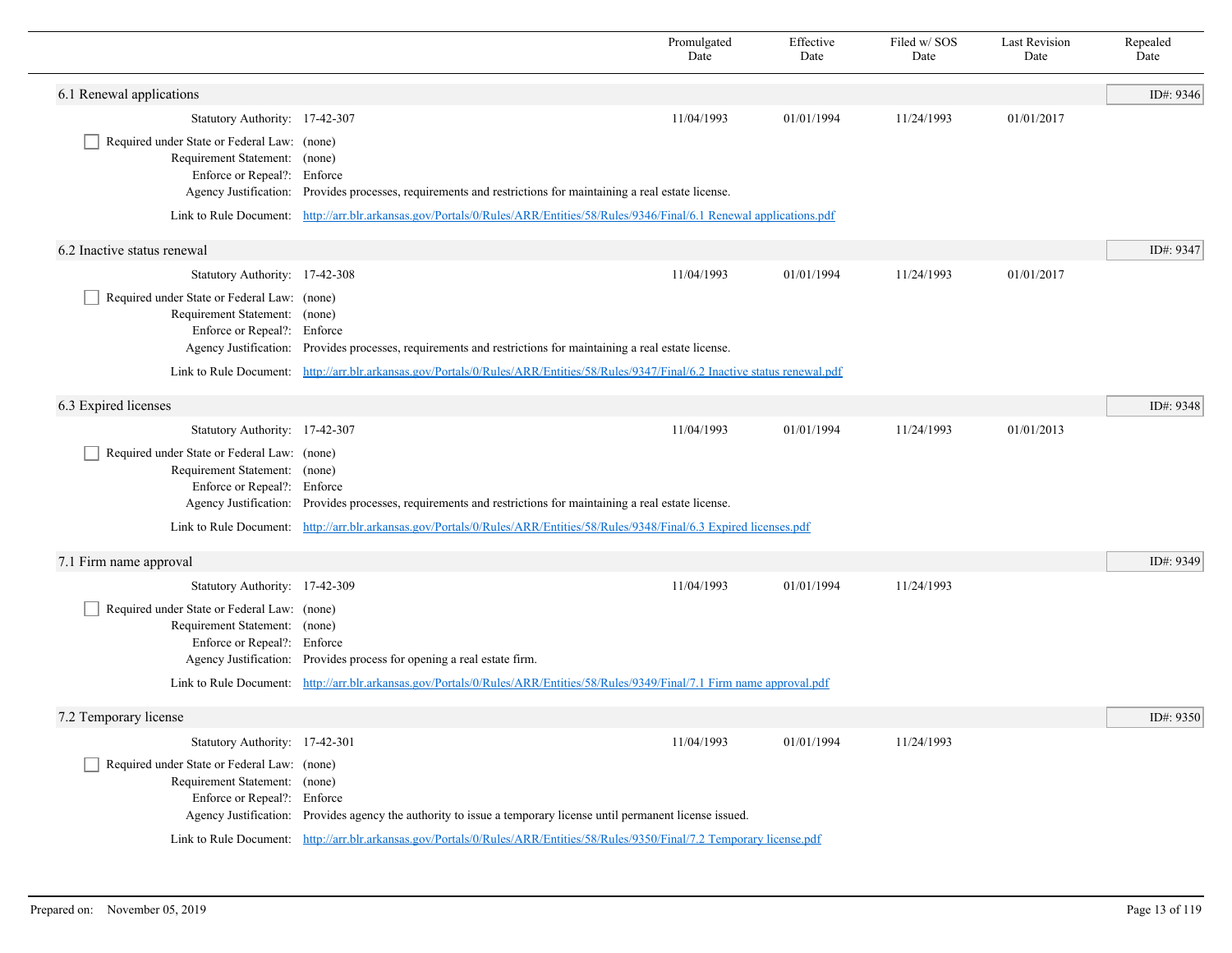| | Promulgated Date | Effective Date | Filed w/ SOS Date | Last Revision Date | Repealed Date |
|---|---|---|---|---|---|

## 6.1 Renewal applications

ID#: 9346

| | Promulgated Date | Effective Date | Filed w/ SOS Date | Last Revision Date | Repealed Date |
|---|---|---|---|---|---|
| Statutory Authority: 17-42-307 | 11/04/1993 | 01/01/1994 | 11/24/1993 | 01/01/2017 | |

☐ Required under State or Federal Law: (none)
Requirement Statement: (none)
Enforce or Repeal?: Enforce
Agency Justification: Provides processes, requirements and restrictions for maintaining a real estate license.

Link to Rule Document: [http://arr.blr.arkansas.gov/Portals/0/Rules/ARR/Entities/58/Rules/9346/Final/6.1 Renewal applications.pdf](http://arr.blr.arkansas.gov/Portals/0/Rules/ARR/Entities/58/Rules/9346/Final/6.1 Renewal applications.pdf)

## 6.2 Inactive status renewal

ID#: 9347

| | Promulgated Date | Effective Date | Filed w/ SOS Date | Last Revision Date | Repealed Date |
|---|---|---|---|---|---|
| Statutory Authority: 17-42-308 | 11/04/1993 | 01/01/1994 | 11/24/1993 | 01/01/2017 | |

☐ Required under State or Federal Law: (none)
Requirement Statement: (none)
Enforce or Repeal?: Enforce
Agency Justification: Provides processes, requirements and restrictions for maintaining a real estate license.

Link to Rule Document: [http://arr.blr.arkansas.gov/Portals/0/Rules/ARR/Entities/58/Rules/9347/Final/6.2 Inactive status renewal.pdf](http://arr.blr.arkansas.gov/Portals/0/Rules/ARR/Entities/58/Rules/9347/Final/6.2 Inactive status renewal.pdf)

## 6.3 Expired licenses

ID#: 9348

| | Promulgated Date | Effective Date | Filed w/ SOS Date | Last Revision Date | Repealed Date |
|---|---|---|---|---|---|
| Statutory Authority: 17-42-307 | 11/04/1993 | 01/01/1994 | 11/24/1993 | 01/01/2013 | |

☐ Required under State or Federal Law: (none)
Requirement Statement: (none)
Enforce or Repeal?: Enforce
Agency Justification: Provides processes, requirements and restrictions for maintaining a real estate license.

Link to Rule Document: [http://arr.blr.arkansas.gov/Portals/0/Rules/ARR/Entities/58/Rules/9348/Final/6.3 Expired licenses.pdf](http://arr.blr.arkansas.gov/Portals/0/Rules/ARR/Entities/58/Rules/9348/Final/6.3 Expired licenses.pdf)

## 7.1 Firm name approval

ID#: 9349

| | Promulgated Date | Effective Date | Filed w/ SOS Date | Last Revision Date | Repealed Date |
|---|---|---|---|---|---|
| Statutory Authority: 17-42-309 | 11/04/1993 | 01/01/1994 | 11/24/1993 | | |

☐ Required under State or Federal Law: (none)
Requirement Statement: (none)
Enforce or Repeal?: Enforce
Agency Justification: Provides process for opening a real estate firm.

Link to Rule Document: [http://arr.blr.arkansas.gov/Portals/0/Rules/ARR/Entities/58/Rules/9349/Final/7.1 Firm name approval.pdf](http://arr.blr.arkansas.gov/Portals/0/Rules/ARR/Entities/58/Rules/9349/Final/7.1 Firm name approval.pdf)

## 7.2 Temporary license

ID#: 9350

| | Promulgated Date | Effective Date | Filed w/ SOS Date | Last Revision Date | Repealed Date |
|---|---|---|---|---|---|
| Statutory Authority: 17-42-301 | 11/04/1993 | 01/01/1994 | 11/24/1993 | | |

☐ Required under State or Federal Law: (none)
Requirement Statement: (none)
Enforce or Repeal?: Enforce
Agency Justification: Provides agency the authority to issue a temporary license until permanent license issued.

Link to Rule Document: [http://arr.blr.arkansas.gov/Portals/0/Rules/ARR/Entities/58/Rules/9350/Final/7.2 Temporary license.pdf](http://arr.blr.arkansas.gov/Portals/0/Rules/ARR/Entities/58/Rules/9350/Final/7.2 Temporary license.pdf)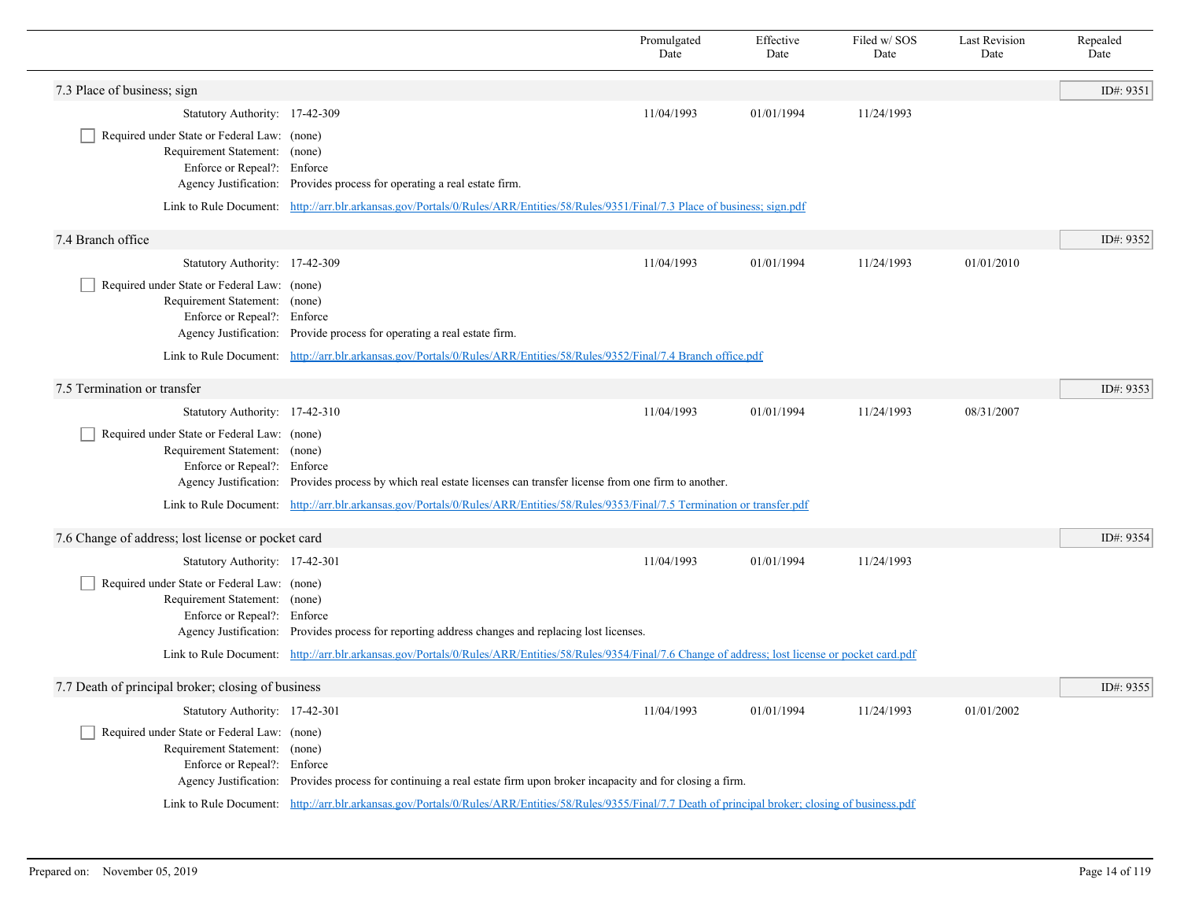| | Promulgated Date | Effective Date | Filed w/ SOS Date | Last Revision Date | Repealed Date |
|---|---|---|---|---|---|

## 7.3 Place of business; sign

ID#: 9351

| | | Promulgated Date | Effective Date | Filed w/ SOS Date | Last Revision Date | Repealed Date |
|---|---|---|---|---|---|---|
| Statutory Authority: | 17-42-309 | 11/04/1993 | 01/01/1994 | 11/24/1993 | | |

- [ ] Required under State or Federal Law: (none)

Requirement Statement: (none)
Enforce or Repeal?: Enforce
Agency Justification: Provides process for operating a real estate firm.

Link to Rule Document: [http://arr.blr.arkansas.gov/Portals/0/Rules/ARR/Entities/58/Rules/9351/Final/7.3 Place of business; sign.pdf](http://arr.blr.arkansas.gov/Portals/0/Rules/ARR/Entities/58/Rules/9351/Final/7.3 Place of business; sign.pdf)

## 7.4 Branch office

ID#: 9352

| | | Promulgated Date | Effective Date | Filed w/ SOS Date | Last Revision Date | Repealed Date |
|---|---|---|---|---|---|---|
| Statutory Authority: | 17-42-309 | 11/04/1993 | 01/01/1994 | 11/24/1993 | 01/01/2010 | |

- [ ] Required under State or Federal Law: (none)

Requirement Statement: (none)
Enforce or Repeal?: Enforce
Agency Justification: Provide process for operating a real estate firm.

Link to Rule Document: [http://arr.blr.arkansas.gov/Portals/0/Rules/ARR/Entities/58/Rules/9352/Final/7.4 Branch office.pdf](http://arr.blr.arkansas.gov/Portals/0/Rules/ARR/Entities/58/Rules/9352/Final/7.4 Branch office.pdf)

## 7.5 Termination or transfer

ID#: 9353

| | | Promulgated Date | Effective Date | Filed w/ SOS Date | Last Revision Date | Repealed Date |
|---|---|---|---|---|---|---|
| Statutory Authority: | 17-42-310 | 11/04/1993 | 01/01/1994 | 11/24/1993 | 08/31/2007 | |

- [ ] Required under State or Federal Law: (none)

Requirement Statement: (none)
Enforce or Repeal?: Enforce
Agency Justification: Provides process by which real estate licenses can transfer license from one firm to another.

Link to Rule Document: [http://arr.blr.arkansas.gov/Portals/0/Rules/ARR/Entities/58/Rules/9353/Final/7.5 Termination or transfer.pdf](http://arr.blr.arkansas.gov/Portals/0/Rules/ARR/Entities/58/Rules/9353/Final/7.5 Termination or transfer.pdf)

## 7.6 Change of address; lost license or pocket card

ID#: 9354

| | | Promulgated Date | Effective Date | Filed w/ SOS Date | Last Revision Date | Repealed Date |
|---|---|---|---|---|---|---|
| Statutory Authority: | 17-42-301 | 11/04/1993 | 01/01/1994 | 11/24/1993 | | |

- [ ] Required under State or Federal Law: (none)

Requirement Statement: (none)
Enforce or Repeal?: Enforce
Agency Justification: Provides process for reporting address changes and replacing lost licenses.

Link to Rule Document: [http://arr.blr.arkansas.gov/Portals/0/Rules/ARR/Entities/58/Rules/9354/Final/7.6 Change of address; lost license or pocket card.pdf](http://arr.blr.arkansas.gov/Portals/0/Rules/ARR/Entities/58/Rules/9354/Final/7.6 Change of address; lost license or pocket card.pdf)

## 7.7 Death of principal broker; closing of business

ID#: 9355

| | | Promulgated Date | Effective Date | Filed w/ SOS Date | Last Revision Date | Repealed Date |
|---|---|---|---|---|---|---|
| Statutory Authority: | 17-42-301 | 11/04/1993 | 01/01/1994 | 11/24/1993 | 01/01/2002 | |

- [ ] Required under State or Federal Law: (none)

Requirement Statement: (none)
Enforce or Repeal?: Enforce
Agency Justification: Provides process for continuing a real estate firm upon broker incapacity and for closing a firm.

Link to Rule Document: [http://arr.blr.arkansas.gov/Portals/0/Rules/ARR/Entities/58/Rules/9355/Final/7.7 Death of principal broker; closing of business.pdf](http://arr.blr.arkansas.gov/Portals/0/Rules/ARR/Entities/58/Rules/9355/Final/7.7 Death of principal broker; closing of business.pdf)

Prepared on: November 05, 2019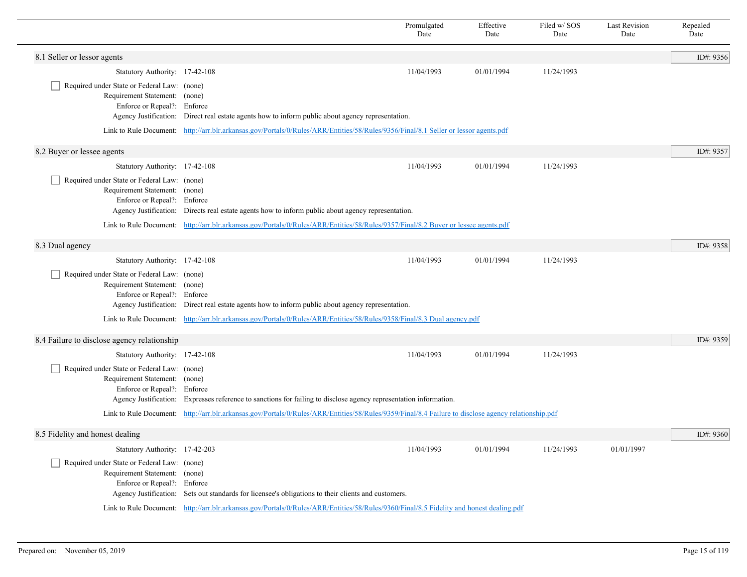| | Promulgated Date | Effective Date | Filed w/ SOS Date | Last Revision Date | Repealed Date |
|---|---|---|---|---|---|

## 8.1 Seller or lessor agents

ID#: 9356

| | | Promulgated Date | Effective Date | Filed w/ SOS Date | Last Revision Date | Repealed Date |
|---|---|---|---|---|---|---|
| Statutory Authority: | 17-42-108 | 11/04/1993 | 01/01/1994 | 11/24/1993 | | |

- [ ] Required under State or Federal Law: (none)

Requirement Statement: (none)
Enforce or Repeal?: Enforce
Agency Justification: Direct real estate agents how to inform public about agency representation.

Link to Rule Document: http://arr.blr.arkansas.gov/Portals/0/Rules/ARR/Entities/58/Rules/9356/Final/8.1 Seller or lessor agents.pdf

## 8.2 Buyer or lessee agents

ID#: 9357

| | | Promulgated Date | Effective Date | Filed w/ SOS Date | Last Revision Date | Repealed Date |
|---|---|---|---|---|---|---|
| Statutory Authority: | 17-42-108 | 11/04/1993 | 01/01/1994 | 11/24/1993 | | |

- [ ] Required under State or Federal Law: (none)

Requirement Statement: (none)
Enforce or Repeal?: Enforce
Agency Justification: Directs real estate agents how to inform public about agency representation.

Link to Rule Document: http://arr.blr.arkansas.gov/Portals/0/Rules/ARR/Entities/58/Rules/9357/Final/8.2 Buyer or lessee agents.pdf

## 8.3 Dual agency

ID#: 9358

| | | Promulgated Date | Effective Date | Filed w/ SOS Date | Last Revision Date | Repealed Date |
|---|---|---|---|---|---|---|
| Statutory Authority: | 17-42-108 | 11/04/1993 | 01/01/1994 | 11/24/1993 | | |

- [ ] Required under State or Federal Law: (none)

Requirement Statement: (none)
Enforce or Repeal?: Enforce
Agency Justification: Direct real estate agents how to inform public about agency representation.

Link to Rule Document: http://arr.blr.arkansas.gov/Portals/0/Rules/ARR/Entities/58/Rules/9358/Final/8.3 Dual agency.pdf

## 8.4 Failure to disclose agency relationship

ID#: 9359

| | | Promulgated Date | Effective Date | Filed w/ SOS Date | Last Revision Date | Repealed Date |
|---|---|---|---|---|---|---|
| Statutory Authority: | 17-42-108 | 11/04/1993 | 01/01/1994 | 11/24/1993 | | |

- [ ] Required under State or Federal Law: (none)

Requirement Statement: (none)
Enforce or Repeal?: Enforce
Agency Justification: Expresses reference to sanctions for failing to disclose agency representation information.

Link to Rule Document: http://arr.blr.arkansas.gov/Portals/0/Rules/ARR/Entities/58/Rules/9359/Final/8.4 Failure to disclose agency relationship.pdf

## 8.5 Fidelity and honest dealing

ID#: 9360

| | | Promulgated Date | Effective Date | Filed w/ SOS Date | Last Revision Date | Repealed Date |
|---|---|---|---|---|---|---|
| Statutory Authority: | 17-42-203 | 11/04/1993 | 01/01/1994 | 11/24/1993 | 01/01/1997 | |

- [ ] Required under State or Federal Law: (none)

Requirement Statement: (none)
Enforce or Repeal?: Enforce
Agency Justification: Sets out standards for licensee's obligations to their clients and customers.

Link to Rule Document: http://arr.blr.arkansas.gov/Portals/0/Rules/ARR/Entities/58/Rules/9360/Final/8.5 Fidelity and honest dealing.pdf

Prepared on: November 05, 2019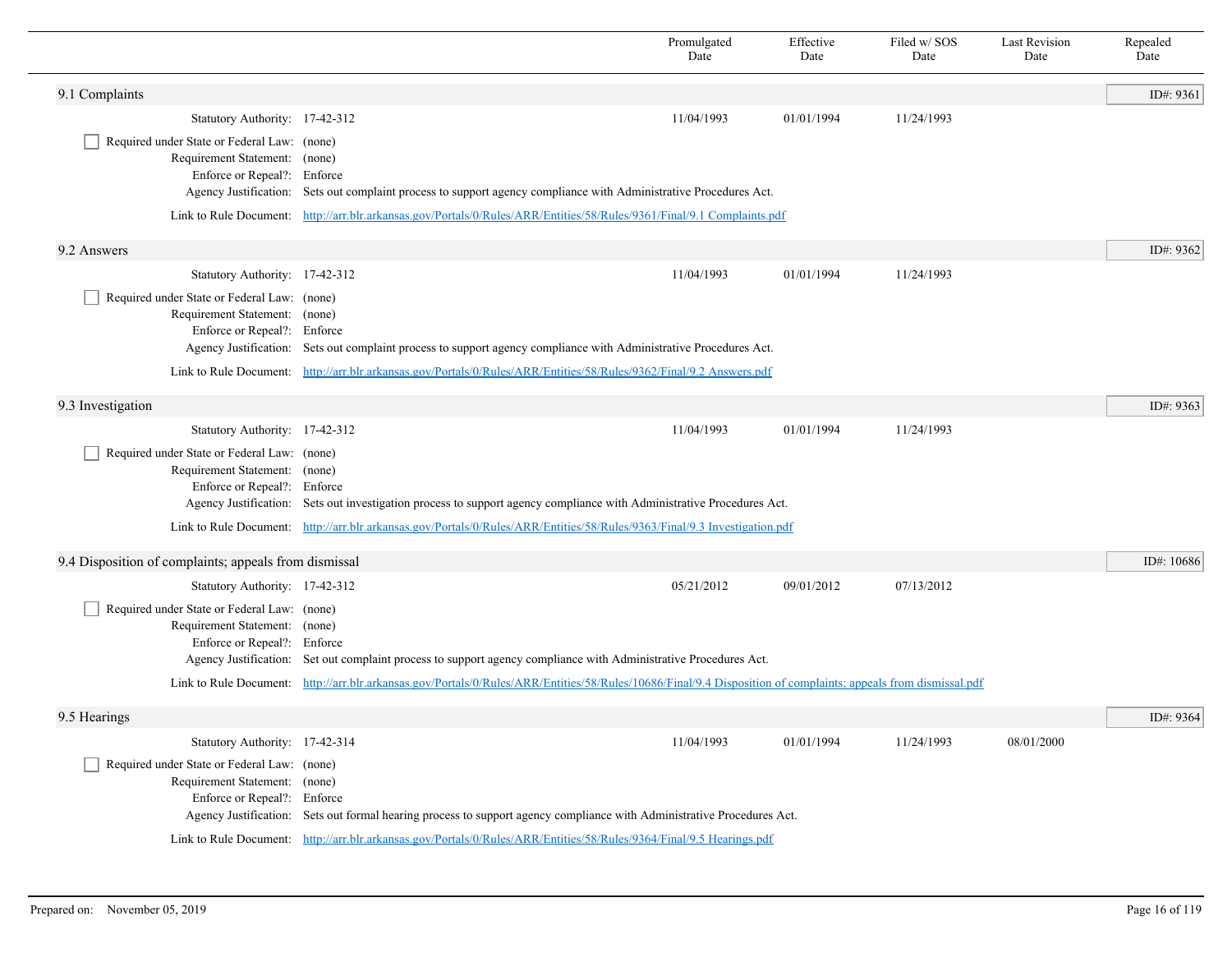| | Promulgated Date | Effective Date | Filed w/ SOS Date | Last Revision Date | Repealed Date |
|---|---|---|---|---|---|

## 9.1 Complaints

ID#: 9361

| | | Promulgated Date | Effective Date | Filed w/ SOS Date | Last Revision Date | Repealed Date |
|---|---|---|---|---|---|---|
| Statutory Authority: | 17-42-312 | 11/04/1993 | 01/01/1994 | 11/24/1993 | | |

- [ ] Required under State or Federal Law: (none)

Requirement Statement: (none)
Enforce or Repeal?: Enforce
Agency Justification: Sets out complaint process to support agency compliance with Administrative Procedures Act.

Link to Rule Document: [http://arr.blr.arkansas.gov/Portals/0/Rules/ARR/Entities/58/Rules/9361/Final/9.1 Complaints.pdf](http://arr.blr.arkansas.gov/Portals/0/Rules/ARR/Entities/58/Rules/9361/Final/9.1 Complaints.pdf)

## 9.2 Answers

ID#: 9362

| | | Promulgated Date | Effective Date | Filed w/ SOS Date | Last Revision Date | Repealed Date |
|---|---|---|---|---|---|---|
| Statutory Authority: | 17-42-312 | 11/04/1993 | 01/01/1994 | 11/24/1993 | | |

- [ ] Required under State or Federal Law: (none)

Requirement Statement: (none)
Enforce or Repeal?: Enforce
Agency Justification: Sets out complaint process to support agency compliance with Administrative Procedures Act.

Link to Rule Document: [http://arr.blr.arkansas.gov/Portals/0/Rules/ARR/Entities/58/Rules/9362/Final/9.2 Answers.pdf](http://arr.blr.arkansas.gov/Portals/0/Rules/ARR/Entities/58/Rules/9362/Final/9.2 Answers.pdf)

## 9.3 Investigation

ID#: 9363

| | | Promulgated Date | Effective Date | Filed w/ SOS Date | Last Revision Date | Repealed Date |
|---|---|---|---|---|---|---|
| Statutory Authority: | 17-42-312 | 11/04/1993 | 01/01/1994 | 11/24/1993 | | |

- [ ] Required under State or Federal Law: (none)

Requirement Statement: (none)
Enforce or Repeal?: Enforce
Agency Justification: Sets out investigation process to support agency compliance with Administrative Procedures Act.

Link to Rule Document: [http://arr.blr.arkansas.gov/Portals/0/Rules/ARR/Entities/58/Rules/9363/Final/9.3 Investigation.pdf](http://arr.blr.arkansas.gov/Portals/0/Rules/ARR/Entities/58/Rules/9363/Final/9.3 Investigation.pdf)

## 9.4 Disposition of complaints; appeals from dismissal

ID#: 10686

| | | Promulgated Date | Effective Date | Filed w/ SOS Date | Last Revision Date | Repealed Date |
|---|---|---|---|---|---|---|
| Statutory Authority: | 17-42-312 | 05/21/2012 | 09/01/2012 | 07/13/2012 | | |

- [ ] Required under State or Federal Law: (none)

Requirement Statement: (none)
Enforce or Repeal?: Enforce
Agency Justification: Set out complaint process to support agency compliance with Administrative Procedures Act.

Link to Rule Document: [http://arr.blr.arkansas.gov/Portals/0/Rules/ARR/Entities/58/Rules/10686/Final/9.4 Disposition of complaints; appeals from dismissal.pdf](http://arr.blr.arkansas.gov/Portals/0/Rules/ARR/Entities/58/Rules/10686/Final/9.4 Disposition of complaints; appeals from dismissal.pdf)

## 9.5 Hearings

ID#: 9364

| | | Promulgated Date | Effective Date | Filed w/ SOS Date | Last Revision Date | Repealed Date |
|---|---|---|---|---|---|---|
| Statutory Authority: | 17-42-314 | 11/04/1993 | 01/01/1994 | 11/24/1993 | 08/01/2000 | |

- [ ] Required under State or Federal Law: (none)

Requirement Statement: (none)
Enforce or Repeal?: Enforce
Agency Justification: Sets out formal hearing process to support agency compliance with Administrative Procedures Act.

Link to Rule Document: [http://arr.blr.arkansas.gov/Portals/0/Rules/ARR/Entities/58/Rules/9364/Final/9.5 Hearings.pdf](http://arr.blr.arkansas.gov/Portals/0/Rules/ARR/Entities/58/Rules/9364/Final/9.5 Hearings.pdf)

Prepared on: November 05, 2019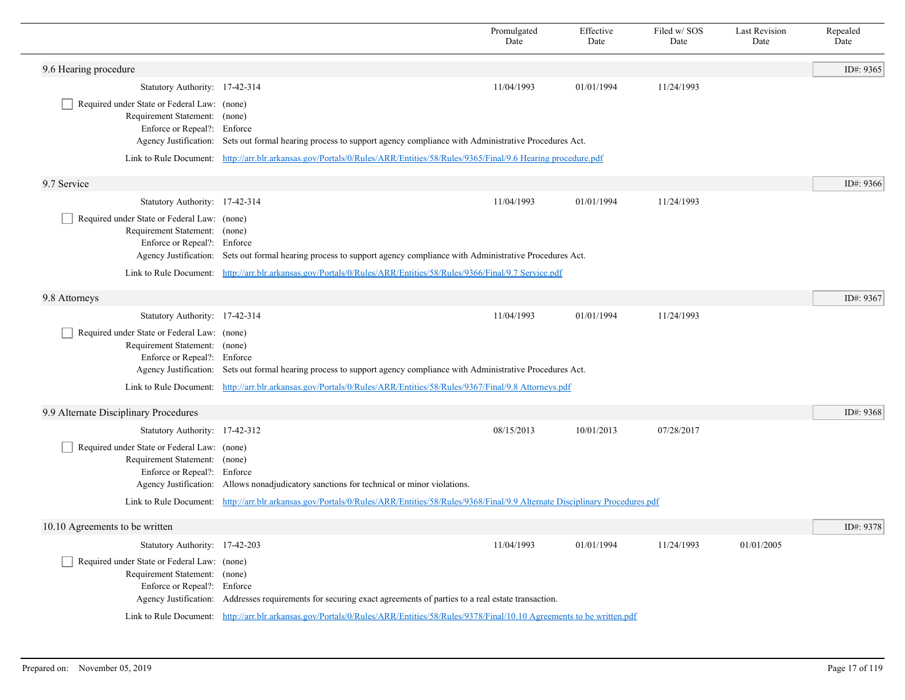| | Promulgated Date | Effective Date | Filed w/ SOS Date | Last Revision Date | Repealed Date |
|---|---|---|---|---|---|

## 9.6 Hearing procedure

ID#: 9365

| | Promulgated Date | Effective Date | Filed w/ SOS Date | Last Revision Date | Repealed Date |
|---|---|---|---|---|---|
| Statutory Authority: 17-42-314 | 11/04/1993 | 01/01/1994 | 11/24/1993 | | |

- [ ] Required under State or Federal Law: (none)

Requirement Statement: (none)

Enforce or Repeal?: Enforce

Agency Justification: Sets out formal hearing process to support agency compliance with Administrative Procedures Act.

Link to Rule Document: http://arr.blr.arkansas.gov/Portals/0/Rules/ARR/Entities/58/Rules/9365/Final/9.6 Hearing procedure.pdf

## 9.7 Service

ID#: 9366

| | Promulgated Date | Effective Date | Filed w/ SOS Date | Last Revision Date | Repealed Date |
|---|---|---|---|---|---|
| Statutory Authority: 17-42-314 | 11/04/1993 | 01/01/1994 | 11/24/1993 | | |

- [ ] Required under State or Federal Law: (none)

Requirement Statement: (none)

Enforce or Repeal?: Enforce

Agency Justification: Sets out formal hearing process to support agency compliance with Administrative Procedures Act.

Link to Rule Document: http://arr.blr.arkansas.gov/Portals/0/Rules/ARR/Entities/58/Rules/9366/Final/9.7 Service.pdf

## 9.8 Attorneys

ID#: 9367

| | Promulgated Date | Effective Date | Filed w/ SOS Date | Last Revision Date | Repealed Date |
|---|---|---|---|---|---|
| Statutory Authority: 17-42-314 | 11/04/1993 | 01/01/1994 | 11/24/1993 | | |

- [ ] Required under State or Federal Law: (none)

Requirement Statement: (none)

Enforce or Repeal?: Enforce

Agency Justification: Sets out formal hearing process to support agency compliance with Administrative Procedures Act.

Link to Rule Document: http://arr.blr.arkansas.gov/Portals/0/Rules/ARR/Entities/58/Rules/9367/Final/9.8 Attorneys.pdf

## 9.9 Alternate Disciplinary Procedures

ID#: 9368

| | Promulgated Date | Effective Date | Filed w/ SOS Date | Last Revision Date | Repealed Date |
|---|---|---|---|---|---|
| Statutory Authority: 17-42-312 | 08/15/2013 | 10/01/2013 | 07/28/2017 | | |

- [ ] Required under State or Federal Law: (none)

Requirement Statement: (none)

Enforce or Repeal?: Enforce

Agency Justification: Allows nonadjudicatory sanctions for technical or minor violations.

Link to Rule Document: http://arr.blr.arkansas.gov/Portals/0/Rules/ARR/Entities/58/Rules/9368/Final/9.9 Alternate Disciplinary Procedures.pdf

## 10.10 Agreements to be written

ID#: 9378

| | Promulgated Date | Effective Date | Filed w/ SOS Date | Last Revision Date | Repealed Date |
|---|---|---|---|---|---|
| Statutory Authority: 17-42-203 | 11/04/1993 | 01/01/1994 | 11/24/1993 | 01/01/2005 | |

- [ ] Required under State or Federal Law: (none)

Requirement Statement: (none)

Enforce or Repeal?: Enforce

Agency Justification: Addresses requirements for securing exact agreements of parties to a real estate transaction.

Link to Rule Document: http://arr.blr.arkansas.gov/Portals/0/Rules/ARR/Entities/58/Rules/9378/Final/10.10 Agreements to be written.pdf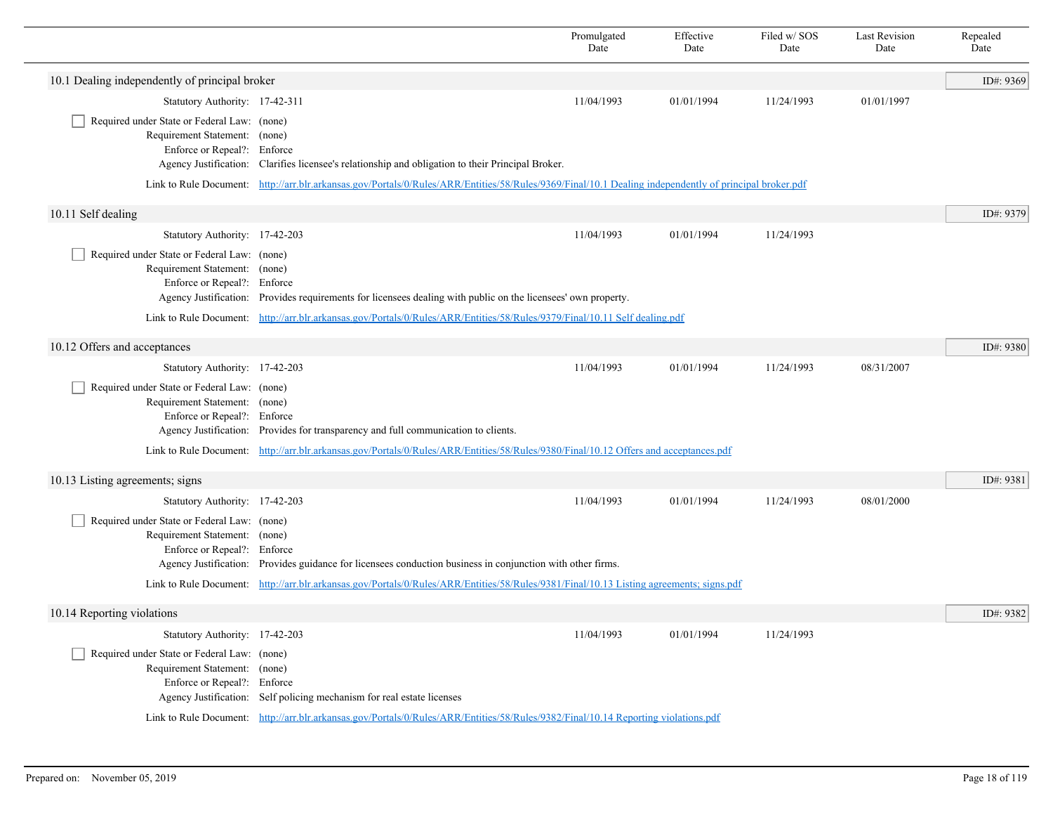| | Promulgated Date | Effective Date | Filed w/ SOS Date | Last Revision Date | Repealed Date |
|---|---|---|---|---|---|

## 10.1 Dealing independently of principal broker

ID#: 9369

| | Promulgated Date | Effective Date | Filed w/ SOS Date | Last Revision Date | Repealed Date |
|---|---|---|---|---|---|
| Statutory Authority: 17-42-311 | 11/04/1993 | 01/01/1994 | 11/24/1993 | 01/01/1997 | |

- [ ] Required under State or Federal Law: (none)

Requirement Statement: (none)

Enforce or Repeal?: Enforce

Agency Justification: Clarifies licensee's relationship and obligation to their Principal Broker.

Link to Rule Document: http://arr.blr.arkansas.gov/Portals/0/Rules/ARR/Entities/58/Rules/9369/Final/10.1 Dealing independently of principal broker.pdf

## 10.11 Self dealing

ID#: 9379

| | Promulgated Date | Effective Date | Filed w/ SOS Date | Last Revision Date | Repealed Date |
|---|---|---|---|---|---|
| Statutory Authority: 17-42-203 | 11/04/1993 | 01/01/1994 | 11/24/1993 | | |

- [ ] Required under State or Federal Law: (none)

Requirement Statement: (none)

Enforce or Repeal?: Enforce

Agency Justification: Provides requirements for licensees dealing with public on the licensees' own property.

Link to Rule Document: http://arr.blr.arkansas.gov/Portals/0/Rules/ARR/Entities/58/Rules/9379/Final/10.11 Self dealing.pdf

## 10.12 Offers and acceptances

ID#: 9380

| | Promulgated Date | Effective Date | Filed w/ SOS Date | Last Revision Date | Repealed Date |
|---|---|---|---|---|---|
| Statutory Authority: 17-42-203 | 11/04/1993 | 01/01/1994 | 11/24/1993 | 08/31/2007 | |

- [ ] Required under State or Federal Law: (none)

Requirement Statement: (none)

Enforce or Repeal?: Enforce

Agency Justification: Provides for transparency and full communication to clients.

Link to Rule Document: http://arr.blr.arkansas.gov/Portals/0/Rules/ARR/Entities/58/Rules/9380/Final/10.12 Offers and acceptances.pdf

## 10.13 Listing agreements; signs

ID#: 9381

| | Promulgated Date | Effective Date | Filed w/ SOS Date | Last Revision Date | Repealed Date |
|---|---|---|---|---|---|
| Statutory Authority: 17-42-203 | 11/04/1993 | 01/01/1994 | 11/24/1993 | 08/01/2000 | |

- [ ] Required under State or Federal Law: (none)

Requirement Statement: (none)

Enforce or Repeal?: Enforce

Agency Justification: Provides guidance for licensees conduction business in conjunction with other firms.

Link to Rule Document: http://arr.blr.arkansas.gov/Portals/0/Rules/ARR/Entities/58/Rules/9381/Final/10.13 Listing agreements; signs.pdf

## 10.14 Reporting violations

ID#: 9382

| | Promulgated Date | Effective Date | Filed w/ SOS Date | Last Revision Date | Repealed Date |
|---|---|---|---|---|---|
| Statutory Authority: 17-42-203 | 11/04/1993 | 01/01/1994 | 11/24/1993 | | |

- [ ] Required under State or Federal Law: (none)

Requirement Statement: (none)

Enforce or Repeal?: Enforce

Agency Justification: Self policing mechanism for real estate licenses

Link to Rule Document: http://arr.blr.arkansas.gov/Portals/0/Rules/ARR/Entities/58/Rules/9382/Final/10.14 Reporting violations.pdf

Prepared on: November 05, 2019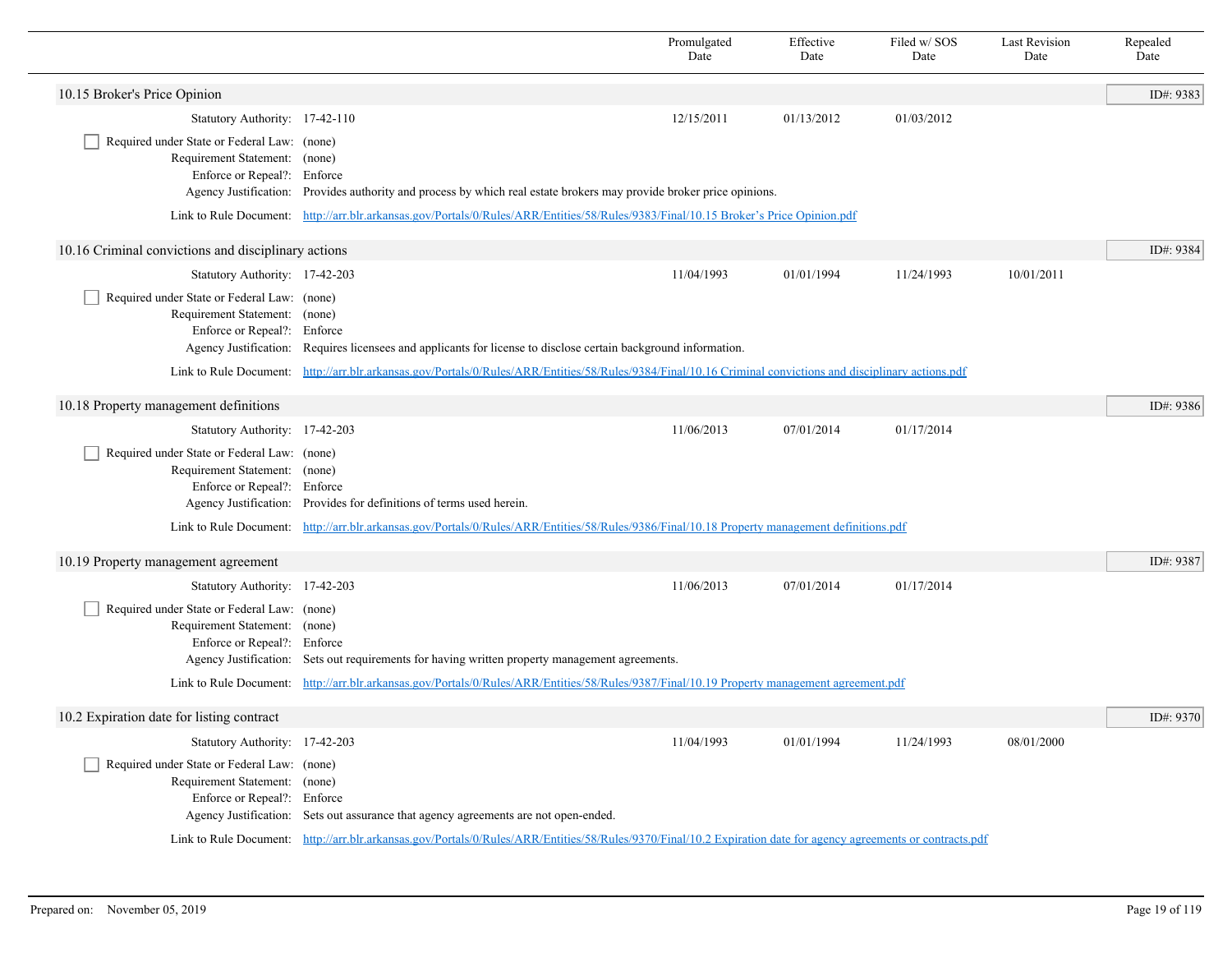| | Promulgated Date | Effective Date | Filed w/ SOS Date | Last Revision Date | Repealed Date |
|---|---|---|---|---|---|

## 10.15 Broker's Price Opinion

ID#: 9383

| | | Promulgated Date | Effective Date | Filed w/ SOS Date | Last Revision Date | Repealed Date |
|---|---|---|---|---|---|---|
| Statutory Authority: | 17-42-110 | 12/15/2011 | 01/13/2012 | 01/03/2012 | | |

- [ ] Required under State or Federal Law: (none)

Requirement Statement: (none)

Enforce or Repeal?: Enforce

Agency Justification: Provides authority and process by which real estate brokers may provide broker price opinions.

Link to Rule Document: [http://arr.blr.arkansas.gov/Portals/0/Rules/ARR/Entities/58/Rules/9383/Final/10.15 Broker's Price Opinion.pdf](http://arr.blr.arkansas.gov/Portals/0/Rules/ARR/Entities/58/Rules/9383/Final/10.15 Broker's Price Opinion.pdf)

## 10.16 Criminal convictions and disciplinary actions

ID#: 9384

| | | Promulgated Date | Effective Date | Filed w/ SOS Date | Last Revision Date | Repealed Date |
|---|---|---|---|---|---|---|
| Statutory Authority: | 17-42-203 | 11/04/1993 | 01/01/1994 | 11/24/1993 | 10/01/2011 | |

- [ ] Required under State or Federal Law: (none)

Requirement Statement: (none)

Enforce or Repeal?: Enforce

Agency Justification: Requires licensees and applicants for license to disclose certain background information.

Link to Rule Document: [http://arr.blr.arkansas.gov/Portals/0/Rules/ARR/Entities/58/Rules/9384/Final/10.16 Criminal convictions and disciplinary actions.pdf](http://arr.blr.arkansas.gov/Portals/0/Rules/ARR/Entities/58/Rules/9384/Final/10.16 Criminal convictions and disciplinary actions.pdf)

## 10.18 Property management definitions

ID#: 9386

| | | Promulgated Date | Effective Date | Filed w/ SOS Date | Last Revision Date | Repealed Date |
|---|---|---|---|---|---|---|
| Statutory Authority: | 17-42-203 | 11/06/2013 | 07/01/2014 | 01/17/2014 | | |

- [ ] Required under State or Federal Law: (none)

Requirement Statement: (none)

Enforce or Repeal?: Enforce

Agency Justification: Provides for definitions of terms used herein.

Link to Rule Document: [http://arr.blr.arkansas.gov/Portals/0/Rules/ARR/Entities/58/Rules/9386/Final/10.18 Property management definitions.pdf](http://arr.blr.arkansas.gov/Portals/0/Rules/ARR/Entities/58/Rules/9386/Final/10.18 Property management definitions.pdf)

## 10.19 Property management agreement

ID#: 9387

| | | Promulgated Date | Effective Date | Filed w/ SOS Date | Last Revision Date | Repealed Date |
|---|---|---|---|---|---|---|
| Statutory Authority: | 17-42-203 | 11/06/2013 | 07/01/2014 | 01/17/2014 | | |

- [ ] Required under State or Federal Law: (none)

Requirement Statement: (none)

Enforce or Repeal?: Enforce

Agency Justification: Sets out requirements for having written property management agreements.

Link to Rule Document: [http://arr.blr.arkansas.gov/Portals/0/Rules/ARR/Entities/58/Rules/9387/Final/10.19 Property management agreement.pdf](http://arr.blr.arkansas.gov/Portals/0/Rules/ARR/Entities/58/Rules/9387/Final/10.19 Property management agreement.pdf)

## 10.2 Expiration date for listing contract

ID#: 9370

| | | Promulgated Date | Effective Date | Filed w/ SOS Date | Last Revision Date | Repealed Date |
|---|---|---|---|---|---|---|
| Statutory Authority: | 17-42-203 | 11/04/1993 | 01/01/1994 | 11/24/1993 | 08/01/2000 | |

- [ ] Required under State or Federal Law: (none)

Requirement Statement: (none)

Enforce or Repeal?: Enforce

Agency Justification: Sets out assurance that agency agreements are not open-ended.

Link to Rule Document: [http://arr.blr.arkansas.gov/Portals/0/Rules/ARR/Entities/58/Rules/9370/Final/10.2 Expiration date for agency agreements or contracts.pdf](http://arr.blr.arkansas.gov/Portals/0/Rules/ARR/Entities/58/Rules/9370/Final/10.2 Expiration date for agency agreements or contracts.pdf)

Prepared on: November 05, 2019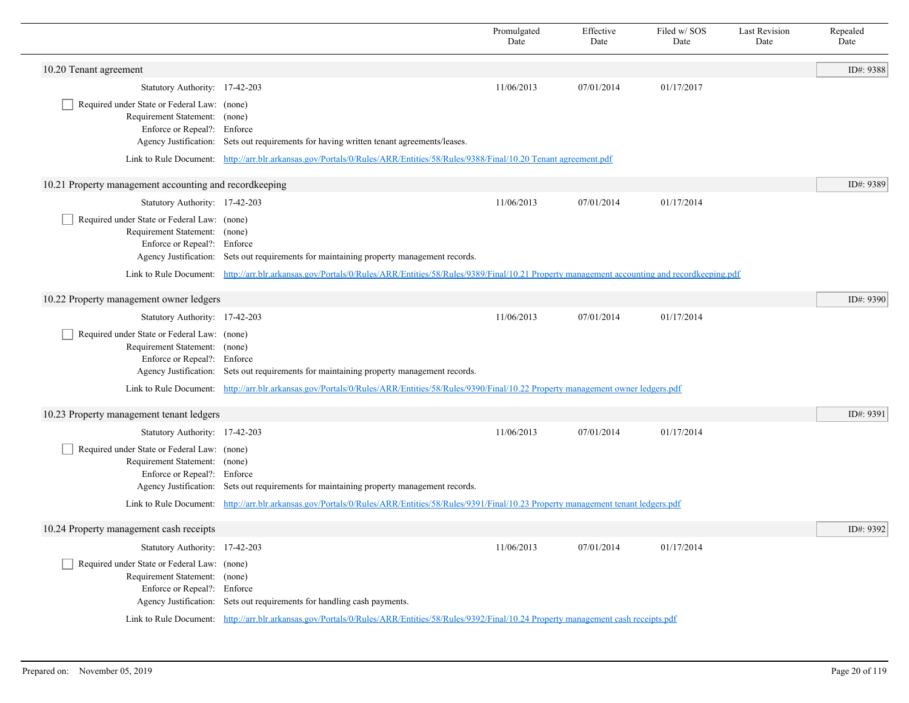| | Promulgated Date | Effective Date | Filed w/ SOS Date | Last Revision Date | Repealed Date |
|---|---|---|---|---|---|

## 10.20 Tenant agreement

ID#: 9388

| | | Promulgated Date | Effective Date | Filed w/ SOS Date | Last Revision Date | Repealed Date |
|---|---|---|---|---|---|---|
| Statutory Authority: | 17-42-203 | 11/06/2013 | 07/01/2014 | 01/17/2017 | | |

- [ ] Required under State or Federal Law: (none)

Requirement Statement: (none)
Enforce or Repeal?: Enforce
Agency Justification: Sets out requirements for having written tenant agreements/leases.

Link to Rule Document: http://arr.blr.arkansas.gov/Portals/0/Rules/ARR/Entities/58/Rules/9388/Final/10.20 Tenant agreement.pdf

## 10.21 Property management accounting and recordkeeping

ID#: 9389

| | | Promulgated Date | Effective Date | Filed w/ SOS Date | Last Revision Date | Repealed Date |
|---|---|---|---|---|---|---|
| Statutory Authority: | 17-42-203 | 11/06/2013 | 07/01/2014 | 01/17/2014 | | |

- [ ] Required under State or Federal Law: (none)

Requirement Statement: (none)
Enforce or Repeal?: Enforce
Agency Justification: Sets out requirements for maintaining property management records.

Link to Rule Document: http://arr.blr.arkansas.gov/Portals/0/Rules/ARR/Entities/58/Rules/9389/Final/10.21 Property management accounting and recordkeeping.pdf

## 10.22 Property management owner ledgers

ID#: 9390

| | | Promulgated Date | Effective Date | Filed w/ SOS Date | Last Revision Date | Repealed Date |
|---|---|---|---|---|---|---|
| Statutory Authority: | 17-42-203 | 11/06/2013 | 07/01/2014 | 01/17/2014 | | |

- [ ] Required under State or Federal Law: (none)

Requirement Statement: (none)
Enforce or Repeal?: Enforce
Agency Justification: Sets out requirements for maintaining property management records.

Link to Rule Document: http://arr.blr.arkansas.gov/Portals/0/Rules/ARR/Entities/58/Rules/9390/Final/10.22 Property management owner ledgers.pdf

## 10.23 Property management tenant ledgers

ID#: 9391

| | | Promulgated Date | Effective Date | Filed w/ SOS Date | Last Revision Date | Repealed Date |
|---|---|---|---|---|---|---|
| Statutory Authority: | 17-42-203 | 11/06/2013 | 07/01/2014 | 01/17/2014 | | |

- [ ] Required under State or Federal Law: (none)

Requirement Statement: (none)
Enforce or Repeal?: Enforce
Agency Justification: Sets out requirements for maintaining property management records.

Link to Rule Document: http://arr.blr.arkansas.gov/Portals/0/Rules/ARR/Entities/58/Rules/9391/Final/10.23 Property management tenant ledgers.pdf

## 10.24 Property management cash receipts

ID#: 9392

| | | Promulgated Date | Effective Date | Filed w/ SOS Date | Last Revision Date | Repealed Date |
|---|---|---|---|---|---|---|
| Statutory Authority: | 17-42-203 | 11/06/2013 | 07/01/2014 | 01/17/2014 | | |

- [ ] Required under State or Federal Law: (none)

Requirement Statement: (none)
Enforce or Repeal?: Enforce
Agency Justification: Sets out requirements for handling cash payments.

Link to Rule Document: http://arr.blr.arkansas.gov/Portals/0/Rules/ARR/Entities/58/Rules/9392/Final/10.24 Property management cash receipts.pdf

Prepared on: November 05, 2019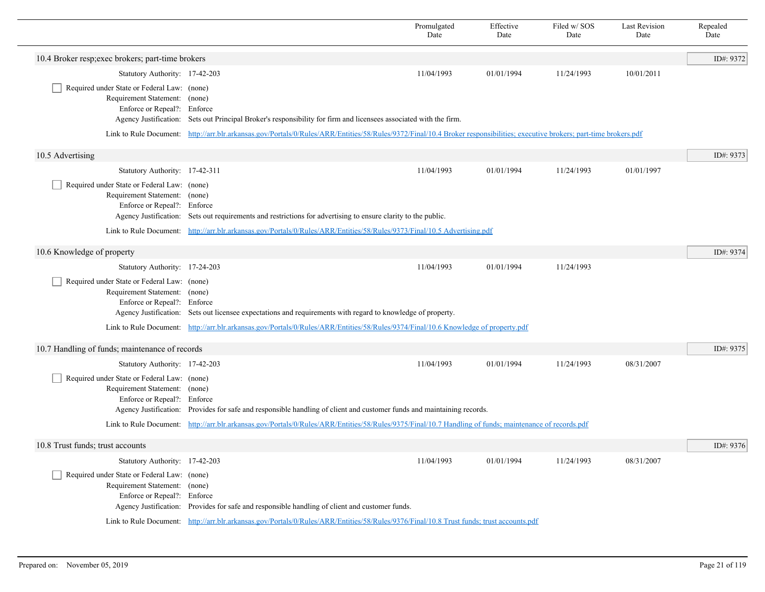| | Promulgated Date | Effective Date | Filed w/ SOS Date | Last Revision Date | Repealed Date |
|---|---|---|---|---|---|

## 10.4 Broker resp;exec brokers; part-time brokers

ID#: 9372

| | Promulgated Date | Effective Date | Filed w/ SOS Date | Last Revision Date | Repealed Date |
|---|---|---|---|---|---|
| Statutory Authority: 17-42-203 | 11/04/1993 | 01/01/1994 | 11/24/1993 | 10/01/2011 | |

- [ ] Required under State or Federal Law: (none)

Requirement Statement: (none)

Enforce or Repeal?: Enforce

Agency Justification: Sets out Principal Broker's responsibility for firm and licensees associated with the firm.

Link to Rule Document: http://arr.blr.arkansas.gov/Portals/0/Rules/ARR/Entities/58/Rules/9372/Final/10.4 Broker responsibilities; executive brokers; part-time brokers.pdf

## 10.5 Advertising

ID#: 9373

| | Promulgated Date | Effective Date | Filed w/ SOS Date | Last Revision Date | Repealed Date |
|---|---|---|---|---|---|
| Statutory Authority: 17-42-311 | 11/04/1993 | 01/01/1994 | 11/24/1993 | 01/01/1997 | |

- [ ] Required under State or Federal Law: (none)

Requirement Statement: (none)

Enforce or Repeal?: Enforce

Agency Justification: Sets out requirements and restrictions for advertising to ensure clarity to the public.

Link to Rule Document: http://arr.blr.arkansas.gov/Portals/0/Rules/ARR/Entities/58/Rules/9373/Final/10.5 Advertising.pdf

## 10.6 Knowledge of property

ID#: 9374

| | Promulgated Date | Effective Date | Filed w/ SOS Date | Last Revision Date | Repealed Date |
|---|---|---|---|---|---|
| Statutory Authority: 17-24-203 | 11/04/1993 | 01/01/1994 | 11/24/1993 | | |

- [ ] Required under State or Federal Law: (none)

Requirement Statement: (none)

Enforce or Repeal?: Enforce

Agency Justification: Sets out licensee expectations and requirements with regard to knowledge of property.

Link to Rule Document: http://arr.blr.arkansas.gov/Portals/0/Rules/ARR/Entities/58/Rules/9374/Final/10.6 Knowledge of property.pdf

## 10.7 Handling of funds; maintenance of records

ID#: 9375

| | Promulgated Date | Effective Date | Filed w/ SOS Date | Last Revision Date | Repealed Date |
|---|---|---|---|---|---|
| Statutory Authority: 17-42-203 | 11/04/1993 | 01/01/1994 | 11/24/1993 | 08/31/2007 | |

- [ ] Required under State or Federal Law: (none)

Requirement Statement: (none)

Enforce or Repeal?: Enforce

Agency Justification: Provides for safe and responsible handling of client and customer funds and maintaining records.

Link to Rule Document: http://arr.blr.arkansas.gov/Portals/0/Rules/ARR/Entities/58/Rules/9375/Final/10.7 Handling of funds; maintenance of records.pdf

## 10.8 Trust funds; trust accounts

ID#: 9376

| | Promulgated Date | Effective Date | Filed w/ SOS Date | Last Revision Date | Repealed Date |
|---|---|---|---|---|---|
| Statutory Authority: 17-42-203 | 11/04/1993 | 01/01/1994 | 11/24/1993 | 08/31/2007 | |

- [ ] Required under State or Federal Law: (none)

Requirement Statement: (none)

Enforce or Repeal?: Enforce

Agency Justification: Provides for safe and responsible handling of client and customer funds.

Link to Rule Document: http://arr.blr.arkansas.gov/Portals/0/Rules/ARR/Entities/58/Rules/9376/Final/10.8 Trust funds; trust accounts.pdf

Prepared on: November 05, 2019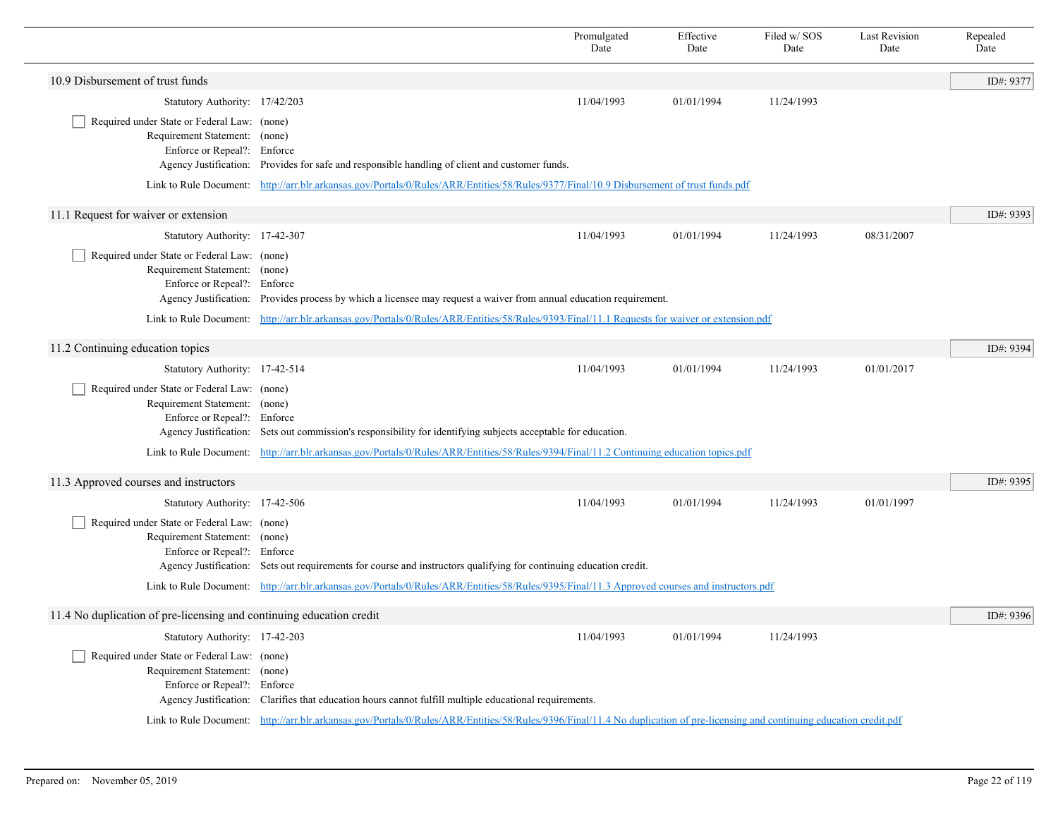| | Promulgated Date | Effective Date | Filed w/ SOS Date | Last Revision Date | Repealed Date |
|---|---|---|---|---|---|

## 10.9 Disbursement of trust funds

ID#: 9377

| | Promulgated Date | Effective Date | Filed w/ SOS Date | Last Revision Date | Repealed Date |
|---|---|---|---|---|---|
| Statutory Authority: 17/42/203 | 11/04/1993 | 01/01/1994 | 11/24/1993 | | |

- [ ] Required under State or Federal Law: (none)

Requirement Statement: (none)
Enforce or Repeal?: Enforce
Agency Justification: Provides for safe and responsible handling of client and customer funds.

Link to Rule Document: [http://arr.blr.arkansas.gov/Portals/0/Rules/ARR/Entities/58/Rules/9377/Final/10.9 Disbursement of trust funds.pdf](http://arr.blr.arkansas.gov/Portals/0/Rules/ARR/Entities/58/Rules/9377/Final/10.9 Disbursement of trust funds.pdf)

## 11.1 Request for waiver or extension

ID#: 9393

| | Promulgated Date | Effective Date | Filed w/ SOS Date | Last Revision Date | Repealed Date |
|---|---|---|---|---|---|
| Statutory Authority: 17-42-307 | 11/04/1993 | 01/01/1994 | 11/24/1993 | 08/31/2007 | |

- [ ] Required under State or Federal Law: (none)

Requirement Statement: (none)
Enforce or Repeal?: Enforce
Agency Justification: Provides process by which a licensee may request a waiver from annual education requirement.

Link to Rule Document: [http://arr.blr.arkansas.gov/Portals/0/Rules/ARR/Entities/58/Rules/9393/Final/11.1 Requests for waiver or extension.pdf](http://arr.blr.arkansas.gov/Portals/0/Rules/ARR/Entities/58/Rules/9393/Final/11.1 Requests for waiver or extension.pdf)

## 11.2 Continuing education topics

ID#: 9394

| | Promulgated Date | Effective Date | Filed w/ SOS Date | Last Revision Date | Repealed Date |
|---|---|---|---|---|---|
| Statutory Authority: 17-42-514 | 11/04/1993 | 01/01/1994 | 11/24/1993 | 01/01/2017 | |

- [ ] Required under State or Federal Law: (none)

Requirement Statement: (none)
Enforce or Repeal?: Enforce
Agency Justification: Sets out commission's responsibility for identifying subjects acceptable for education.

Link to Rule Document: [http://arr.blr.arkansas.gov/Portals/0/Rules/ARR/Entities/58/Rules/9394/Final/11.2 Continuing education topics.pdf](http://arr.blr.arkansas.gov/Portals/0/Rules/ARR/Entities/58/Rules/9394/Final/11.2 Continuing education topics.pdf)

## 11.3 Approved courses and instructors

ID#: 9395

| | Promulgated Date | Effective Date | Filed w/ SOS Date | Last Revision Date | Repealed Date |
|---|---|---|---|---|---|
| Statutory Authority: 17-42-506 | 11/04/1993 | 01/01/1994 | 11/24/1993 | 01/01/1997 | |

- [ ] Required under State or Federal Law: (none)

Requirement Statement: (none)
Enforce or Repeal?: Enforce
Agency Justification: Sets out requirements for course and instructors qualifying for continuing education credit.

Link to Rule Document: [http://arr.blr.arkansas.gov/Portals/0/Rules/ARR/Entities/58/Rules/9395/Final/11.3 Approved courses and instructors.pdf](http://arr.blr.arkansas.gov/Portals/0/Rules/ARR/Entities/58/Rules/9395/Final/11.3 Approved courses and instructors.pdf)

## 11.4 No duplication of pre-licensing and continuing education credit

ID#: 9396

| | Promulgated Date | Effective Date | Filed w/ SOS Date | Last Revision Date | Repealed Date |
|---|---|---|---|---|---|
| Statutory Authority: 17-42-203 | 11/04/1993 | 01/01/1994 | 11/24/1993 | | |

- [ ] Required under State or Federal Law: (none)

Requirement Statement: (none)
Enforce or Repeal?: Enforce
Agency Justification: Clarifies that education hours cannot fulfill multiple educational requirements.

Link to Rule Document: [http://arr.blr.arkansas.gov/Portals/0/Rules/ARR/Entities/58/Rules/9396/Final/11.4 No duplication of pre-licensing and continuing education credit.pdf](http://arr.blr.arkansas.gov/Portals/0/Rules/ARR/Entities/58/Rules/9396/Final/11.4 No duplication of pre-licensing and continuing education credit.pdf)

Prepared on: November 05, 2019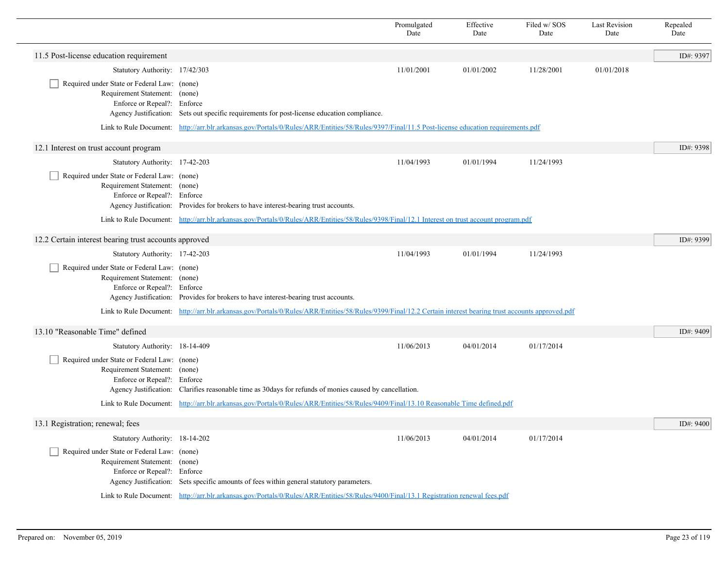| | Promulgated Date | Effective Date | Filed w/ SOS Date | Last Revision Date | Repealed Date |
|---|---|---|---|---|---|

## 11.5 Post-license education requirement

ID#: 9397

| | | Promulgated Date | Effective Date | Filed w/ SOS Date | Last Revision Date | Repealed Date |
|---|---|---|---|---|---|---|
| Statutory Authority: | 17/42/303 | 11/01/2001 | 01/01/2002 | 11/28/2001 | 01/01/2018 | |

- [ ] Required under State or Federal Law: (none)

Requirement Statement: (none)

Enforce or Repeal?: Enforce

Agency Justification: Sets out specific requirements for post-license education compliance.

Link to Rule Document: http://arr.blr.arkansas.gov/Portals/0/Rules/ARR/Entities/58/Rules/9397/Final/11.5 Post-license education requirements.pdf

## 12.1 Interest on trust account program

ID#: 9398

| | | Promulgated Date | Effective Date | Filed w/ SOS Date | Last Revision Date | Repealed Date |
|---|---|---|---|---|---|---|
| Statutory Authority: | 17-42-203 | 11/04/1993 | 01/01/1994 | 11/24/1993 | | |

- [ ] Required under State or Federal Law: (none)

Requirement Statement: (none)

Enforce or Repeal?: Enforce

Agency Justification: Provides for brokers to have interest-bearing trust accounts.

Link to Rule Document: http://arr.blr.arkansas.gov/Portals/0/Rules/ARR/Entities/58/Rules/9398/Final/12.1 Interest on trust account program.pdf

## 12.2 Certain interest bearing trust accounts approved

ID#: 9399

| | | Promulgated Date | Effective Date | Filed w/ SOS Date | Last Revision Date | Repealed Date |
|---|---|---|---|---|---|---|
| Statutory Authority: | 17-42-203 | 11/04/1993 | 01/01/1994 | 11/24/1993 | | |

- [ ] Required under State or Federal Law: (none)

Requirement Statement: (none)

Enforce or Repeal?: Enforce

Agency Justification: Provides for brokers to have interest-bearing trust accounts.

Link to Rule Document: http://arr.blr.arkansas.gov/Portals/0/Rules/ARR/Entities/58/Rules/9399/Final/12.2 Certain interest bearing trust accounts approved.pdf

## 13.10 "Reasonable Time" defined

ID#: 9409

| | | Promulgated Date | Effective Date | Filed w/ SOS Date | Last Revision Date | Repealed Date |
|---|---|---|---|---|---|---|
| Statutory Authority: | 18-14-409 | 11/06/2013 | 04/01/2014 | 01/17/2014 | | |

- [ ] Required under State or Federal Law: (none)

Requirement Statement: (none)

Enforce or Repeal?: Enforce

Agency Justification: Clarifies reasonable time as 30days for refunds of monies caused by cancellation.

Link to Rule Document: http://arr.blr.arkansas.gov/Portals/0/Rules/ARR/Entities/58/Rules/9409/Final/13.10 Reasonable Time defined.pdf

## 13.1 Registration; renewal; fees

ID#: 9400

| | | Promulgated Date | Effective Date | Filed w/ SOS Date | Last Revision Date | Repealed Date |
|---|---|---|---|---|---|---|
| Statutory Authority: | 18-14-202 | 11/06/2013 | 04/01/2014 | 01/17/2014 | | |

- [ ] Required under State or Federal Law: (none)

Requirement Statement: (none)

Enforce or Repeal?: Enforce

Agency Justification: Sets specific amounts of fees within general statutory parameters.

Link to Rule Document: http://arr.blr.arkansas.gov/Portals/0/Rules/ARR/Entities/58/Rules/9400/Final/13.1 Registration renewal fees.pdf

Prepared on: November 05, 2019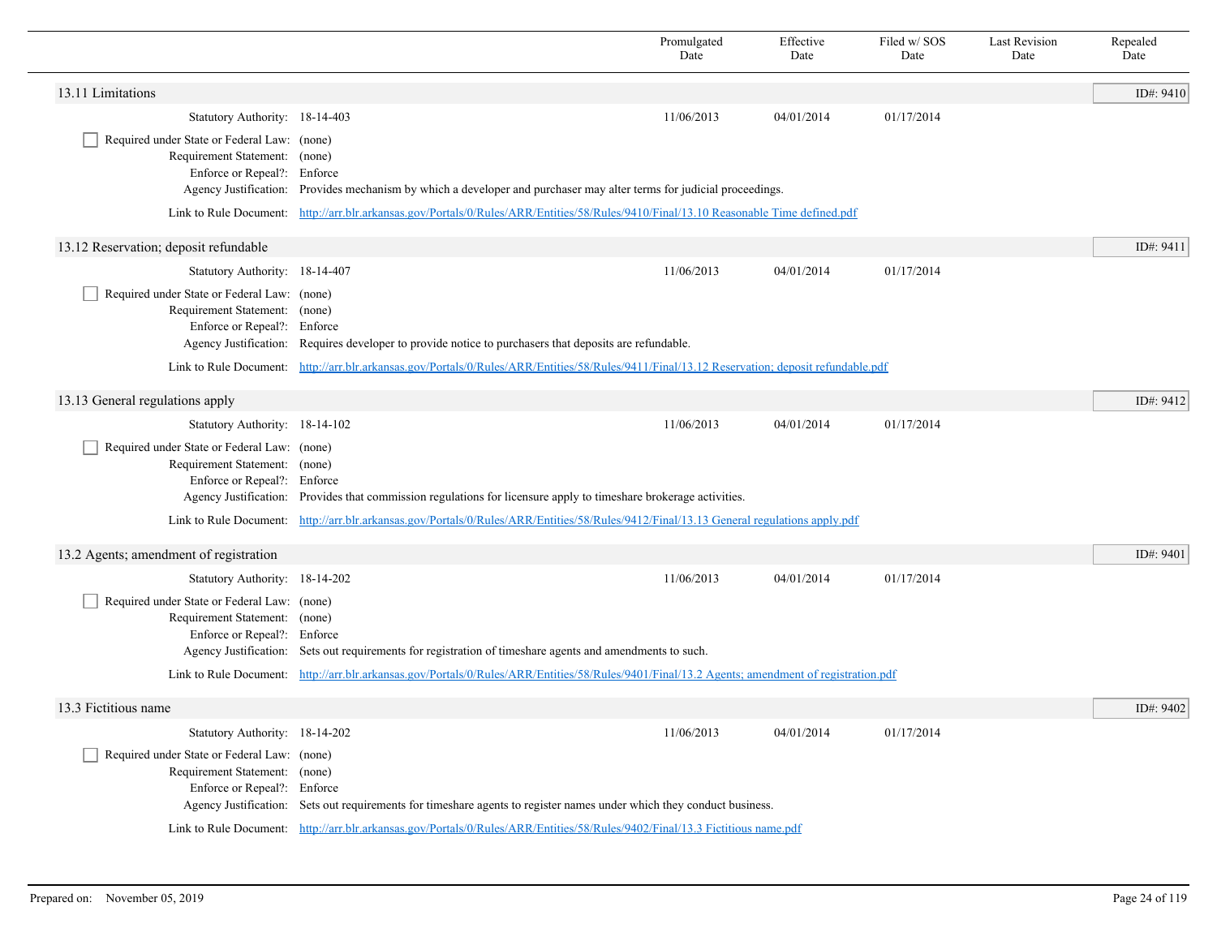| | Promulgated Date | Effective Date | Filed w/ SOS Date | Last Revision Date | Repealed Date |
|---|---|---|---|---|---|

## 13.11 Limitations

ID#: 9410

| | | Promulgated Date | Effective Date | Filed w/ SOS Date | Last Revision Date | Repealed Date |
|---|---|---|---|---|---|---|
| Statutory Authority: | 18-14-403 | 11/06/2013 | 04/01/2014 | 01/17/2014 | | |

☐ Required under State or Federal Law: (none)
Requirement Statement: (none)
Enforce or Repeal?: Enforce
Agency Justification: Provides mechanism by which a developer and purchaser may alter terms for judicial proceedings.
Link to Rule Document: http://arr.blr.arkansas.gov/Portals/0/Rules/ARR/Entities/58/Rules/9410/Final/13.10 Reasonable Time defined.pdf

## 13.12 Reservation; deposit refundable

ID#: 9411

| | | Promulgated Date | Effective Date | Filed w/ SOS Date | Last Revision Date | Repealed Date |
|---|---|---|---|---|---|---|
| Statutory Authority: | 18-14-407 | 11/06/2013 | 04/01/2014 | 01/17/2014 | | |

☐ Required under State or Federal Law: (none)
Requirement Statement: (none)
Enforce or Repeal?: Enforce
Agency Justification: Requires developer to provide notice to purchasers that deposits are refundable.
Link to Rule Document: http://arr.blr.arkansas.gov/Portals/0/Rules/ARR/Entities/58/Rules/9411/Final/13.12 Reservation; deposit refundable.pdf

## 13.13 General regulations apply

ID#: 9412

| | | Promulgated Date | Effective Date | Filed w/ SOS Date | Last Revision Date | Repealed Date |
|---|---|---|---|---|---|---|
| Statutory Authority: | 18-14-102 | 11/06/2013 | 04/01/2014 | 01/17/2014 | | |

☐ Required under State or Federal Law: (none)
Requirement Statement: (none)
Enforce or Repeal?: Enforce
Agency Justification: Provides that commission regulations for licensure apply to timeshare brokerage activities.
Link to Rule Document: http://arr.blr.arkansas.gov/Portals/0/Rules/ARR/Entities/58/Rules/9412/Final/13.13 General regulations apply.pdf

## 13.2 Agents; amendment of registration

ID#: 9401

| | | Promulgated Date | Effective Date | Filed w/ SOS Date | Last Revision Date | Repealed Date |
|---|---|---|---|---|---|---|
| Statutory Authority: | 18-14-202 | 11/06/2013 | 04/01/2014 | 01/17/2014 | | |

☐ Required under State or Federal Law: (none)
Requirement Statement: (none)
Enforce or Repeal?: Enforce
Agency Justification: Sets out requirements for registration of timeshare agents and amendments to such.
Link to Rule Document: http://arr.blr.arkansas.gov/Portals/0/Rules/ARR/Entities/58/Rules/9401/Final/13.2 Agents; amendment of registration.pdf

## 13.3 Fictitious name

ID#: 9402

| | | Promulgated Date | Effective Date | Filed w/ SOS Date | Last Revision Date | Repealed Date |
|---|---|---|---|---|---|---|
| Statutory Authority: | 18-14-202 | 11/06/2013 | 04/01/2014 | 01/17/2014 | | |

☐ Required under State or Federal Law: (none)
Requirement Statement: (none)
Enforce or Repeal?: Enforce
Agency Justification: Sets out requirements for timeshare agents to register names under which they conduct business.
Link to Rule Document: http://arr.blr.arkansas.gov/Portals/0/Rules/ARR/Entities/58/Rules/9402/Final/13.3 Fictitious name.pdf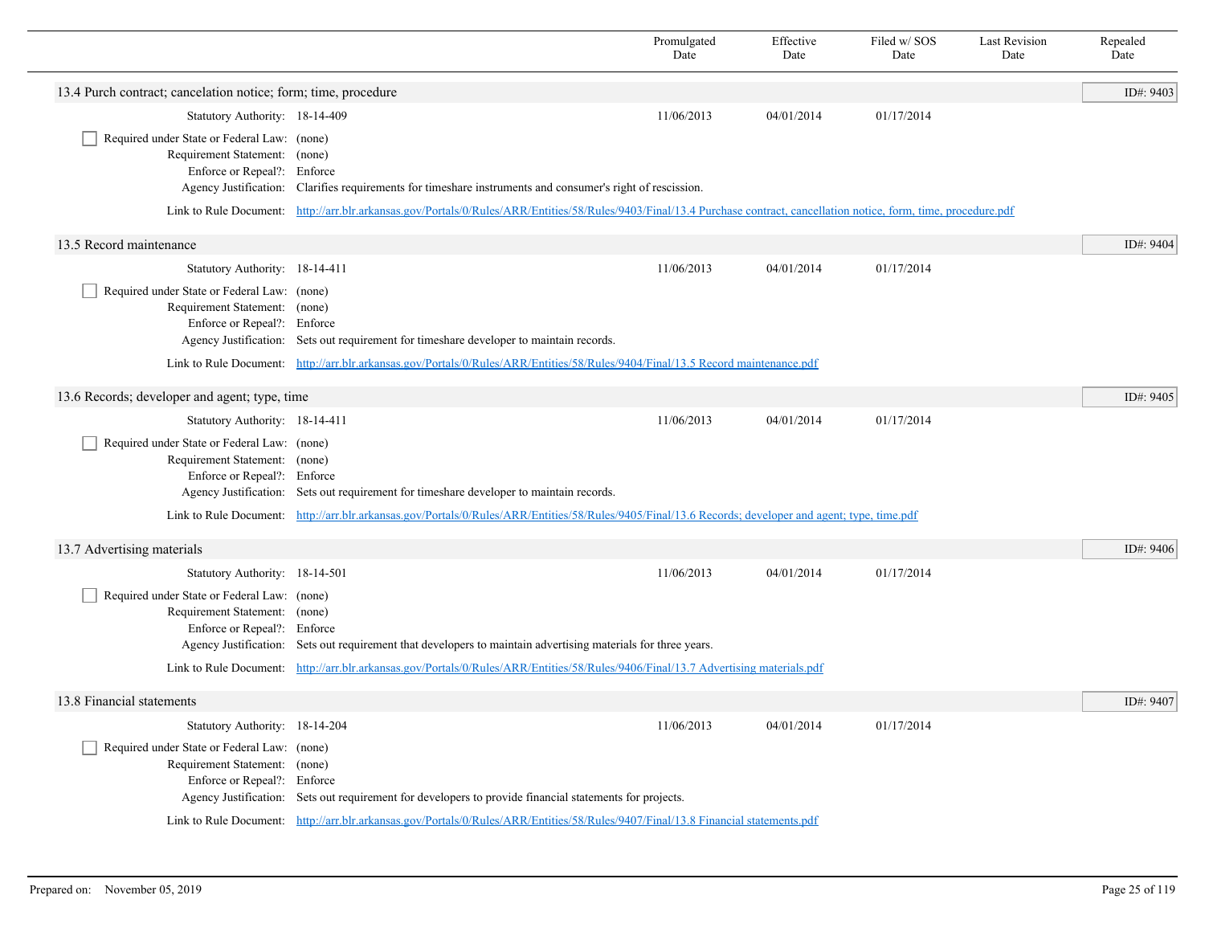| | Promulgated Date | Effective Date | Filed w/ SOS Date | Last Revision Date | Repealed Date |
|---|---|---|---|---|---|

## 13.4 Purch contract; cancelation notice; form; time, procedure

ID#: 9403

| | Promulgated Date | Effective Date | Filed w/ SOS Date | Last Revision Date | Repealed Date |
|---|---|---|---|---|---|
| Statutory Authority: 18-14-409 | 11/06/2013 | 04/01/2014 | 01/17/2014 | | |

☐ Required under State or Federal Law: (none)
Requirement Statement: (none)
Enforce or Repeal?: Enforce
Agency Justification: Clarifies requirements for timeshare instruments and consumer's right of rescission.
Link to Rule Document: http://arr.blr.arkansas.gov/Portals/0/Rules/ARR/Entities/58/Rules/9403/Final/13.4 Purchase contract, cancellation notice, form, time, procedure.pdf

## 13.5 Record maintenance

ID#: 9404

| | Promulgated Date | Effective Date | Filed w/ SOS Date | Last Revision Date | Repealed Date |
|---|---|---|---|---|---|
| Statutory Authority: 18-14-411 | 11/06/2013 | 04/01/2014 | 01/17/2014 | | |

☐ Required under State or Federal Law: (none)
Requirement Statement: (none)
Enforce or Repeal?: Enforce
Agency Justification: Sets out requirement for timeshare developer to maintain records.
Link to Rule Document: http://arr.blr.arkansas.gov/Portals/0/Rules/ARR/Entities/58/Rules/9404/Final/13.5 Record maintenance.pdf

## 13.6 Records; developer and agent; type, time

ID#: 9405

| | Promulgated Date | Effective Date | Filed w/ SOS Date | Last Revision Date | Repealed Date |
|---|---|---|---|---|---|
| Statutory Authority: 18-14-411 | 11/06/2013 | 04/01/2014 | 01/17/2014 | | |

☐ Required under State or Federal Law: (none)
Requirement Statement: (none)
Enforce or Repeal?: Enforce
Agency Justification: Sets out requirement for timeshare developer to maintain records.
Link to Rule Document: http://arr.blr.arkansas.gov/Portals/0/Rules/ARR/Entities/58/Rules/9405/Final/13.6 Records; developer and agent; type, time.pdf

## 13.7 Advertising materials

ID#: 9406

| | Promulgated Date | Effective Date | Filed w/ SOS Date | Last Revision Date | Repealed Date |
|---|---|---|---|---|---|
| Statutory Authority: 18-14-501 | 11/06/2013 | 04/01/2014 | 01/17/2014 | | |

☐ Required under State or Federal Law: (none)
Requirement Statement: (none)
Enforce or Repeal?: Enforce
Agency Justification: Sets out requirement that developers to maintain advertising materials for three years.
Link to Rule Document: http://arr.blr.arkansas.gov/Portals/0/Rules/ARR/Entities/58/Rules/9406/Final/13.7 Advertising materials.pdf

## 13.8 Financial statements

ID#: 9407

| | Promulgated Date | Effective Date | Filed w/ SOS Date | Last Revision Date | Repealed Date |
|---|---|---|---|---|---|
| Statutory Authority: 18-14-204 | 11/06/2013 | 04/01/2014 | 01/17/2014 | | |

☐ Required under State or Federal Law: (none)
Requirement Statement: (none)
Enforce or Repeal?: Enforce
Agency Justification: Sets out requirement for developers to provide financial statements for projects.
Link to Rule Document: http://arr.blr.arkansas.gov/Portals/0/Rules/ARR/Entities/58/Rules/9407/Final/13.8 Financial statements.pdf

Prepared on: November 05, 2019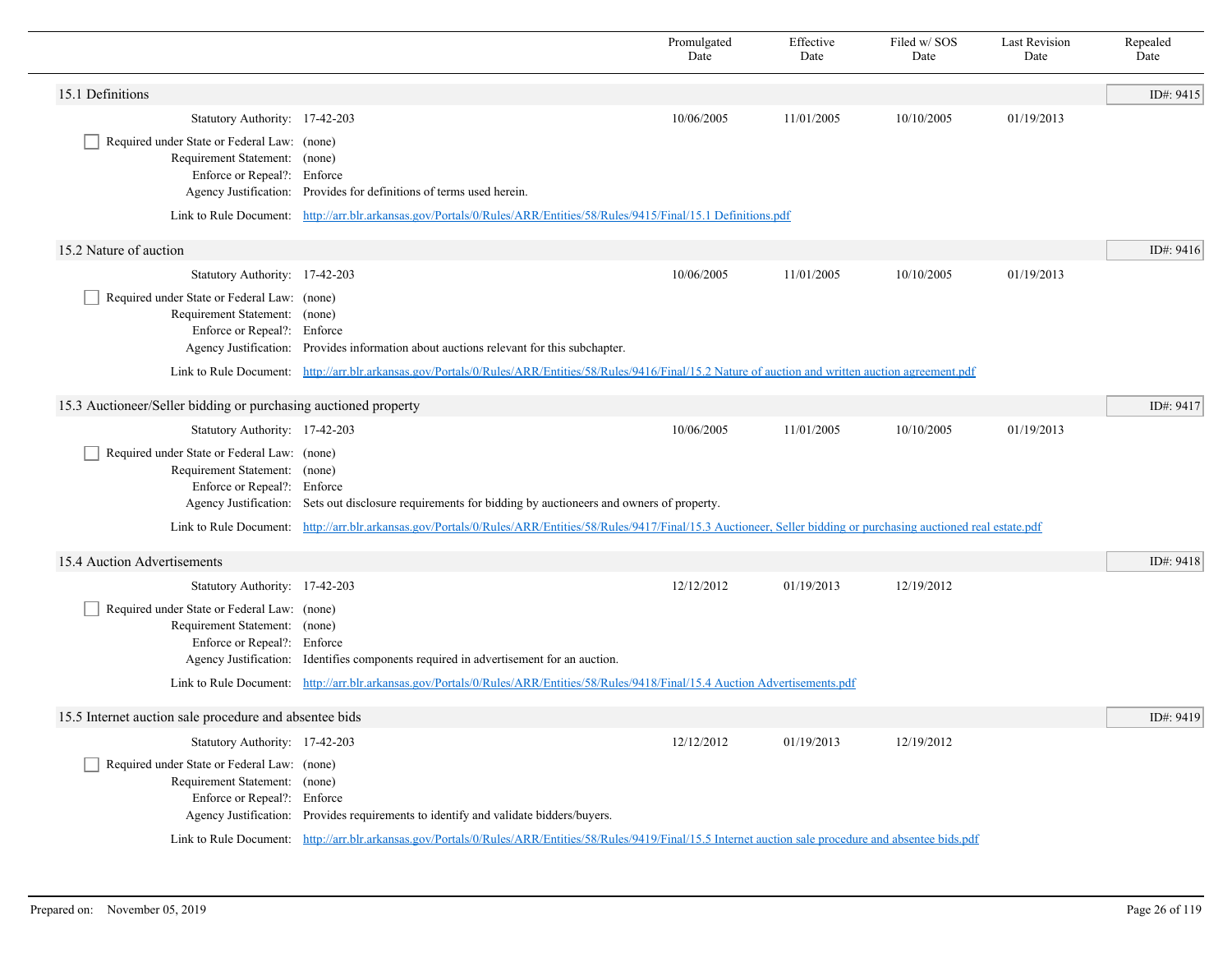| | Promulgated Date | Effective Date | Filed w/ SOS Date | Last Revision Date | Repealed Date |
|---|---|---|---|---|---|

## 15.1 Definitions

ID#: 9415

| | | Promulgated Date | Effective Date | Filed w/ SOS Date | Last Revision Date | Repealed Date |
|---|---|---|---|---|---|---|
| Statutory Authority: | 17-42-203 | 10/06/2005 | 11/01/2005 | 10/10/2005 | 01/19/2013 | |

- [ ] Required under State or Federal Law: (none)

Requirement Statement: (none)
Enforce or Repeal?: Enforce
Agency Justification: Provides for definitions of terms used herein.

Link to Rule Document: http://arr.blr.arkansas.gov/Portals/0/Rules/ARR/Entities/58/Rules/9415/Final/15.1 Definitions.pdf

## 15.2 Nature of auction

ID#: 9416

| | | Promulgated Date | Effective Date | Filed w/ SOS Date | Last Revision Date | Repealed Date |
|---|---|---|---|---|---|---|
| Statutory Authority: | 17-42-203 | 10/06/2005 | 11/01/2005 | 10/10/2005 | 01/19/2013 | |

- [ ] Required under State or Federal Law: (none)

Requirement Statement: (none)
Enforce or Repeal?: Enforce
Agency Justification: Provides information about auctions relevant for this subchapter.

Link to Rule Document: http://arr.blr.arkansas.gov/Portals/0/Rules/ARR/Entities/58/Rules/9416/Final/15.2 Nature of auction and written auction agreement.pdf

## 15.3 Auctioneer/Seller bidding or purchasing auctioned property

ID#: 9417

| | | Promulgated Date | Effective Date | Filed w/ SOS Date | Last Revision Date | Repealed Date |
|---|---|---|---|---|---|---|
| Statutory Authority: | 17-42-203 | 10/06/2005 | 11/01/2005 | 10/10/2005 | 01/19/2013 | |

- [ ] Required under State or Federal Law: (none)

Requirement Statement: (none)
Enforce or Repeal?: Enforce
Agency Justification: Sets out disclosure requirements for bidding by auctioneers and owners of property.

Link to Rule Document: http://arr.blr.arkansas.gov/Portals/0/Rules/ARR/Entities/58/Rules/9417/Final/15.3 Auctioneer, Seller bidding or purchasing auctioned real estate.pdf

## 15.4 Auction Advertisements

ID#: 9418

| | | Promulgated Date | Effective Date | Filed w/ SOS Date | Last Revision Date | Repealed Date |
|---|---|---|---|---|---|---|
| Statutory Authority: | 17-42-203 | 12/12/2012 | 01/19/2013 | 12/19/2012 | | |

- [ ] Required under State or Federal Law: (none)

Requirement Statement: (none)
Enforce or Repeal?: Enforce
Agency Justification: Identifies components required in advertisement for an auction.

Link to Rule Document: http://arr.blr.arkansas.gov/Portals/0/Rules/ARR/Entities/58/Rules/9418/Final/15.4 Auction Advertisements.pdf

## 15.5 Internet auction sale procedure and absentee bids

ID#: 9419

| | | Promulgated Date | Effective Date | Filed w/ SOS Date | Last Revision Date | Repealed Date |
|---|---|---|---|---|---|---|
| Statutory Authority: | 17-42-203 | 12/12/2012 | 01/19/2013 | 12/19/2012 | | |

- [ ] Required under State or Federal Law: (none)

Requirement Statement: (none)
Enforce or Repeal?: Enforce
Agency Justification: Provides requirements to identify and validate bidders/buyers.

Link to Rule Document: http://arr.blr.arkansas.gov/Portals/0/Rules/ARR/Entities/58/Rules/9419/Final/15.5 Internet auction sale procedure and absentee bids.pdf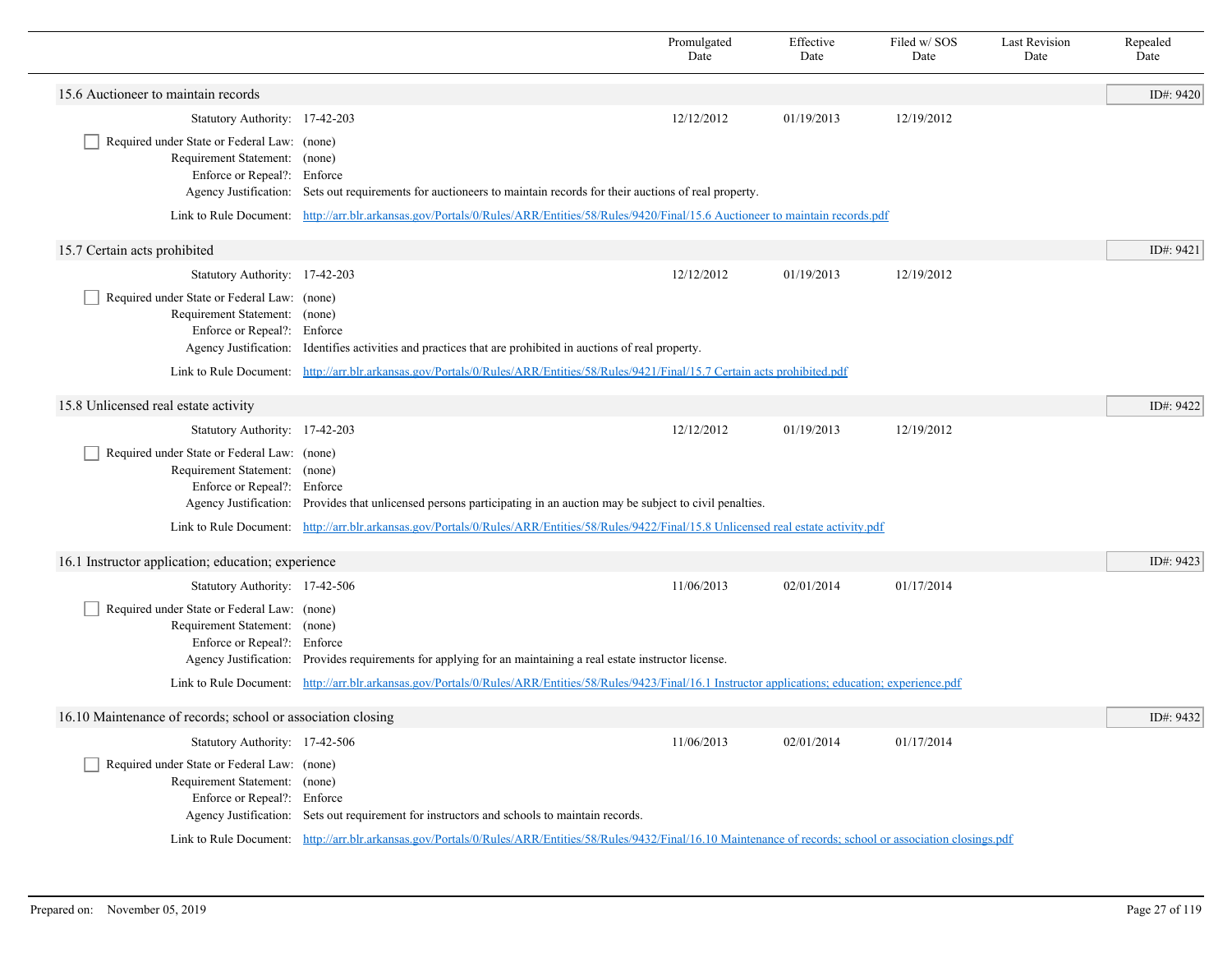| | Promulgated Date | Effective Date | Filed w/ SOS Date | Last Revision Date | Repealed Date |
|---|---|---|---|---|---|

## 15.6 Auctioneer to maintain records

ID#: 9420

| | | Promulgated Date | Effective Date | Filed w/ SOS Date | Last Revision Date | Repealed Date |
|---|---|---|---|---|---|---|
| Statutory Authority: | 17-42-203 | 12/12/2012 | 01/19/2013 | 12/19/2012 | | |

- [ ] Required under State or Federal Law: (none)

Requirement Statement: (none)
Enforce or Repeal?: Enforce
Agency Justification: Sets out requirements for auctioneers to maintain records for their auctions of real property.

Link to Rule Document: http://arr.blr.arkansas.gov/Portals/0/Rules/ARR/Entities/58/Rules/9420/Final/15.6 Auctioneer to maintain records.pdf

## 15.7 Certain acts prohibited

ID#: 9421

| | | Promulgated Date | Effective Date | Filed w/ SOS Date | Last Revision Date | Repealed Date |
|---|---|---|---|---|---|---|
| Statutory Authority: | 17-42-203 | 12/12/2012 | 01/19/2013 | 12/19/2012 | | |

- [ ] Required under State or Federal Law: (none)

Requirement Statement: (none)
Enforce or Repeal?: Enforce
Agency Justification: Identifies activities and practices that are prohibited in auctions of real property.

Link to Rule Document: http://arr.blr.arkansas.gov/Portals/0/Rules/ARR/Entities/58/Rules/9421/Final/15.7 Certain acts prohibited.pdf

## 15.8 Unlicensed real estate activity

ID#: 9422

| | | Promulgated Date | Effective Date | Filed w/ SOS Date | Last Revision Date | Repealed Date |
|---|---|---|---|---|---|---|
| Statutory Authority: | 17-42-203 | 12/12/2012 | 01/19/2013 | 12/19/2012 | | |

- [ ] Required under State or Federal Law: (none)

Requirement Statement: (none)
Enforce or Repeal?: Enforce
Agency Justification: Provides that unlicensed persons participating in an auction may be subject to civil penalties.

Link to Rule Document: http://arr.blr.arkansas.gov/Portals/0/Rules/ARR/Entities/58/Rules/9422/Final/15.8 Unlicensed real estate activity.pdf

## 16.1 Instructor application; education; experience

ID#: 9423

| | | Promulgated Date | Effective Date | Filed w/ SOS Date | Last Revision Date | Repealed Date |
|---|---|---|---|---|---|---|
| Statutory Authority: | 17-42-506 | 11/06/2013 | 02/01/2014 | 01/17/2014 | | |

- [ ] Required under State or Federal Law: (none)

Requirement Statement: (none)
Enforce or Repeal?: Enforce
Agency Justification: Provides requirements for applying for an maintaining a real estate instructor license.

Link to Rule Document: http://arr.blr.arkansas.gov/Portals/0/Rules/ARR/Entities/58/Rules/9423/Final/16.1 Instructor applications; education; experience.pdf

## 16.10 Maintenance of records; school or association closing

ID#: 9432

| | | Promulgated Date | Effective Date | Filed w/ SOS Date | Last Revision Date | Repealed Date |
|---|---|---|---|---|---|---|
| Statutory Authority: | 17-42-506 | 11/06/2013 | 02/01/2014 | 01/17/2014 | | |

- [ ] Required under State or Federal Law: (none)

Requirement Statement: (none)
Enforce or Repeal?: Enforce
Agency Justification: Sets out requirement for instructors and schools to maintain records.

Link to Rule Document: http://arr.blr.arkansas.gov/Portals/0/Rules/ARR/Entities/58/Rules/9432/Final/16.10 Maintenance of records; school or association closings.pdf

Prepared on: November 05, 2019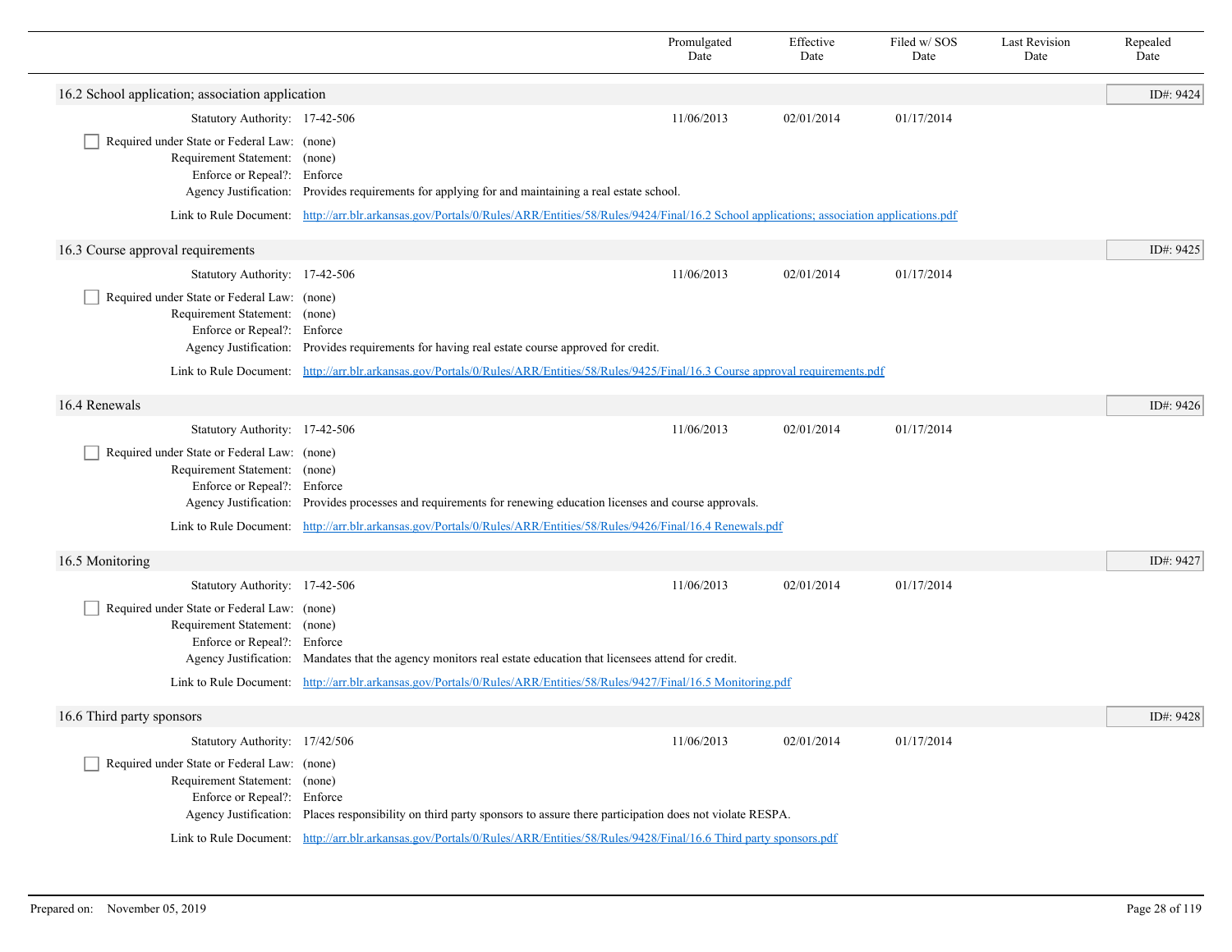| | Promulgated Date | Effective Date | Filed w/ SOS Date | Last Revision Date | Repealed Date |
|---|---|---|---|---|---|

## 16.2 School application; association application

ID#: 9424

| | | Promulgated Date | Effective Date | Filed w/ SOS Date | Last Revision Date | Repealed Date |
|---|---|---|---|---|---|---|
| Statutory Authority: | 17-42-506 | 11/06/2013 | 02/01/2014 | 01/17/2014 | | |

- [ ] Required under State or Federal Law: (none)

Requirement Statement: (none)
Enforce or Repeal?: Enforce
Agency Justification: Provides requirements for applying for and maintaining a real estate school.
Link to Rule Document: http://arr.blr.arkansas.gov/Portals/0/Rules/ARR/Entities/58/Rules/9424/Final/16.2 School applications; association applications.pdf

## 16.3 Course approval requirements

ID#: 9425

| | | Promulgated Date | Effective Date | Filed w/ SOS Date | Last Revision Date | Repealed Date |
|---|---|---|---|---|---|---|
| Statutory Authority: | 17-42-506 | 11/06/2013 | 02/01/2014 | 01/17/2014 | | |

- [ ] Required under State or Federal Law: (none)

Requirement Statement: (none)
Enforce or Repeal?: Enforce
Agency Justification: Provides requirements for having real estate course approved for credit.
Link to Rule Document: http://arr.blr.arkansas.gov/Portals/0/Rules/ARR/Entities/58/Rules/9425/Final/16.3 Course approval requirements.pdf

## 16.4 Renewals

ID#: 9426

| | | Promulgated Date | Effective Date | Filed w/ SOS Date | Last Revision Date | Repealed Date |
|---|---|---|---|---|---|---|
| Statutory Authority: | 17-42-506 | 11/06/2013 | 02/01/2014 | 01/17/2014 | | |

- [ ] Required under State or Federal Law: (none)

Requirement Statement: (none)
Enforce or Repeal?: Enforce
Agency Justification: Provides processes and requirements for renewing education licenses and course approvals.
Link to Rule Document: http://arr.blr.arkansas.gov/Portals/0/Rules/ARR/Entities/58/Rules/9426/Final/16.4 Renewals.pdf

## 16.5 Monitoring

ID#: 9427

| | | Promulgated Date | Effective Date | Filed w/ SOS Date | Last Revision Date | Repealed Date |
|---|---|---|---|---|---|---|
| Statutory Authority: | 17-42-506 | 11/06/2013 | 02/01/2014 | 01/17/2014 | | |

- [ ] Required under State or Federal Law: (none)

Requirement Statement: (none)
Enforce or Repeal?: Enforce
Agency Justification: Mandates that the agency monitors real estate education that licensees attend for credit.
Link to Rule Document: http://arr.blr.arkansas.gov/Portals/0/Rules/ARR/Entities/58/Rules/9427/Final/16.5 Monitoring.pdf

## 16.6 Third party sponsors

ID#: 9428

| | | Promulgated Date | Effective Date | Filed w/ SOS Date | Last Revision Date | Repealed Date |
|---|---|---|---|---|---|---|
| Statutory Authority: | 17/42/506 | 11/06/2013 | 02/01/2014 | 01/17/2014 | | |

- [ ] Required under State or Federal Law: (none)

Requirement Statement: (none)
Enforce or Repeal?: Enforce
Agency Justification: Places responsibility on third party sponsors to assure there participation does not violate RESPA.
Link to Rule Document: http://arr.blr.arkansas.gov/Portals/0/Rules/ARR/Entities/58/Rules/9428/Final/16.6 Third party sponsors.pdf

Prepared on: November 05, 2019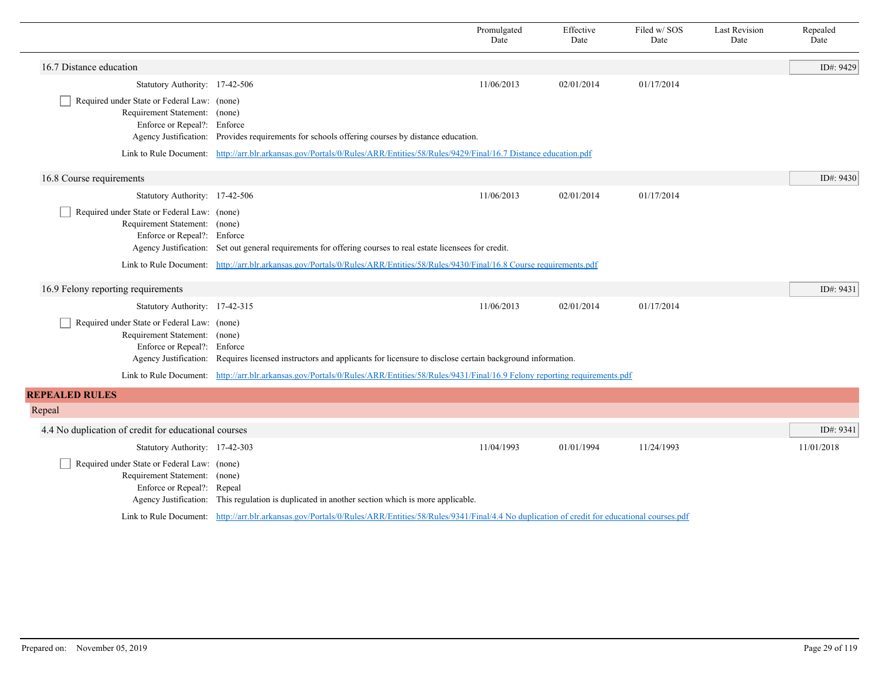| | Promulgated Date | Effective Date | Filed w/ SOS Date | Last Revision Date | Repealed Date |
|---|---|---|---|---|---|

### 16.7 Distance education

ID#: 9429

| | Promulgated Date | Effective Date | Filed w/ SOS Date | Last Revision Date | Repealed Date |
|---|---|---|---|---|---|
| Statutory Authority: 17-42-506 | 11/06/2013 | 02/01/2014 | 01/17/2014 | | |

☐ Required under State or Federal Law: (none)
Requirement Statement: (none)
Enforce or Repeal?: Enforce
Agency Justification: Provides requirements for schools offering courses by distance education.
Link to Rule Document: http://arr.blr.arkansas.gov/Portals/0/Rules/ARR/Entities/58/Rules/9429/Final/16.7 Distance education.pdf

### 16.8 Course requirements

ID#: 9430

| | Promulgated Date | Effective Date | Filed w/ SOS Date | Last Revision Date | Repealed Date |
|---|---|---|---|---|---|
| Statutory Authority: 17-42-506 | 11/06/2013 | 02/01/2014 | 01/17/2014 | | |

☐ Required under State or Federal Law: (none)
Requirement Statement: (none)
Enforce or Repeal?: Enforce
Agency Justification: Set out general requirements for offering courses to real estate licensees for credit.
Link to Rule Document: http://arr.blr.arkansas.gov/Portals/0/Rules/ARR/Entities/58/Rules/9430/Final/16.8 Course requirements.pdf

### 16.9 Felony reporting requirements

ID#: 9431

| | Promulgated Date | Effective Date | Filed w/ SOS Date | Last Revision Date | Repealed Date |
|---|---|---|---|---|---|
| Statutory Authority: 17-42-315 | 11/06/2013 | 02/01/2014 | 01/17/2014 | | |

☐ Required under State or Federal Law: (none)
Requirement Statement: (none)
Enforce or Repeal?: Enforce
Agency Justification: Requires licensed instructors and applicants for licensure to disclose certain background information.
Link to Rule Document: http://arr.blr.arkansas.gov/Portals/0/Rules/ARR/Entities/58/Rules/9431/Final/16.9 Felony reporting requirements.pdf

## REPEALED RULES

### Repeal

### 4.4 No duplication of credit for educational courses

ID#: 9341

| | Promulgated Date | Effective Date | Filed w/ SOS Date | Last Revision Date | Repealed Date |
|---|---|---|---|---|---|
| Statutory Authority: 17-42-303 | 11/04/1993 | 01/01/1994 | 11/24/1993 | | 11/01/2018 |

☐ Required under State or Federal Law: (none)
Requirement Statement: (none)
Enforce or Repeal?: Repeal
Agency Justification: This regulation is duplicated in another section which is more applicable.
Link to Rule Document: http://arr.blr.arkansas.gov/Portals/0/Rules/ARR/Entities/58/Rules/9341/Final/4.4 No duplication of credit for educational courses.pdf

Prepared on: November 05, 2019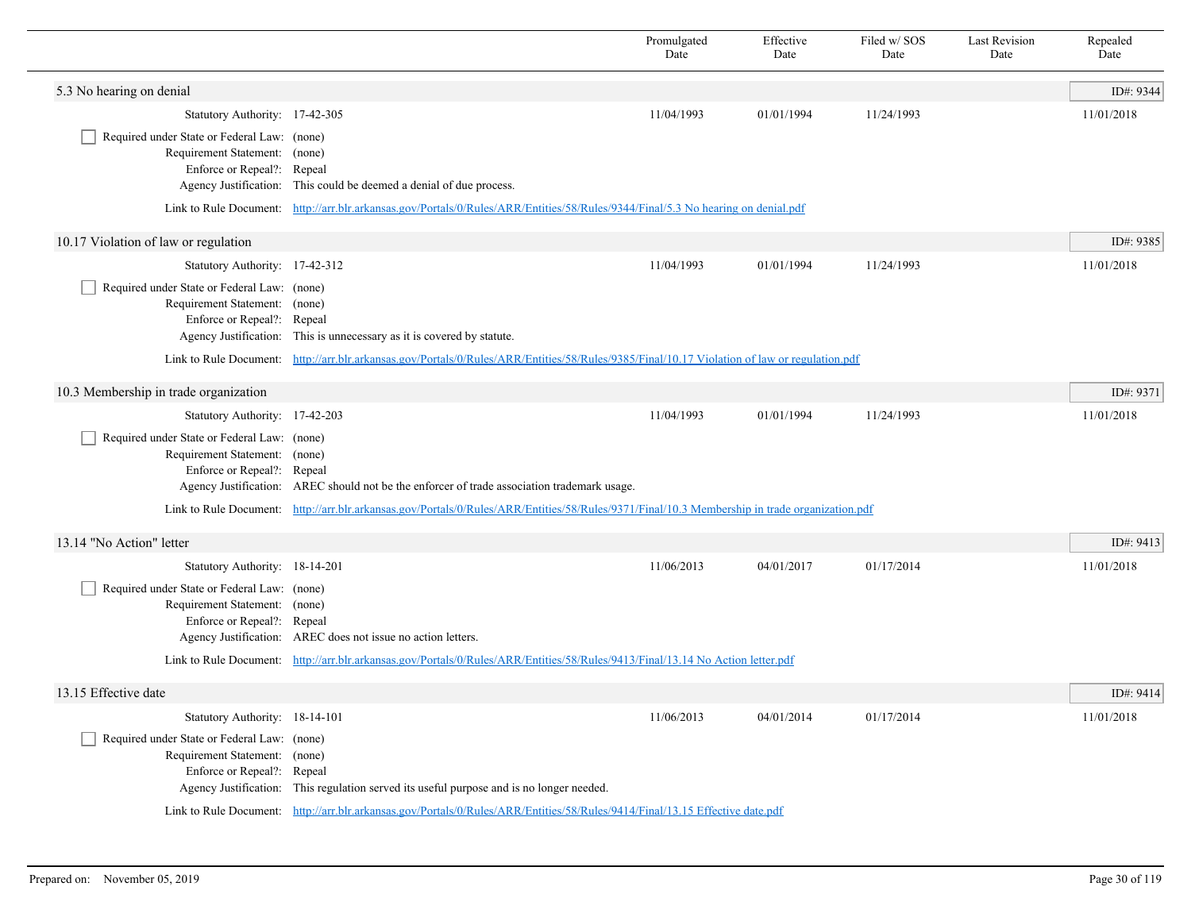| | Promulgated Date | Effective Date | Filed w/ SOS Date | Last Revision Date | Repealed Date |
|---|---|---|---|---|---|

## 5.3 No hearing on denial

ID#: 9344

| | | Promulgated Date | Effective Date | Filed w/ SOS Date | Last Revision Date | Repealed Date |
|---|---|---|---|---|---|---|
| Statutory Authority: | 17-42-305 | 11/04/1993 | 01/01/1994 | 11/24/1993 | | 11/01/2018 |

- [ ] Required under State or Federal Law: (none)

Requirement Statement: (none)

Enforce or Repeal?: Repeal

Agency Justification: This could be deemed a denial of due process.

Link to Rule Document: http://arr.blr.arkansas.gov/Portals/0/Rules/ARR/Entities/58/Rules/9344/Final/5.3 No hearing on denial.pdf

## 10.17 Violation of law or regulation

ID#: 9385

| | | Promulgated Date | Effective Date | Filed w/ SOS Date | Last Revision Date | Repealed Date |
|---|---|---|---|---|---|---|
| Statutory Authority: | 17-42-312 | 11/04/1993 | 01/01/1994 | 11/24/1993 | | 11/01/2018 |

- [ ] Required under State or Federal Law: (none)

Requirement Statement: (none)

Enforce or Repeal?: Repeal

Agency Justification: This is unnecessary as it is covered by statute.

Link to Rule Document: http://arr.blr.arkansas.gov/Portals/0/Rules/ARR/Entities/58/Rules/9385/Final/10.17 Violation of law or regulation.pdf

## 10.3 Membership in trade organization

ID#: 9371

| | | Promulgated Date | Effective Date | Filed w/ SOS Date | Last Revision Date | Repealed Date |
|---|---|---|---|---|---|---|
| Statutory Authority: | 17-42-203 | 11/04/1993 | 01/01/1994 | 11/24/1993 | | 11/01/2018 |

- [ ] Required under State or Federal Law: (none)

Requirement Statement: (none)

Enforce or Repeal?: Repeal

Agency Justification: AREC should not be the enforcer of trade association trademark usage.

Link to Rule Document: http://arr.blr.arkansas.gov/Portals/0/Rules/ARR/Entities/58/Rules/9371/Final/10.3 Membership in trade organization.pdf

## 13.14 "No Action" letter

ID#: 9413

| | | Promulgated Date | Effective Date | Filed w/ SOS Date | Last Revision Date | Repealed Date |
|---|---|---|---|---|---|---|
| Statutory Authority: | 18-14-201 | 11/06/2013 | 04/01/2017 | 01/17/2014 | | 11/01/2018 |

- [ ] Required under State or Federal Law: (none)

Requirement Statement: (none)

Enforce or Repeal?: Repeal

Agency Justification: AREC does not issue no action letters.

Link to Rule Document: http://arr.blr.arkansas.gov/Portals/0/Rules/ARR/Entities/58/Rules/9413/Final/13.14 No Action letter.pdf

## 13.15 Effective date

ID#: 9414

| | | Promulgated Date | Effective Date | Filed w/ SOS Date | Last Revision Date | Repealed Date |
|---|---|---|---|---|---|---|
| Statutory Authority: | 18-14-101 | 11/06/2013 | 04/01/2014 | 01/17/2014 | | 11/01/2018 |

- [ ] Required under State or Federal Law: (none)

Requirement Statement: (none)

Enforce or Repeal?: Repeal

Agency Justification: This regulation served its useful purpose and is no longer needed.

Link to Rule Document: http://arr.blr.arkansas.gov/Portals/0/Rules/ARR/Entities/58/Rules/9414/Final/13.15 Effective date.pdf

Prepared on: November 05, 2019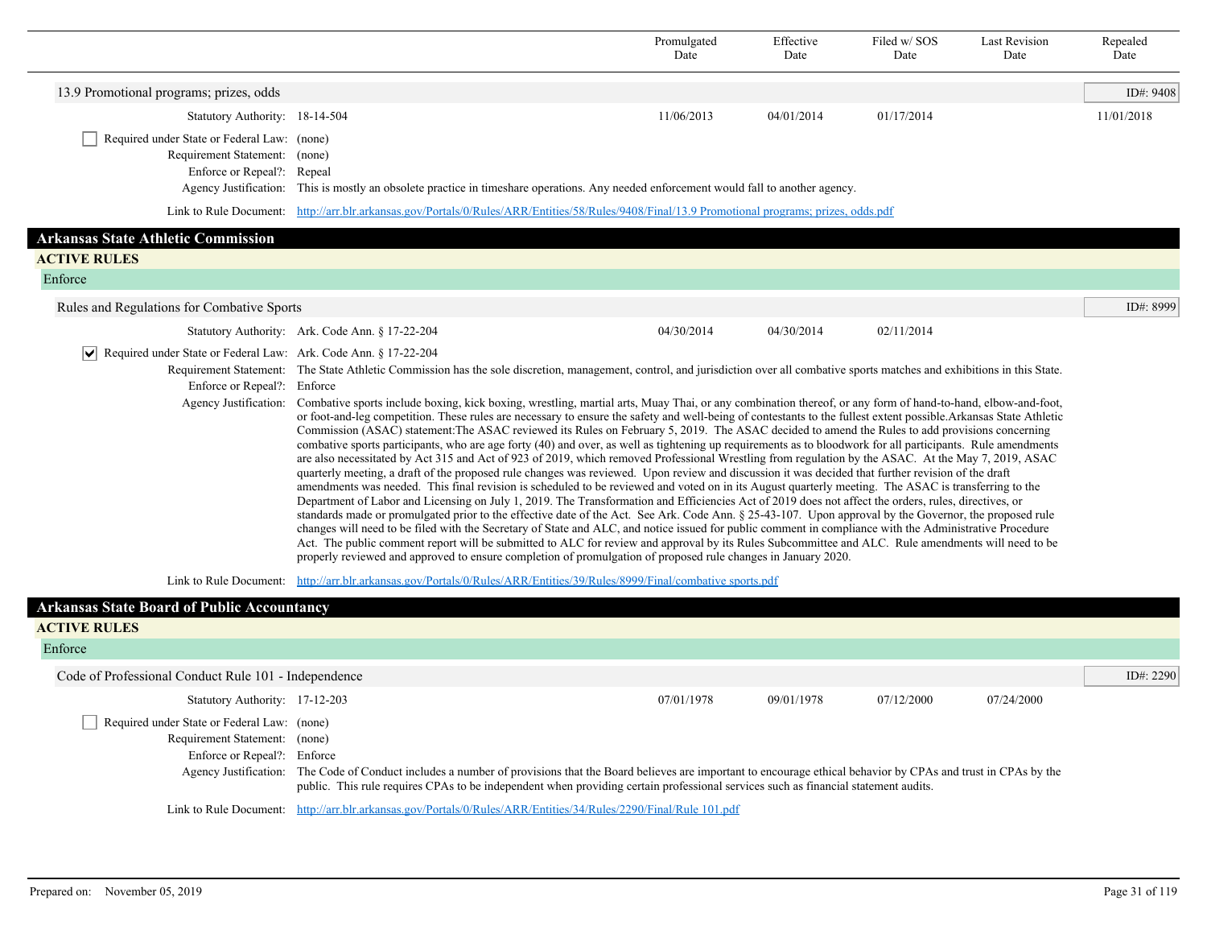| | Promulgated Date | Effective Date | Filed w/ SOS Date | Last Revision Date | Repealed Date |
|---|---|---|---|---|---|

### 13.9 Promotional programs; prizes, odds

ID#: 9408

| | Promulgated Date | Effective Date | Filed w/ SOS Date | Last Revision Date | Repealed Date |
|---|---|---|---|---|---|
| Statutory Authority: 18-14-504 | 11/06/2013 | 04/01/2014 | 01/17/2014 | | 11/01/2018 |

☐ Required under State or Federal Law: (none)

Requirement Statement: (none)

Enforce or Repeal?: Repeal

Agency Justification: This is mostly an obsolete practice in timeshare operations. Any needed enforcement would fall to another agency.

Link to Rule Document: http://arr.blr.arkansas.gov/Portals/0/Rules/ARR/Entities/58/Rules/9408/Final/13.9 Promotional programs; prizes, odds.pdf

# Arkansas State Athletic Commission

## ACTIVE RULES

### Enforce

### Rules and Regulations for Combative Sports

ID#: 8999

| | Promulgated Date | Effective Date | Filed w/ SOS Date | Last Revision Date | Repealed Date |
|---|---|---|---|---|---|
| Statutory Authority: Ark. Code Ann. § 17-22-204 | 04/30/2014 | 04/30/2014 | 02/11/2014 | | |

☑ Required under State or Federal Law: Ark. Code Ann. § 17-22-204

Requirement Statement: The State Athletic Commission has the sole discretion, management, control, and jurisdiction over all combative sports matches and exhibitions in this State.

Enforce or Repeal?: Enforce

Agency Justification: Combative sports include boxing, kick boxing, wrestling, martial arts, Muay Thai, or any combination thereof, or any form of hand-to-hand, elbow-and-foot, or foot-and-leg competition. These rules are necessary to ensure the safety and well-being of contestants to the fullest extent possible.Arkansas State Athletic Commission (ASAC) statement:The ASAC reviewed its Rules on February 5, 2019. The ASAC decided to amend the Rules to add provisions concerning combative sports participants, who are age forty (40) and over, as well as tightening up requirements as to bloodwork for all participants. Rule amendments are also necessitated by Act 315 and Act of 923 of 2019, which removed Professional Wrestling from regulation by the ASAC. At the May 7, 2019, ASAC quarterly meeting, a draft of the proposed rule changes was reviewed. Upon review and discussion it was decided that further revision of the draft amendments was needed. This final revision is scheduled to be reviewed and voted on in its August quarterly meeting. The ASAC is transferring to the Department of Labor and Licensing on July 1, 2019. The Transformation and Efficiencies Act of 2019 does not affect the orders, rules, directives, or standards made or promulgated prior to the effective date of the Act. See Ark. Code Ann. § 25-43-107. Upon approval by the Governor, the proposed rule changes will need to be filed with the Secretary of State and ALC, and notice issued for public comment in compliance with the Administrative Procedure Act. The public comment report will be submitted to ALC for review and approval by its Rules Subcommittee and ALC. Rule amendments will need to be properly reviewed and approved to ensure completion of promulgation of proposed rule changes in January 2020.

Link to Rule Document: http://arr.blr.arkansas.gov/Portals/0/Rules/ARR/Entities/39/Rules/8999/Final/combative sports.pdf

# Arkansas State Board of Public Accountancy

## ACTIVE RULES

### Enforce

### Code of Professional Conduct Rule 101 - Independence

ID#: 2290

| | Promulgated Date | Effective Date | Filed w/ SOS Date | Last Revision Date | Repealed Date |
|---|---|---|---|---|---|
| Statutory Authority: 17-12-203 | 07/01/1978 | 09/01/1978 | 07/12/2000 | 07/24/2000 | |

☐ Required under State or Federal Law: (none)

Requirement Statement: (none)

Enforce or Repeal?: Enforce

Agency Justification: The Code of Conduct includes a number of provisions that the Board believes are important to encourage ethical behavior by CPAs and trust in CPAs by the public. This rule requires CPAs to be independent when providing certain professional services such as financial statement audits.

Link to Rule Document: http://arr.blr.arkansas.gov/Portals/0/Rules/ARR/Entities/34/Rules/2290/Final/Rule 101.pdf

Prepared on: November 05, 2019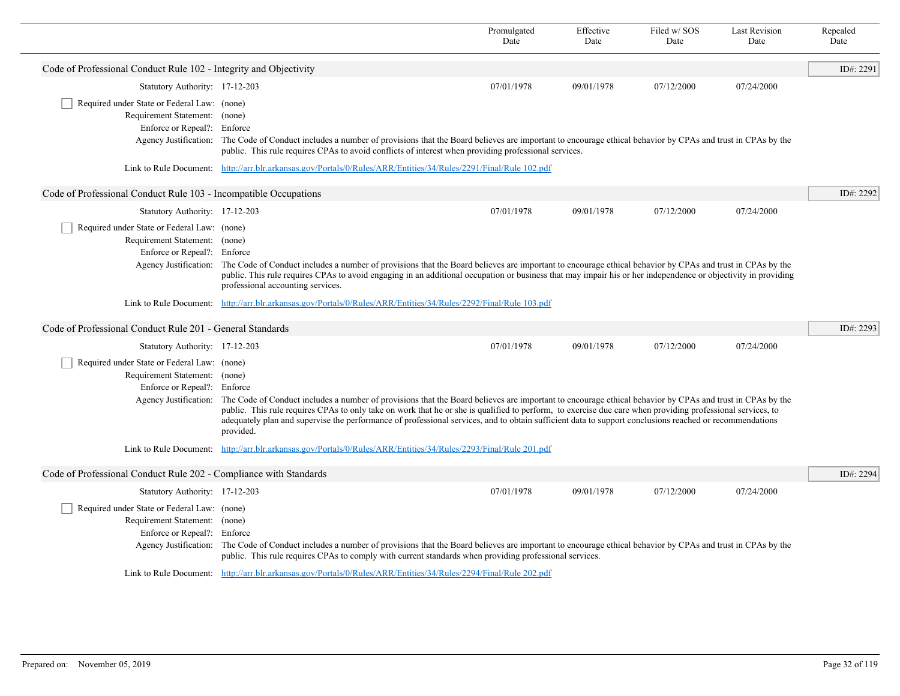| | Promulgated Date | Effective Date | Filed w/ SOS Date | Last Revision Date | Repealed Date |
|---|---|---|---|---|---|

## Code of Professional Conduct Rule 102 - Integrity and Objectivity

ID#: 2291

| | Promulgated Date | Effective Date | Filed w/ SOS Date | Last Revision Date | Repealed Date |
|---|---|---|---|---|---|
| Statutory Authority: 17-12-203 | 07/01/1978 | 09/01/1978 | 07/12/2000 | 07/24/2000 | |

- [ ] Required under State or Federal Law: (none)

Requirement Statement: (none)

Enforce or Repeal?: Enforce

Agency Justification: The Code of Conduct includes a number of provisions that the Board believes are important to encourage ethical behavior by CPAs and trust in CPAs by the public. This rule requires CPAs to avoid conflicts of interest when providing professional services.

Link to Rule Document: http://arr.blr.arkansas.gov/Portals/0/Rules/ARR/Entities/34/Rules/2291/Final/Rule 102.pdf

## Code of Professional Conduct Rule 103 - Incompatible Occupations

ID#: 2292

| | Promulgated Date | Effective Date | Filed w/ SOS Date | Last Revision Date | Repealed Date |
|---|---|---|---|---|---|
| Statutory Authority: 17-12-203 | 07/01/1978 | 09/01/1978 | 07/12/2000 | 07/24/2000 | |

- [ ] Required under State or Federal Law: (none)

Requirement Statement: (none)

Enforce or Repeal?: Enforce

Agency Justification: The Code of Conduct includes a number of provisions that the Board believes are important to encourage ethical behavior by CPAs and trust in CPAs by the public. This rule requires CPAs to avoid engaging in an additional occupation or business that may impair his or her independence or objectivity in providing professional accounting services.

Link to Rule Document: http://arr.blr.arkansas.gov/Portals/0/Rules/ARR/Entities/34/Rules/2292/Final/Rule 103.pdf

## Code of Professional Conduct Rule 201 - General Standards

ID#: 2293

| | Promulgated Date | Effective Date | Filed w/ SOS Date | Last Revision Date | Repealed Date |
|---|---|---|---|---|---|
| Statutory Authority: 17-12-203 | 07/01/1978 | 09/01/1978 | 07/12/2000 | 07/24/2000 | |

- [ ] Required under State or Federal Law: (none)

Requirement Statement: (none)

Enforce or Repeal?: Enforce

Agency Justification: The Code of Conduct includes a number of provisions that the Board believes are important to encourage ethical behavior by CPAs and trust in CPAs by the public. This rule requires CPAs to only take on work that he or she is qualified to perform, to exercise due care when providing professional services, to adequately plan and supervise the performance of professional services, and to obtain sufficient data to support conclusions reached or recommendations provided.

Link to Rule Document: http://arr.blr.arkansas.gov/Portals/0/Rules/ARR/Entities/34/Rules/2293/Final/Rule 201.pdf

## Code of Professional Conduct Rule 202 - Compliance with Standards

ID#: 2294

| | Promulgated Date | Effective Date | Filed w/ SOS Date | Last Revision Date | Repealed Date |
|---|---|---|---|---|---|
| Statutory Authority: 17-12-203 | 07/01/1978 | 09/01/1978 | 07/12/2000 | 07/24/2000 | |

- [ ] Required under State or Federal Law: (none)

Requirement Statement: (none)

Enforce or Repeal?: Enforce

Agency Justification: The Code of Conduct includes a number of provisions that the Board believes are important to encourage ethical behavior by CPAs and trust in CPAs by the public. This rule requires CPAs to comply with current standards when providing professional services.

Link to Rule Document: http://arr.blr.arkansas.gov/Portals/0/Rules/ARR/Entities/34/Rules/2294/Final/Rule 202.pdf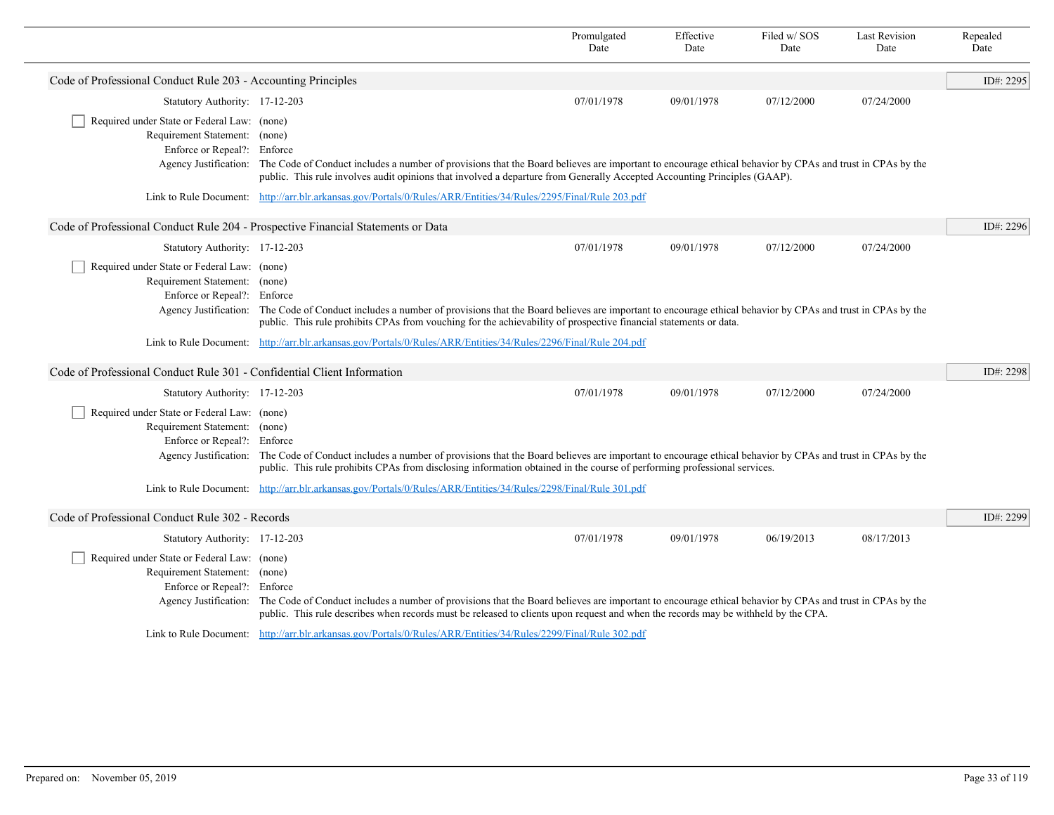| | Promulgated Date | Effective Date | Filed w/ SOS Date | Last Revision Date | Repealed Date |
|---|---|---|---|---|---|

## Code of Professional Conduct Rule 203 - Accounting Principles

ID#: 2295

| | Promulgated Date | Effective Date | Filed w/ SOS Date | Last Revision Date | Repealed Date |
|---|---|---|---|---|---|
| Statutory Authority: 17-12-203 | 07/01/1978 | 09/01/1978 | 07/12/2000 | 07/24/2000 | |

- [ ] Required under State or Federal Law: (none)

Requirement Statement: (none)

Enforce or Repeal?: Enforce

Agency Justification: The Code of Conduct includes a number of provisions that the Board believes are important to encourage ethical behavior by CPAs and trust in CPAs by the public. This rule involves audit opinions that involved a departure from Generally Accepted Accounting Principles (GAAP).

Link to Rule Document: http://arr.blr.arkansas.gov/Portals/0/Rules/ARR/Entities/34/Rules/2295/Final/Rule 203.pdf

## Code of Professional Conduct Rule 204 - Prospective Financial Statements or Data

ID#: 2296

| | Promulgated Date | Effective Date | Filed w/ SOS Date | Last Revision Date | Repealed Date |
|---|---|---|---|---|---|
| Statutory Authority: 17-12-203 | 07/01/1978 | 09/01/1978 | 07/12/2000 | 07/24/2000 | |

- [ ] Required under State or Federal Law: (none)

Requirement Statement: (none)

Enforce or Repeal?: Enforce

Agency Justification: The Code of Conduct includes a number of provisions that the Board believes are important to encourage ethical behavior by CPAs and trust in CPAs by the public. This rule prohibits CPAs from vouching for the achievability of prospective financial statements or data.

Link to Rule Document: http://arr.blr.arkansas.gov/Portals/0/Rules/ARR/Entities/34/Rules/2296/Final/Rule 204.pdf

## Code of Professional Conduct Rule 301 - Confidential Client Information

ID#: 2298

| | Promulgated Date | Effective Date | Filed w/ SOS Date | Last Revision Date | Repealed Date |
|---|---|---|---|---|---|
| Statutory Authority: 17-12-203 | 07/01/1978 | 09/01/1978 | 07/12/2000 | 07/24/2000 | |

- [ ] Required under State or Federal Law: (none)

Requirement Statement: (none)

Enforce or Repeal?: Enforce

Agency Justification: The Code of Conduct includes a number of provisions that the Board believes are important to encourage ethical behavior by CPAs and trust in CPAs by the public. This rule prohibits CPAs from disclosing information obtained in the course of performing professional services.

Link to Rule Document: http://arr.blr.arkansas.gov/Portals/0/Rules/ARR/Entities/34/Rules/2298/Final/Rule 301.pdf

## Code of Professional Conduct Rule 302 - Records

ID#: 2299

| | Promulgated Date | Effective Date | Filed w/ SOS Date | Last Revision Date | Repealed Date |
|---|---|---|---|---|---|
| Statutory Authority: 17-12-203 | 07/01/1978 | 09/01/1978 | 06/19/2013 | 08/17/2013 | |

- [ ] Required under State or Federal Law: (none)

Requirement Statement: (none)

Enforce or Repeal?: Enforce

Agency Justification: The Code of Conduct includes a number of provisions that the Board believes are important to encourage ethical behavior by CPAs and trust in CPAs by the public. This rule describes when records must be released to clients upon request and when the records may be withheld by the CPA.

Link to Rule Document: http://arr.blr.arkansas.gov/Portals/0/Rules/ARR/Entities/34/Rules/2299/Final/Rule 302.pdf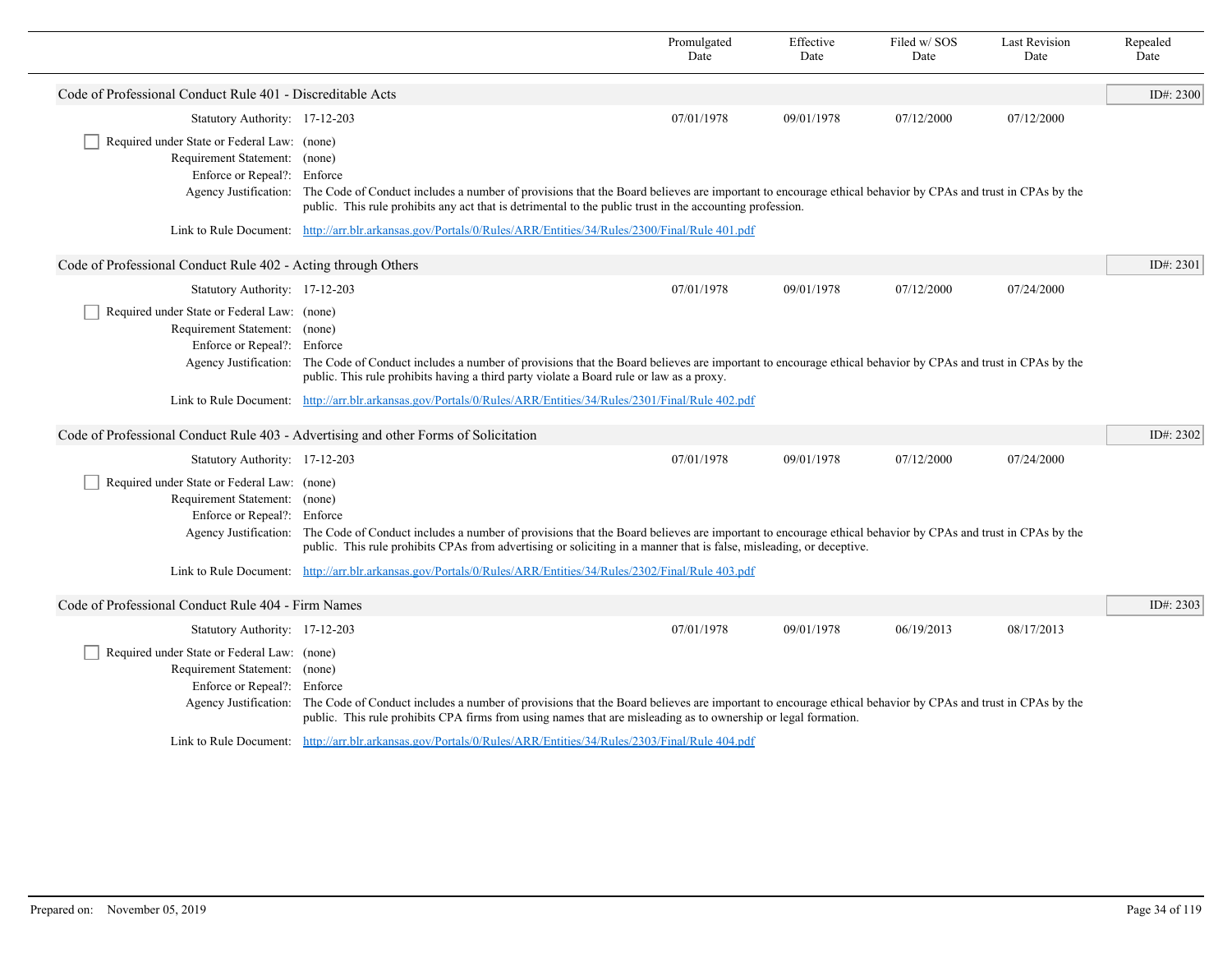| | Promulgated Date | Effective Date | Filed w/ SOS Date | Last Revision Date | Repealed Date |
|---|---|---|---|---|---|

### Code of Professional Conduct Rule 401 - Discreditable Acts

ID#: 2300

| | Promulgated Date | Effective Date | Filed w/ SOS Date | Last Revision Date | Repealed Date |
|---|---|---|---|---|---|
| Statutory Authority: 17-12-203 | 07/01/1978 | 09/01/1978 | 07/12/2000 | 07/12/2000 | |

☐ Required under State or Federal Law: (none)

Requirement Statement: (none)

Enforce or Repeal?: Enforce

Agency Justification: The Code of Conduct includes a number of provisions that the Board believes are important to encourage ethical behavior by CPAs and trust in CPAs by the public. This rule prohibits any act that is detrimental to the public trust in the accounting profession.

Link to Rule Document: http://arr.blr.arkansas.gov/Portals/0/Rules/ARR/Entities/34/Rules/2300/Final/Rule 401.pdf

### Code of Professional Conduct Rule 402 - Acting through Others

ID#: 2301

| | Promulgated Date | Effective Date | Filed w/ SOS Date | Last Revision Date | Repealed Date |
|---|---|---|---|---|---|
| Statutory Authority: 17-12-203 | 07/01/1978 | 09/01/1978 | 07/12/2000 | 07/24/2000 | |

☐ Required under State or Federal Law: (none)

Requirement Statement: (none)

Enforce or Repeal?: Enforce

Agency Justification: The Code of Conduct includes a number of provisions that the Board believes are important to encourage ethical behavior by CPAs and trust in CPAs by the public. This rule prohibits having a third party violate a Board rule or law as a proxy.

Link to Rule Document: http://arr.blr.arkansas.gov/Portals/0/Rules/ARR/Entities/34/Rules/2301/Final/Rule 402.pdf

### Code of Professional Conduct Rule 403 - Advertising and other Forms of Solicitation

ID#: 2302

| | Promulgated Date | Effective Date | Filed w/ SOS Date | Last Revision Date | Repealed Date |
|---|---|---|---|---|---|
| Statutory Authority: 17-12-203 | 07/01/1978 | 09/01/1978 | 07/12/2000 | 07/24/2000 | |

☐ Required under State or Federal Law: (none)

Requirement Statement: (none)

Enforce or Repeal?: Enforce

Agency Justification: The Code of Conduct includes a number of provisions that the Board believes are important to encourage ethical behavior by CPAs and trust in CPAs by the public. This rule prohibits CPAs from advertising or soliciting in a manner that is false, misleading, or deceptive.

Link to Rule Document: http://arr.blr.arkansas.gov/Portals/0/Rules/ARR/Entities/34/Rules/2302/Final/Rule 403.pdf

### Code of Professional Conduct Rule 404 - Firm Names

ID#: 2303

| | Promulgated Date | Effective Date | Filed w/ SOS Date | Last Revision Date | Repealed Date |
|---|---|---|---|---|---|
| Statutory Authority: 17-12-203 | 07/01/1978 | 09/01/1978 | 06/19/2013 | 08/17/2013 | |

☐ Required under State or Federal Law: (none)

Requirement Statement: (none)

Enforce or Repeal?: Enforce

Agency Justification: The Code of Conduct includes a number of provisions that the Board believes are important to encourage ethical behavior by CPAs and trust in CPAs by the public. This rule prohibits CPA firms from using names that are misleading as to ownership or legal formation.

Link to Rule Document: http://arr.blr.arkansas.gov/Portals/0/Rules/ARR/Entities/34/Rules/2303/Final/Rule 404.pdf

Prepared on: November 05, 2019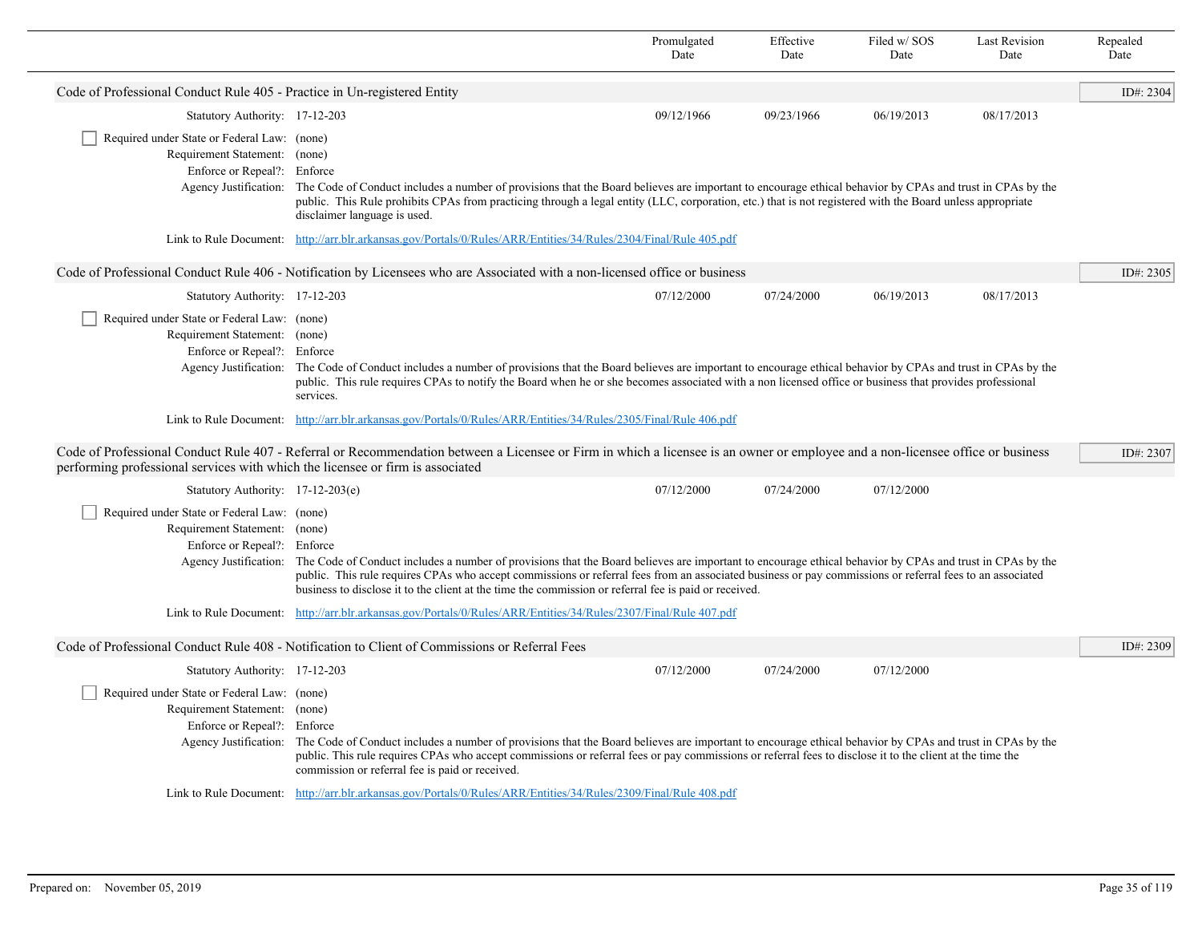| | Promulgated Date | Effective Date | Filed w/ SOS Date | Last Revision Date | Repealed Date |
|---|---|---|---|---|---|

## Code of Professional Conduct Rule 405 - Practice in Un-registered Entity

ID#: 2304

| | Promulgated Date | Effective Date | Filed w/ SOS Date | Last Revision Date | Repealed Date |
|---|---|---|---|---|---|
| Statutory Authority: 17-12-203 | 09/12/1966 | 09/23/1966 | 06/19/2013 | 08/17/2013 | |

- [ ] Required under State or Federal Law: (none)

Requirement Statement: (none)

Enforce or Repeal?: Enforce

Agency Justification: The Code of Conduct includes a number of provisions that the Board believes are important to encourage ethical behavior by CPAs and trust in CPAs by the public. This Rule prohibits CPAs from practicing through a legal entity (LLC, corporation, etc.) that is not registered with the Board unless appropriate disclaimer language is used.

Link to Rule Document: http://arr.blr.arkansas.gov/Portals/0/Rules/ARR/Entities/34/Rules/2304/Final/Rule 405.pdf

## Code of Professional Conduct Rule 406 - Notification by Licensees who are Associated with a non-licensed office or business

ID#: 2305

| | Promulgated Date | Effective Date | Filed w/ SOS Date | Last Revision Date | Repealed Date |
|---|---|---|---|---|---|
| Statutory Authority: 17-12-203 | 07/12/2000 | 07/24/2000 | 06/19/2013 | 08/17/2013 | |

- [ ] Required under State or Federal Law: (none)

Requirement Statement: (none)

Enforce or Repeal?: Enforce

Agency Justification: The Code of Conduct includes a number of provisions that the Board believes are important to encourage ethical behavior by CPAs and trust in CPAs by the public. This rule requires CPAs to notify the Board when he or she becomes associated with a non licensed office or business that provides professional services.

Link to Rule Document: http://arr.blr.arkansas.gov/Portals/0/Rules/ARR/Entities/34/Rules/2305/Final/Rule 406.pdf

## Code of Professional Conduct Rule 407 - Referral or Recommendation between a Licensee or Firm in which a licensee is an owner or employee and a non-licensee office or business performing professional services with which the licensee or firm is associated

ID#: 2307

| | Promulgated Date | Effective Date | Filed w/ SOS Date | Last Revision Date | Repealed Date |
|---|---|---|---|---|---|
| Statutory Authority: 17-12-203(e) | 07/12/2000 | 07/24/2000 | 07/12/2000 | | |

- [ ] Required under State or Federal Law: (none)

Requirement Statement: (none)

Enforce or Repeal?: Enforce

Agency Justification: The Code of Conduct includes a number of provisions that the Board believes are important to encourage ethical behavior by CPAs and trust in CPAs by the public. This rule requires CPAs who accept commissions or referral fees from an associated business or pay commissions or referral fees to an associated business to disclose it to the client at the time the commission or referral fee is paid or received.

Link to Rule Document: http://arr.blr.arkansas.gov/Portals/0/Rules/ARR/Entities/34/Rules/2307/Final/Rule 407.pdf

## Code of Professional Conduct Rule 408 - Notification to Client of Commissions or Referral Fees

ID#: 2309

| | Promulgated Date | Effective Date | Filed w/ SOS Date | Last Revision Date | Repealed Date |
|---|---|---|---|---|---|
| Statutory Authority: 17-12-203 | 07/12/2000 | 07/24/2000 | 07/12/2000 | | |

- [ ] Required under State or Federal Law: (none)

Requirement Statement: (none)

Enforce or Repeal?: Enforce

Agency Justification: The Code of Conduct includes a number of provisions that the Board believes are important to encourage ethical behavior by CPAs and trust in CPAs by the public. This rule requires CPAs who accept commissions or referral fees or pay commissions or referral fees to disclose it to the client at the time the commission or referral fee is paid or received.

Link to Rule Document: http://arr.blr.arkansas.gov/Portals/0/Rules/ARR/Entities/34/Rules/2309/Final/Rule 408.pdf

Prepared on: November 05, 2019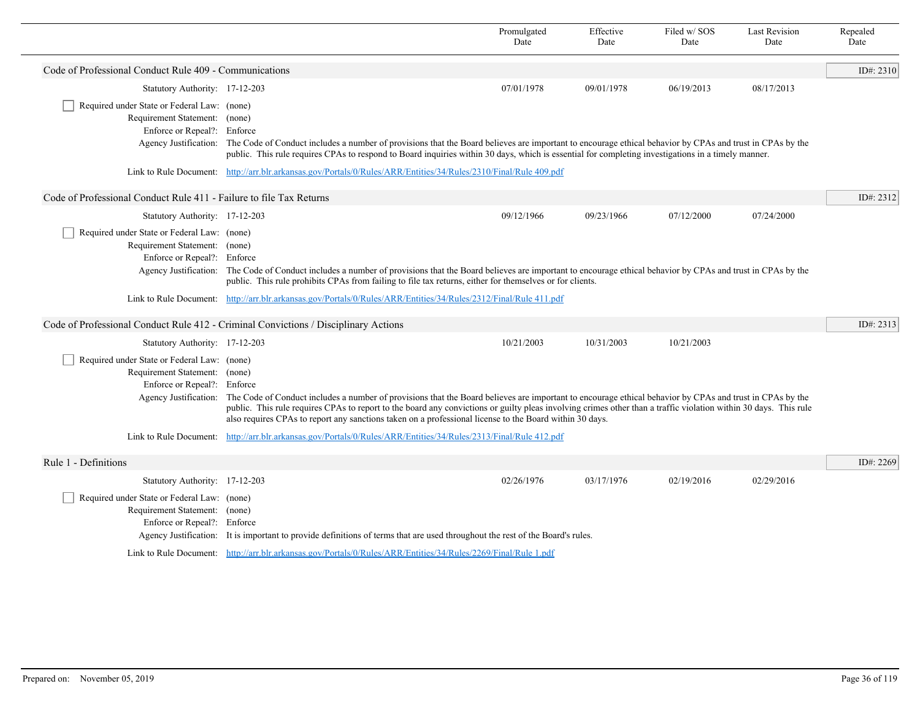| | Promulgated Date | Effective Date | Filed w/ SOS Date | Last Revision Date | Repealed Date |
|---|---|---|---|---|---|

## Code of Professional Conduct Rule 409 - Communications

ID#: 2310

| | Promulgated Date | Effective Date | Filed w/ SOS Date | Last Revision Date | Repealed Date |
|---|---|---|---|---|---|
| Statutory Authority: 17-12-203 | 07/01/1978 | 09/01/1978 | 06/19/2013 | 08/17/2013 | |

- [ ] Required under State or Federal Law: (none)

Requirement Statement: (none)

Enforce or Repeal?: Enforce

Agency Justification: The Code of Conduct includes a number of provisions that the Board believes are important to encourage ethical behavior by CPAs and trust in CPAs by the public. This rule requires CPAs to respond to Board inquiries within 30 days, which is essential for completing investigations in a timely manner.

Link to Rule Document: http://arr.blr.arkansas.gov/Portals/0/Rules/ARR/Entities/34/Rules/2310/Final/Rule 409.pdf

## Code of Professional Conduct Rule 411 - Failure to file Tax Returns

ID#: 2312

| | Promulgated Date | Effective Date | Filed w/ SOS Date | Last Revision Date | Repealed Date |
|---|---|---|---|---|---|
| Statutory Authority: 17-12-203 | 09/12/1966 | 09/23/1966 | 07/12/2000 | 07/24/2000 | |

- [ ] Required under State or Federal Law: (none)

Requirement Statement: (none)

Enforce or Repeal?: Enforce

Agency Justification: The Code of Conduct includes a number of provisions that the Board believes are important to encourage ethical behavior by CPAs and trust in CPAs by the public. This rule prohibits CPAs from failing to file tax returns, either for themselves or for clients.

Link to Rule Document: http://arr.blr.arkansas.gov/Portals/0/Rules/ARR/Entities/34/Rules/2312/Final/Rule 411.pdf

## Code of Professional Conduct Rule 412 - Criminal Convictions / Disciplinary Actions

ID#: 2313

| | Promulgated Date | Effective Date | Filed w/ SOS Date | Last Revision Date | Repealed Date |
|---|---|---|---|---|---|
| Statutory Authority: 17-12-203 | 10/21/2003 | 10/31/2003 | 10/21/2003 | | |

- [ ] Required under State or Federal Law: (none)

Requirement Statement: (none)

Enforce or Repeal?: Enforce

Agency Justification: The Code of Conduct includes a number of provisions that the Board believes are important to encourage ethical behavior by CPAs and trust in CPAs by the public. This rule requires CPAs to report to the board any convictions or guilty pleas involving crimes other than a traffic violation within 30 days. This rule also requires CPAs to report any sanctions taken on a professional license to the Board within 30 days.

Link to Rule Document: http://arr.blr.arkansas.gov/Portals/0/Rules/ARR/Entities/34/Rules/2313/Final/Rule 412.pdf

## Rule 1 - Definitions

ID#: 2269

| | Promulgated Date | Effective Date | Filed w/ SOS Date | Last Revision Date | Repealed Date |
|---|---|---|---|---|---|
| Statutory Authority: 17-12-203 | 02/26/1976 | 03/17/1976 | 02/19/2016 | 02/29/2016 | |

- [ ] Required under State or Federal Law: (none)

Requirement Statement: (none)

Enforce or Repeal?: Enforce

Agency Justification: It is important to provide definitions of terms that are used throughout the rest of the Board's rules.

Link to Rule Document: http://arr.blr.arkansas.gov/Portals/0/Rules/ARR/Entities/34/Rules/2269/Final/Rule 1.pdf

Prepared on: November 05, 2019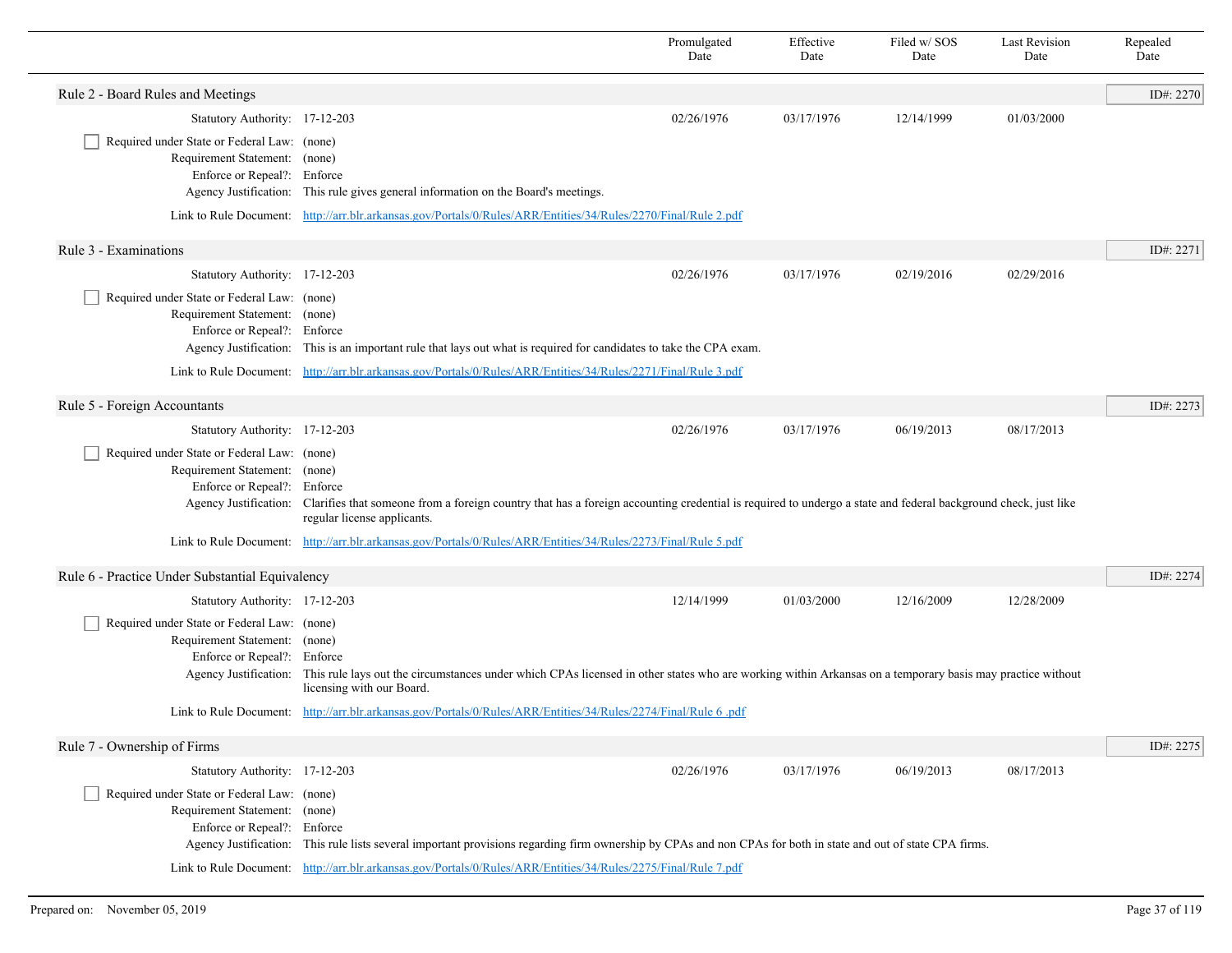| | Promulgated Date | Effective Date | Filed w/ SOS Date | Last Revision Date | Repealed Date |
|---|---|---|---|---|---|

## Rule 2 - Board Rules and Meetings

ID#: 2270

| | | Promulgated Date | Effective Date | Filed w/ SOS Date | Last Revision Date | Repealed Date |
|---|---|---|---|---|---|---|
| Statutory Authority: | 17-12-203 | 02/26/1976 | 03/17/1976 | 12/14/1999 | 01/03/2000 | |

- [ ] Required under State or Federal Law: (none)

Requirement Statement: (none)

Enforce or Repeal?: Enforce

Agency Justification: This rule gives general information on the Board's meetings.

Link to Rule Document: http://arr.blr.arkansas.gov/Portals/0/Rules/ARR/Entities/34/Rules/2270/Final/Rule 2.pdf

## Rule 3 - Examinations

ID#: 2271

| | | Promulgated Date | Effective Date | Filed w/ SOS Date | Last Revision Date | Repealed Date |
|---|---|---|---|---|---|---|
| Statutory Authority: | 17-12-203 | 02/26/1976 | 03/17/1976 | 02/19/2016 | 02/29/2016 | |

- [ ] Required under State or Federal Law: (none)

Requirement Statement: (none)

Enforce or Repeal?: Enforce

Agency Justification: This is an important rule that lays out what is required for candidates to take the CPA exam.

Link to Rule Document: http://arr.blr.arkansas.gov/Portals/0/Rules/ARR/Entities/34/Rules/2271/Final/Rule 3.pdf

## Rule 5 - Foreign Accountants

ID#: 2273

| | | Promulgated Date | Effective Date | Filed w/ SOS Date | Last Revision Date | Repealed Date |
|---|---|---|---|---|---|---|
| Statutory Authority: | 17-12-203 | 02/26/1976 | 03/17/1976 | 06/19/2013 | 08/17/2013 | |

- [ ] Required under State or Federal Law: (none)

Requirement Statement: (none)

Enforce or Repeal?: Enforce

Agency Justification: Clarifies that someone from a foreign country that has a foreign accounting credential is required to undergo a state and federal background check, just like regular license applicants.

Link to Rule Document: http://arr.blr.arkansas.gov/Portals/0/Rules/ARR/Entities/34/Rules/2273/Final/Rule 5.pdf

## Rule 6 - Practice Under Substantial Equivalency

ID#: 2274

| | | Promulgated Date | Effective Date | Filed w/ SOS Date | Last Revision Date | Repealed Date |
|---|---|---|---|---|---|---|
| Statutory Authority: | 17-12-203 | 12/14/1999 | 01/03/2000 | 12/16/2009 | 12/28/2009 | |

- [ ] Required under State or Federal Law: (none)

Requirement Statement: (none)

Enforce or Repeal?: Enforce

Agency Justification: This rule lays out the circumstances under which CPAs licensed in other states who are working within Arkansas on a temporary basis may practice without licensing with our Board.

Link to Rule Document: http://arr.blr.arkansas.gov/Portals/0/Rules/ARR/Entities/34/Rules/2274/Final/Rule 6 .pdf

## Rule 7 - Ownership of Firms

ID#: 2275

| | | Promulgated Date | Effective Date | Filed w/ SOS Date | Last Revision Date | Repealed Date |
|---|---|---|---|---|---|---|
| Statutory Authority: | 17-12-203 | 02/26/1976 | 03/17/1976 | 06/19/2013 | 08/17/2013 | |

- [ ] Required under State or Federal Law: (none)

Requirement Statement: (none)

Enforce or Repeal?: Enforce

Agency Justification: This rule lists several important provisions regarding firm ownership by CPAs and non CPAs for both in state and out of state CPA firms.

Link to Rule Document: http://arr.blr.arkansas.gov/Portals/0/Rules/ARR/Entities/34/Rules/2275/Final/Rule 7.pdf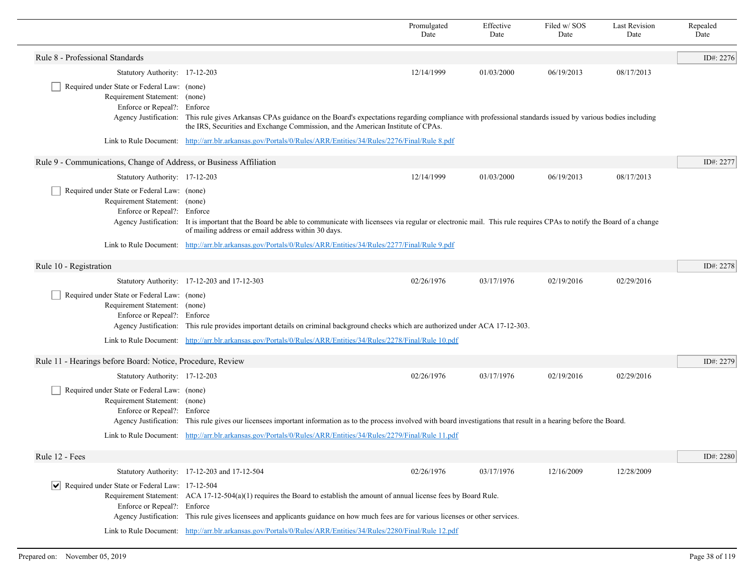| | Promulgated Date | Effective Date | Filed w/ SOS Date | Last Revision Date | Repealed Date |
|---|---|---|---|---|---|

## Rule 8 - Professional Standards

ID#: 2276

| | Promulgated Date | Effective Date | Filed w/ SOS Date | Last Revision Date | Repealed Date |
|---|---|---|---|---|---|
| Statutory Authority: 17-12-203 | 12/14/1999 | 01/03/2000 | 06/19/2013 | 08/17/2013 | |

- [ ] Required under State or Federal Law: (none)

Requirement Statement: (none)

Enforce or Repeal?: Enforce

Agency Justification: This rule gives Arkansas CPAs guidance on the Board's expectations regarding compliance with professional standards issued by various bodies including the IRS, Securities and Exchange Commission, and the American Institute of CPAs.

Link to Rule Document: http://arr.blr.arkansas.gov/Portals/0/Rules/ARR/Entities/34/Rules/2276/Final/Rule 8.pdf

## Rule 9 - Communications, Change of Address, or Business Affiliation

ID#: 2277

| | Promulgated Date | Effective Date | Filed w/ SOS Date | Last Revision Date | Repealed Date |
|---|---|---|---|---|---|
| Statutory Authority: 17-12-203 | 12/14/1999 | 01/03/2000 | 06/19/2013 | 08/17/2013 | |

- [ ] Required under State or Federal Law: (none)

Requirement Statement: (none)

Enforce or Repeal?: Enforce

Agency Justification: It is important that the Board be able to communicate with licensees via regular or electronic mail. This rule requires CPAs to notify the Board of a change of mailing address or email address within 30 days.

Link to Rule Document: http://arr.blr.arkansas.gov/Portals/0/Rules/ARR/Entities/34/Rules/2277/Final/Rule 9.pdf

## Rule 10 - Registration

ID#: 2278

| | Promulgated Date | Effective Date | Filed w/ SOS Date | Last Revision Date | Repealed Date |
|---|---|---|---|---|---|
| Statutory Authority: 17-12-203 and 17-12-303 | 02/26/1976 | 03/17/1976 | 02/19/2016 | 02/29/2016 | |

- [ ] Required under State or Federal Law: (none)

Requirement Statement: (none)

Enforce or Repeal?: Enforce

Agency Justification: This rule provides important details on criminal background checks which are authorized under ACA 17-12-303.

Link to Rule Document: http://arr.blr.arkansas.gov/Portals/0/Rules/ARR/Entities/34/Rules/2278/Final/Rule 10.pdf

## Rule 11 - Hearings before Board: Notice, Procedure, Review

ID#: 2279

| | Promulgated Date | Effective Date | Filed w/ SOS Date | Last Revision Date | Repealed Date |
|---|---|---|---|---|---|
| Statutory Authority: 17-12-203 | 02/26/1976 | 03/17/1976 | 02/19/2016 | 02/29/2016 | |

- [ ] Required under State or Federal Law: (none)

Requirement Statement: (none)

Enforce or Repeal?: Enforce

Agency Justification: This rule gives our licensees important information as to the process involved with board investigations that result in a hearing before the Board.

Link to Rule Document: http://arr.blr.arkansas.gov/Portals/0/Rules/ARR/Entities/34/Rules/2279/Final/Rule 11.pdf

## Rule 12 - Fees

ID#: 2280

| | Promulgated Date | Effective Date | Filed w/ SOS Date | Last Revision Date | Repealed Date |
|---|---|---|---|---|---|
| Statutory Authority: 17-12-203 and 17-12-504 | 02/26/1976 | 03/17/1976 | 12/16/2009 | 12/28/2009 | |

- [x] Required under State or Federal Law: 17-12-504

Requirement Statement: ACA 17-12-504(a)(1) requires the Board to establish the amount of annual license fees by Board Rule.

Enforce or Repeal?: Enforce

Agency Justification: This rule gives licensees and applicants guidance on how much fees are for various licenses or other services.

Link to Rule Document: http://arr.blr.arkansas.gov/Portals/0/Rules/ARR/Entities/34/Rules/2280/Final/Rule 12.pdf

Prepared on: November 05, 2019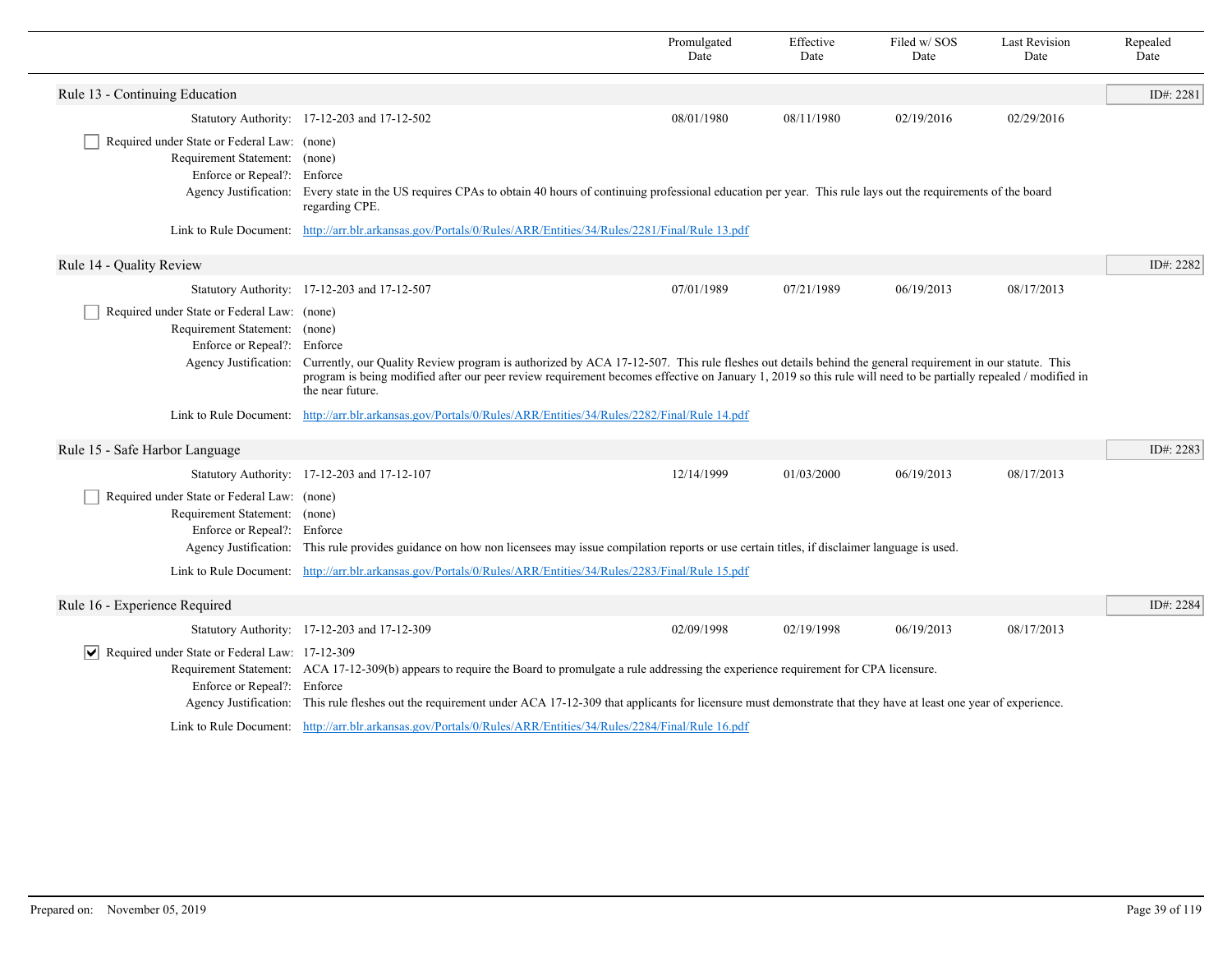| | Promulgated Date | Effective Date | Filed w/ SOS Date | Last Revision Date | Repealed Date |
|---|---|---|---|---|---|

## Rule 13 - Continuing Education

ID#: 2281

| | Promulgated Date | Effective Date | Filed w/ SOS Date | Last Revision Date | Repealed Date |
|---|---|---|---|---|---|
| Statutory Authority: 17-12-203 and 17-12-502 | 08/01/1980 | 08/11/1980 | 02/19/2016 | 02/29/2016 | |

☐ Required under State or Federal Law: (none)

Requirement Statement: (none)

Enforce or Repeal?: Enforce

Agency Justification: Every state in the US requires CPAs to obtain 40 hours of continuing professional education per year. This rule lays out the requirements of the board regarding CPE.

Link to Rule Document: http://arr.blr.arkansas.gov/Portals/0/Rules/ARR/Entities/34/Rules/2281/Final/Rule 13.pdf

## Rule 14 - Quality Review

ID#: 2282

| | Promulgated Date | Effective Date | Filed w/ SOS Date | Last Revision Date | Repealed Date |
|---|---|---|---|---|---|
| Statutory Authority: 17-12-203 and 17-12-507 | 07/01/1989 | 07/21/1989 | 06/19/2013 | 08/17/2013 | |

☐ Required under State or Federal Law: (none)

Requirement Statement: (none)

Enforce or Repeal?: Enforce

Agency Justification: Currently, our Quality Review program is authorized by ACA 17-12-507. This rule fleshes out details behind the general requirement in our statute. This program is being modified after our peer review requirement becomes effective on January 1, 2019 so this rule will need to be partially repealed / modified in the near future.

Link to Rule Document: http://arr.blr.arkansas.gov/Portals/0/Rules/ARR/Entities/34/Rules/2282/Final/Rule 14.pdf

## Rule 15 - Safe Harbor Language

ID#: 2283

| | Promulgated Date | Effective Date | Filed w/ SOS Date | Last Revision Date | Repealed Date |
|---|---|---|---|---|---|
| Statutory Authority: 17-12-203 and 17-12-107 | 12/14/1999 | 01/03/2000 | 06/19/2013 | 08/17/2013 | |

☐ Required under State or Federal Law: (none)

Requirement Statement: (none)

Enforce or Repeal?: Enforce

Agency Justification: This rule provides guidance on how non licensees may issue compilation reports or use certain titles, if disclaimer language is used.

Link to Rule Document: http://arr.blr.arkansas.gov/Portals/0/Rules/ARR/Entities/34/Rules/2283/Final/Rule 15.pdf

## Rule 16 - Experience Required

ID#: 2284

| | Promulgated Date | Effective Date | Filed w/ SOS Date | Last Revision Date | Repealed Date |
|---|---|---|---|---|---|
| Statutory Authority: 17-12-203 and 17-12-309 | 02/09/1998 | 02/19/1998 | 06/19/2013 | 08/17/2013 | |

☑ Required under State or Federal Law: 17-12-309

Requirement Statement: ACA 17-12-309(b) appears to require the Board to promulgate a rule addressing the experience requirement for CPA licensure.

Enforce or Repeal?: Enforce

Agency Justification: This rule fleshes out the requirement under ACA 17-12-309 that applicants for licensure must demonstrate that they have at least one year of experience.

Link to Rule Document: http://arr.blr.arkansas.gov/Portals/0/Rules/ARR/Entities/34/Rules/2284/Final/Rule 16.pdf

Prepared on: November 05, 2019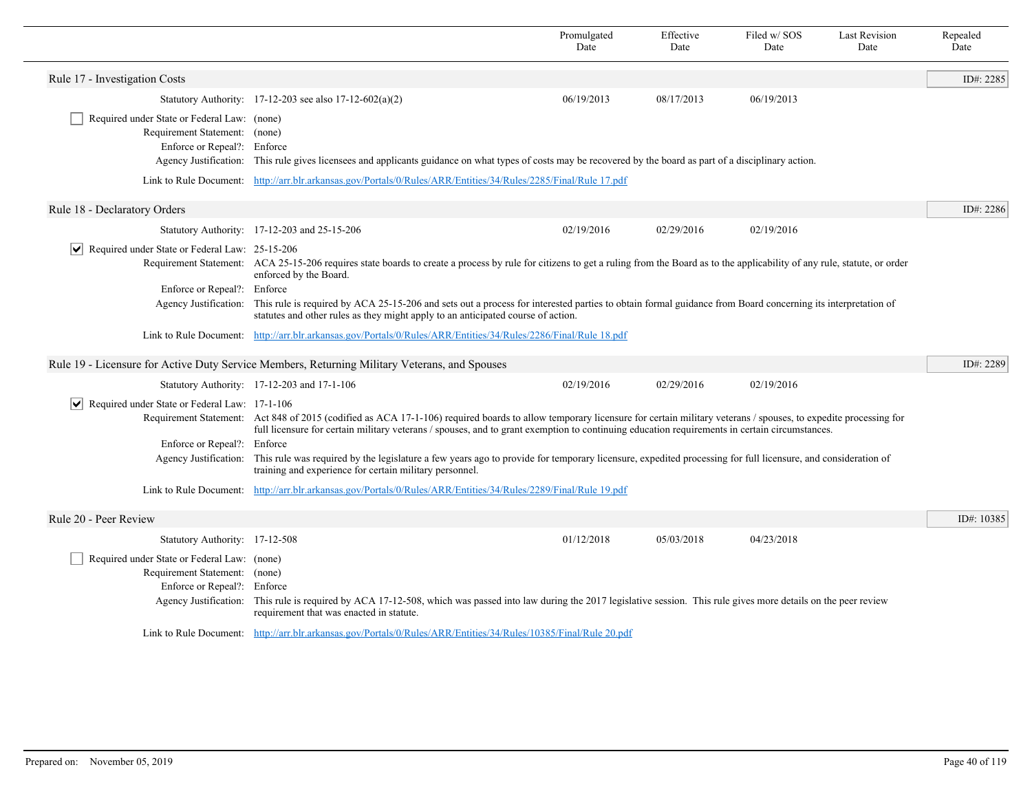| | Promulgated Date | Effective Date | Filed w/ SOS Date | Last Revision Date | Repealed Date |
|---|---|---|---|---|---|

## Rule 17 - Investigation Costs

ID#: 2285

| | | Promulgated Date | Effective Date | Filed w/ SOS Date | Last Revision Date | Repealed Date |
|---|---|---|---|---|---|---|
| Statutory Authority: | 17-12-203 see also 17-12-602(a)(2) | 06/19/2013 | 08/17/2013 | 06/19/2013 | | |

- [ ] Required under State or Federal Law: (none)

Requirement Statement: (none)

Enforce or Repeal?: Enforce

Agency Justification: This rule gives licensees and applicants guidance on what types of costs may be recovered by the board as part of a disciplinary action.

Link to Rule Document: http://arr.blr.arkansas.gov/Portals/0/Rules/ARR/Entities/34/Rules/2285/Final/Rule 17.pdf

## Rule 18 - Declaratory Orders

ID#: 2286

| | | Promulgated Date | Effective Date | Filed w/ SOS Date | Last Revision Date | Repealed Date |
|---|---|---|---|---|---|---|
| Statutory Authority: | 17-12-203 and 25-15-206 | 02/19/2016 | 02/29/2016 | 02/19/2016 | | |

- [x] Required under State or Federal Law: 25-15-206

Requirement Statement: ACA 25-15-206 requires state boards to create a process by rule for citizens to get a ruling from the Board as to the applicability of any rule, statute, or order enforced by the Board.

Enforce or Repeal?: Enforce

Agency Justification: This rule is required by ACA 25-15-206 and sets out a process for interested parties to obtain formal guidance from Board concerning its interpretation of statutes and other rules as they might apply to an anticipated course of action.

Link to Rule Document: http://arr.blr.arkansas.gov/Portals/0/Rules/ARR/Entities/34/Rules/2286/Final/Rule 18.pdf

## Rule 19 - Licensure for Active Duty Service Members, Returning Military Veterans, and Spouses

ID#: 2289

| | | Promulgated Date | Effective Date | Filed w/ SOS Date | Last Revision Date | Repealed Date |
|---|---|---|---|---|---|---|
| Statutory Authority: | 17-12-203 and 17-1-106 | 02/19/2016 | 02/29/2016 | 02/19/2016 | | |

- [x] Required under State or Federal Law: 17-1-106

Requirement Statement: Act 848 of 2015 (codified as ACA 17-1-106) required boards to allow temporary licensure for certain military veterans / spouses, to expedite processing for full licensure for certain military veterans / spouses, and to grant exemption to continuing education requirements in certain circumstances.

Enforce or Repeal?: Enforce

Agency Justification: This rule was required by the legislature a few years ago to provide for temporary licensure, expedited processing for full licensure, and consideration of training and experience for certain military personnel.

Link to Rule Document: http://arr.blr.arkansas.gov/Portals/0/Rules/ARR/Entities/34/Rules/2289/Final/Rule 19.pdf

## Rule 20 - Peer Review

ID#: 10385

| | | Promulgated Date | Effective Date | Filed w/ SOS Date | Last Revision Date | Repealed Date |
|---|---|---|---|---|---|---|
| Statutory Authority: | 17-12-508 | 01/12/2018 | 05/03/2018 | 04/23/2018 | | |

- [ ] Required under State or Federal Law: (none)

Requirement Statement: (none)

Enforce or Repeal?: Enforce

Agency Justification: This rule is required by ACA 17-12-508, which was passed into law during the 2017 legislative session. This rule gives more details on the peer review requirement that was enacted in statute.

Link to Rule Document: http://arr.blr.arkansas.gov/Portals/0/Rules/ARR/Entities/34/Rules/10385/Final/Rule 20.pdf

Prepared on: November 05, 2019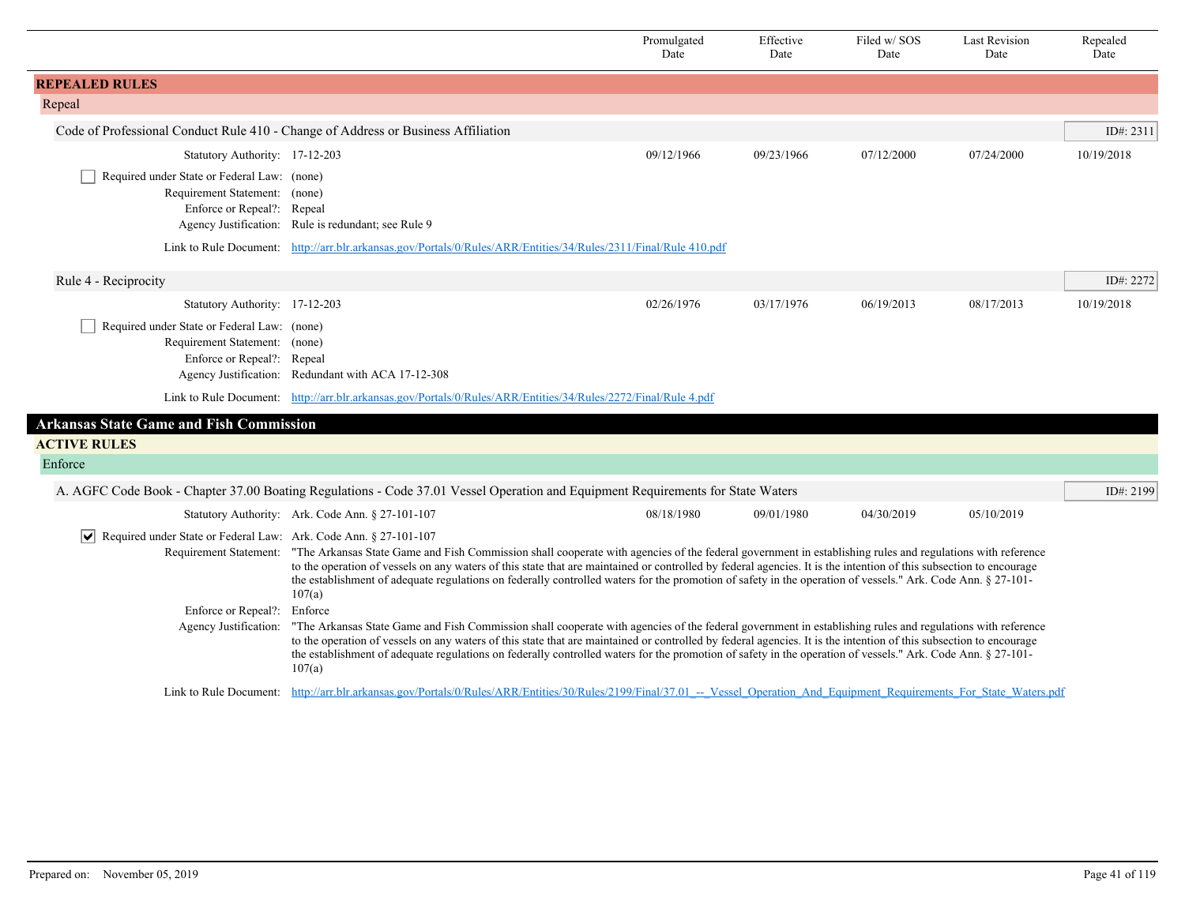| | Promulgated Date | Effective Date | Filed w/ SOS Date | Last Revision Date | Repealed Date |
|---|---|---|---|---|---|

## REPEALED RULES

### Repeal

**Code of Professional Conduct Rule 410 - Change of Address or Business Affiliation** — ID#: 2311

| | Promulgated Date | Effective Date | Filed w/ SOS Date | Last Revision Date | Repealed Date |
|---|---|---|---|---|---|
| Statutory Authority: 17-12-203 | 09/12/1966 | 09/23/1966 | 07/12/2000 | 07/24/2000 | 10/19/2018 |

☐ Required under State or Federal Law: (none)
Requirement Statement: (none)
Enforce or Repeal?: Repeal
Agency Justification: Rule is redundant; see Rule 9
Link to Rule Document: http://arr.blr.arkansas.gov/Portals/0/Rules/ARR/Entities/34/Rules/2311/Final/Rule 410.pdf

**Rule 4 - Reciprocity** — ID#: 2272

| | Promulgated Date | Effective Date | Filed w/ SOS Date | Last Revision Date | Repealed Date |
|---|---|---|---|---|---|
| Statutory Authority: 17-12-203 | 02/26/1976 | 03/17/1976 | 06/19/2013 | 08/17/2013 | 10/19/2018 |

☐ Required under State or Federal Law: (none)
Requirement Statement: (none)
Enforce or Repeal?: Repeal
Agency Justification: Redundant with ACA 17-12-308
Link to Rule Document: http://arr.blr.arkansas.gov/Portals/0/Rules/ARR/Entities/34/Rules/2272/Final/Rule 4.pdf

# Arkansas State Game and Fish Commission

## ACTIVE RULES

### Enforce

**A. AGFC Code Book - Chapter 37.00 Boating Regulations - Code 37.01 Vessel Operation and Equipment Requirements for State Waters** — ID#: 2199

| | Promulgated Date | Effective Date | Filed w/ SOS Date | Last Revision Date | Repealed Date |
|---|---|---|---|---|---|
| Statutory Authority: Ark. Code Ann. § 27-101-107 | 08/18/1980 | 09/01/1980 | 04/30/2019 | 05/10/2019 | |

☑ Required under State or Federal Law: Ark. Code Ann. § 27-101-107
Requirement Statement: "The Arkansas State Game and Fish Commission shall cooperate with agencies of the federal government in establishing rules and regulations with reference to the operation of vessels on any waters of this state that are maintained or controlled by federal agencies. It is the intention of this subsection to encourage the establishment of adequate regulations on federally controlled waters for the promotion of safety in the operation of vessels." Ark. Code Ann. § 27-101-107(a)
Enforce or Repeal?: Enforce
Agency Justification: "The Arkansas State Game and Fish Commission shall cooperate with agencies of the federal government in establishing rules and regulations with reference to the operation of vessels on any waters of this state that are maintained or controlled by federal agencies. It is the intention of this subsection to encourage the establishment of adequate regulations on federally controlled waters for the promotion of safety in the operation of vessels." Ark. Code Ann. § 27-101-107(a)
Link to Rule Document: http://arr.blr.arkansas.gov/Portals/0/Rules/ARR/Entities/30/Rules/2199/Final/37.01_--_Vessel_Operation_And_Equipment_Requirements_For_State_Waters.pdf

Prepared on: November 05, 2019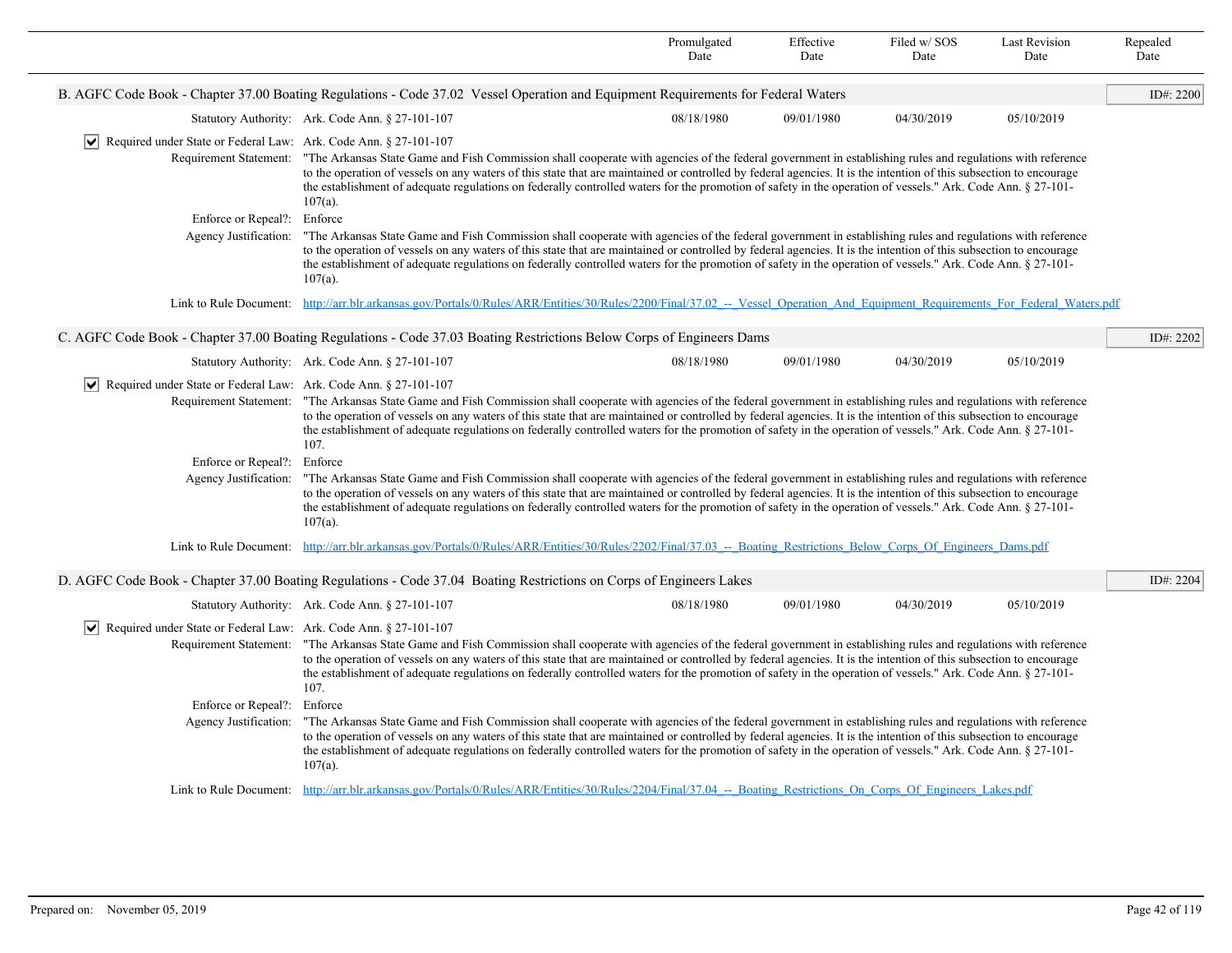| | Promulgated Date | Effective Date | Filed w/ SOS Date | Last Revision Date | Repealed Date |
|---|---|---|---|---|---|

**B. AGFC Code Book - Chapter 37.00 Boating Regulations - Code 37.02 Vessel Operation and Equipment Requirements for Federal Waters** — ID#: 2200

| | Promulgated Date | Effective Date | Filed w/ SOS Date | Last Revision Date | Repealed Date |
|---|---|---|---|---|---|
| Statutory Authority: Ark. Code Ann. § 27-101-107 | 08/18/1980 | 09/01/1980 | 04/30/2019 | 05/10/2019 | |

☑ Required under State or Federal Law: Ark. Code Ann. § 27-101-107

Requirement Statement: "The Arkansas State Game and Fish Commission shall cooperate with agencies of the federal government in establishing rules and regulations with reference to the operation of vessels on any waters of this state that are maintained or controlled by federal agencies. It is the intention of this subsection to encourage the establishment of adequate regulations on federally controlled waters for the promotion of safety in the operation of vessels." Ark. Code Ann. § 27-101-107(a).

Enforce or Repeal?: Enforce

Agency Justification: "The Arkansas State Game and Fish Commission shall cooperate with agencies of the federal government in establishing rules and regulations with reference to the operation of vessels on any waters of this state that are maintained or controlled by federal agencies. It is the intention of this subsection to encourage the establishment of adequate regulations on federally controlled waters for the promotion of safety in the operation of vessels." Ark. Code Ann. § 27-101-107(a).

Link to Rule Document: http://arr.blr.arkansas.gov/Portals/0/Rules/ARR/Entities/30/Rules/2200/Final/37.02_--_Vessel_Operation_And_Equipment_Requirements_For_Federal_Waters.pdf

**C. AGFC Code Book - Chapter 37.00 Boating Regulations - Code 37.03 Boating Restrictions Below Corps of Engineers Dams** — ID#: 2202

| | Promulgated Date | Effective Date | Filed w/ SOS Date | Last Revision Date | Repealed Date |
|---|---|---|---|---|---|
| Statutory Authority: Ark. Code Ann. § 27-101-107 | 08/18/1980 | 09/01/1980 | 04/30/2019 | 05/10/2019 | |

☑ Required under State or Federal Law: Ark. Code Ann. § 27-101-107

Requirement Statement: "The Arkansas State Game and Fish Commission shall cooperate with agencies of the federal government in establishing rules and regulations with reference to the operation of vessels on any waters of this state that are maintained or controlled by federal agencies. It is the intention of this subsection to encourage the establishment of adequate regulations on federally controlled waters for the promotion of safety in the operation of vessels." Ark. Code Ann. § 27-101-107.

Enforce or Repeal?: Enforce

Agency Justification: "The Arkansas State Game and Fish Commission shall cooperate with agencies of the federal government in establishing rules and regulations with reference to the operation of vessels on any waters of this state that are maintained or controlled by federal agencies. It is the intention of this subsection to encourage the establishment of adequate regulations on federally controlled waters for the promotion of safety in the operation of vessels." Ark. Code Ann. § 27-101-107(a).

Link to Rule Document: http://arr.blr.arkansas.gov/Portals/0/Rules/ARR/Entities/30/Rules/2202/Final/37.03_--_Boating_Restrictions_Below_Corps_Of_Engineers_Dams.pdf

**D. AGFC Code Book - Chapter 37.00 Boating Regulations - Code 37.04 Boating Restrictions on Corps of Engineers Lakes** — ID#: 2204

| | Promulgated Date | Effective Date | Filed w/ SOS Date | Last Revision Date | Repealed Date |
|---|---|---|---|---|---|
| Statutory Authority: Ark. Code Ann. § 27-101-107 | 08/18/1980 | 09/01/1980 | 04/30/2019 | 05/10/2019 | |

☑ Required under State or Federal Law: Ark. Code Ann. § 27-101-107

Requirement Statement: "The Arkansas State Game and Fish Commission shall cooperate with agencies of the federal government in establishing rules and regulations with reference to the operation of vessels on any waters of this state that are maintained or controlled by federal agencies. It is the intention of this subsection to encourage the establishment of adequate regulations on federally controlled waters for the promotion of safety in the operation of vessels." Ark. Code Ann. § 27-101-107.

Enforce or Repeal?: Enforce

Agency Justification: "The Arkansas State Game and Fish Commission shall cooperate with agencies of the federal government in establishing rules and regulations with reference to the operation of vessels on any waters of this state that are maintained or controlled by federal agencies. It is the intention of this subsection to encourage the establishment of adequate regulations on federally controlled waters for the promotion of safety in the operation of vessels." Ark. Code Ann. § 27-101-107(a).

Link to Rule Document: http://arr.blr.arkansas.gov/Portals/0/Rules/ARR/Entities/30/Rules/2204/Final/37.04_--_Boating_Restrictions_On_Corps_Of_Engineers_Lakes.pdf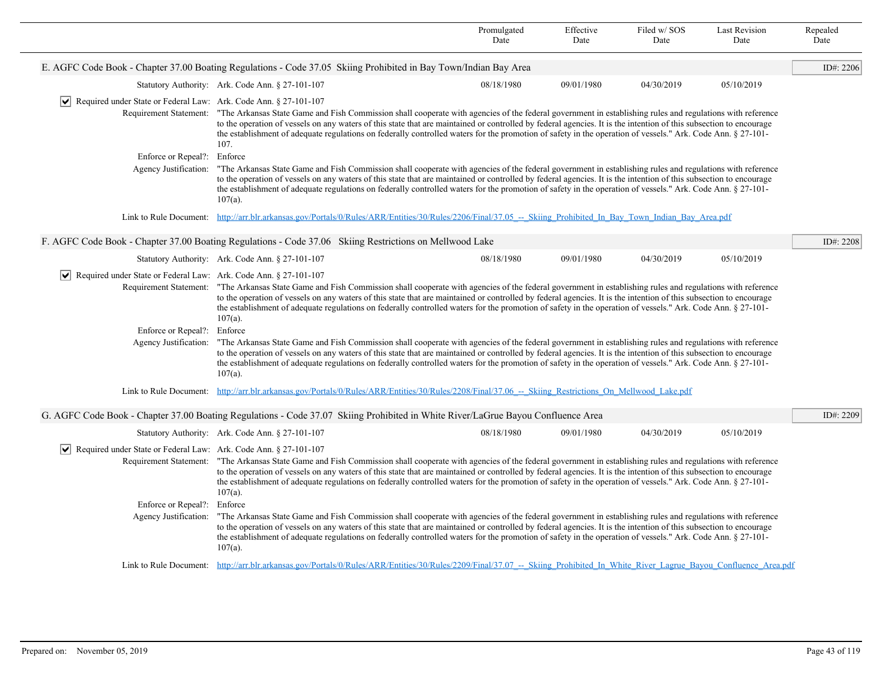| | Promulgated Date | Effective Date | Filed w/ SOS Date | Last Revision Date | Repealed Date |
|---|---|---|---|---|---|

**E. AGFC Code Book - Chapter 37.00 Boating Regulations - Code 37.05 Skiing Prohibited in Bay Town/Indian Bay Area** — ID#: 2206

| | Promulgated Date | Effective Date | Filed w/ SOS Date | Last Revision Date | Repealed Date |
|---|---|---|---|---|---|
| Statutory Authority: Ark. Code Ann. § 27-101-107 | 08/18/1980 | 09/01/1980 | 04/30/2019 | 05/10/2019 | |

☑ Required under State or Federal Law: Ark. Code Ann. § 27-101-107

Requirement Statement: "The Arkansas State Game and Fish Commission shall cooperate with agencies of the federal government in establishing rules and regulations with reference to the operation of vessels on any waters of this state that are maintained or controlled by federal agencies. It is the intention of this subsection to encourage the establishment of adequate regulations on federally controlled waters for the promotion of safety in the operation of vessels." Ark. Code Ann. § 27-101-107.

Enforce or Repeal?: Enforce

Agency Justification: "The Arkansas State Game and Fish Commission shall cooperate with agencies of the federal government in establishing rules and regulations with reference to the operation of vessels on any waters of this state that are maintained or controlled by federal agencies. It is the intention of this subsection to encourage the establishment of adequate regulations on federally controlled waters for the promotion of safety in the operation of vessels." Ark. Code Ann. § 27-101-107(a).

Link to Rule Document: http://arr.blr.arkansas.gov/Portals/0/Rules/ARR/Entities/30/Rules/2206/Final/37.05_--_Skiing_Prohibited_In_Bay_Town_Indian_Bay_Area.pdf

**F. AGFC Code Book - Chapter 37.00 Boating Regulations - Code 37.06 Skiing Restrictions on Mellwood Lake** — ID#: 2208

| | Promulgated Date | Effective Date | Filed w/ SOS Date | Last Revision Date | Repealed Date |
|---|---|---|---|---|---|
| Statutory Authority: Ark. Code Ann. § 27-101-107 | 08/18/1980 | 09/01/1980 | 04/30/2019 | 05/10/2019 | |

☑ Required under State or Federal Law: Ark. Code Ann. § 27-101-107

Requirement Statement: "The Arkansas State Game and Fish Commission shall cooperate with agencies of the federal government in establishing rules and regulations with reference to the operation of vessels on any waters of this state that are maintained or controlled by federal agencies. It is the intention of this subsection to encourage the establishment of adequate regulations on federally controlled waters for the promotion of safety in the operation of vessels." Ark. Code Ann. § 27-101-107(a).

Enforce or Repeal?: Enforce

Agency Justification: "The Arkansas State Game and Fish Commission shall cooperate with agencies of the federal government in establishing rules and regulations with reference to the operation of vessels on any waters of this state that are maintained or controlled by federal agencies. It is the intention of this subsection to encourage the establishment of adequate regulations on federally controlled waters for the promotion of safety in the operation of vessels." Ark. Code Ann. § 27-101-107(a).

Link to Rule Document: http://arr.blr.arkansas.gov/Portals/0/Rules/ARR/Entities/30/Rules/2208/Final/37.06_--_Skiing_Restrictions_On_Mellwood_Lake.pdf

**G. AGFC Code Book - Chapter 37.00 Boating Regulations - Code 37.07 Skiing Prohibited in White River/LaGrue Bayou Confluence Area** — ID#: 2209

| | Promulgated Date | Effective Date | Filed w/ SOS Date | Last Revision Date | Repealed Date |
|---|---|---|---|---|---|
| Statutory Authority: Ark. Code Ann. § 27-101-107 | 08/18/1980 | 09/01/1980 | 04/30/2019 | 05/10/2019 | |

☑ Required under State or Federal Law: Ark. Code Ann. § 27-101-107

Requirement Statement: "The Arkansas State Game and Fish Commission shall cooperate with agencies of the federal government in establishing rules and regulations with reference to the operation of vessels on any waters of this state that are maintained or controlled by federal agencies. It is the intention of this subsection to encourage the establishment of adequate regulations on federally controlled waters for the promotion of safety in the operation of vessels." Ark. Code Ann. § 27-101-107(a).

Enforce or Repeal?: Enforce

Agency Justification: "The Arkansas State Game and Fish Commission shall cooperate with agencies of the federal government in establishing rules and regulations with reference to the operation of vessels on any waters of this state that are maintained or controlled by federal agencies. It is the intention of this subsection to encourage the establishment of adequate regulations on federally controlled waters for the promotion of safety in the operation of vessels." Ark. Code Ann. § 27-101-107(a).

Link to Rule Document: http://arr.blr.arkansas.gov/Portals/0/Rules/ARR/Entities/30/Rules/2209/Final/37.07_--_Skiing_Prohibited_In_White_River_Lagrue_Bayou_Confluence_Area.pdf

Prepared on: November 05, 2019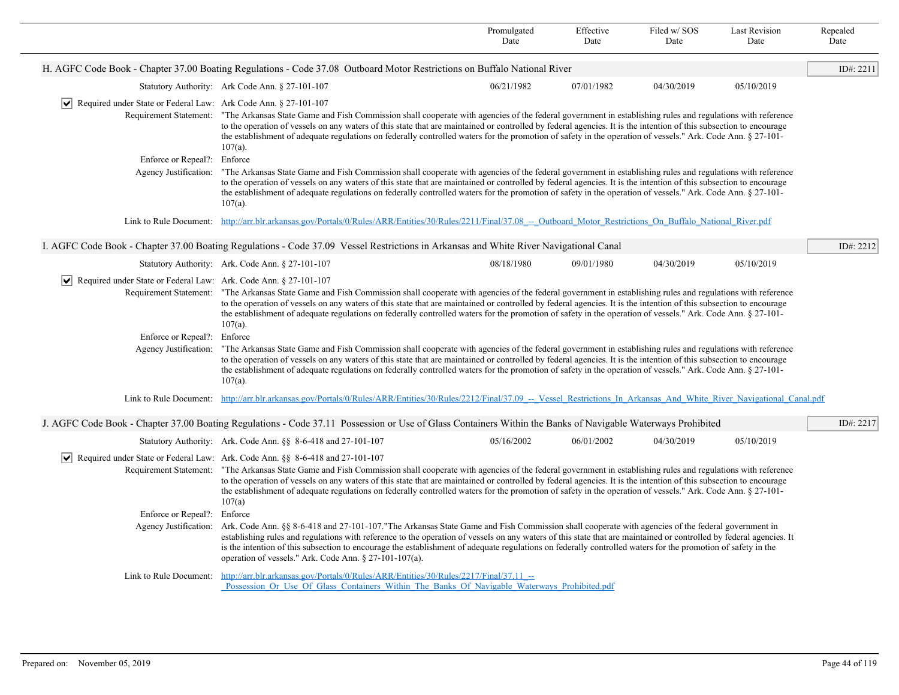| | Promulgated Date | Effective Date | Filed w/ SOS Date | Last Revision Date | Repealed Date |
|---|---|---|---|---|---|

### H. AGFC Code Book - Chapter 37.00 Boating Regulations - Code 37.08 Outboard Motor Restrictions on Buffalo National River

ID#: 2211

| | Promulgated Date | Effective Date | Filed w/ SOS Date | Last Revision Date | Repealed Date |
|---|---|---|---|---|---|
| Statutory Authority: Ark Code Ann. § 27-101-107 | 06/21/1982 | 07/01/1982 | 04/30/2019 | 05/10/2019 | |

☑ Required under State or Federal Law: Ark Code Ann. § 27-101-107

Requirement Statement: "The Arkansas State Game and Fish Commission shall cooperate with agencies of the federal government in establishing rules and regulations with reference to the operation of vessels on any waters of this state that are maintained or controlled by federal agencies. It is the intention of this subsection to encourage the establishment of adequate regulations on federally controlled waters for the promotion of safety in the operation of vessels." Ark. Code Ann. § 27-101-107(a).

Enforce or Repeal?: Enforce

Agency Justification: "The Arkansas State Game and Fish Commission shall cooperate with agencies of the federal government in establishing rules and regulations with reference to the operation of vessels on any waters of this state that are maintained or controlled by federal agencies. It is the intention of this subsection to encourage the establishment of adequate regulations on federally controlled waters for the promotion of safety in the operation of vessels." Ark. Code Ann. § 27-101-107(a).

Link to Rule Document: http://arr.blr.arkansas.gov/Portals/0/Rules/ARR/Entities/30/Rules/2211/Final/37.08_--_Outboard_Motor_Restrictions_On_Buffalo_National_River.pdf

### I. AGFC Code Book - Chapter 37.00 Boating Regulations - Code 37.09 Vessel Restrictions in Arkansas and White River Navigational Canal

ID#: 2212

| | Promulgated Date | Effective Date | Filed w/ SOS Date | Last Revision Date | Repealed Date |
|---|---|---|---|---|---|
| Statutory Authority: Ark. Code Ann. § 27-101-107 | 08/18/1980 | 09/01/1980 | 04/30/2019 | 05/10/2019 | |

☑ Required under State or Federal Law: Ark. Code Ann. § 27-101-107

Requirement Statement: "The Arkansas State Game and Fish Commission shall cooperate with agencies of the federal government in establishing rules and regulations with reference to the operation of vessels on any waters of this state that are maintained or controlled by federal agencies. It is the intention of this subsection to encourage the establishment of adequate regulations on federally controlled waters for the promotion of safety in the operation of vessels." Ark. Code Ann. § 27-101-107(a).

Enforce or Repeal?: Enforce

Agency Justification: "The Arkansas State Game and Fish Commission shall cooperate with agencies of the federal government in establishing rules and regulations with reference to the operation of vessels on any waters of this state that are maintained or controlled by federal agencies. It is the intention of this subsection to encourage the establishment of adequate regulations on federally controlled waters for the promotion of safety in the operation of vessels." Ark. Code Ann. § 27-101-107(a).

Link to Rule Document: http://arr.blr.arkansas.gov/Portals/0/Rules/ARR/Entities/30/Rules/2212/Final/37.09_--_Vessel_Restrictions_In_Arkansas_And_White_River_Navigational_Canal.pdf

### J. AGFC Code Book - Chapter 37.00 Boating Regulations - Code 37.11 Possession or Use of Glass Containers Within the Banks of Navigable Waterways Prohibited

ID#: 2217

| | Promulgated Date | Effective Date | Filed w/ SOS Date | Last Revision Date | Repealed Date |
|---|---|---|---|---|---|
| Statutory Authority: Ark. Code Ann. §§ 8-6-418 and 27-101-107 | 05/16/2002 | 06/01/2002 | 04/30/2019 | 05/10/2019 | |

☑ Required under State or Federal Law: Ark. Code Ann. §§ 8-6-418 and 27-101-107

Requirement Statement: "The Arkansas State Game and Fish Commission shall cooperate with agencies of the federal government in establishing rules and regulations with reference to the operation of vessels on any waters of this state that are maintained or controlled by federal agencies. It is the intention of this subsection to encourage the establishment of adequate regulations on federally controlled waters for the promotion of safety in the operation of vessels." Ark. Code Ann. § 27-101-107(a)

Enforce or Repeal?: Enforce

Agency Justification: Ark. Code Ann. §§ 8-6-418 and 27-101-107."The Arkansas State Game and Fish Commission shall cooperate with agencies of the federal government in establishing rules and regulations with reference to the operation of vessels on any waters of this state that are maintained or controlled by federal agencies. It is the intention of this subsection to encourage the establishment of adequate regulations on federally controlled waters for the promotion of safety in the operation of vessels." Ark. Code Ann. § 27-101-107(a).

Link to Rule Document: http://arr.blr.arkansas.gov/Portals/0/Rules/ARR/Entities/30/Rules/2217/Final/37.11_--_Possession_Or_Use_Of_Glass_Containers_Within_The_Banks_Of_Navigable_Waterways_Prohibited.pdf

Prepared on: November 05, 2019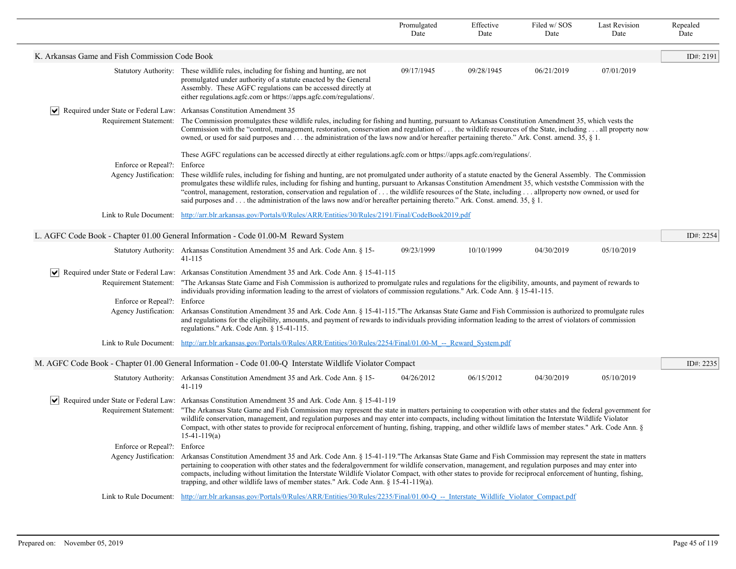| | Promulgated Date | Effective Date | Filed w/ SOS Date | Last Revision Date | Repealed Date |
|---|---|---|---|---|---|

## K. Arkansas Game and Fish Commission Code Book

ID#: 2191

| | Promulgated Date | Effective Date | Filed w/ SOS Date | Last Revision Date | Repealed Date |
|---|---|---|---|---|---|
| Statutory Authority: These wildlife rules, including for fishing and hunting, are not promulgated under authority of a statute enacted by the General Assembly. These AGFC regulations can be accessed directly at either regulations.agfc.com or https://apps.agfc.com/regulations/. | 09/17/1945 | 09/28/1945 | 06/21/2019 | 07/01/2019 | |

☑ Required under State or Federal Law: Arkansas Constitution Amendment 35

Requirement Statement: The Commission promulgates these wildlife rules, including for fishing and hunting, pursuant to Arkansas Constitution Amendment 35, which vests the Commission with the "control, management, restoration, conservation and regulation of . . . the wildlife resources of the State, including . . . all property now owned, or used for said purposes and . . . the administration of the laws now and/or hereafter pertaining thereto." Ark. Const. amend. 35, § 1.

These AGFC regulations can be accessed directly at either regulations.agfc.com or https://apps.agfc.com/regulations/.

Enforce or Repeal?: Enforce

Agency Justification: These wildlife rules, including for fishing and hunting, are not promulgated under authority of a statute enacted by the General Assembly. The Commission promulgates these wildlife rules, including for fishing and hunting, pursuant to Arkansas Constitution Amendment 35, which veststhe Commission with the "control, management, restoration, conservation and regulation of . . . the wildlife resources of the State, including . . . allproperty now owned, or used for said purposes and . . . the administration of the laws now and/or hereafter pertaining thereto." Ark. Const. amend. 35, § 1.

Link to Rule Document: http://arr.blr.arkansas.gov/Portals/0/Rules/ARR/Entities/30/Rules/2191/Final/CodeBook2019.pdf

## L. AGFC Code Book - Chapter 01.00 General Information - Code 01.00-M Reward System

ID#: 2254

| | Promulgated Date | Effective Date | Filed w/ SOS Date | Last Revision Date | Repealed Date |
|---|---|---|---|---|---|
| Statutory Authority: Arkansas Constitution Amendment 35 and Ark. Code Ann. § 15-41-115 | 09/23/1999 | 10/10/1999 | 04/30/2019 | 05/10/2019 | |

☑ Required under State or Federal Law: Arkansas Constitution Amendment 35 and Ark. Code Ann. § 15-41-115

Requirement Statement: "The Arkansas State Game and Fish Commission is authorized to promulgate rules and regulations for the eligibility, amounts, and payment of rewards to individuals providing information leading to the arrest of violators of commission regulations." Ark. Code Ann. § 15-41-115.

Enforce or Repeal?: Enforce

Agency Justification: Arkansas Constitution Amendment 35 and Ark. Code Ann. § 15-41-115."The Arkansas State Game and Fish Commission is authorized to promulgate rules and regulations for the eligibility, amounts, and payment of rewards to individuals providing information leading to the arrest of violators of commission regulations." Ark. Code Ann. § 15-41-115.

Link to Rule Document: http://arr.blr.arkansas.gov/Portals/0/Rules/ARR/Entities/30/Rules/2254/Final/01.00-M_--_Reward_System.pdf

## M. AGFC Code Book - Chapter 01.00 General Information - Code 01.00-Q Interstate Wildlife Violator Compact

ID#: 2235

| | Promulgated Date | Effective Date | Filed w/ SOS Date | Last Revision Date | Repealed Date |
|---|---|---|---|---|---|
| Statutory Authority: Arkansas Constitution Amendment 35 and Ark. Code Ann. § 15-41-119 | 04/26/2012 | 06/15/2012 | 04/30/2019 | 05/10/2019 | |

☑ Required under State or Federal Law: Arkansas Constitution Amendment 35 and Ark. Code Ann. § 15-41-119

Requirement Statement: "The Arkansas State Game and Fish Commission may represent the state in matters pertaining to cooperation with other states and the federal government for wildlife conservation, management, and regulation purposes and may enter into compacts, including without limitation the Interstate Wildlife Violator Compact, with other states to provide for reciprocal enforcement of hunting, fishing, trapping, and other wildlife laws of member states." Ark. Code Ann. § 15-41-119(a)

Enforce or Repeal?: Enforce

Agency Justification: Arkansas Constitution Amendment 35 and Ark. Code Ann. § 15-41-119."The Arkansas State Game and Fish Commission may represent the state in matters pertaining to cooperation with other states and the federalgovernment for wildlife conservation, management, and regulation purposes and may enter into compacts, including without limitation the Interstate Wildlife Violator Compact, with other states to provide for reciprocal enforcement of hunting, fishing, trapping, and other wildlife laws of member states." Ark. Code Ann. § 15-41-119(a).

Link to Rule Document: http://arr.blr.arkansas.gov/Portals/0/Rules/ARR/Entities/30/Rules/2235/Final/01.00-Q_--_Interstate_Wildlife_Violator_Compact.pdf

Prepared on: November 05, 2019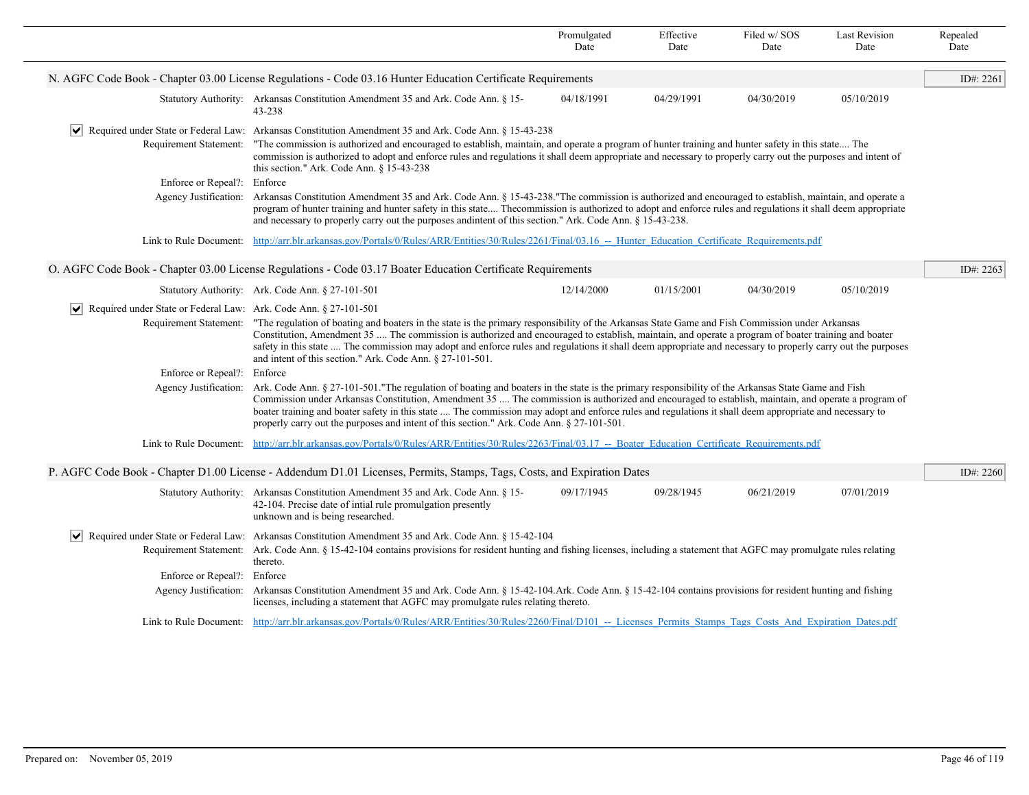| | Promulgated Date | Effective Date | Filed w/ SOS Date | Last Revision Date | Repealed Date |
|---|---|---|---|---|---|

## N. AGFC Code Book - Chapter 03.00 License Regulations - Code 03.16 Hunter Education Certificate Requirements

ID#: 2261

| | Promulgated Date | Effective Date | Filed w/ SOS Date | Last Revision Date | Repealed Date |
|---|---|---|---|---|---|
| **Statutory Authority:** Arkansas Constitution Amendment 35 and Ark. Code Ann. § 15-43-238 | 04/18/1991 | 04/29/1991 | 04/30/2019 | 05/10/2019 | |

☑ **Required under State or Federal Law:** Arkansas Constitution Amendment 35 and Ark. Code Ann. § 15-43-238

**Requirement Statement:** "The commission is authorized and encouraged to establish, maintain, and operate a program of hunter training and hunter safety in this state.... The commission is authorized to adopt and enforce rules and regulations it shall deem appropriate and necessary to properly carry out the purposes and intent of this section." Ark. Code Ann. § 15-43-238

**Enforce or Repeal?:** Enforce

**Agency Justification:** Arkansas Constitution Amendment 35 and Ark. Code Ann. § 15-43-238."The commission is authorized and encouraged to establish, maintain, and operate a program of hunter training and hunter safety in this state.... Thecommission is authorized to adopt and enforce rules and regulations it shall deem appropriate and necessary to properly carry out the purposes andintent of this section." Ark. Code Ann. § 15-43-238.

**Link to Rule Document:** http://arr.blr.arkansas.gov/Portals/0/Rules/ARR/Entities/30/Rules/2261/Final/03.16_--_Hunter_Education_Certificate_Requirements.pdf

## O. AGFC Code Book - Chapter 03.00 License Regulations - Code 03.17 Boater Education Certificate Requirements

ID#: 2263

| | Promulgated Date | Effective Date | Filed w/ SOS Date | Last Revision Date | Repealed Date |
|---|---|---|---|---|---|
| **Statutory Authority:** Ark. Code Ann. § 27-101-501 | 12/14/2000 | 01/15/2001 | 04/30/2019 | 05/10/2019 | |

☑ **Required under State or Federal Law:** Ark. Code Ann. § 27-101-501

**Requirement Statement:** "The regulation of boating and boaters in the state is the primary responsibility of the Arkansas State Game and Fish Commission under Arkansas Constitution, Amendment 35 .... The commission is authorized and encouraged to establish, maintain, and operate a program of boater training and boater safety in this state .... The commission may adopt and enforce rules and regulations it shall deem appropriate and necessary to properly carry out the purposes and intent of this section." Ark. Code Ann. § 27-101-501.

**Enforce or Repeal?:** Enforce

**Agency Justification:** Ark. Code Ann. § 27-101-501."The regulation of boating and boaters in the state is the primary responsibility of the Arkansas State Game and Fish Commission under Arkansas Constitution, Amendment 35 .... The commission is authorized and encouraged to establish, maintain, and operate a program of boater training and boater safety in this state .... The commission may adopt and enforce rules and regulations it shall deem appropriate and necessary to properly carry out the purposes and intent of this section." Ark. Code Ann. § 27-101-501.

**Link to Rule Document:** http://arr.blr.arkansas.gov/Portals/0/Rules/ARR/Entities/30/Rules/2263/Final/03.17_--_Boater_Education_Certificate_Requirements.pdf

## P. AGFC Code Book - Chapter D1.00 License - Addendum D1.01 Licenses, Permits, Stamps, Tags, Costs, and Expiration Dates

ID#: 2260

| | Promulgated Date | Effective Date | Filed w/ SOS Date | Last Revision Date | Repealed Date |
|---|---|---|---|---|---|
| **Statutory Authority:** Arkansas Constitution Amendment 35 and Ark. Code Ann. § 15-42-104. Precise date of intial rule promulgation presently unknown and is being researched. | 09/17/1945 | 09/28/1945 | 06/21/2019 | 07/01/2019 | |

☑ **Required under State or Federal Law:** Arkansas Constitution Amendment 35 and Ark. Code Ann. § 15-42-104

**Requirement Statement:** Ark. Code Ann. § 15-42-104 contains provisions for resident hunting and fishing licenses, including a statement that AGFC may promulgate rules relating thereto.

**Enforce or Repeal?:** Enforce

**Agency Justification:** Arkansas Constitution Amendment 35 and Ark. Code Ann. § 15-42-104.Ark. Code Ann. § 15-42-104 contains provisions for resident hunting and fishing licenses, including a statement that AGFC may promulgate rules relating thereto.

**Link to Rule Document:** http://arr.blr.arkansas.gov/Portals/0/Rules/ARR/Entities/30/Rules/2260/Final/D101_--_Licenses_Permits_Stamps_Tags_Costs_And_Expiration_Dates.pdf

Prepared on: November 05, 2019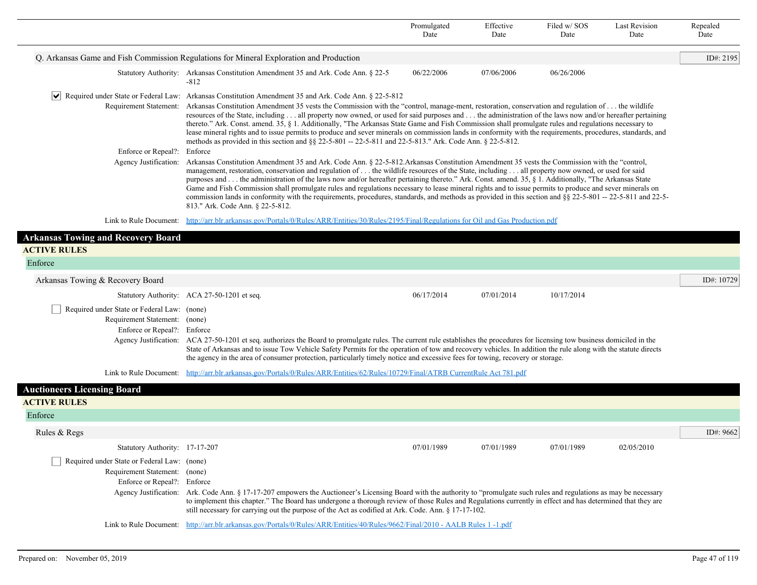| | Promulgated Date | Effective Date | Filed w/ SOS Date | Last Revision Date | Repealed Date |
|---|---|---|---|---|---|

### Q. Arkansas Game and Fish Commission Regulations for Mineral Exploration and Production

ID#: 2195

| | | Promulgated Date | Effective Date | Filed w/ SOS Date | Last Revision Date | Repealed Date |
|---|---|---|---|---|---|---|
| Statutory Authority: | Arkansas Constitution Amendment 35 and Ark. Code Ann. § 22-5-812 | 06/22/2006 | 07/06/2006 | 06/26/2006 | | |

☑ Required under State or Federal Law: Arkansas Constitution Amendment 35 and Ark. Code Ann. § 22-5-812

Requirement Statement: Arkansas Constitution Amendment 35 vests the Commission with the "control, manage-ment, restoration, conservation and regulation of . . . the wildlife resources of the State, including . . . all property now owned, or used for said purposes and . . . the administration of the laws now and/or hereafter pertaining thereto." Ark. Const. amend. 35, § 1. Additionally, "The Arkansas State Game and Fish Commission shall promulgate rules and regulations necessary to lease mineral rights and to issue permits to produce and sever minerals on commission lands in conformity with the requirements, procedures, standards, and methods as provided in this section and §§ 22-5-801 -- 22-5-811 and 22-5-813." Ark. Code Ann. § 22-5-812.

Enforce or Repeal?: Enforce

Agency Justification: Arkansas Constitution Amendment 35 and Ark. Code Ann. § 22-5-812.Arkansas Constitution Amendment 35 vests the Commission with the "control, management, restoration, conservation and regulation of . . . the wildlife resources of the State, including . . . all property now owned, or used for said purposes and . . . the administration of the laws now and/or hereafter pertaining thereto." Ark. Const. amend. 35, § 1. Additionally, "The Arkansas State Game and Fish Commission shall promulgate rules and regulations necessary to lease mineral rights and to issue permits to produce and sever minerals on commission lands in conformity with the requirements, procedures, standards, and methods as provided in this section and §§ 22-5-801 -- 22-5-811 and 22-5-813." Ark. Code Ann. § 22-5-812.

Link to Rule Document: http://arr.blr.arkansas.gov/Portals/0/Rules/ARR/Entities/30/Rules/2195/Final/Regulations for Oil and Gas Production.pdf

## Arkansas Towing and Recovery Board

### ACTIVE RULES

#### Enforce

### Arkansas Towing & Recovery Board

ID#: 10729

| | | Promulgated Date | Effective Date | Filed w/ SOS Date | Last Revision Date | Repealed Date |
|---|---|---|---|---|---|---|
| Statutory Authority: | ACA 27-50-1201 et seq. | 06/17/2014 | 07/01/2014 | 10/17/2014 | | |

☐ Required under State or Federal Law: (none)

Requirement Statement: (none)

Enforce or Repeal?: Enforce

Agency Justification: ACA 27-50-1201 et seq. authorizes the Board to promulgate rules. The current rule establishes the procedures for licensing tow business domiciled in the State of Arkansas and to issue Tow Vehicle Safety Permits for the operation of tow and recovery vehicles. In addition the rule along with the statute directs the agency in the area of consumer protection, particularly timely notice and excessive fees for towing, recovery or storage.

Link to Rule Document: http://arr.blr.arkansas.gov/Portals/0/Rules/ARR/Entities/62/Rules/10729/Final/ATRB CurrentRule Act 781.pdf

## Auctioneers Licensing Board

### ACTIVE RULES

#### Enforce

### Rules & Regs

ID#: 9662

| | | Promulgated Date | Effective Date | Filed w/ SOS Date | Last Revision Date | Repealed Date |
|---|---|---|---|---|---|---|
| Statutory Authority: | 17-17-207 | 07/01/1989 | 07/01/1989 | 07/01/1989 | 02/05/2010 | |

☐ Required under State or Federal Law: (none)

Requirement Statement: (none)

Enforce or Repeal?: Enforce

Agency Justification: Ark. Code Ann. § 17-17-207 empowers the Auctioneer's Licensing Board with the authority to "promulgate such rules and regulations as may be necessary to implement this chapter." The Board has undergone a thorough review of those Rules and Regulations currently in effect and has determined that they are still necessary for carrying out the purpose of the Act as codified at Ark. Code. Ann. § 17-17-102.

Link to Rule Document: http://arr.blr.arkansas.gov/Portals/0/Rules/ARR/Entities/40/Rules/9662/Final/2010 - AALB Rules 1 -1.pdf

Prepared on: November 05, 2019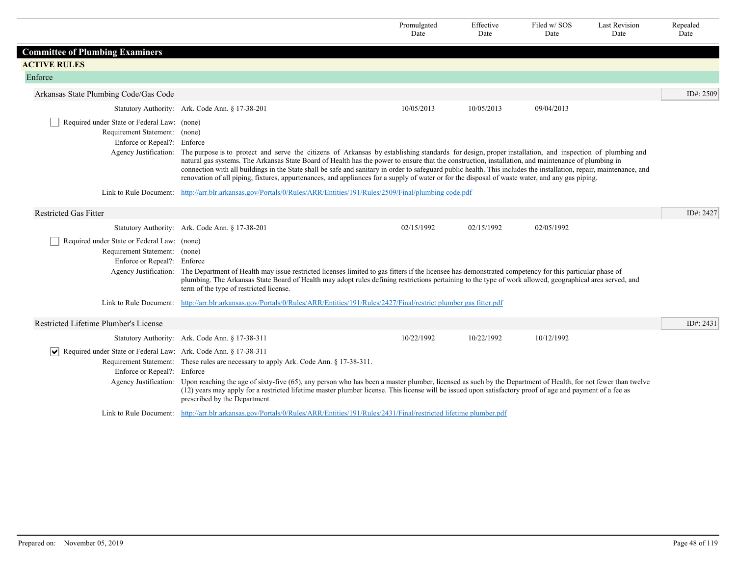| | Promulgated Date | Effective Date | Filed w/ SOS Date | Last Revision Date | Repealed Date |
|---|---|---|---|---|---|

## Committee of Plumbing Examiners

### ACTIVE RULES

#### Enforce

**Arkansas State Plumbing Code/Gas Code** — ID#: 2509

| | | Promulgated Date | Effective Date | Filed w/ SOS Date | Last Revision Date | Repealed Date |
|---|---|---|---|---|---|---|
| Statutory Authority: | Ark. Code Ann. § 17-38-201 | 10/05/2013 | 10/05/2013 | 09/04/2013 | | |

- [ ] Required under State or Federal Law: (none)

Requirement Statement: (none)

Enforce or Repeal?: Enforce

Agency Justification: The purpose is to protect and serve the citizens of Arkansas by establishing standards for design, proper installation, and inspection of plumbing and natural gas systems. The Arkansas State Board of Health has the power to ensure that the construction, installation, and maintenance of plumbing in connection with all buildings in the State shall be safe and sanitary in order to safeguard public health. This includes the installation, repair, maintenance, and renovation of all piping, fixtures, appurtenances, and appliances for a supply of water or for the disposal of waste water, and any gas piping.

Link to Rule Document: http://arr.blr.arkansas.gov/Portals/0/Rules/ARR/Entities/191/Rules/2509/Final/plumbing code.pdf

**Restricted Gas Fitter** — ID#: 2427

| | | Promulgated Date | Effective Date | Filed w/ SOS Date | Last Revision Date | Repealed Date |
|---|---|---|---|---|---|---|
| Statutory Authority: | Ark. Code Ann. § 17-38-201 | 02/15/1992 | 02/15/1992 | 02/05/1992 | | |

- [ ] Required under State or Federal Law: (none)

Requirement Statement: (none)

Enforce or Repeal?: Enforce

Agency Justification: The Department of Health may issue restricted licenses limited to gas fitters if the licensee has demonstrated competency for this particular phase of plumbing. The Arkansas State Board of Health may adopt rules defining restrictions pertaining to the type of work allowed, geographical area served, and term of the type of restricted license.

Link to Rule Document: http://arr.blr.arkansas.gov/Portals/0/Rules/ARR/Entities/191/Rules/2427/Final/restrict plumber gas fitter.pdf

**Restricted Lifetime Plumber's License** — ID#: 2431

| | | Promulgated Date | Effective Date | Filed w/ SOS Date | Last Revision Date | Repealed Date |
|---|---|---|---|---|---|---|
| Statutory Authority: | Ark. Code Ann. § 17-38-311 | 10/22/1992 | 10/22/1992 | 10/12/1992 | | |

- [x] Required under State or Federal Law: Ark. Code Ann. § 17-38-311

Requirement Statement: These rules are necessary to apply Ark. Code Ann. § 17-38-311.

Enforce or Repeal?: Enforce

Agency Justification: Upon reaching the age of sixty-five (65), any person who has been a master plumber, licensed as such by the Department of Health, for not fewer than twelve (12) years may apply for a restricted lifetime master plumber license. This license will be issued upon satisfactory proof of age and payment of a fee as prescribed by the Department.

Link to Rule Document: http://arr.blr.arkansas.gov/Portals/0/Rules/ARR/Entities/191/Rules/2431/Final/restricted lifetime plumber.pdf

Prepared on: November 05, 2019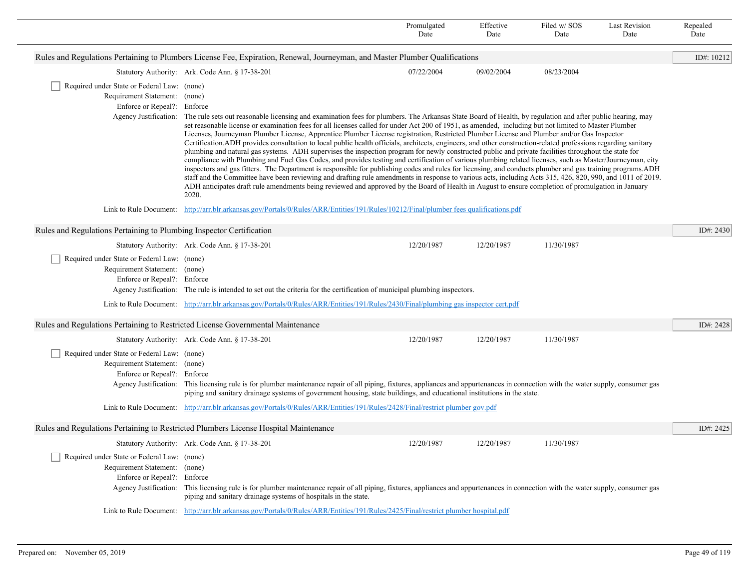| | Promulgated Date | Effective Date | Filed w/ SOS Date | Last Revision Date | Repealed Date |
|---|---|---|---|---|---|

## Rules and Regulations Pertaining to Plumbers License Fee, Expiration, Renewal, Journeyman, and Master Plumber Qualifications

ID#: 10212

| | Promulgated Date | Effective Date | Filed w/ SOS Date | Last Revision Date | Repealed Date |
|---|---|---|---|---|---|
| Statutory Authority: Ark. Code Ann. § 17-38-201 | 07/22/2004 | 09/02/2004 | 08/23/2004 | | |

- [ ] Required under State or Federal Law: (none)

Requirement Statement: (none)

Enforce or Repeal?: Enforce

Agency Justification: The rule sets out reasonable licensing and examination fees for plumbers. The Arkansas State Board of Health, by regulation and after public hearing, may set reasonable license or examination fees for all licenses called for under Act 200 of 1951, as amended, including but not limited to Master Plumber Licenses, Journeyman Plumber License, Apprentice Plumber License registration, Restricted Plumber License and Plumber and/or Gas Inspector Certification.ADH provides consultation to local public health officials, architects, engineers, and other construction-related professions regarding sanitary plumbing and natural gas systems. ADH supervises the inspection program for newly constructed public and private facilities throughout the state for compliance with Plumbing and Fuel Gas Codes, and provides testing and certification of various plumbing related licenses, such as Master/Journeyman, city inspectors and gas fitters. The Department is responsible for publishing codes and rules for licensing, and conducts plumber and gas training programs.ADH staff and the Committee have been reviewing and drafting rule amendments in response to various acts, including Acts 315, 426, 820, 990, and 1011 of 2019. ADH anticipates draft rule amendments being reviewed and approved by the Board of Health in August to ensure completion of promulgation in January 2020.

Link to Rule Document: http://arr.blr.arkansas.gov/Portals/0/Rules/ARR/Entities/191/Rules/10212/Final/plumber fees qualifications.pdf

## Rules and Regulations Pertaining to Plumbing Inspector Certification

ID#: 2430

| | Promulgated Date | Effective Date | Filed w/ SOS Date | Last Revision Date | Repealed Date |
|---|---|---|---|---|---|
| Statutory Authority: Ark. Code Ann. § 17-38-201 | 12/20/1987 | 12/20/1987 | 11/30/1987 | | |

- [ ] Required under State or Federal Law: (none)

Requirement Statement: (none)

Enforce or Repeal?: Enforce

Agency Justification: The rule is intended to set out the criteria for the certification of municipal plumbing inspectors.

Link to Rule Document: http://arr.blr.arkansas.gov/Portals/0/Rules/ARR/Entities/191/Rules/2430/Final/plumbing gas inspector cert.pdf

## Rules and Regulations Pertaining to Restricted License Governmental Maintenance

ID#: 2428

| | Promulgated Date | Effective Date | Filed w/ SOS Date | Last Revision Date | Repealed Date |
|---|---|---|---|---|---|
| Statutory Authority: Ark. Code Ann. § 17-38-201 | 12/20/1987 | 12/20/1987 | 11/30/1987 | | |

- [ ] Required under State or Federal Law: (none)

Requirement Statement: (none)

Enforce or Repeal?: Enforce

Agency Justification: This licensing rule is for plumber maintenance repair of all piping, fixtures, appliances and appurtenances in connection with the water supply, consumer gas piping and sanitary drainage systems of government housing, state buildings, and educational institutions in the state.

Link to Rule Document: http://arr.blr.arkansas.gov/Portals/0/Rules/ARR/Entities/191/Rules/2428/Final/restrict plumber gov.pdf

## Rules and Regulations Pertaining to Restricted Plumbers License Hospital Maintenance

ID#: 2425

| | Promulgated Date | Effective Date | Filed w/ SOS Date | Last Revision Date | Repealed Date |
|---|---|---|---|---|---|
| Statutory Authority: Ark. Code Ann. § 17-38-201 | 12/20/1987 | 12/20/1987 | 11/30/1987 | | |

- [ ] Required under State or Federal Law: (none)

Requirement Statement: (none)

Enforce or Repeal?: Enforce

Agency Justification: This licensing rule is for plumber maintenance repair of all piping, fixtures, appliances and appurtenances in connection with the water supply, consumer gas piping and sanitary drainage systems of hospitals in the state.

Link to Rule Document: http://arr.blr.arkansas.gov/Portals/0/Rules/ARR/Entities/191/Rules/2425/Final/restrict plumber hospital.pdf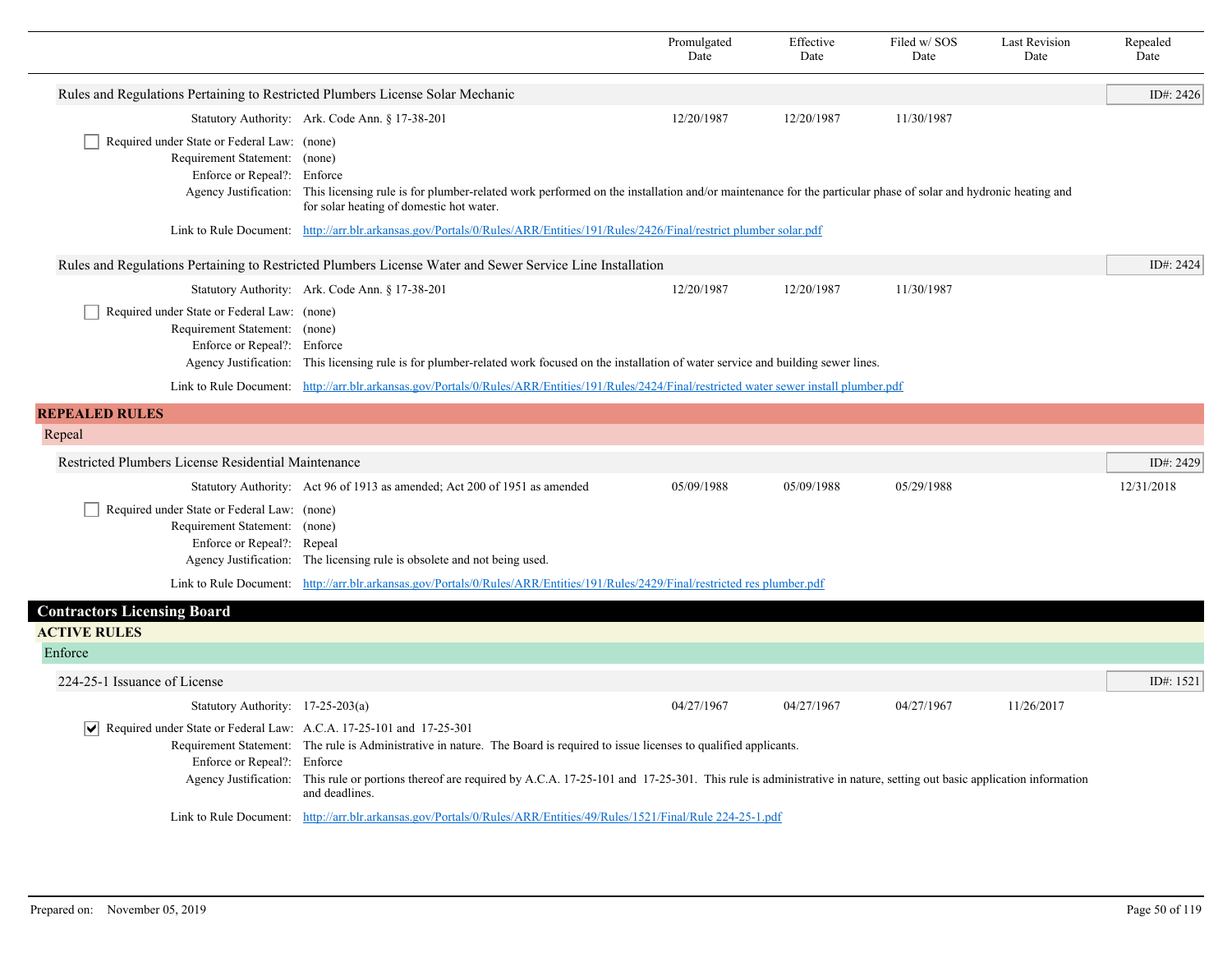| | Promulgated Date | Effective Date | Filed w/ SOS Date | Last Revision Date | Repealed Date |
|---|---|---|---|---|---|

### Rules and Regulations Pertaining to Restricted Plumbers License Solar Mechanic

ID#: 2426

| | | Promulgated Date | Effective Date | Filed w/ SOS Date | Last Revision Date | Repealed Date |
|---|---|---|---|---|---|---|
| Statutory Authority: | Ark. Code Ann. § 17-38-201 | 12/20/1987 | 12/20/1987 | 11/30/1987 | | |

- [ ] Required under State or Federal Law: (none)

Requirement Statement: (none)

Enforce or Repeal?: Enforce

Agency Justification: This licensing rule is for plumber-related work performed on the installation and/or maintenance for the particular phase of solar and hydronic heating and for solar heating of domestic hot water.

Link to Rule Document: [http://arr.blr.arkansas.gov/Portals/0/Rules/ARR/Entities/191/Rules/2426/Final/restrict plumber solar.pdf](http://arr.blr.arkansas.gov/Portals/0/Rules/ARR/Entities/191/Rules/2426/Final/restrict plumber solar.pdf)

### Rules and Regulations Pertaining to Restricted Plumbers License Water and Sewer Service Line Installation

ID#: 2424

| | | Promulgated Date | Effective Date | Filed w/ SOS Date | Last Revision Date | Repealed Date |
|---|---|---|---|---|---|---|
| Statutory Authority: | Ark. Code Ann. § 17-38-201 | 12/20/1987 | 12/20/1987 | 11/30/1987 | | |

- [ ] Required under State or Federal Law: (none)

Requirement Statement: (none)

Enforce or Repeal?: Enforce

Agency Justification: This licensing rule is for plumber-related work focused on the installation of water service and building sewer lines.

Link to Rule Document: [http://arr.blr.arkansas.gov/Portals/0/Rules/ARR/Entities/191/Rules/2424/Final/restricted water sewer install plumber.pdf](http://arr.blr.arkansas.gov/Portals/0/Rules/ARR/Entities/191/Rules/2424/Final/restricted water sewer install plumber.pdf)

## REPEALED RULES

### Repeal

### Restricted Plumbers License Residential Maintenance

ID#: 2429

| | | Promulgated Date | Effective Date | Filed w/ SOS Date | Last Revision Date | Repealed Date |
|---|---|---|---|---|---|---|
| Statutory Authority: | Act 96 of 1913 as amended; Act 200 of 1951 as amended | 05/09/1988 | 05/09/1988 | 05/29/1988 | | 12/31/2018 |

- [ ] Required under State or Federal Law: (none)

Requirement Statement: (none)

Enforce or Repeal?: Repeal

Agency Justification: The licensing rule is obsolete and not being used.

Link to Rule Document: [http://arr.blr.arkansas.gov/Portals/0/Rules/ARR/Entities/191/Rules/2429/Final/restricted res plumber.pdf](http://arr.blr.arkansas.gov/Portals/0/Rules/ARR/Entities/191/Rules/2429/Final/restricted res plumber.pdf)

# Contractors Licensing Board

## ACTIVE RULES

### Enforce

### 224-25-1 Issuance of License

ID#: 1521

| | | Promulgated Date | Effective Date | Filed w/ SOS Date | Last Revision Date | Repealed Date |
|---|---|---|---|---|---|---|
| Statutory Authority: | 17-25-203(a) | 04/27/1967 | 04/27/1967 | 04/27/1967 | 11/26/2017 | |

- [x] Required under State or Federal Law: A.C.A. 17-25-101 and 17-25-301

Requirement Statement: The rule is Administrative in nature. The Board is required to issue licenses to qualified applicants.

Enforce or Repeal?: Enforce

Agency Justification: This rule or portions thereof are required by A.C.A. 17-25-101 and 17-25-301. This rule is administrative in nature, setting out basic application information and deadlines.

Link to Rule Document: [http://arr.blr.arkansas.gov/Portals/0/Rules/ARR/Entities/49/Rules/1521/Final/Rule 224-25-1.pdf](http://arr.blr.arkansas.gov/Portals/0/Rules/ARR/Entities/49/Rules/1521/Final/Rule 224-25-1.pdf)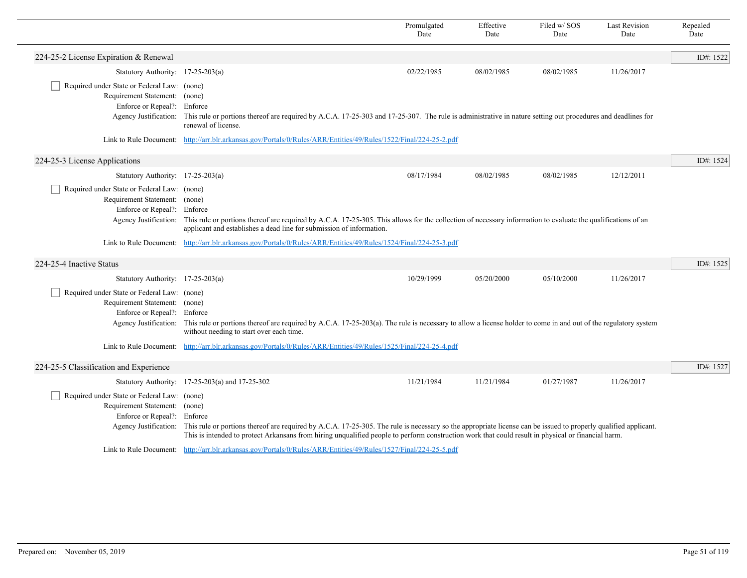| | Promulgated Date | Effective Date | Filed w/ SOS Date | Last Revision Date | Repealed Date |
|---|---|---|---|---|---|

## 224-25-2 License Expiration & Renewal

ID#: 1522

| | | Promulgated Date | Effective Date | Filed w/ SOS Date | Last Revision Date | Repealed Date |
|---|---|---|---|---|---|---|
| Statutory Authority: | 17-25-203(a) | 02/22/1985 | 08/02/1985 | 08/02/1985 | 11/26/2017 | |

- [ ] Required under State or Federal Law: (none)

Requirement Statement: (none)

Enforce or Repeal?: Enforce

Agency Justification: This rule or portions thereof are required by A.C.A. 17-25-303 and 17-25-307. The rule is administrative in nature setting out procedures and deadlines for renewal of license.

Link to Rule Document: http://arr.blr.arkansas.gov/Portals/0/Rules/ARR/Entities/49/Rules/1522/Final/224-25-2.pdf

## 224-25-3 License Applications

ID#: 1524

| | | Promulgated Date | Effective Date | Filed w/ SOS Date | Last Revision Date | Repealed Date |
|---|---|---|---|---|---|---|
| Statutory Authority: | 17-25-203(a) | 08/17/1984 | 08/02/1985 | 08/02/1985 | 12/12/2011 | |

- [ ] Required under State or Federal Law: (none)

Requirement Statement: (none)

Enforce or Repeal?: Enforce

Agency Justification: This rule or portions thereof are required by A.C.A. 17-25-305. This allows for the collection of necessary information to evaluate the qualifications of an applicant and establishes a dead line for submission of information.

Link to Rule Document: http://arr.blr.arkansas.gov/Portals/0/Rules/ARR/Entities/49/Rules/1524/Final/224-25-3.pdf

## 224-25-4 Inactive Status

ID#: 1525

| | | Promulgated Date | Effective Date | Filed w/ SOS Date | Last Revision Date | Repealed Date |
|---|---|---|---|---|---|---|
| Statutory Authority: | 17-25-203(a) | 10/29/1999 | 05/20/2000 | 05/10/2000 | 11/26/2017 | |

- [ ] Required under State or Federal Law: (none)

Requirement Statement: (none)

Enforce or Repeal?: Enforce

Agency Justification: This rule or portions thereof are required by A.C.A. 17-25-203(a). The rule is necessary to allow a license holder to come in and out of the regulatory system without needing to start over each time.

Link to Rule Document: http://arr.blr.arkansas.gov/Portals/0/Rules/ARR/Entities/49/Rules/1525/Final/224-25-4.pdf

## 224-25-5 Classification and Experience

ID#: 1527

| | | Promulgated Date | Effective Date | Filed w/ SOS Date | Last Revision Date | Repealed Date |
|---|---|---|---|---|---|---|
| Statutory Authority: | 17-25-203(a) and 17-25-302 | 11/21/1984 | 11/21/1984 | 01/27/1987 | 11/26/2017 | |

- [ ] Required under State or Federal Law: (none)

Requirement Statement: (none)

Enforce or Repeal?: Enforce

Agency Justification: This rule or portions thereof are required by A.C.A. 17-25-305. The rule is necessary so the appropriate license can be issued to properly qualified applicant. This is intended to protect Arkansans from hiring unqualified people to perform construction work that could result in physical or financial harm.

Link to Rule Document: http://arr.blr.arkansas.gov/Portals/0/Rules/ARR/Entities/49/Rules/1527/Final/224-25-5.pdf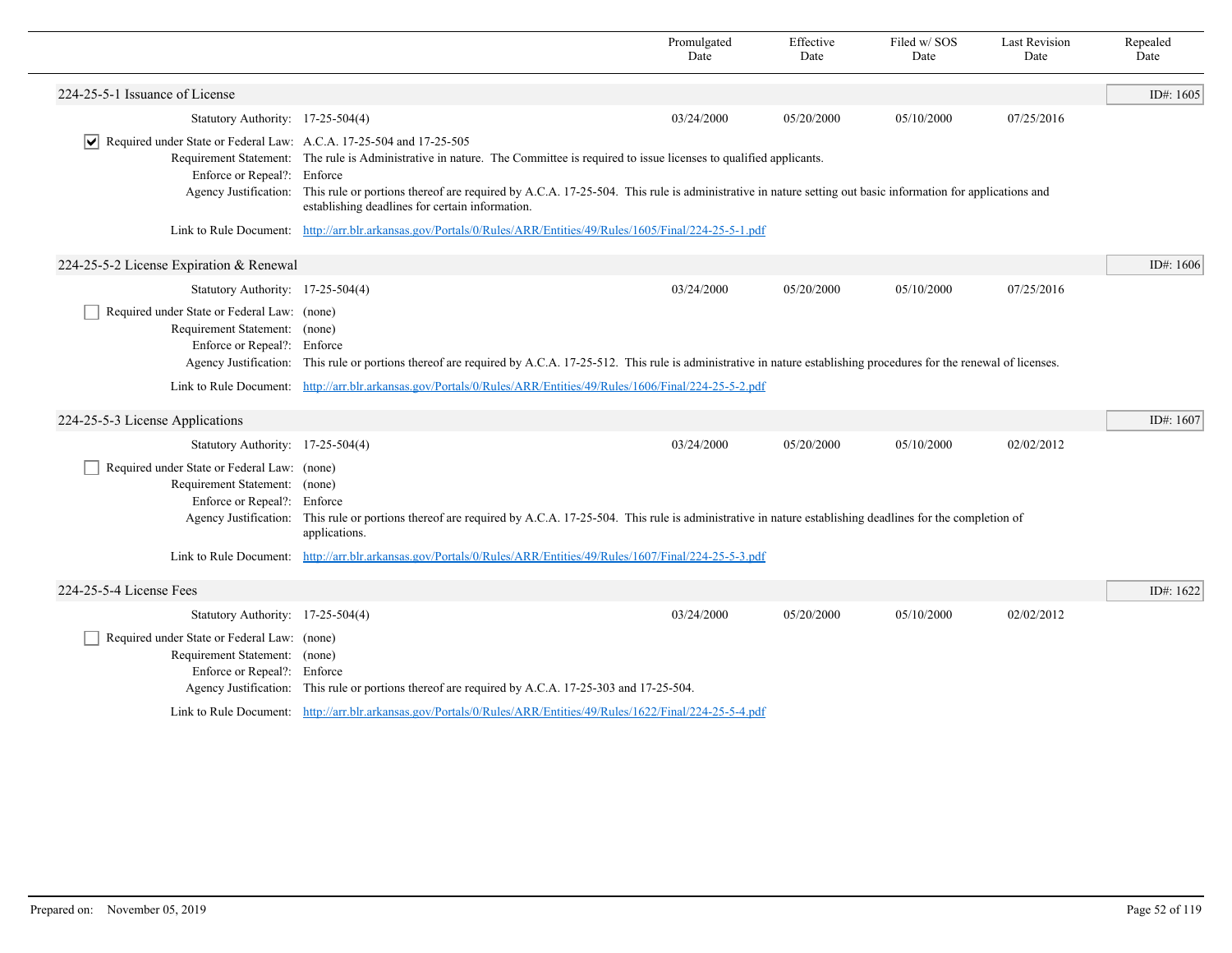| | Promulgated Date | Effective Date | Filed w/ SOS Date | Last Revision Date | Repealed Date |
|---|---|---|---|---|---|

## 224-25-5-1 Issuance of License

ID#: 1605

| | | Promulgated Date | Effective Date | Filed w/ SOS Date | Last Revision Date | Repealed Date |
|---|---|---|---|---|---|---|
| Statutory Authority: | 17-25-504(4) | 03/24/2000 | 05/20/2000 | 05/10/2000 | 07/25/2016 | |

☑ Required under State or Federal Law: A.C.A. 17-25-504 and 17-25-505

Requirement Statement: The rule is Administrative in nature. The Committee is required to issue licenses to qualified applicants.

Enforce or Repeal?: Enforce

Agency Justification: This rule or portions thereof are required by A.C.A. 17-25-504. This rule is administrative in nature setting out basic information for applications and establishing deadlines for certain information.

Link to Rule Document: http://arr.blr.arkansas.gov/Portals/0/Rules/ARR/Entities/49/Rules/1605/Final/224-25-5-1.pdf

## 224-25-5-2 License Expiration & Renewal

ID#: 1606

| | | Promulgated Date | Effective Date | Filed w/ SOS Date | Last Revision Date | Repealed Date |
|---|---|---|---|---|---|---|
| Statutory Authority: | 17-25-504(4) | 03/24/2000 | 05/20/2000 | 05/10/2000 | 07/25/2016 | |

☐ Required under State or Federal Law: (none)

Requirement Statement: (none)

Enforce or Repeal?: Enforce

Agency Justification: This rule or portions thereof are required by A.C.A. 17-25-512. This rule is administrative in nature establishing procedures for the renewal of licenses.

Link to Rule Document: http://arr.blr.arkansas.gov/Portals/0/Rules/ARR/Entities/49/Rules/1606/Final/224-25-5-2.pdf

## 224-25-5-3 License Applications

ID#: 1607

| | | Promulgated Date | Effective Date | Filed w/ SOS Date | Last Revision Date | Repealed Date |
|---|---|---|---|---|---|---|
| Statutory Authority: | 17-25-504(4) | 03/24/2000 | 05/20/2000 | 05/10/2000 | 02/02/2012 | |

☐ Required under State or Federal Law: (none)

Requirement Statement: (none)

Enforce or Repeal?: Enforce

Agency Justification: This rule or portions thereof are required by A.C.A. 17-25-504. This rule is administrative in nature establishing deadlines for the completion of applications.

Link to Rule Document: http://arr.blr.arkansas.gov/Portals/0/Rules/ARR/Entities/49/Rules/1607/Final/224-25-5-3.pdf

## 224-25-5-4 License Fees

ID#: 1622

| | | Promulgated Date | Effective Date | Filed w/ SOS Date | Last Revision Date | Repealed Date |
|---|---|---|---|---|---|---|
| Statutory Authority: | 17-25-504(4) | 03/24/2000 | 05/20/2000 | 05/10/2000 | 02/02/2012 | |

☐ Required under State or Federal Law: (none)

Requirement Statement: (none)

Enforce or Repeal?: Enforce

Agency Justification: This rule or portions thereof are required by A.C.A. 17-25-303 and 17-25-504.

Link to Rule Document: http://arr.blr.arkansas.gov/Portals/0/Rules/ARR/Entities/49/Rules/1622/Final/224-25-5-4.pdf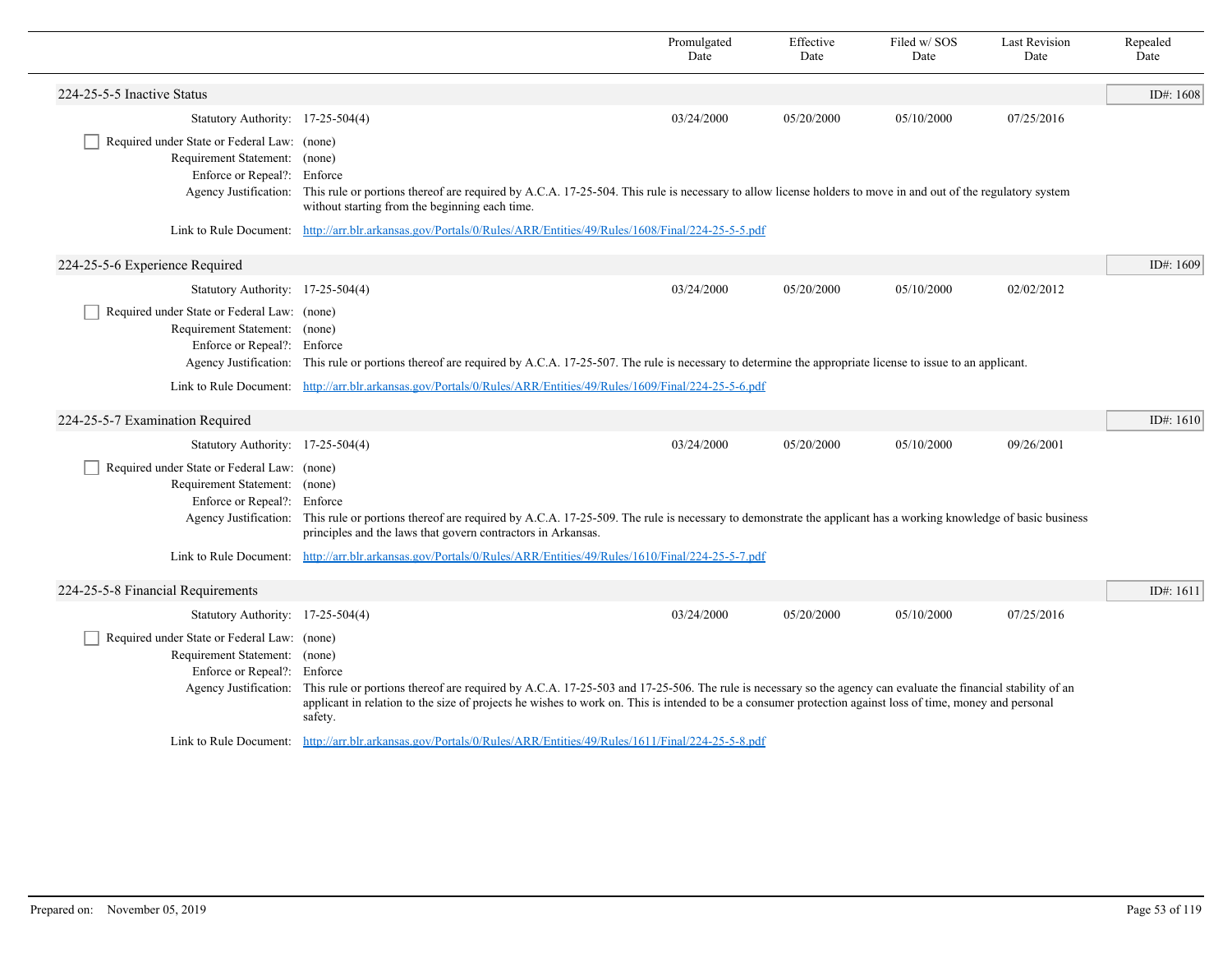| | Promulgated Date | Effective Date | Filed w/ SOS Date | Last Revision Date | Repealed Date |
|---|---|---|---|---|---|

## 224-25-5-5 Inactive Status

ID#: 1608

| | | Promulgated Date | Effective Date | Filed w/ SOS Date | Last Revision Date | Repealed Date |
|---|---|---|---|---|---|---|
| Statutory Authority: | 17-25-504(4) | 03/24/2000 | 05/20/2000 | 05/10/2000 | 07/25/2016 | |

- [ ] Required under State or Federal Law: (none)

Requirement Statement: (none)

Enforce or Repeal?: Enforce

Agency Justification: This rule or portions thereof are required by A.C.A. 17-25-504. This rule is necessary to allow license holders to move in and out of the regulatory system without starting from the beginning each time.

Link to Rule Document: http://arr.blr.arkansas.gov/Portals/0/Rules/ARR/Entities/49/Rules/1608/Final/224-25-5-5.pdf

## 224-25-5-6 Experience Required

ID#: 1609

| | | Promulgated Date | Effective Date | Filed w/ SOS Date | Last Revision Date | Repealed Date |
|---|---|---|---|---|---|---|
| Statutory Authority: | 17-25-504(4) | 03/24/2000 | 05/20/2000 | 05/10/2000 | 02/02/2012 | |

- [ ] Required under State or Federal Law: (none)

Requirement Statement: (none)

Enforce or Repeal?: Enforce

Agency Justification: This rule or portions thereof are required by A.C.A. 17-25-507. The rule is necessary to determine the appropriate license to issue to an applicant.

Link to Rule Document: http://arr.blr.arkansas.gov/Portals/0/Rules/ARR/Entities/49/Rules/1609/Final/224-25-5-6.pdf

## 224-25-5-7 Examination Required

ID#: 1610

| | | Promulgated Date | Effective Date | Filed w/ SOS Date | Last Revision Date | Repealed Date |
|---|---|---|---|---|---|---|
| Statutory Authority: | 17-25-504(4) | 03/24/2000 | 05/20/2000 | 05/10/2000 | 09/26/2001 | |

- [ ] Required under State or Federal Law: (none)

Requirement Statement: (none)

Enforce or Repeal?: Enforce

Agency Justification: This rule or portions thereof are required by A.C.A. 17-25-509. The rule is necessary to demonstrate the applicant has a working knowledge of basic business principles and the laws that govern contractors in Arkansas.

Link to Rule Document: http://arr.blr.arkansas.gov/Portals/0/Rules/ARR/Entities/49/Rules/1610/Final/224-25-5-7.pdf

## 224-25-5-8 Financial Requirements

ID#: 1611

| | | Promulgated Date | Effective Date | Filed w/ SOS Date | Last Revision Date | Repealed Date |
|---|---|---|---|---|---|---|
| Statutory Authority: | 17-25-504(4) | 03/24/2000 | 05/20/2000 | 05/10/2000 | 07/25/2016 | |

- [ ] Required under State or Federal Law: (none)

Requirement Statement: (none)

Enforce or Repeal?: Enforce

Agency Justification: This rule or portions thereof are required by A.C.A. 17-25-503 and 17-25-506. The rule is necessary so the agency can evaluate the financial stability of an applicant in relation to the size of projects he wishes to work on. This is intended to be a consumer protection against loss of time, money and personal safety.

Link to Rule Document: http://arr.blr.arkansas.gov/Portals/0/Rules/ARR/Entities/49/Rules/1611/Final/224-25-5-8.pdf

Prepared on: November 05, 2019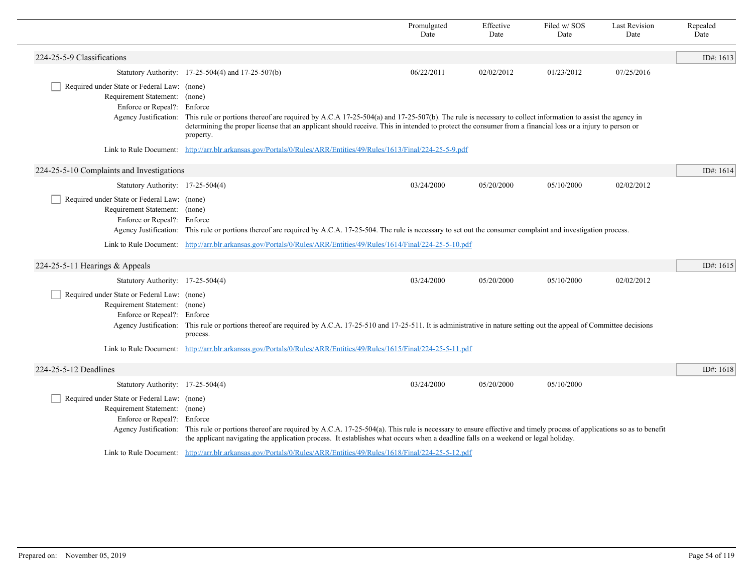| | Promulgated Date | Effective Date | Filed w/ SOS Date | Last Revision Date | Repealed Date |
|---|---|---|---|---|---|

## 224-25-5-9 Classifications

ID#: 1613

| | | Promulgated Date | Effective Date | Filed w/ SOS Date | Last Revision Date | Repealed Date |
|---|---|---|---|---|---|---|
| Statutory Authority: | 17-25-504(4) and 17-25-507(b) | 06/22/2011 | 02/02/2012 | 01/23/2012 | 07/25/2016 | |

☐ Required under State or Federal Law: (none)

Requirement Statement: (none)

Enforce or Repeal?: Enforce

Agency Justification: This rule or portions thereof are required by A.C.A 17-25-504(a) and 17-25-507(b). The rule is necessary to collect information to assist the agency in determining the proper license that an applicant should receive. This in intended to protect the consumer from a financial loss or a injury to person or property.

Link to Rule Document: http://arr.blr.arkansas.gov/Portals/0/Rules/ARR/Entities/49/Rules/1613/Final/224-25-5-9.pdf

## 224-25-5-10 Complaints and Investigations

ID#: 1614

| | | Promulgated Date | Effective Date | Filed w/ SOS Date | Last Revision Date | Repealed Date |
|---|---|---|---|---|---|---|
| Statutory Authority: | 17-25-504(4) | 03/24/2000 | 05/20/2000 | 05/10/2000 | 02/02/2012 | |

☐ Required under State or Federal Law: (none)

Requirement Statement: (none)

Enforce or Repeal?: Enforce

Agency Justification: This rule or portions thereof are required by A.C.A. 17-25-504. The rule is necessary to set out the consumer complaint and investigation process.

Link to Rule Document: http://arr.blr.arkansas.gov/Portals/0/Rules/ARR/Entities/49/Rules/1614/Final/224-25-5-10.pdf

## 224-25-5-11 Hearings & Appeals

ID#: 1615

| | | Promulgated Date | Effective Date | Filed w/ SOS Date | Last Revision Date | Repealed Date |
|---|---|---|---|---|---|---|
| Statutory Authority: | 17-25-504(4) | 03/24/2000 | 05/20/2000 | 05/10/2000 | 02/02/2012 | |

☐ Required under State or Federal Law: (none)

Requirement Statement: (none)

Enforce or Repeal?: Enforce

Agency Justification: This rule or portions thereof are required by A.C.A. 17-25-510 and 17-25-511. It is administrative in nature setting out the appeal of Committee decisions process.

Link to Rule Document: http://arr.blr.arkansas.gov/Portals/0/Rules/ARR/Entities/49/Rules/1615/Final/224-25-5-11.pdf

## 224-25-5-12 Deadlines

ID#: 1618

| | | Promulgated Date | Effective Date | Filed w/ SOS Date | Last Revision Date | Repealed Date |
|---|---|---|---|---|---|---|
| Statutory Authority: | 17-25-504(4) | 03/24/2000 | 05/20/2000 | 05/10/2000 | | |

☐ Required under State or Federal Law: (none)

Requirement Statement: (none)

Enforce or Repeal?: Enforce

Agency Justification: This rule or portions thereof are required by A.C.A. 17-25-504(a). This rule is necessary to ensure effective and timely process of applications so as to benefit the applicant navigating the application process. It establishes what occurs when a deadline falls on a weekend or legal holiday.

Link to Rule Document: http://arr.blr.arkansas.gov/Portals/0/Rules/ARR/Entities/49/Rules/1618/Final/224-25-5-12.pdf

Prepared on: November 05, 2019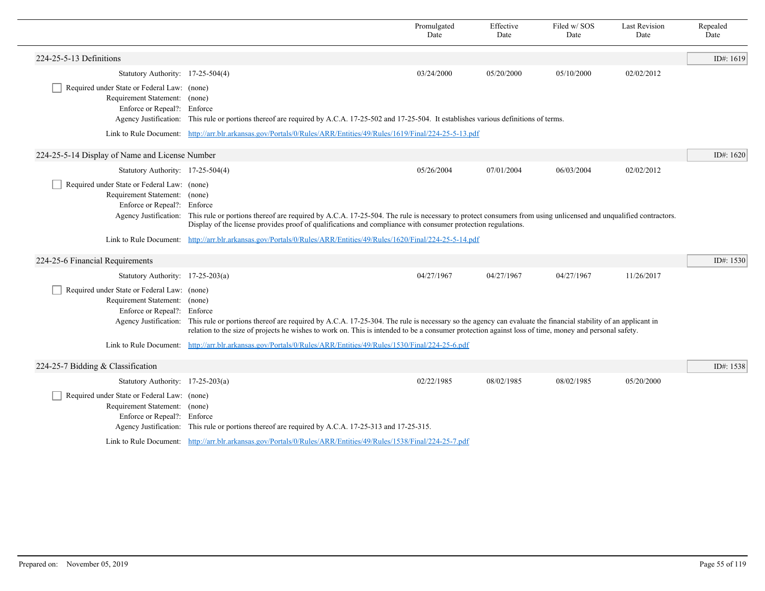| | Promulgated Date | Effective Date | Filed w/ SOS Date | Last Revision Date | Repealed Date |
|---|---|---|---|---|---|

## 224-25-5-13 Definitions

ID#: 1619

| | | Promulgated Date | Effective Date | Filed w/ SOS Date | Last Revision Date | Repealed Date |
|---|---|---|---|---|---|---|
| Statutory Authority: | 17-25-504(4) | 03/24/2000 | 05/20/2000 | 05/10/2000 | 02/02/2012 | |

- [ ] Required under State or Federal Law: (none)

Requirement Statement: (none)

Enforce or Repeal?: Enforce

Agency Justification: This rule or portions thereof are required by A.C.A. 17-25-502 and 17-25-504. It establishes various definitions of terms.

Link to Rule Document: http://arr.blr.arkansas.gov/Portals/0/Rules/ARR/Entities/49/Rules/1619/Final/224-25-5-13.pdf

## 224-25-5-14 Display of Name and License Number

ID#: 1620

| | | Promulgated Date | Effective Date | Filed w/ SOS Date | Last Revision Date | Repealed Date |
|---|---|---|---|---|---|---|
| Statutory Authority: | 17-25-504(4) | 05/26/2004 | 07/01/2004 | 06/03/2004 | 02/02/2012 | |

- [ ] Required under State or Federal Law: (none)

Requirement Statement: (none)

Enforce or Repeal?: Enforce

Agency Justification: This rule or portions thereof are required by A.C.A. 17-25-504. The rule is necessary to protect consumers from using unlicensed and unqualified contractors. Display of the license provides proof of qualifications and compliance with consumer protection regulations.

Link to Rule Document: http://arr.blr.arkansas.gov/Portals/0/Rules/ARR/Entities/49/Rules/1620/Final/224-25-5-14.pdf

## 224-25-6 Financial Requirements

ID#: 1530

| | | Promulgated Date | Effective Date | Filed w/ SOS Date | Last Revision Date | Repealed Date |
|---|---|---|---|---|---|---|
| Statutory Authority: | 17-25-203(a) | 04/27/1967 | 04/27/1967 | 04/27/1967 | 11/26/2017 | |

- [ ] Required under State or Federal Law: (none)

Requirement Statement: (none)

Enforce or Repeal?: Enforce

Agency Justification: This rule or portions thereof are required by A.C.A. 17-25-304. The rule is necessary so the agency can evaluate the financial stability of an applicant in relation to the size of projects he wishes to work on. This is intended to be a consumer protection against loss of time, money and personal safety.

Link to Rule Document: http://arr.blr.arkansas.gov/Portals/0/Rules/ARR/Entities/49/Rules/1530/Final/224-25-6.pdf

## 224-25-7 Bidding & Classification

ID#: 1538

| | | Promulgated Date | Effective Date | Filed w/ SOS Date | Last Revision Date | Repealed Date |
|---|---|---|---|---|---|---|
| Statutory Authority: | 17-25-203(a) | 02/22/1985 | 08/02/1985 | 08/02/1985 | 05/20/2000 | |

- [ ] Required under State or Federal Law: (none)

Requirement Statement: (none)

Enforce or Repeal?: Enforce

Agency Justification: This rule or portions thereof are required by A.C.A. 17-25-313 and 17-25-315.

Link to Rule Document: http://arr.blr.arkansas.gov/Portals/0/Rules/ARR/Entities/49/Rules/1538/Final/224-25-7.pdf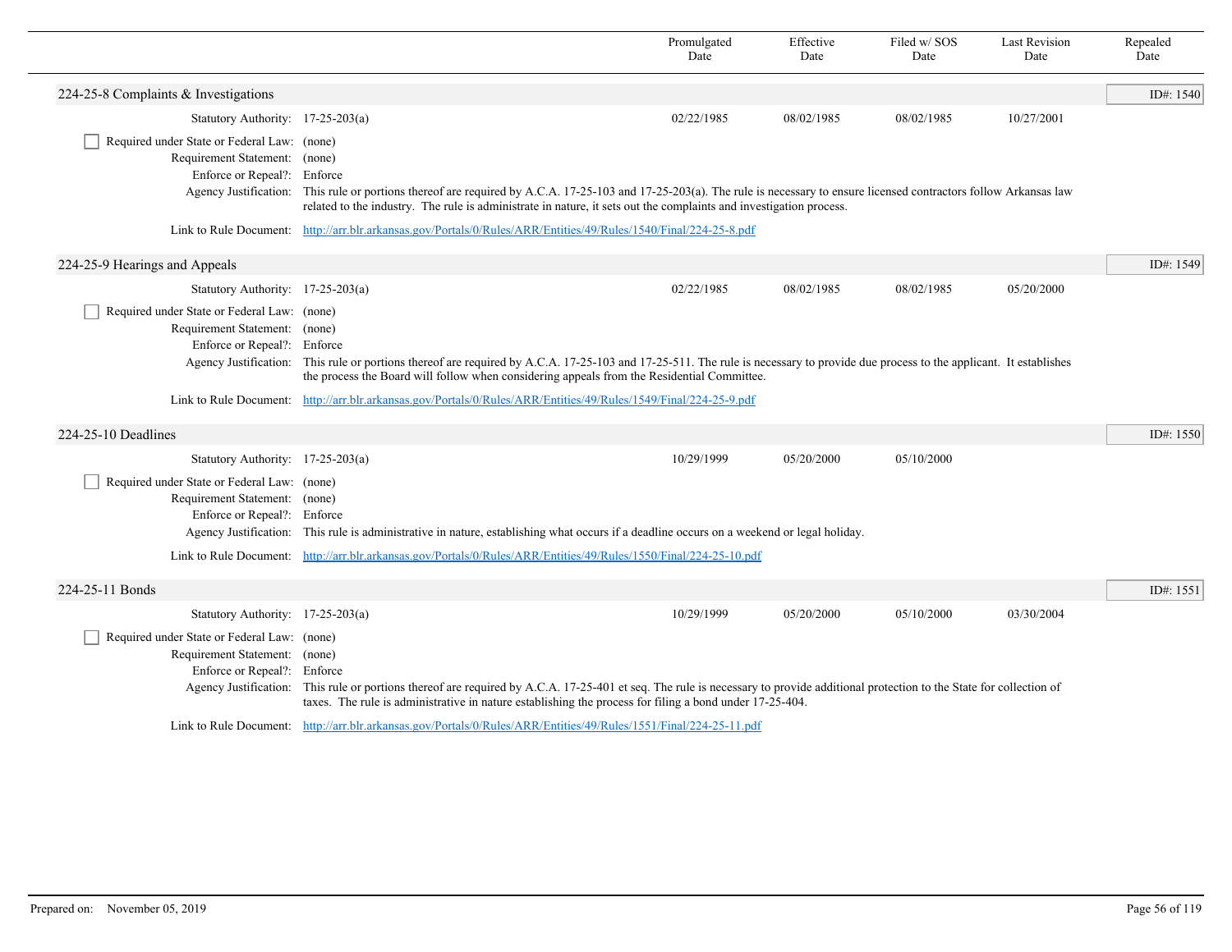| | Promulgated Date | Effective Date | Filed w/ SOS Date | Last Revision Date | Repealed Date |
|---|---|---|---|---|---|

## 224-25-8 Complaints & Investigations

ID#: 1540

| | Promulgated Date | Effective Date | Filed w/ SOS Date | Last Revision Date | Repealed Date |
|---|---|---|---|---|---|
| Statutory Authority: 17-25-203(a) | 02/22/1985 | 08/02/1985 | 08/02/1985 | 10/27/2001 | |

- [ ] Required under State or Federal Law: (none)

Requirement Statement: (none)

Enforce or Repeal?: Enforce

Agency Justification: This rule or portions thereof are required by A.C.A. 17-25-103 and 17-25-203(a). The rule is necessary to ensure licensed contractors follow Arkansas law related to the industry. The rule is administrate in nature, it sets out the complaints and investigation process.

Link to Rule Document: http://arr.blr.arkansas.gov/Portals/0/Rules/ARR/Entities/49/Rules/1540/Final/224-25-8.pdf

## 224-25-9 Hearings and Appeals

ID#: 1549

| | Promulgated Date | Effective Date | Filed w/ SOS Date | Last Revision Date | Repealed Date |
|---|---|---|---|---|---|
| Statutory Authority: 17-25-203(a) | 02/22/1985 | 08/02/1985 | 08/02/1985 | 05/20/2000 | |

- [ ] Required under State or Federal Law: (none)

Requirement Statement: (none)

Enforce or Repeal?: Enforce

Agency Justification: This rule or portions thereof are required by A.C.A. 17-25-103 and 17-25-511. The rule is necessary to provide due process to the applicant. It establishes the process the Board will follow when considering appeals from the Residential Committee.

Link to Rule Document: http://arr.blr.arkansas.gov/Portals/0/Rules/ARR/Entities/49/Rules/1549/Final/224-25-9.pdf

## 224-25-10 Deadlines

ID#: 1550

| | Promulgated Date | Effective Date | Filed w/ SOS Date | Last Revision Date | Repealed Date |
|---|---|---|---|---|---|
| Statutory Authority: 17-25-203(a) | 10/29/1999 | 05/20/2000 | 05/10/2000 | | |

- [ ] Required under State or Federal Law: (none)

Requirement Statement: (none)

Enforce or Repeal?: Enforce

Agency Justification: This rule is administrative in nature, establishing what occurs if a deadline occurs on a weekend or legal holiday.

Link to Rule Document: http://arr.blr.arkansas.gov/Portals/0/Rules/ARR/Entities/49/Rules/1550/Final/224-25-10.pdf

## 224-25-11 Bonds

ID#: 1551

| | Promulgated Date | Effective Date | Filed w/ SOS Date | Last Revision Date | Repealed Date |
|---|---|---|---|---|---|
| Statutory Authority: 17-25-203(a) | 10/29/1999 | 05/20/2000 | 05/10/2000 | 03/30/2004 | |

- [ ] Required under State or Federal Law: (none)

Requirement Statement: (none)

Enforce or Repeal?: Enforce

Agency Justification: This rule or portions thereof are required by A.C.A. 17-25-401 et seq. The rule is necessary to provide additional protection to the State for collection of taxes. The rule is administrative in nature establishing the process for filing a bond under 17-25-404.

Link to Rule Document: http://arr.blr.arkansas.gov/Portals/0/Rules/ARR/Entities/49/Rules/1551/Final/224-25-11.pdf

Prepared on: November 05, 2019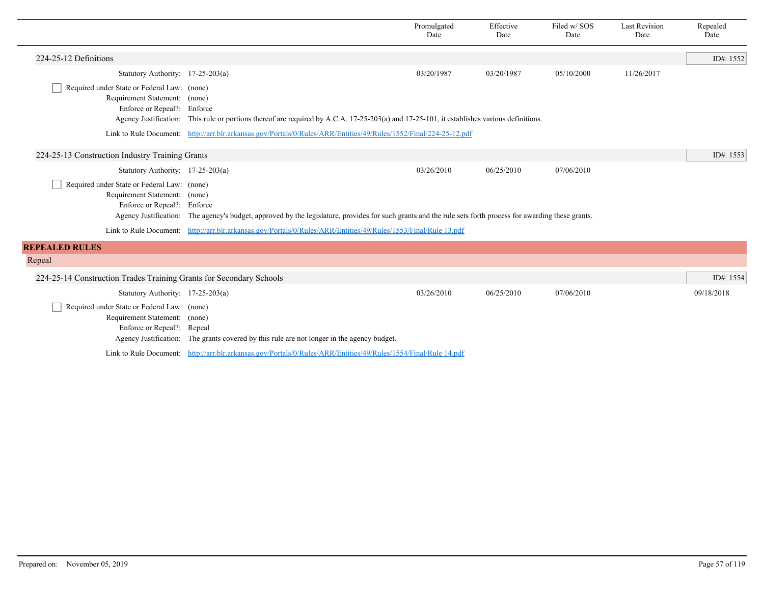| | Promulgated Date | Effective Date | Filed w/ SOS Date | Last Revision Date | Repealed Date |
|---|---|---|---|---|---|

### 224-25-12 Definitions

ID#: 1552

| | Promulgated Date | Effective Date | Filed w/ SOS Date | Last Revision Date | Repealed Date |
|---|---|---|---|---|---|
| Statutory Authority: 17-25-203(a) | 03/20/1987 | 03/20/1987 | 05/10/2000 | 11/26/2017 | |

- [ ] Required under State or Federal Law: (none)

Requirement Statement: (none)

Enforce or Repeal?: Enforce

Agency Justification: This rule or portions thereof are required by A.C.A. 17-25-203(a) and 17-25-101, it establishes various definitions.

Link to Rule Document: http://arr.blr.arkansas.gov/Portals/0/Rules/ARR/Entities/49/Rules/1552/Final/224-25-12.pdf

### 224-25-13 Construction Industry Training Grants

ID#: 1553

| | Promulgated Date | Effective Date | Filed w/ SOS Date | Last Revision Date | Repealed Date |
|---|---|---|---|---|---|
| Statutory Authority: 17-25-203(a) | 03/26/2010 | 06/25/2010 | 07/06/2010 | | |

- [ ] Required under State or Federal Law: (none)

Requirement Statement: (none)

Enforce or Repeal?: Enforce

Agency Justification: The agency's budget, approved by the legislature, provides for such grants and the rule sets forth process for awarding these grants.

Link to Rule Document: http://arr.blr.arkansas.gov/Portals/0/Rules/ARR/Entities/49/Rules/1553/Final/Rule 13.pdf

## REPEALED RULES

### Repeal

### 224-25-14 Construction Trades Training Grants for Secondary Schools

ID#: 1554

| | Promulgated Date | Effective Date | Filed w/ SOS Date | Last Revision Date | Repealed Date |
|---|---|---|---|---|---|
| Statutory Authority: 17-25-203(a) | 03/26/2010 | 06/25/2010 | 07/06/2010 | | 09/18/2018 |

- [ ] Required under State or Federal Law: (none)

Requirement Statement: (none)

Enforce or Repeal?: Repeal

Agency Justification: The grants covered by this rule are not longer in the agency budget.

Link to Rule Document: http://arr.blr.arkansas.gov/Portals/0/Rules/ARR/Entities/49/Rules/1554/Final/Rule 14.pdf

Prepared on: November 05, 2019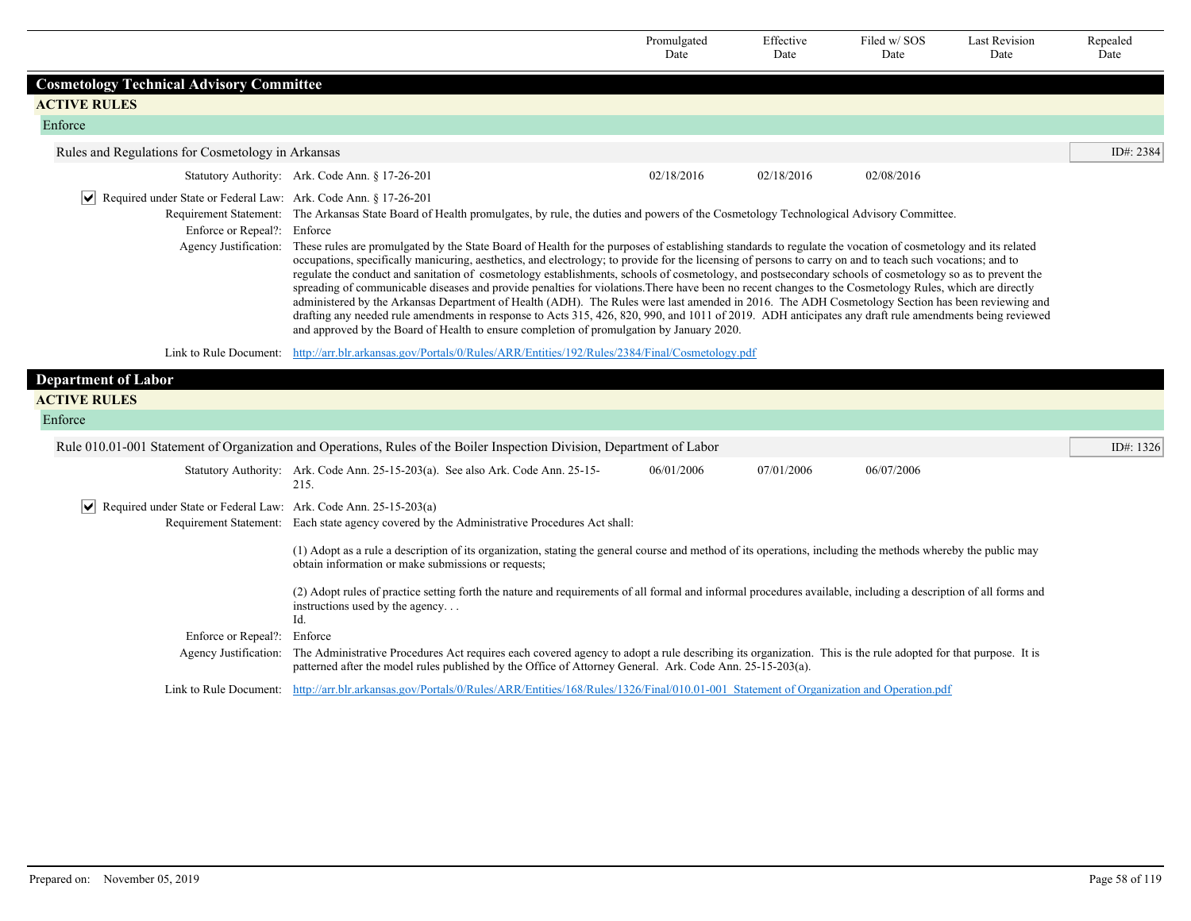| | Promulgated Date | Effective Date | Filed w/ SOS Date | Last Revision Date | Repealed Date |
|---|---|---|---|---|---|

## Cosmetology Technical Advisory Committee

### ACTIVE RULES

#### Enforce

**Rules and Regulations for Cosmetology in Arkansas** — ID#: 2384

| | | Promulgated Date | Effective Date | Filed w/ SOS Date | Last Revision Date | Repealed Date |
|---|---|---|---|---|---|---|
| Statutory Authority: | Ark. Code Ann. § 17-26-201 | 02/18/2016 | 02/18/2016 | 02/08/2016 | | |

☑ Required under State or Federal Law: Ark. Code Ann. § 17-26-201

Requirement Statement: The Arkansas State Board of Health promulgates, by rule, the duties and powers of the Cosmetology Technological Advisory Committee.

Enforce or Repeal?: Enforce

Agency Justification: These rules are promulgated by the State Board of Health for the purposes of establishing standards to regulate the vocation of cosmetology and its related occupations, specifically manicuring, aesthetics, and electrology; to provide for the licensing of persons to carry on and to teach such vocations; and to regulate the conduct and sanitation of cosmetology establishments, schools of cosmetology, and postsecondary schools of cosmetology so as to prevent the spreading of communicable diseases and provide penalties for violations.There have been no recent changes to the Cosmetology Rules, which are directly administered by the Arkansas Department of Health (ADH). The Rules were last amended in 2016. The ADH Cosmetology Section has been reviewing and drafting any needed rule amendments in response to Acts 315, 426, 820, 990, and 1011 of 2019. ADH anticipates any draft rule amendments being reviewed and approved by the Board of Health to ensure completion of promulgation by January 2020.

Link to Rule Document: http://arr.blr.arkansas.gov/Portals/0/Rules/ARR/Entities/192/Rules/2384/Final/Cosmetology.pdf

## Department of Labor

### ACTIVE RULES

#### Enforce

**Rule 010.01-001 Statement of Organization and Operations, Rules of the Boiler Inspection Division, Department of Labor** — ID#: 1326

| | | Promulgated Date | Effective Date | Filed w/ SOS Date | Last Revision Date | Repealed Date |
|---|---|---|---|---|---|---|
| Statutory Authority: | Ark. Code Ann. 25-15-203(a). See also Ark. Code Ann. 25-15-215. | 06/01/2006 | 07/01/2006 | 06/07/2006 | | |

☑ Required under State or Federal Law: Ark. Code Ann. 25-15-203(a)

Requirement Statement: Each state agency covered by the Administrative Procedures Act shall:

(1) Adopt as a rule a description of its organization, stating the general course and method of its operations, including the methods whereby the public may obtain information or make submissions or requests;

(2) Adopt rules of practice setting forth the nature and requirements of all formal and informal procedures available, including a description of all forms and instructions used by the agency. . .
Id.

Enforce or Repeal?: Enforce

Agency Justification: The Administrative Procedures Act requires each covered agency to adopt a rule describing its organization. This is the rule adopted for that purpose. It is patterned after the model rules published by the Office of Attorney General. Ark. Code Ann. 25-15-203(a).

Link to Rule Document: http://arr.blr.arkansas.gov/Portals/0/Rules/ARR/Entities/168/Rules/1326/Final/010.01-001 Statement of Organization and Operation.pdf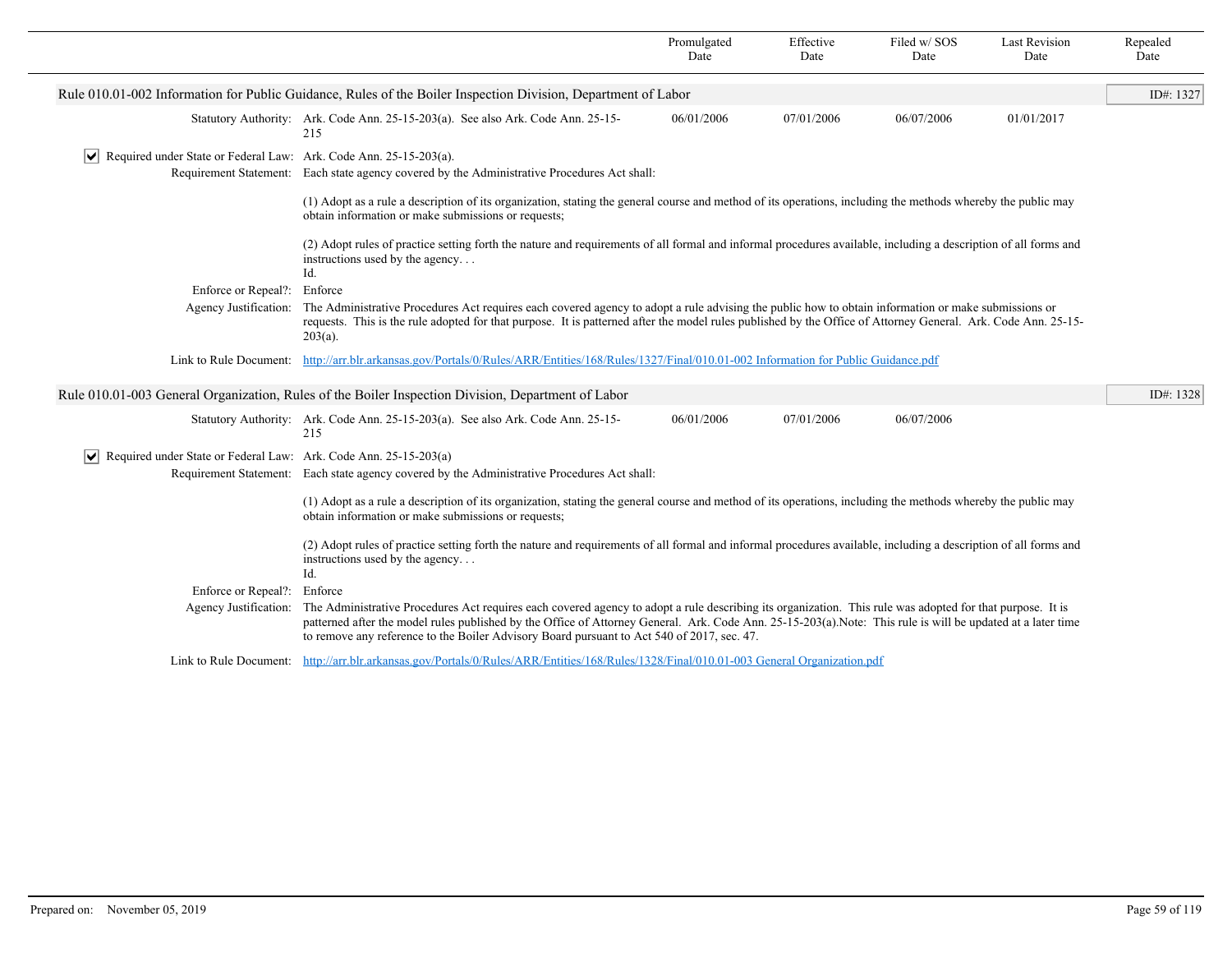| | Promulgated Date | Effective Date | Filed w/ SOS Date | Last Revision Date | Repealed Date |
|---|---|---|---|---|---|

## Rule 010.01-002 Information for Public Guidance, Rules of the Boiler Inspection Division, Department of Labor

ID#: 1327

| | Promulgated Date | Effective Date | Filed w/ SOS Date | Last Revision Date | Repealed Date |
|---|---|---|---|---|---|
| Statutory Authority: Ark. Code Ann. 25-15-203(a). See also Ark. Code Ann. 25-15-215 | 06/01/2006 | 07/01/2006 | 06/07/2006 | 01/01/2017 | |

☑ Required under State or Federal Law: Ark. Code Ann. 25-15-203(a).

Requirement Statement: Each state agency covered by the Administrative Procedures Act shall:

(1) Adopt as a rule a description of its organization, stating the general course and method of its operations, including the methods whereby the public may obtain information or make submissions or requests;

(2) Adopt rules of practice setting forth the nature and requirements of all formal and informal procedures available, including a description of all forms and instructions used by the agency. . .
Id.

Enforce or Repeal?: Enforce

Agency Justification: The Administrative Procedures Act requires each covered agency to adopt a rule advising the public how to obtain information or make submissions or requests. This is the rule adopted for that purpose. It is patterned after the model rules published by the Office of Attorney General. Ark. Code Ann. 25-15-203(a).

Link to Rule Document: http://arr.blr.arkansas.gov/Portals/0/Rules/ARR/Entities/168/Rules/1327/Final/010.01-002 Information for Public Guidance.pdf

## Rule 010.01-003 General Organization, Rules of the Boiler Inspection Division, Department of Labor

ID#: 1328

| | Promulgated Date | Effective Date | Filed w/ SOS Date | Last Revision Date | Repealed Date |
|---|---|---|---|---|---|
| Statutory Authority: Ark. Code Ann. 25-15-203(a). See also Ark. Code Ann. 25-15-215 | 06/01/2006 | 07/01/2006 | 06/07/2006 | | |

☑ Required under State or Federal Law: Ark. Code Ann. 25-15-203(a)

Requirement Statement: Each state agency covered by the Administrative Procedures Act shall:

(1) Adopt as a rule a description of its organization, stating the general course and method of its operations, including the methods whereby the public may obtain information or make submissions or requests;

(2) Adopt rules of practice setting forth the nature and requirements of all formal and informal procedures available, including a description of all forms and instructions used by the agency. . .
Id.

Enforce or Repeal?: Enforce

Agency Justification: The Administrative Procedures Act requires each covered agency to adopt a rule describing its organization. This rule was adopted for that purpose. It is patterned after the model rules published by the Office of Attorney General. Ark. Code Ann. 25-15-203(a).Note: This rule is will be updated at a later time to remove any reference to the Boiler Advisory Board pursuant to Act 540 of 2017, sec. 47.

Link to Rule Document: http://arr.blr.arkansas.gov/Portals/0/Rules/ARR/Entities/168/Rules/1328/Final/010.01-003 General Organization.pdf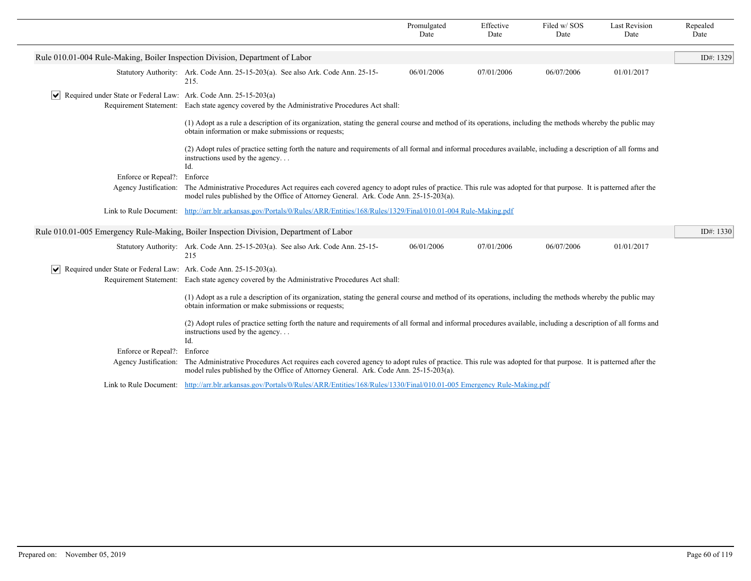| | Promulgated Date | Effective Date | Filed w/ SOS Date | Last Revision Date | Repealed Date |
|---|---|---|---|---|---|

## Rule 010.01-004 Rule-Making, Boiler Inspection Division, Department of Labor

ID#: 1329

| | Promulgated Date | Effective Date | Filed w/ SOS Date | Last Revision Date | Repealed Date |
|---|---|---|---|---|---|
| Statutory Authority: Ark. Code Ann. 25-15-203(a). See also Ark. Code Ann. 25-15-215. | 06/01/2006 | 07/01/2006 | 06/07/2006 | 01/01/2017 | |

☑ Required under State or Federal Law: Ark. Code Ann. 25-15-203(a)

Requirement Statement: Each state agency covered by the Administrative Procedures Act shall:

(1) Adopt as a rule a description of its organization, stating the general course and method of its operations, including the methods whereby the public may obtain information or make submissions or requests;

(2) Adopt rules of practice setting forth the nature and requirements of all formal and informal procedures available, including a description of all forms and instructions used by the agency. . .
Id.

Enforce or Repeal?: Enforce

Agency Justification: The Administrative Procedures Act requires each covered agency to adopt rules of practice. This rule was adopted for that purpose. It is patterned after the model rules published by the Office of Attorney General. Ark. Code Ann. 25-15-203(a).

Link to Rule Document: http://arr.blr.arkansas.gov/Portals/0/Rules/ARR/Entities/168/Rules/1329/Final/010.01-004 Rule-Making.pdf

## Rule 010.01-005 Emergency Rule-Making, Boiler Inspection Division, Department of Labor

ID#: 1330

| | Promulgated Date | Effective Date | Filed w/ SOS Date | Last Revision Date | Repealed Date |
|---|---|---|---|---|---|
| Statutory Authority: Ark. Code Ann. 25-15-203(a). See also Ark. Code Ann. 25-15-215 | 06/01/2006 | 07/01/2006 | 06/07/2006 | 01/01/2017 | |

☑ Required under State or Federal Law: Ark. Code Ann. 25-15-203(a).

Requirement Statement: Each state agency covered by the Administrative Procedures Act shall:

(1) Adopt as a rule a description of its organization, stating the general course and method of its operations, including the methods whereby the public may obtain information or make submissions or requests;

(2) Adopt rules of practice setting forth the nature and requirements of all formal and informal procedures available, including a description of all forms and instructions used by the agency. . .
Id.

Enforce or Repeal?: Enforce

Agency Justification: The Administrative Procedures Act requires each covered agency to adopt rules of practice. This rule was adopted for that purpose. It is patterned after the model rules published by the Office of Attorney General. Ark. Code Ann. 25-15-203(a).

Link to Rule Document: http://arr.blr.arkansas.gov/Portals/0/Rules/ARR/Entities/168/Rules/1330/Final/010.01-005 Emergency Rule-Making.pdf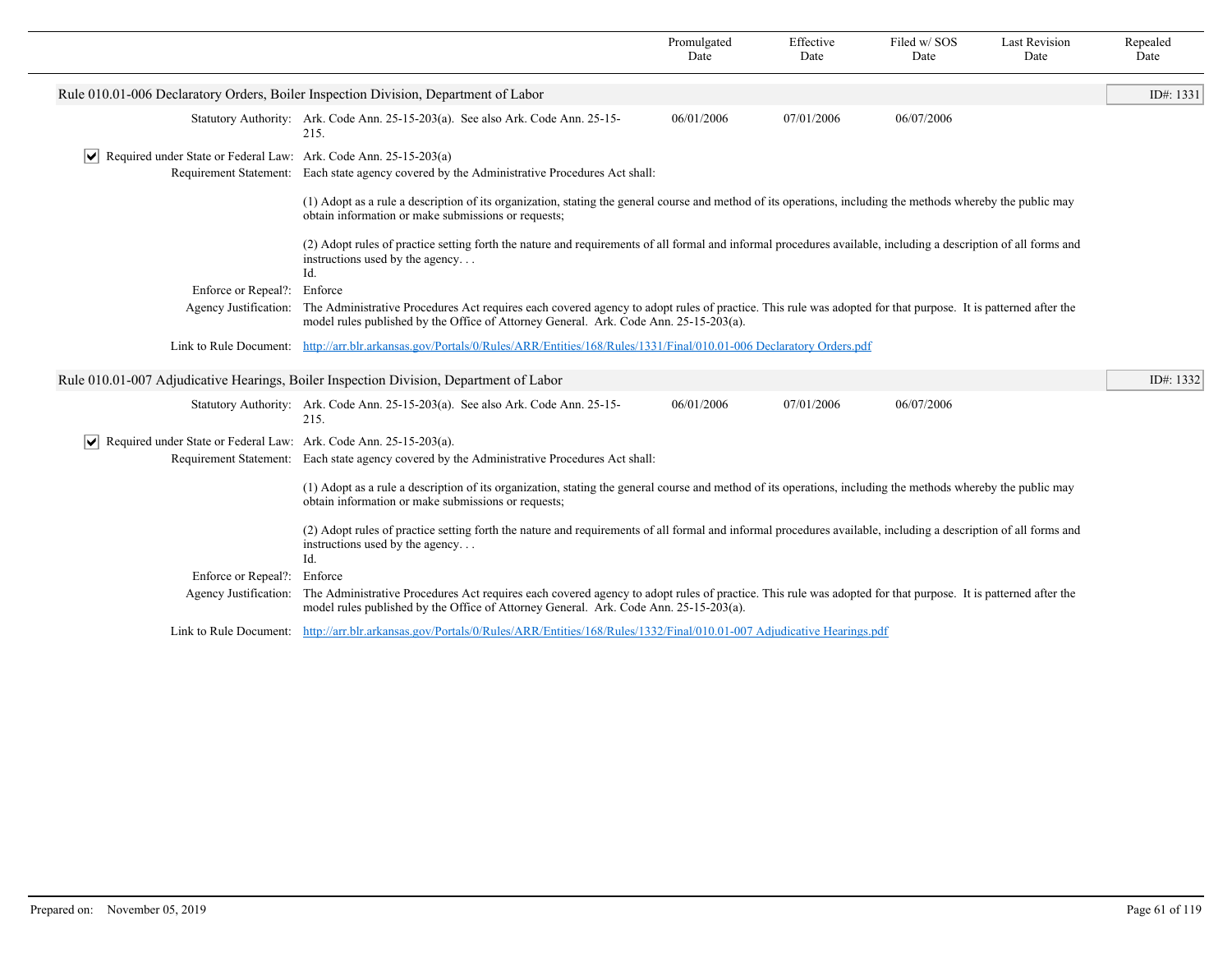| | Promulgated Date | Effective Date | Filed w/ SOS Date | Last Revision Date | Repealed Date |
|---|---|---|---|---|---|

## Rule 010.01-006 Declaratory Orders, Boiler Inspection Division, Department of Labor

ID#: 1331

| | Promulgated Date | Effective Date | Filed w/ SOS Date | Last Revision Date | Repealed Date |
|---|---|---|---|---|---|
| Statutory Authority: Ark. Code Ann. 25-15-203(a). See also Ark. Code Ann. 25-15-215. | 06/01/2006 | 07/01/2006 | 06/07/2006 | | |

☑ Required under State or Federal Law: Ark. Code Ann. 25-15-203(a)

Requirement Statement: Each state agency covered by the Administrative Procedures Act shall:

(1) Adopt as a rule a description of its organization, stating the general course and method of its operations, including the methods whereby the public may obtain information or make submissions or requests;

(2) Adopt rules of practice setting forth the nature and requirements of all formal and informal procedures available, including a description of all forms and instructions used by the agency. . .
Id.

Enforce or Repeal?: Enforce

Agency Justification: The Administrative Procedures Act requires each covered agency to adopt rules of practice. This rule was adopted for that purpose. It is patterned after the model rules published by the Office of Attorney General. Ark. Code Ann. 25-15-203(a).

Link to Rule Document: [http://arr.blr.arkansas.gov/Portals/0/Rules/ARR/Entities/168/Rules/1331/Final/010.01-006 Declaratory Orders.pdf](http://arr.blr.arkansas.gov/Portals/0/Rules/ARR/Entities/168/Rules/1331/Final/010.01-006 Declaratory Orders.pdf)

## Rule 010.01-007 Adjudicative Hearings, Boiler Inspection Division, Department of Labor

ID#: 1332

| | Promulgated Date | Effective Date | Filed w/ SOS Date | Last Revision Date | Repealed Date |
|---|---|---|---|---|---|
| Statutory Authority: Ark. Code Ann. 25-15-203(a). See also Ark. Code Ann. 25-15-215. | 06/01/2006 | 07/01/2006 | 06/07/2006 | | |

☑ Required under State or Federal Law: Ark. Code Ann. 25-15-203(a).

Requirement Statement: Each state agency covered by the Administrative Procedures Act shall:

(1) Adopt as a rule a description of its organization, stating the general course and method of its operations, including the methods whereby the public may obtain information or make submissions or requests;

(2) Adopt rules of practice setting forth the nature and requirements of all formal and informal procedures available, including a description of all forms and instructions used by the agency. . .
Id.

Enforce or Repeal?: Enforce

Agency Justification: The Administrative Procedures Act requires each covered agency to adopt rules of practice. This rule was adopted for that purpose. It is patterned after the model rules published by the Office of Attorney General. Ark. Code Ann. 25-15-203(a).

Link to Rule Document: [http://arr.blr.arkansas.gov/Portals/0/Rules/ARR/Entities/168/Rules/1332/Final/010.01-007 Adjudicative Hearings.pdf](http://arr.blr.arkansas.gov/Portals/0/Rules/ARR/Entities/168/Rules/1332/Final/010.01-007 Adjudicative Hearings.pdf)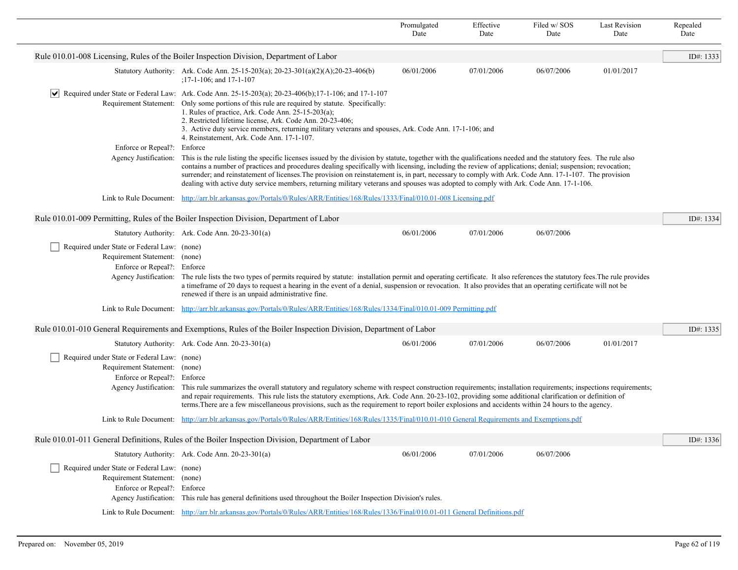| | Promulgated Date | Effective Date | Filed w/ SOS Date | Last Revision Date | Repealed Date |
|---|---|---|---|---|---|

## Rule 010.01-008 Licensing, Rules of the Boiler Inspection Division, Department of Labor

ID#: 1333

| | Promulgated Date | Effective Date | Filed w/ SOS Date | Last Revision Date | Repealed Date |
|---|---|---|---|---|---|
| Statutory Authority: Ark. Code Ann. 25-15-203(a); 20-23-301(a)(2)(A);20-23-406(b) ;17-1-106; and 17-1-107 | 06/01/2006 | 07/01/2006 | 06/07/2006 | 01/01/2017 | |

☑ Required under State or Federal Law: Ark. Code Ann. 25-15-203(a); 20-23-406(b);17-1-106; and 17-1-107

Requirement Statement: Only some portions of this rule are required by statute. Specifically:
1. Rules of practice, Ark. Code Ann. 25-15-203(a);
2. Restricted lifetime license, Ark. Code Ann. 20-23-406;
3. Active duty service members, returning military veterans and spouses, Ark. Code Ann. 17-1-106; and
4. Reinstatement, Ark. Code Ann. 17-1-107.

Enforce or Repeal?: Enforce

Agency Justification: This is the rule listing the specific licenses issued by the division by statute, together with the qualifications needed and the statutory fees. The rule also contains a number of practices and procedures dealing specifically with licensing, including the review of applications; denial; suspension; revocation; surrender; and reinstatement of licenses.The provision on reinstatement is, in part, necessary to comply with Ark. Code Ann. 17-1-107. The provision dealing with active duty service members, returning military veterans and spouses was adopted to comply with Ark. Code Ann. 17-1-106.

Link to Rule Document: [http://arr.blr.arkansas.gov/Portals/0/Rules/ARR/Entities/168/Rules/1333/Final/010.01-008 Licensing.pdf](http://arr.blr.arkansas.gov/Portals/0/Rules/ARR/Entities/168/Rules/1333/Final/010.01-008 Licensing.pdf)

## Rule 010.01-009 Permitting, Rules of the Boiler Inspection Division, Department of Labor

ID#: 1334

| | Promulgated Date | Effective Date | Filed w/ SOS Date | Last Revision Date | Repealed Date |
|---|---|---|---|---|---|
| Statutory Authority: Ark. Code Ann. 20-23-301(a) | 06/01/2006 | 07/01/2006 | 06/07/2006 | | |

☐ Required under State or Federal Law: (none)

Requirement Statement: (none)

Enforce or Repeal?: Enforce

Agency Justification: The rule lists the two types of permits required by statute: installation permit and operating certificate. It also references the statutory fees.The rule provides a timeframe of 20 days to request a hearing in the event of a denial, suspension or revocation. It also provides that an operating certificate will not be renewed if there is an unpaid administrative fine.

Link to Rule Document: [http://arr.blr.arkansas.gov/Portals/0/Rules/ARR/Entities/168/Rules/1334/Final/010.01-009 Permitting.pdf](http://arr.blr.arkansas.gov/Portals/0/Rules/ARR/Entities/168/Rules/1334/Final/010.01-009 Permitting.pdf)

## Rule 010.01-010 General Requirements and Exemptions, Rules of the Boiler Inspection Division, Department of Labor

ID#: 1335

| | Promulgated Date | Effective Date | Filed w/ SOS Date | Last Revision Date | Repealed Date |
|---|---|---|---|---|---|
| Statutory Authority: Ark. Code Ann. 20-23-301(a) | 06/01/2006 | 07/01/2006 | 06/07/2006 | 01/01/2017 | |

☐ Required under State or Federal Law: (none)

Requirement Statement: (none)

Enforce or Repeal?: Enforce

Agency Justification: This rule summarizes the overall statutory and regulatory scheme with respect construction requirements; installation requirements; inspections requirements; and repair requirements. This rule lists the statutory exemptions, Ark. Code Ann. 20-23-102, providing some additional clarification or definition of terms.There are a few miscellaneous provisions, such as the requirement to report boiler explosions and accidents within 24 hours to the agency.

Link to Rule Document: [http://arr.blr.arkansas.gov/Portals/0/Rules/ARR/Entities/168/Rules/1335/Final/010.01-010 General Requirements and Exemptions.pdf](http://arr.blr.arkansas.gov/Portals/0/Rules/ARR/Entities/168/Rules/1335/Final/010.01-010 General Requirements and Exemptions.pdf)

## Rule 010.01-011 General Definitions, Rules of the Boiler Inspection Division, Department of Labor

ID#: 1336

| | Promulgated Date | Effective Date | Filed w/ SOS Date | Last Revision Date | Repealed Date |
|---|---|---|---|---|---|
| Statutory Authority: Ark. Code Ann. 20-23-301(a) | 06/01/2006 | 07/01/2006 | 06/07/2006 | | |

☐ Required under State or Federal Law: (none)

Requirement Statement: (none)

Enforce or Repeal?: Enforce

Agency Justification: This rule has general definitions used throughout the Boiler Inspection Division's rules.

Link to Rule Document: [http://arr.blr.arkansas.gov/Portals/0/Rules/ARR/Entities/168/Rules/1336/Final/010.01-011 General Definitions.pdf](http://arr.blr.arkansas.gov/Portals/0/Rules/ARR/Entities/168/Rules/1336/Final/010.01-011 General Definitions.pdf)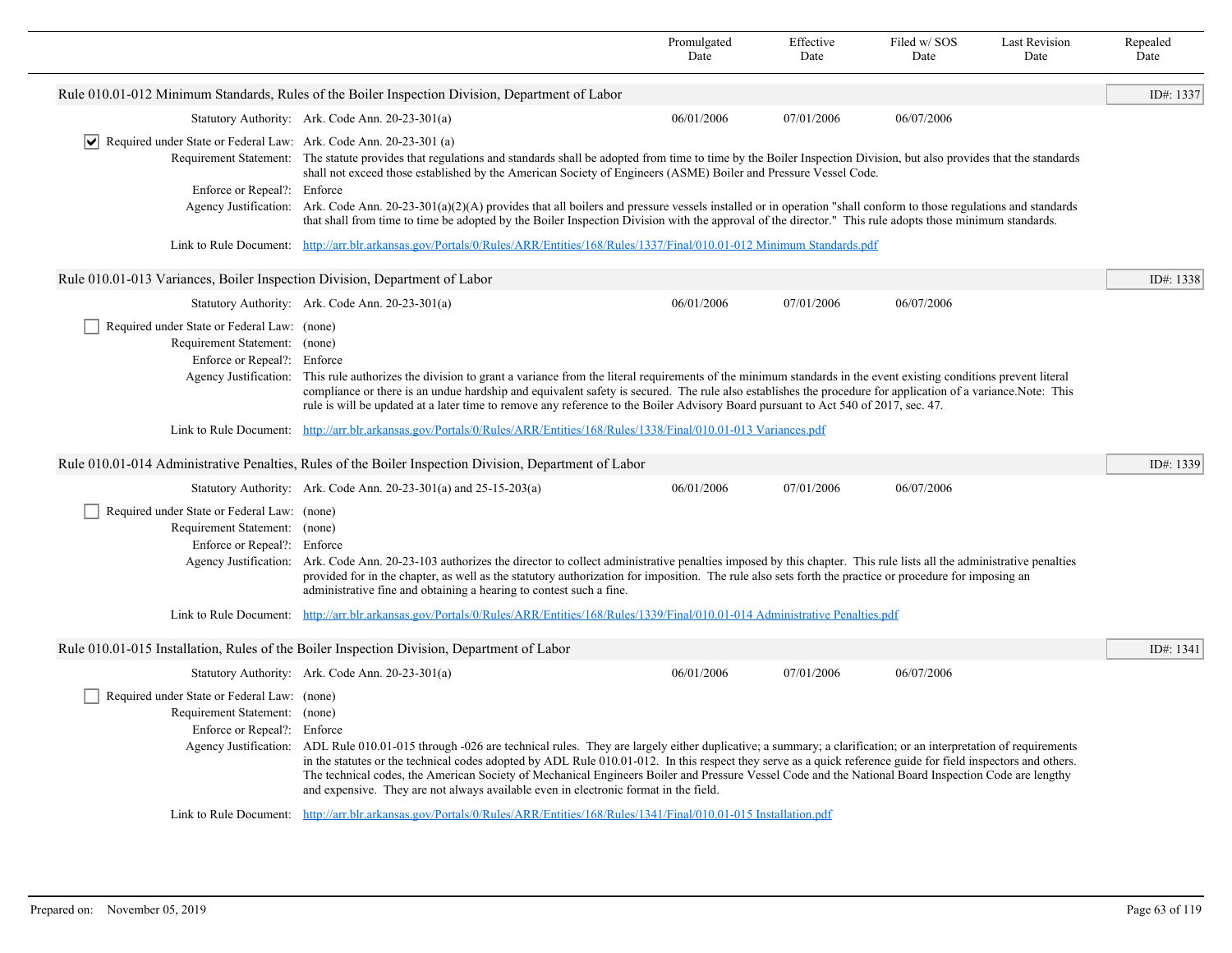| | Promulgated Date | Effective Date | Filed w/ SOS Date | Last Revision Date | Repealed Date |
|---|---|---|---|---|---|

### Rule 010.01-012 Minimum Standards, Rules of the Boiler Inspection Division, Department of Labor

ID#: 1337

| | | Promulgated Date | Effective Date | Filed w/ SOS Date | Last Revision Date | Repealed Date |
|---|---|---|---|---|---|---|
| Statutory Authority: | Ark. Code Ann. 20-23-301(a) | 06/01/2006 | 07/01/2006 | 06/07/2006 | | |

☑ Required under State or Federal Law: Ark. Code Ann. 20-23-301 (a)

Requirement Statement: The statute provides that regulations and standards shall be adopted from time to time by the Boiler Inspection Division, but also provides that the standards shall not exceed those established by the American Society of Engineers (ASME) Boiler and Pressure Vessel Code.

Enforce or Repeal?: Enforce

Agency Justification: Ark. Code Ann. 20-23-301(a)(2)(A) provides that all boilers and pressure vessels installed or in operation "shall conform to those regulations and standards that shall from time to time be adopted by the Boiler Inspection Division with the approval of the director." This rule adopts those minimum standards.

Link to Rule Document: http://arr.blr.arkansas.gov/Portals/0/Rules/ARR/Entities/168/Rules/1337/Final/010.01-012 Minimum Standards.pdf

### Rule 010.01-013 Variances, Boiler Inspection Division, Department of Labor

ID#: 1338

| | | Promulgated Date | Effective Date | Filed w/ SOS Date | Last Revision Date | Repealed Date |
|---|---|---|---|---|---|---|
| Statutory Authority: | Ark. Code Ann. 20-23-301(a) | 06/01/2006 | 07/01/2006 | 06/07/2006 | | |

☐ Required under State or Federal Law: (none)

Requirement Statement: (none)

Enforce or Repeal?: Enforce

Agency Justification: This rule authorizes the division to grant a variance from the literal requirements of the minimum standards in the event existing conditions prevent literal compliance or there is an undue hardship and equivalent safety is secured. The rule also establishes the procedure for application of a variance.Note: This rule is will be updated at a later time to remove any reference to the Boiler Advisory Board pursuant to Act 540 of 2017, sec. 47.

Link to Rule Document: http://arr.blr.arkansas.gov/Portals/0/Rules/ARR/Entities/168/Rules/1338/Final/010.01-013 Variances.pdf

### Rule 010.01-014 Administrative Penalties, Rules of the Boiler Inspection Division, Department of Labor

ID#: 1339

| | | Promulgated Date | Effective Date | Filed w/ SOS Date | Last Revision Date | Repealed Date |
|---|---|---|---|---|---|---|
| Statutory Authority: | Ark. Code Ann. 20-23-301(a) and 25-15-203(a) | 06/01/2006 | 07/01/2006 | 06/07/2006 | | |

☐ Required under State or Federal Law: (none)

Requirement Statement: (none)

Enforce or Repeal?: Enforce

Agency Justification: Ark. Code Ann. 20-23-103 authorizes the director to collect administrative penalties imposed by this chapter. This rule lists all the administrative penalties provided for in the chapter, as well as the statutory authorization for imposition. The rule also sets forth the practice or procedure for imposing an administrative fine and obtaining a hearing to contest such a fine.

Link to Rule Document: http://arr.blr.arkansas.gov/Portals/0/Rules/ARR/Entities/168/Rules/1339/Final/010.01-014 Administrative Penalties.pdf

### Rule 010.01-015 Installation, Rules of the Boiler Inspection Division, Department of Labor

ID#: 1341

| | | Promulgated Date | Effective Date | Filed w/ SOS Date | Last Revision Date | Repealed Date |
|---|---|---|---|---|---|---|
| Statutory Authority: | Ark. Code Ann. 20-23-301(a) | 06/01/2006 | 07/01/2006 | 06/07/2006 | | |

☐ Required under State or Federal Law: (none)

Requirement Statement: (none)

Enforce or Repeal?: Enforce

Agency Justification: ADL Rule 010.01-015 through -026 are technical rules. They are largely either duplicative; a summary; a clarification; or an interpretation of requirements in the statutes or the technical codes adopted by ADL Rule 010.01-012. In this respect they serve as a quick reference guide for field inspectors and others. The technical codes, the American Society of Mechanical Engineers Boiler and Pressure Vessel Code and the National Board Inspection Code are lengthy and expensive. They are not always available even in electronic format in the field.

Link to Rule Document: http://arr.blr.arkansas.gov/Portals/0/Rules/ARR/Entities/168/Rules/1341/Final/010.01-015 Installation.pdf

Prepared on: November 05, 2019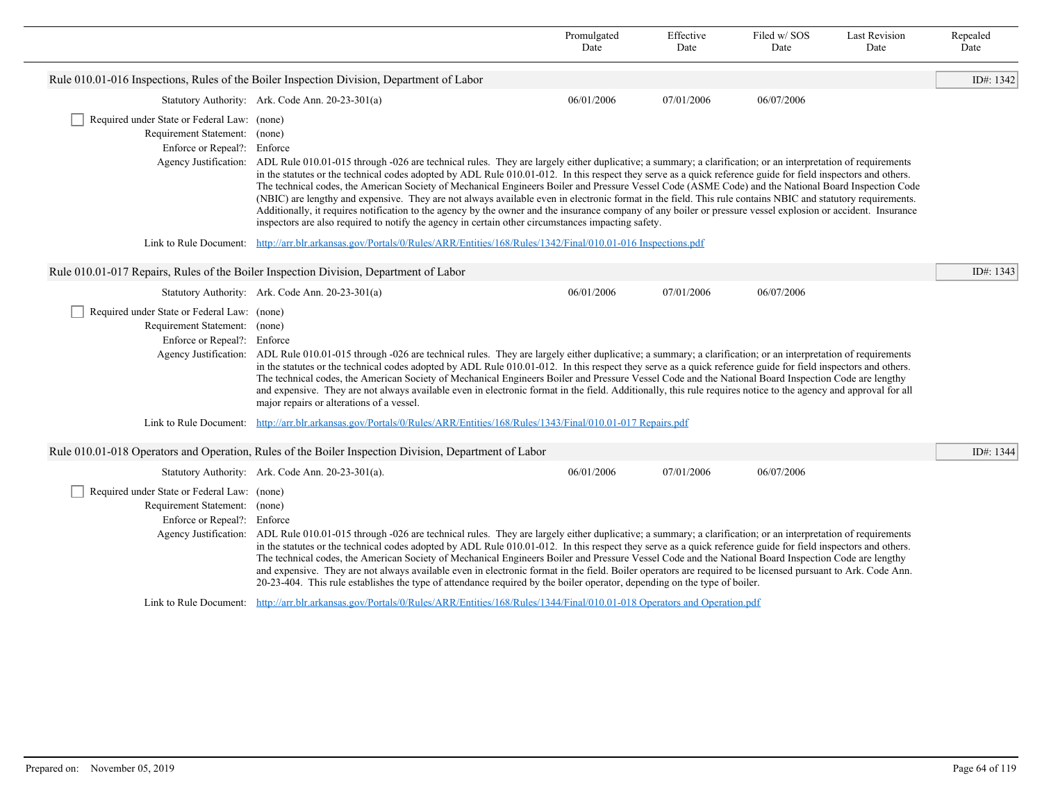| | Promulgated Date | Effective Date | Filed w/ SOS Date | Last Revision Date | Repealed Date |
|---|---|---|---|---|---|

### Rule 010.01-016 Inspections, Rules of the Boiler Inspection Division, Department of Labor

ID#: 1342

| | Promulgated Date | Effective Date | Filed w/ SOS Date | Last Revision Date | Repealed Date |
|---|---|---|---|---|---|
| Statutory Authority: Ark. Code Ann. 20-23-301(a) | 06/01/2006 | 07/01/2006 | 06/07/2006 | | |

☐ Required under State or Federal Law: (none)

Requirement Statement: (none)

Enforce or Repeal?: Enforce

Agency Justification: ADL Rule 010.01-015 through -026 are technical rules. They are largely either duplicative; a summary; a clarification; or an interpretation of requirements in the statutes or the technical codes adopted by ADL Rule 010.01-012. In this respect they serve as a quick reference guide for field inspectors and others. The technical codes, the American Society of Mechanical Engineers Boiler and Pressure Vessel Code (ASME Code) and the National Board Inspection Code (NBIC) are lengthy and expensive. They are not always available even in electronic format in the field. This rule contains NBIC and statutory requirements. Additionally, it requires notification to the agency by the owner and the insurance company of any boiler or pressure vessel explosion or accident. Insurance inspectors are also required to notify the agency in certain other circumstances impacting safety.

Link to Rule Document: http://arr.blr.arkansas.gov/Portals/0/Rules/ARR/Entities/168/Rules/1342/Final/010.01-016 Inspections.pdf

### Rule 010.01-017 Repairs, Rules of the Boiler Inspection Division, Department of Labor

ID#: 1343

| | Promulgated Date | Effective Date | Filed w/ SOS Date | Last Revision Date | Repealed Date |
|---|---|---|---|---|---|
| Statutory Authority: Ark. Code Ann. 20-23-301(a) | 06/01/2006 | 07/01/2006 | 06/07/2006 | | |

☐ Required under State or Federal Law: (none)

Requirement Statement: (none)

Enforce or Repeal?: Enforce

Agency Justification: ADL Rule 010.01-015 through -026 are technical rules. They are largely either duplicative; a summary; a clarification; or an interpretation of requirements in the statutes or the technical codes adopted by ADL Rule 010.01-012. In this respect they serve as a quick reference guide for field inspectors and others. The technical codes, the American Society of Mechanical Engineers Boiler and Pressure Vessel Code and the National Board Inspection Code are lengthy and expensive. They are not always available even in electronic format in the field. Additionally, this rule requires notice to the agency and approval for all major repairs or alterations of a vessel.

Link to Rule Document: http://arr.blr.arkansas.gov/Portals/0/Rules/ARR/Entities/168/Rules/1343/Final/010.01-017 Repairs.pdf

### Rule 010.01-018 Operators and Operation, Rules of the Boiler Inspection Division, Department of Labor

ID#: 1344

| | Promulgated Date | Effective Date | Filed w/ SOS Date | Last Revision Date | Repealed Date |
|---|---|---|---|---|---|
| Statutory Authority: Ark. Code Ann. 20-23-301(a). | 06/01/2006 | 07/01/2006 | 06/07/2006 | | |

☐ Required under State or Federal Law: (none)

Requirement Statement: (none)

Enforce or Repeal?: Enforce

Agency Justification: ADL Rule 010.01-015 through -026 are technical rules. They are largely either duplicative; a summary; a clarification; or an interpretation of requirements in the statutes or the technical codes adopted by ADL Rule 010.01-012. In this respect they serve as a quick reference guide for field inspectors and others. The technical codes, the American Society of Mechanical Engineers Boiler and Pressure Vessel Code and the National Board Inspection Code are lengthy and expensive. They are not always available even in electronic format in the field. Boiler operators are required to be licensed pursuant to Ark. Code Ann. 20-23-404. This rule establishes the type of attendance required by the boiler operator, depending on the type of boiler.

Link to Rule Document: http://arr.blr.arkansas.gov/Portals/0/Rules/ARR/Entities/168/Rules/1344/Final/010.01-018 Operators and Operation.pdf

Prepared on: November 05, 2019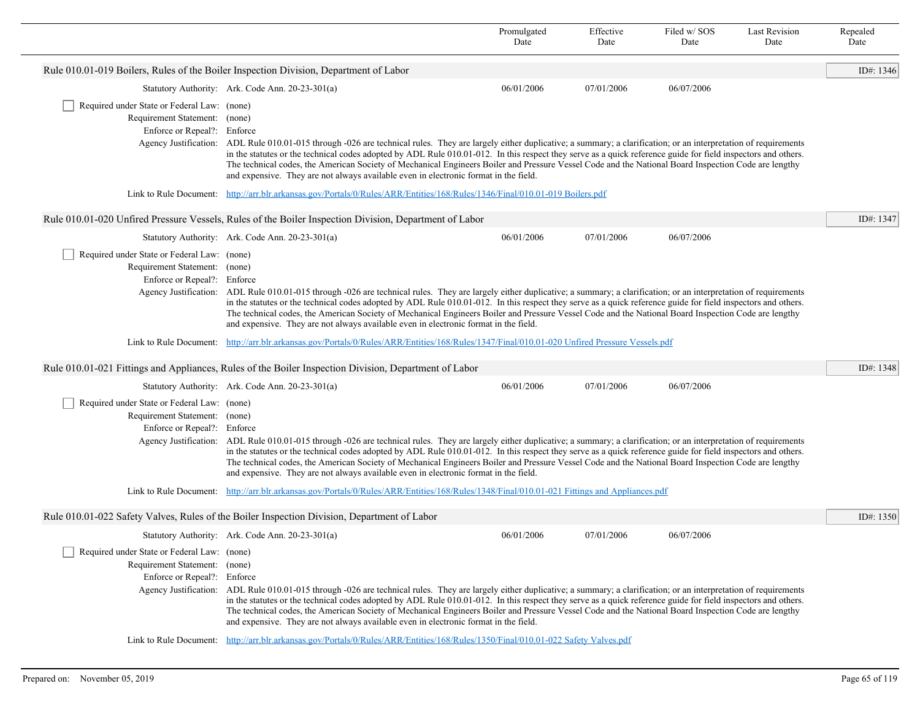| | Promulgated Date | Effective Date | Filed w/ SOS Date | Last Revision Date | Repealed Date |
|---|---|---|---|---|---|

## Rule 010.01-019 Boilers, Rules of the Boiler Inspection Division, Department of Labor

ID#: 1346

| | Promulgated Date | Effective Date | Filed w/ SOS Date | Last Revision Date | Repealed Date |
|---|---|---|---|---|---|
| Statutory Authority: Ark. Code Ann. 20-23-301(a) | 06/01/2006 | 07/01/2006 | 06/07/2006 | | |

- [ ] Required under State or Federal Law: (none)

Requirement Statement: (none)

Enforce or Repeal?: Enforce

Agency Justification: ADL Rule 010.01-015 through -026 are technical rules. They are largely either duplicative; a summary; a clarification; or an interpretation of requirements in the statutes or the technical codes adopted by ADL Rule 010.01-012. In this respect they serve as a quick reference guide for field inspectors and others. The technical codes, the American Society of Mechanical Engineers Boiler and Pressure Vessel Code and the National Board Inspection Code are lengthy and expensive. They are not always available even in electronic format in the field.

Link to Rule Document: [http://arr.blr.arkansas.gov/Portals/0/Rules/ARR/Entities/168/Rules/1346/Final/010.01-019 Boilers.pdf](http://arr.blr.arkansas.gov/Portals/0/Rules/ARR/Entities/168/Rules/1346/Final/010.01-019 Boilers.pdf)

## Rule 010.01-020 Unfired Pressure Vessels, Rules of the Boiler Inspection Division, Department of Labor

ID#: 1347

| | Promulgated Date | Effective Date | Filed w/ SOS Date | Last Revision Date | Repealed Date |
|---|---|---|---|---|---|
| Statutory Authority: Ark. Code Ann. 20-23-301(a) | 06/01/2006 | 07/01/2006 | 06/07/2006 | | |

- [ ] Required under State or Federal Law: (none)

Requirement Statement: (none)

Enforce or Repeal?: Enforce

Agency Justification: ADL Rule 010.01-015 through -026 are technical rules. They are largely either duplicative; a summary; a clarification; or an interpretation of requirements in the statutes or the technical codes adopted by ADL Rule 010.01-012. In this respect they serve as a quick reference guide for field inspectors and others. The technical codes, the American Society of Mechanical Engineers Boiler and Pressure Vessel Code and the National Board Inspection Code are lengthy and expensive. They are not always available even in electronic format in the field.

Link to Rule Document: [http://arr.blr.arkansas.gov/Portals/0/Rules/ARR/Entities/168/Rules/1347/Final/010.01-020 Unfired Pressure Vessels.pdf](http://arr.blr.arkansas.gov/Portals/0/Rules/ARR/Entities/168/Rules/1347/Final/010.01-020 Unfired Pressure Vessels.pdf)

## Rule 010.01-021 Fittings and Appliances, Rules of the Boiler Inspection Division, Department of Labor

ID#: 1348

| | Promulgated Date | Effective Date | Filed w/ SOS Date | Last Revision Date | Repealed Date |
|---|---|---|---|---|---|
| Statutory Authority: Ark. Code Ann. 20-23-301(a) | 06/01/2006 | 07/01/2006 | 06/07/2006 | | |

- [ ] Required under State or Federal Law: (none)

Requirement Statement: (none)

Enforce or Repeal?: Enforce

Agency Justification: ADL Rule 010.01-015 through -026 are technical rules. They are largely either duplicative; a summary; a clarification; or an interpretation of requirements in the statutes or the technical codes adopted by ADL Rule 010.01-012. In this respect they serve as a quick reference guide for field inspectors and others. The technical codes, the American Society of Mechanical Engineers Boiler and Pressure Vessel Code and the National Board Inspection Code are lengthy and expensive. They are not always available even in electronic format in the field.

Link to Rule Document: [http://arr.blr.arkansas.gov/Portals/0/Rules/ARR/Entities/168/Rules/1348/Final/010.01-021 Fittings and Appliances.pdf](http://arr.blr.arkansas.gov/Portals/0/Rules/ARR/Entities/168/Rules/1348/Final/010.01-021 Fittings and Appliances.pdf)

## Rule 010.01-022 Safety Valves, Rules of the Boiler Inspection Division, Department of Labor

ID#: 1350

| | Promulgated Date | Effective Date | Filed w/ SOS Date | Last Revision Date | Repealed Date |
|---|---|---|---|---|---|
| Statutory Authority: Ark. Code Ann. 20-23-301(a) | 06/01/2006 | 07/01/2006 | 06/07/2006 | | |

- [ ] Required under State or Federal Law: (none)

Requirement Statement: (none)

Enforce or Repeal?: Enforce

Agency Justification: ADL Rule 010.01-015 through -026 are technical rules. They are largely either duplicative; a summary; a clarification; or an interpretation of requirements in the statutes or the technical codes adopted by ADL Rule 010.01-012. In this respect they serve as a quick reference guide for field inspectors and others. The technical codes, the American Society of Mechanical Engineers Boiler and Pressure Vessel Code and the National Board Inspection Code are lengthy and expensive. They are not always available even in electronic format in the field.

Link to Rule Document: [http://arr.blr.arkansas.gov/Portals/0/Rules/ARR/Entities/168/Rules/1350/Final/010.01-022 Safety Valves.pdf](http://arr.blr.arkansas.gov/Portals/0/Rules/ARR/Entities/168/Rules/1350/Final/010.01-022 Safety Valves.pdf)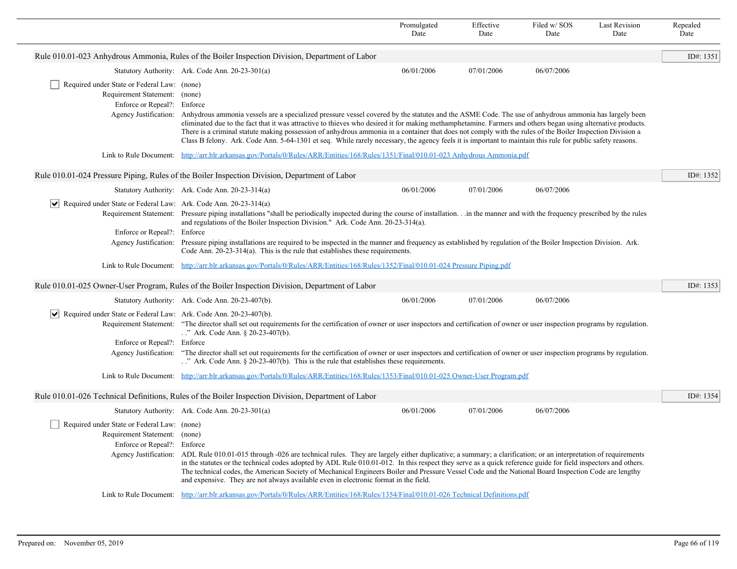| | Promulgated Date | Effective Date | Filed w/ SOS Date | Last Revision Date | Repealed Date |
|---|---|---|---|---|---|

## Rule 010.01-023 Anhydrous Ammonia, Rules of the Boiler Inspection Division, Department of Labor

ID#: 1351

| | | Promulgated Date | Effective Date | Filed w/ SOS Date | Last Revision Date | Repealed Date |
|---|---|---|---|---|---|---|
| Statutory Authority: | Ark. Code Ann. 20-23-301(a) | 06/01/2006 | 07/01/2006 | 06/07/2006 | | |

☐ Required under State or Federal Law: (none)

Requirement Statement: (none)

Enforce or Repeal?: Enforce

Agency Justification: Anhydrous ammonia vessels are a specialized pressure vessel covered by the statutes and the ASME Code. The use of anhydrous ammonia has largely been eliminated due to the fact that it was attractive to thieves who desired it for making methamphetamine. Farmers and others began using alternative products. There is a criminal statute making possession of anhydrous ammonia in a container that does not comply with the rules of the Boiler Inspection Division a Class B felony. Ark. Code Ann. 5-64-1301 et seq. While rarely necessary, the agency feels it is important to maintain this rule for public safety reasons.

Link to Rule Document: [http://arr.blr.arkansas.gov/Portals/0/Rules/ARR/Entities/168/Rules/1351/Final/010.01-023 Anhydrous Ammonia.pdf](http://arr.blr.arkansas.gov/Portals/0/Rules/ARR/Entities/168/Rules/1351/Final/010.01-023 Anhydrous Ammonia.pdf)

## Rule 010.01-024 Pressure Piping, Rules of the Boiler Inspection Division, Department of Labor

ID#: 1352

| | | Promulgated Date | Effective Date | Filed w/ SOS Date | Last Revision Date | Repealed Date |
|---|---|---|---|---|---|---|
| Statutory Authority: | Ark. Code Ann. 20-23-314(a) | 06/01/2006 | 07/01/2006 | 06/07/2006 | | |

☑ Required under State or Federal Law: Ark. Code Ann. 20-23-314(a)

Requirement Statement: Pressure piping installations "shall be periodically inspected during the course of installation. . .in the manner and with the frequency prescribed by the rules and regulations of the Boiler Inspection Division." Ark. Code Ann. 20-23-314(a).

Enforce or Repeal?: Enforce

Agency Justification: Pressure piping installations are required to be inspected in the manner and frequency as established by regulation of the Boiler Inspection Division. Ark. Code Ann. 20-23-314(a). This is the rule that establishes these requirements.

Link to Rule Document: [http://arr.blr.arkansas.gov/Portals/0/Rules/ARR/Entities/168/Rules/1352/Final/010.01-024 Pressure Piping.pdf](http://arr.blr.arkansas.gov/Portals/0/Rules/ARR/Entities/168/Rules/1352/Final/010.01-024 Pressure Piping.pdf)

## Rule 010.01-025 Owner-User Program, Rules of the Boiler Inspection Division, Department of Labor

ID#: 1353

| | | Promulgated Date | Effective Date | Filed w/ SOS Date | Last Revision Date | Repealed Date |
|---|---|---|---|---|---|---|
| Statutory Authority: | Ark. Code Ann. 20-23-407(b). | 06/01/2006 | 07/01/2006 | 06/07/2006 | | |

☑ Required under State or Federal Law: Ark. Code Ann. 20-23-407(b).

Requirement Statement: "The director shall set out requirements for the certification of owner or user inspectors and certification of owner or user inspection programs by regulation. . ." Ark. Code Ann. § 20-23-407(b).

Enforce or Repeal?: Enforce

Agency Justification: "The director shall set out requirements for the certification of owner or user inspectors and certification of owner or user inspection programs by regulation. . ." Ark. Code Ann. § 20-23-407(b). This is the rule that establishes these requirements.

Link to Rule Document: [http://arr.blr.arkansas.gov/Portals/0/Rules/ARR/Entities/168/Rules/1353/Final/010.01-025 Owner-User Program.pdf](http://arr.blr.arkansas.gov/Portals/0/Rules/ARR/Entities/168/Rules/1353/Final/010.01-025 Owner-User Program.pdf)

## Rule 010.01-026 Technical Definitions, Rules of the Boiler Inspection Division, Department of Labor

ID#: 1354

| | | Promulgated Date | Effective Date | Filed w/ SOS Date | Last Revision Date | Repealed Date |
|---|---|---|---|---|---|---|
| Statutory Authority: | Ark. Code Ann. 20-23-301(a) | 06/01/2006 | 07/01/2006 | 06/07/2006 | | |

☐ Required under State or Federal Law: (none)

Requirement Statement: (none)

Enforce or Repeal?: Enforce

Agency Justification: ADL Rule 010.01-015 through -026 are technical rules. They are largely either duplicative; a summary; a clarification; or an interpretation of requirements in the statutes or the technical codes adopted by ADL Rule 010.01-012. In this respect they serve as a quick reference guide for field inspectors and others. The technical codes, the American Society of Mechanical Engineers Boiler and Pressure Vessel Code and the National Board Inspection Code are lengthy and expensive. They are not always available even in electronic format in the field.

Link to Rule Document: [http://arr.blr.arkansas.gov/Portals/0/Rules/ARR/Entities/168/Rules/1354/Final/010.01-026 Technical Definitions.pdf](http://arr.blr.arkansas.gov/Portals/0/Rules/ARR/Entities/168/Rules/1354/Final/010.01-026 Technical Definitions.pdf)

Prepared on: November 05, 2019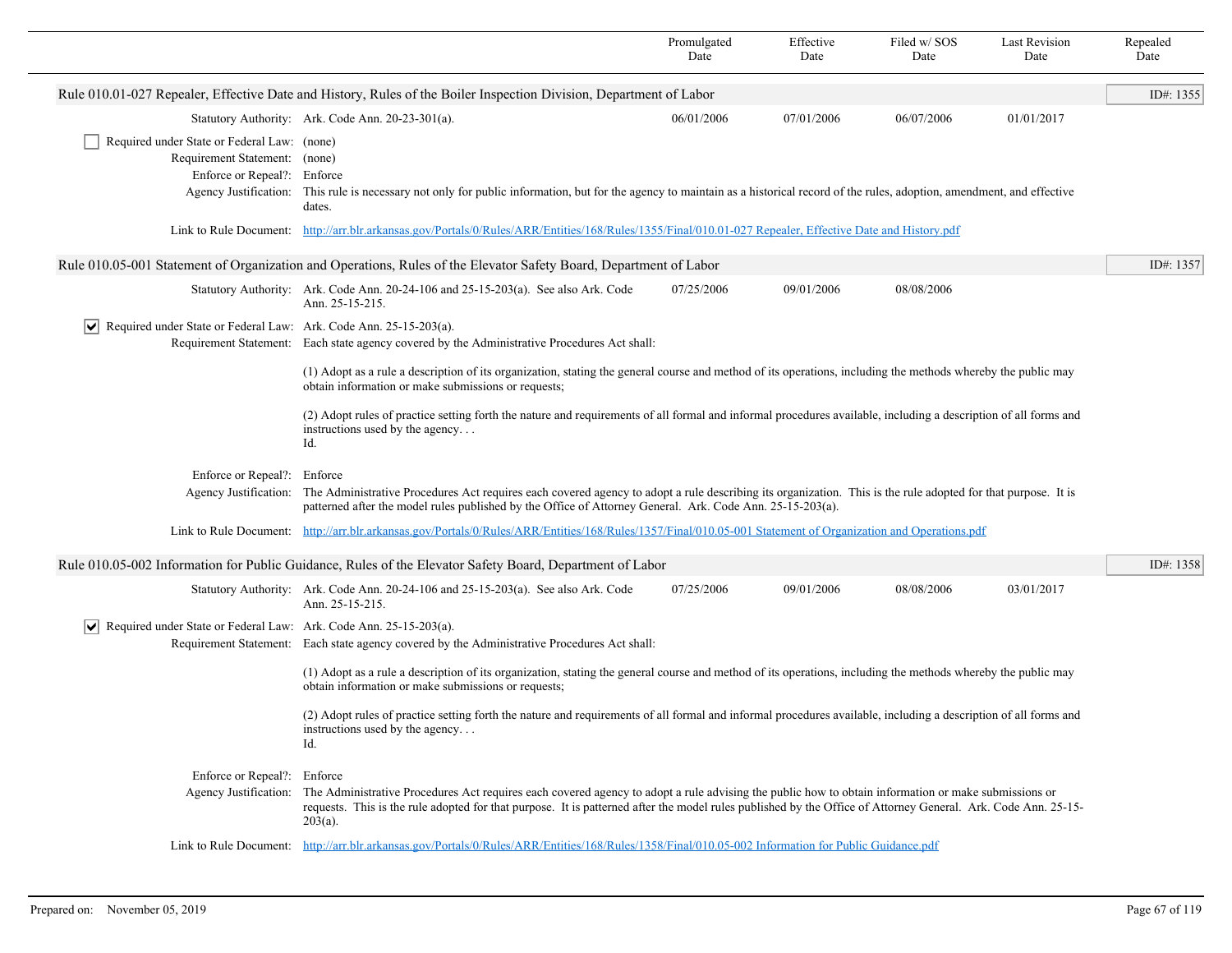| | Promulgated Date | Effective Date | Filed w/ SOS Date | Last Revision Date | Repealed Date |
|---|---|---|---|---|---|

**Rule 010.01-027 Repealer, Effective Date and History, Rules of the Boiler Inspection Division, Department of Labor** — ID#: 1355

| | | Promulgated Date | Effective Date | Filed w/ SOS Date | Last Revision Date | Repealed Date |
|---|---|---|---|---|---|---|
| Statutory Authority: | Ark. Code Ann. 20-23-301(a). | 06/01/2006 | 07/01/2006 | 06/07/2006 | 01/01/2017 | |

☐ Required under State or Federal Law: (none)

Requirement Statement: (none)

Enforce or Repeal?: Enforce

Agency Justification: This rule is necessary not only for public information, but for the agency to maintain as a historical record of the rules, adoption, amendment, and effective dates.

Link to Rule Document: http://arr.blr.arkansas.gov/Portals/0/Rules/ARR/Entities/168/Rules/1355/Final/010.01-027 Repealer, Effective Date and History.pdf

**Rule 010.05-001 Statement of Organization and Operations, Rules of the Elevator Safety Board, Department of Labor** — ID#: 1357

| | | Promulgated Date | Effective Date | Filed w/ SOS Date | Last Revision Date | Repealed Date |
|---|---|---|---|---|---|---|
| Statutory Authority: | Ark. Code Ann. 20-24-106 and 25-15-203(a). See also Ark. Code Ann. 25-15-215. | 07/25/2006 | 09/01/2006 | 08/08/2006 | | |

☑ Required under State or Federal Law: Ark. Code Ann. 25-15-203(a).

Requirement Statement: Each state agency covered by the Administrative Procedures Act shall:

(1) Adopt as a rule a description of its organization, stating the general course and method of its operations, including the methods whereby the public may obtain information or make submissions or requests;

(2) Adopt rules of practice setting forth the nature and requirements of all formal and informal procedures available, including a description of all forms and instructions used by the agency. . .
Id.

Enforce or Repeal?: Enforce

Agency Justification: The Administrative Procedures Act requires each covered agency to adopt a rule describing its organization. This is the rule adopted for that purpose. It is patterned after the model rules published by the Office of Attorney General. Ark. Code Ann. 25-15-203(a).

Link to Rule Document: http://arr.blr.arkansas.gov/Portals/0/Rules/ARR/Entities/168/Rules/1357/Final/010.05-001 Statement of Organization and Operations.pdf

**Rule 010.05-002 Information for Public Guidance, Rules of the Elevator Safety Board, Department of Labor** — ID#: 1358

| | | Promulgated Date | Effective Date | Filed w/ SOS Date | Last Revision Date | Repealed Date |
|---|---|---|---|---|---|---|
| Statutory Authority: | Ark. Code Ann. 20-24-106 and 25-15-203(a). See also Ark. Code Ann. 25-15-215. | 07/25/2006 | 09/01/2006 | 08/08/2006 | 03/01/2017 | |

☑ Required under State or Federal Law: Ark. Code Ann. 25-15-203(a).

Requirement Statement: Each state agency covered by the Administrative Procedures Act shall:

(1) Adopt as a rule a description of its organization, stating the general course and method of its operations, including the methods whereby the public may obtain information or make submissions or requests;

(2) Adopt rules of practice setting forth the nature and requirements of all formal and informal procedures available, including a description of all forms and instructions used by the agency. . .
Id.

Enforce or Repeal?: Enforce

Agency Justification: The Administrative Procedures Act requires each covered agency to adopt a rule advising the public how to obtain information or make submissions or requests. This is the rule adopted for that purpose. It is patterned after the model rules published by the Office of Attorney General. Ark. Code Ann. 25-15-203(a).

Link to Rule Document: http://arr.blr.arkansas.gov/Portals/0/Rules/ARR/Entities/168/Rules/1358/Final/010.05-002 Information for Public Guidance.pdf

Prepared on: November 05, 2019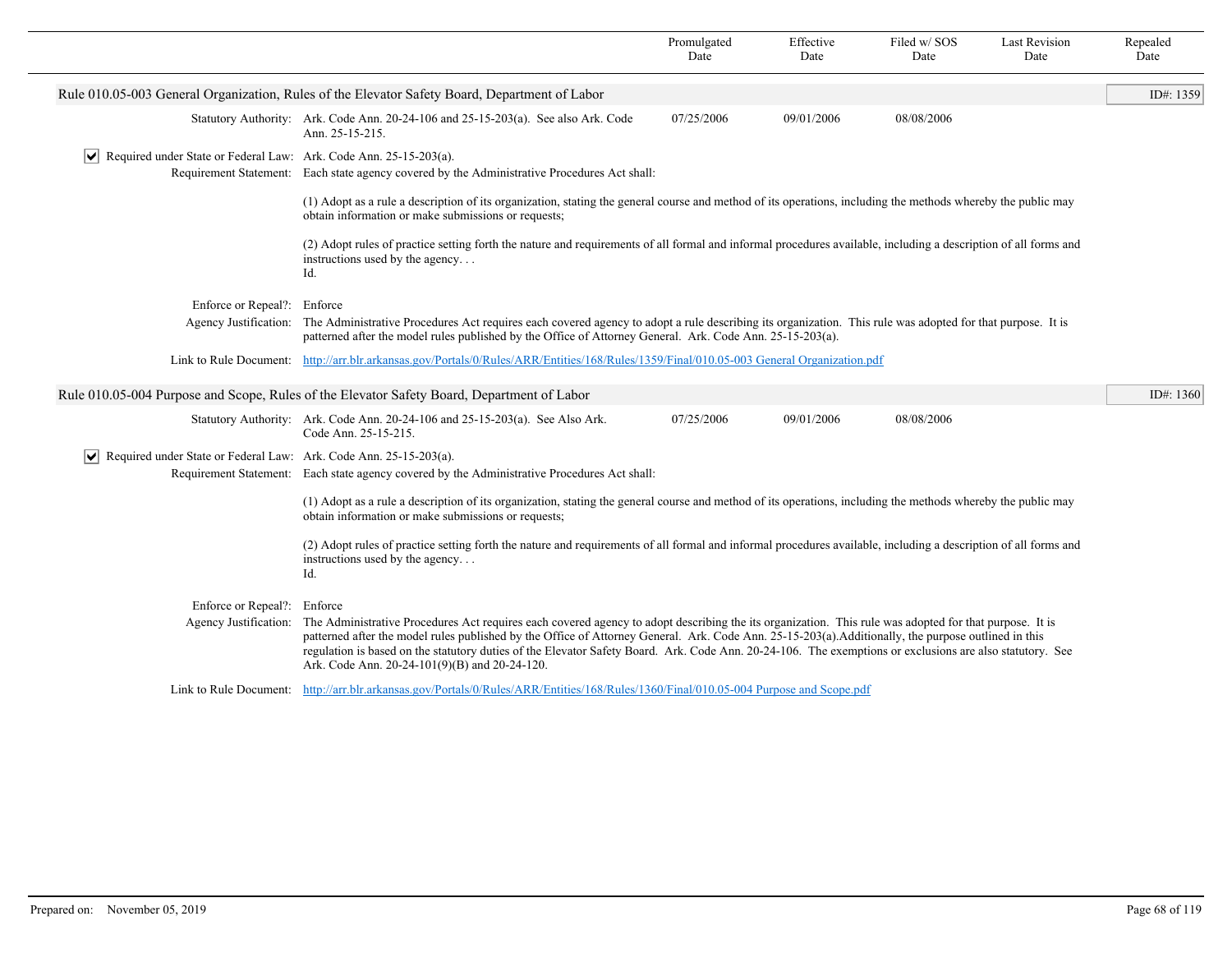| | Promulgated Date | Effective Date | Filed w/ SOS Date | Last Revision Date | Repealed Date |
|---|---|---|---|---|---|

## Rule 010.05-003 General Organization, Rules of the Elevator Safety Board, Department of Labor

ID#: 1359

| | | Promulgated Date | Effective Date | Filed w/ SOS Date | Last Revision Date | Repealed Date |
|---|---|---|---|---|---|---|
| Statutory Authority: | Ark. Code Ann. 20-24-106 and 25-15-203(a). See also Ark. Code Ann. 25-15-215. | 07/25/2006 | 09/01/2006 | 08/08/2006 | | |

☑ Required under State or Federal Law: Ark. Code Ann. 25-15-203(a).

Requirement Statement: Each state agency covered by the Administrative Procedures Act shall:

(1) Adopt as a rule a description of its organization, stating the general course and method of its operations, including the methods whereby the public may obtain information or make submissions or requests;

(2) Adopt rules of practice setting forth the nature and requirements of all formal and informal procedures available, including a description of all forms and instructions used by the agency. . .
Id.

Enforce or Repeal?: Enforce

Agency Justification: The Administrative Procedures Act requires each covered agency to adopt a rule describing its organization. This rule was adopted for that purpose. It is patterned after the model rules published by the Office of Attorney General. Ark. Code Ann. 25-15-203(a).

Link to Rule Document: http://arr.blr.arkansas.gov/Portals/0/Rules/ARR/Entities/168/Rules/1359/Final/010.05-003 General Organization.pdf

## Rule 010.05-004 Purpose and Scope, Rules of the Elevator Safety Board, Department of Labor

ID#: 1360

| | | Promulgated Date | Effective Date | Filed w/ SOS Date | Last Revision Date | Repealed Date |
|---|---|---|---|---|---|---|
| Statutory Authority: | Ark. Code Ann. 20-24-106 and 25-15-203(a). See Also Ark. Code Ann. 25-15-215. | 07/25/2006 | 09/01/2006 | 08/08/2006 | | |

☑ Required under State or Federal Law: Ark. Code Ann. 25-15-203(a).

Requirement Statement: Each state agency covered by the Administrative Procedures Act shall:

(1) Adopt as a rule a description of its organization, stating the general course and method of its operations, including the methods whereby the public may obtain information or make submissions or requests;

(2) Adopt rules of practice setting forth the nature and requirements of all formal and informal procedures available, including a description of all forms and instructions used by the agency. . .
Id.

Enforce or Repeal?: Enforce

Agency Justification: The Administrative Procedures Act requires each covered agency to adopt describing the its organization. This rule was adopted for that purpose. It is patterned after the model rules published by the Office of Attorney General. Ark. Code Ann. 25-15-203(a).Additionally, the purpose outlined in this regulation is based on the statutory duties of the Elevator Safety Board. Ark. Code Ann. 20-24-106. The exemptions or exclusions are also statutory. See Ark. Code Ann. 20-24-101(9)(B) and 20-24-120.

Link to Rule Document: http://arr.blr.arkansas.gov/Portals/0/Rules/ARR/Entities/168/Rules/1360/Final/010.05-004 Purpose and Scope.pdf

Prepared on: November 05, 2019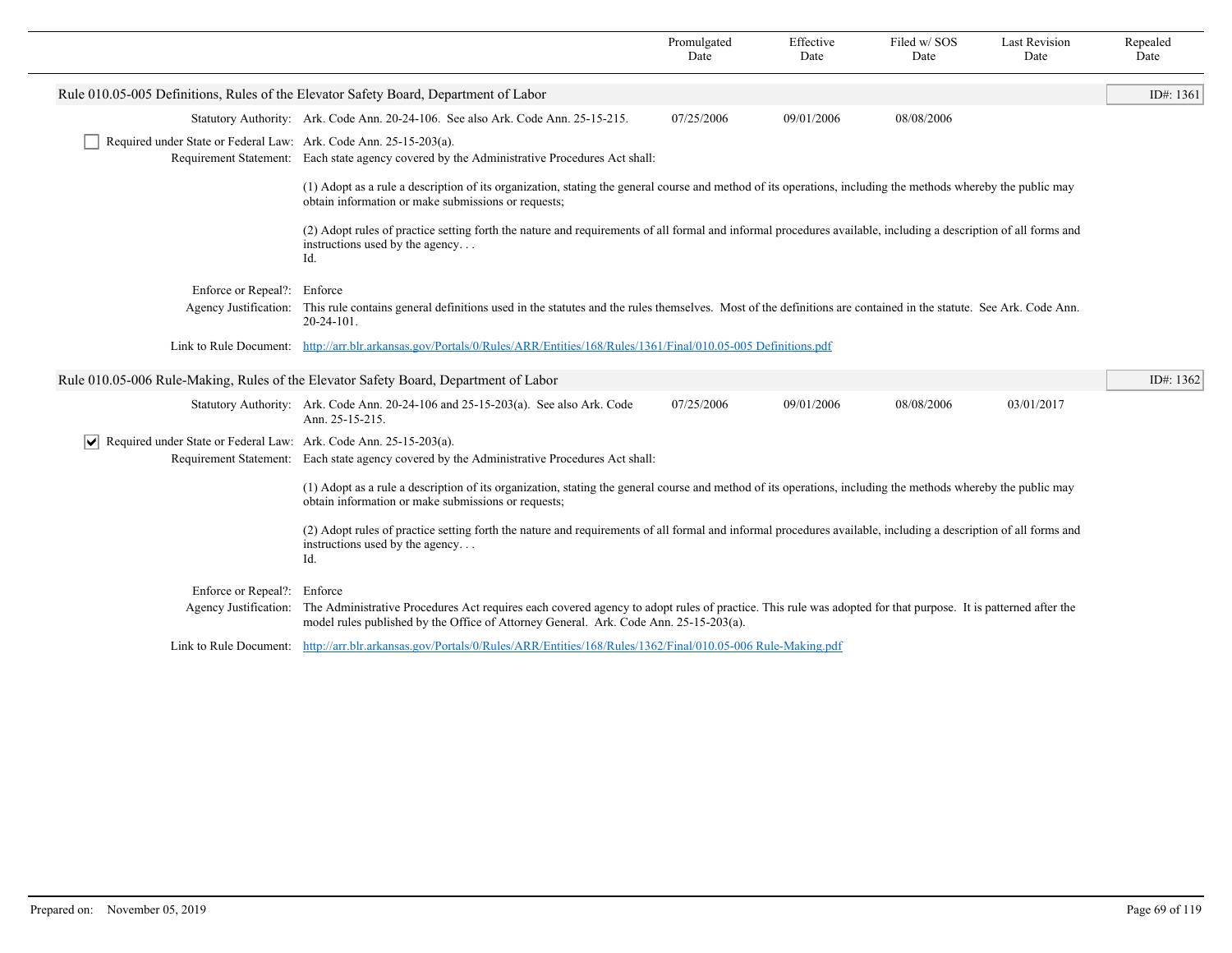| | Promulgated Date | Effective Date | Filed w/ SOS Date | Last Revision Date | Repealed Date |
|---|---|---|---|---|---|

## Rule 010.05-005 Definitions, Rules of the Elevator Safety Board, Department of Labor

ID#: 1361

| | | Promulgated Date | Effective Date | Filed w/ SOS Date | Last Revision Date | Repealed Date |
|---|---|---|---|---|---|---|
| Statutory Authority: | Ark. Code Ann. 20-24-106. See also Ark. Code Ann. 25-15-215. | 07/25/2006 | 09/01/2006 | 08/08/2006 | | |

☐ Required under State or Federal Law: Ark. Code Ann. 25-15-203(a).

Requirement Statement: Each state agency covered by the Administrative Procedures Act shall:

(1) Adopt as a rule a description of its organization, stating the general course and method of its operations, including the methods whereby the public may obtain information or make submissions or requests;

(2) Adopt rules of practice setting forth the nature and requirements of all formal and informal procedures available, including a description of all forms and instructions used by the agency. . .
Id.

Enforce or Repeal?: Enforce

Agency Justification: This rule contains general definitions used in the statutes and the rules themselves. Most of the definitions are contained in the statute. See Ark. Code Ann. 20-24-101.

Link to Rule Document: http://arr.blr.arkansas.gov/Portals/0/Rules/ARR/Entities/168/Rules/1361/Final/010.05-005 Definitions.pdf

## Rule 010.05-006 Rule-Making, Rules of the Elevator Safety Board, Department of Labor

ID#: 1362

| | | Promulgated Date | Effective Date | Filed w/ SOS Date | Last Revision Date | Repealed Date |
|---|---|---|---|---|---|---|
| Statutory Authority: | Ark. Code Ann. 20-24-106 and 25-15-203(a). See also Ark. Code Ann. 25-15-215. | 07/25/2006 | 09/01/2006 | 08/08/2006 | 03/01/2017 | |

☑ Required under State or Federal Law: Ark. Code Ann. 25-15-203(a).

Requirement Statement: Each state agency covered by the Administrative Procedures Act shall:

(1) Adopt as a rule a description of its organization, stating the general course and method of its operations, including the methods whereby the public may obtain information or make submissions or requests;

(2) Adopt rules of practice setting forth the nature and requirements of all formal and informal procedures available, including a description of all forms and instructions used by the agency. . .
Id.

Enforce or Repeal?: Enforce

Agency Justification: The Administrative Procedures Act requires each covered agency to adopt rules of practice. This rule was adopted for that purpose. It is patterned after the model rules published by the Office of Attorney General. Ark. Code Ann. 25-15-203(a).

Link to Rule Document: http://arr.blr.arkansas.gov/Portals/0/Rules/ARR/Entities/168/Rules/1362/Final/010.05-006 Rule-Making.pdf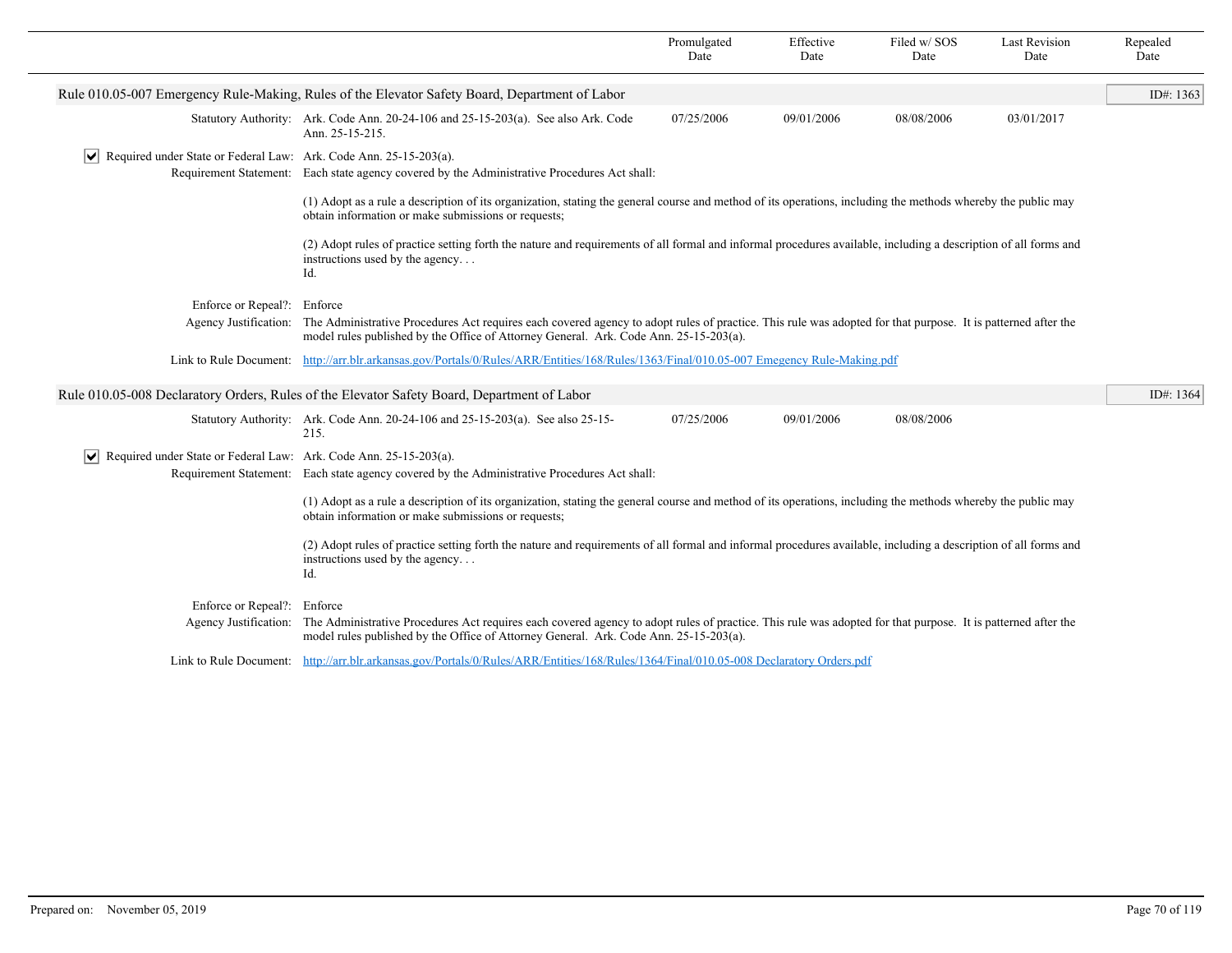| | Promulgated Date | Effective Date | Filed w/ SOS Date | Last Revision Date | Repealed Date |
|---|---|---|---|---|---|

## Rule 010.05-007 Emergency Rule-Making, Rules of the Elevator Safety Board, Department of Labor

ID#: 1363

| | Promulgated Date | Effective Date | Filed w/ SOS Date | Last Revision Date | Repealed Date |
|---|---|---|---|---|---|
| Statutory Authority: Ark. Code Ann. 20-24-106 and 25-15-203(a). See also Ark. Code Ann. 25-15-215. | 07/25/2006 | 09/01/2006 | 08/08/2006 | 03/01/2017 | |

☑ Required under State or Federal Law: Ark. Code Ann. 25-15-203(a).

Requirement Statement: Each state agency covered by the Administrative Procedures Act shall:

(1) Adopt as a rule a description of its organization, stating the general course and method of its operations, including the methods whereby the public may obtain information or make submissions or requests;

(2) Adopt rules of practice setting forth the nature and requirements of all formal and informal procedures available, including a description of all forms and instructions used by the agency. . .
Id.

Enforce or Repeal?: Enforce

Agency Justification: The Administrative Procedures Act requires each covered agency to adopt rules of practice. This rule was adopted for that purpose. It is patterned after the model rules published by the Office of Attorney General. Ark. Code Ann. 25-15-203(a).

Link to Rule Document: http://arr.blr.arkansas.gov/Portals/0/Rules/ARR/Entities/168/Rules/1363/Final/010.05-007 Emegency Rule-Making.pdf

## Rule 010.05-008 Declaratory Orders, Rules of the Elevator Safety Board, Department of Labor

ID#: 1364

| | Promulgated Date | Effective Date | Filed w/ SOS Date | Last Revision Date | Repealed Date |
|---|---|---|---|---|---|
| Statutory Authority: Ark. Code Ann. 20-24-106 and 25-15-203(a). See also 25-15-215. | 07/25/2006 | 09/01/2006 | 08/08/2006 | | |

☑ Required under State or Federal Law: Ark. Code Ann. 25-15-203(a).

Requirement Statement: Each state agency covered by the Administrative Procedures Act shall:

(1) Adopt as a rule a description of its organization, stating the general course and method of its operations, including the methods whereby the public may obtain information or make submissions or requests;

(2) Adopt rules of practice setting forth the nature and requirements of all formal and informal procedures available, including a description of all forms and instructions used by the agency. . .
Id.

Enforce or Repeal?: Enforce

Agency Justification: The Administrative Procedures Act requires each covered agency to adopt rules of practice. This rule was adopted for that purpose. It is patterned after the model rules published by the Office of Attorney General. Ark. Code Ann. 25-15-203(a).

Link to Rule Document: http://arr.blr.arkansas.gov/Portals/0/Rules/ARR/Entities/168/Rules/1364/Final/010.05-008 Declaratory Orders.pdf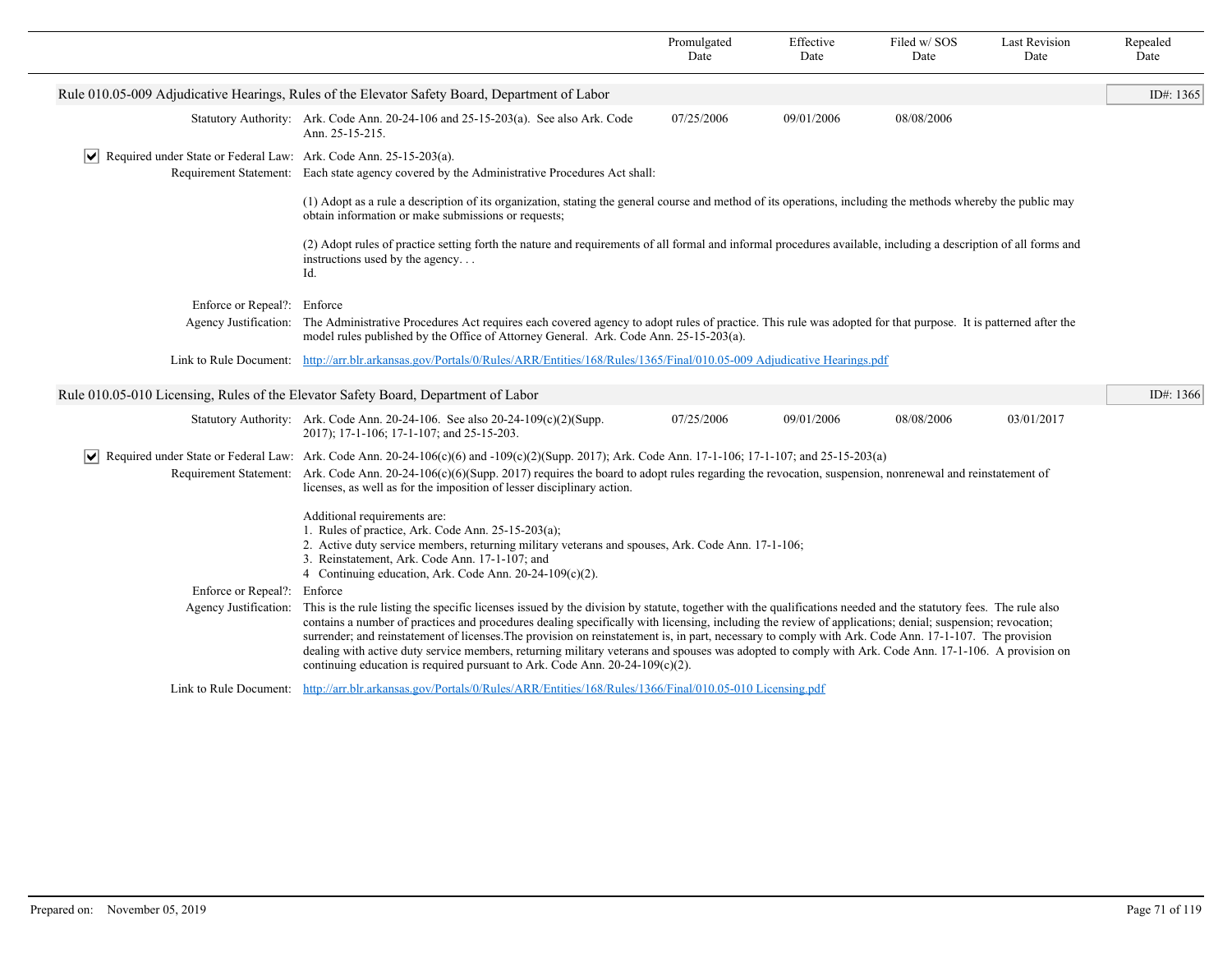| | Promulgated Date | Effective Date | Filed w/ SOS Date | Last Revision Date | Repealed Date |
|---|---|---|---|---|---|

## Rule 010.05-009 Adjudicative Hearings, Rules of the Elevator Safety Board, Department of Labor

ID#: 1365

| | Promulgated Date | Effective Date | Filed w/ SOS Date | Last Revision Date | Repealed Date |
|---|---|---|---|---|---|
| **Statutory Authority:** Ark. Code Ann. 20-24-106 and 25-15-203(a). See also Ark. Code Ann. 25-15-215. | 07/25/2006 | 09/01/2006 | 08/08/2006 | | |

☑ **Required under State or Federal Law:** Ark. Code Ann. 25-15-203(a).

**Requirement Statement:** Each state agency covered by the Administrative Procedures Act shall:

(1) Adopt as a rule a description of its organization, stating the general course and method of its operations, including the methods whereby the public may obtain information or make submissions or requests;

(2) Adopt rules of practice setting forth the nature and requirements of all formal and informal procedures available, including a description of all forms and instructions used by the agency. . .
Id.

**Enforce or Repeal?:** Enforce

**Agency Justification:** The Administrative Procedures Act requires each covered agency to adopt rules of practice. This rule was adopted for that purpose. It is patterned after the model rules published by the Office of Attorney General. Ark. Code Ann. 25-15-203(a).

**Link to Rule Document:** http://arr.blr.arkansas.gov/Portals/0/Rules/ARR/Entities/168/Rules/1365/Final/010.05-009 Adjudicative Hearings.pdf

## Rule 010.05-010 Licensing, Rules of the Elevator Safety Board, Department of Labor

ID#: 1366

| | Promulgated Date | Effective Date | Filed w/ SOS Date | Last Revision Date | Repealed Date |
|---|---|---|---|---|---|
| **Statutory Authority:** Ark. Code Ann. 20-24-106. See also 20-24-109(c)(2)(Supp. 2017); 17-1-106; 17-1-107; and 25-15-203. | 07/25/2006 | 09/01/2006 | 08/08/2006 | 03/01/2017 | |

☑ **Required under State or Federal Law:** Ark. Code Ann. 20-24-106(c)(6) and -109(c)(2)(Supp. 2017); Ark. Code Ann. 17-1-106; 17-1-107; and 25-15-203(a)

**Requirement Statement:** Ark. Code Ann. 20-24-106(c)(6)(Supp. 2017) requires the board to adopt rules regarding the revocation, suspension, nonrenewal and reinstatement of licenses, as well as for the imposition of lesser disciplinary action.

Additional requirements are:
1. Rules of practice, Ark. Code Ann. 25-15-203(a);
2. Active duty service members, returning military veterans and spouses, Ark. Code Ann. 17-1-106;
3. Reinstatement, Ark. Code Ann. 17-1-107; and
4 Continuing education, Ark. Code Ann. 20-24-109(c)(2).

**Enforce or Repeal?:** Enforce

**Agency Justification:** This is the rule listing the specific licenses issued by the division by statute, together with the qualifications needed and the statutory fees. The rule also contains a number of practices and procedures dealing specifically with licensing, including the review of applications; denial; suspension; revocation; surrender; and reinstatement of licenses.The provision on reinstatement is, in part, necessary to comply with Ark. Code Ann. 17-1-107. The provision dealing with active duty service members, returning military veterans and spouses was adopted to comply with Ark. Code Ann. 17-1-106. A provision on continuing education is required pursuant to Ark. Code Ann. 20-24-109(c)(2).

**Link to Rule Document:** http://arr.blr.arkansas.gov/Portals/0/Rules/ARR/Entities/168/Rules/1366/Final/010.05-010 Licensing.pdf

Prepared on: November 05, 2019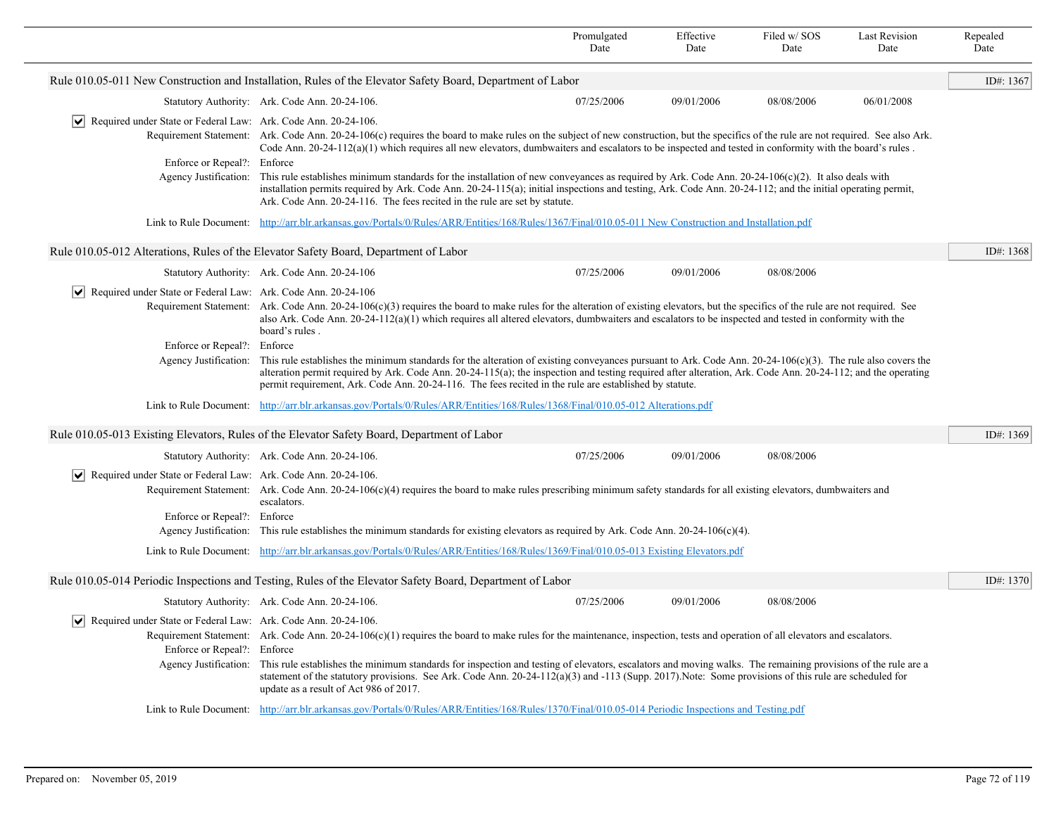| | Promulgated Date | Effective Date | Filed w/ SOS Date | Last Revision Date | Repealed Date |
|---|---|---|---|---|---|

## Rule 010.05-011 New Construction and Installation, Rules of the Elevator Safety Board, Department of Labor

ID#: 1367

| | Promulgated Date | Effective Date | Filed w/ SOS Date | Last Revision Date | Repealed Date |
|---|---|---|---|---|---|
| Statutory Authority: Ark. Code Ann. 20-24-106. | 07/25/2006 | 09/01/2006 | 08/08/2006 | 06/01/2008 | |

☑ Required under State or Federal Law: Ark. Code Ann. 20-24-106.

Requirement Statement: Ark. Code Ann. 20-24-106(c) requires the board to make rules on the subject of new construction, but the specifics of the rule are not required. See also Ark. Code Ann. 20-24-112(a)(1) which requires all new elevators, dumbwaiters and escalators to be inspected and tested in conformity with the board's rules .

Enforce or Repeal?: Enforce

Agency Justification: This rule establishes minimum standards for the installation of new conveyances as required by Ark. Code Ann. 20-24-106(c)(2). It also deals with installation permits required by Ark. Code Ann. 20-24-115(a); initial inspections and testing, Ark. Code Ann. 20-24-112; and the initial operating permit, Ark. Code Ann. 20-24-116. The fees recited in the rule are set by statute.

Link to Rule Document: [http://arr.blr.arkansas.gov/Portals/0/Rules/ARR/Entities/168/Rules/1367/Final/010.05-011 New Construction and Installation.pdf](http://arr.blr.arkansas.gov/Portals/0/Rules/ARR/Entities/168/Rules/1367/Final/010.05-011 New Construction and Installation.pdf)

## Rule 010.05-012 Alterations, Rules of the Elevator Safety Board, Department of Labor

ID#: 1368

| | Promulgated Date | Effective Date | Filed w/ SOS Date | Last Revision Date | Repealed Date |
|---|---|---|---|---|---|
| Statutory Authority: Ark. Code Ann. 20-24-106 | 07/25/2006 | 09/01/2006 | 08/08/2006 | | |

☑ Required under State or Federal Law: Ark. Code Ann. 20-24-106

Requirement Statement: Ark. Code Ann. 20-24-106(c)(3) requires the board to make rules for the alteration of existing elevators, but the specifics of the rule are not required. See also Ark. Code Ann. 20-24-112(a)(1) which requires all altered elevators, dumbwaiters and escalators to be inspected and tested in conformity with the board's rules .

Enforce or Repeal?: Enforce

Agency Justification: This rule establishes the minimum standards for the alteration of existing conveyances pursuant to Ark. Code Ann. 20-24-106(c)(3). The rule also covers the alteration permit required by Ark. Code Ann. 20-24-115(a); the inspection and testing required after alteration, Ark. Code Ann. 20-24-112; and the operating permit requirement, Ark. Code Ann. 20-24-116. The fees recited in the rule are established by statute.

Link to Rule Document: [http://arr.blr.arkansas.gov/Portals/0/Rules/ARR/Entities/168/Rules/1368/Final/010.05-012 Alterations.pdf](http://arr.blr.arkansas.gov/Portals/0/Rules/ARR/Entities/168/Rules/1368/Final/010.05-012 Alterations.pdf)

## Rule 010.05-013 Existing Elevators, Rules of the Elevator Safety Board, Department of Labor

ID#: 1369

| | Promulgated Date | Effective Date | Filed w/ SOS Date | Last Revision Date | Repealed Date |
|---|---|---|---|---|---|
| Statutory Authority: Ark. Code Ann. 20-24-106. | 07/25/2006 | 09/01/2006 | 08/08/2006 | | |

☑ Required under State or Federal Law: Ark. Code Ann. 20-24-106.

Requirement Statement: Ark. Code Ann. 20-24-106(c)(4) requires the board to make rules prescribing minimum safety standards for all existing elevators, dumbwaiters and escalators.

Enforce or Repeal?: Enforce

Agency Justification: This rule establishes the minimum standards for existing elevators as required by Ark. Code Ann. 20-24-106(c)(4).

Link to Rule Document: [http://arr.blr.arkansas.gov/Portals/0/Rules/ARR/Entities/168/Rules/1369/Final/010.05-013 Existing Elevators.pdf](http://arr.blr.arkansas.gov/Portals/0/Rules/ARR/Entities/168/Rules/1369/Final/010.05-013 Existing Elevators.pdf)

## Rule 010.05-014 Periodic Inspections and Testing, Rules of the Elevator Safety Board, Department of Labor

ID#: 1370

| | Promulgated Date | Effective Date | Filed w/ SOS Date | Last Revision Date | Repealed Date |
|---|---|---|---|---|---|
| Statutory Authority: Ark. Code Ann. 20-24-106. | 07/25/2006 | 09/01/2006 | 08/08/2006 | | |

☑ Required under State or Federal Law: Ark. Code Ann. 20-24-106.

Requirement Statement: Ark. Code Ann. 20-24-106(c)(1) requires the board to make rules for the maintenance, inspection, tests and operation of all elevators and escalators.

Enforce or Repeal?: Enforce

Agency Justification: This rule establishes the minimum standards for inspection and testing of elevators, escalators and moving walks. The remaining provisions of the rule are a statement of the statutory provisions. See Ark. Code Ann. 20-24-112(a)(3) and -113 (Supp. 2017).Note: Some provisions of this rule are scheduled for update as a result of Act 986 of 2017.

Link to Rule Document: [http://arr.blr.arkansas.gov/Portals/0/Rules/ARR/Entities/168/Rules/1370/Final/010.05-014 Periodic Inspections and Testing.pdf](http://arr.blr.arkansas.gov/Portals/0/Rules/ARR/Entities/168/Rules/1370/Final/010.05-014 Periodic Inspections and Testing.pdf)

Prepared on: November 05, 2019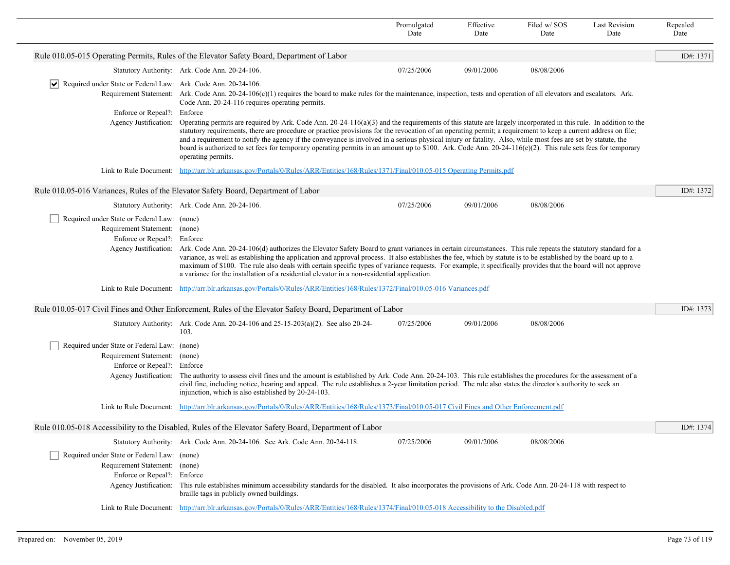| | Promulgated Date | Effective Date | Filed w/ SOS Date | Last Revision Date | Repealed Date |
|---|---|---|---|---|---|

## Rule 010.05-015 Operating Permits, Rules of the Elevator Safety Board, Department of Labor

ID#: 1371

| | Promulgated Date | Effective Date | Filed w/ SOS Date | Last Revision Date | Repealed Date |
|---|---|---|---|---|---|
| Statutory Authority: Ark. Code Ann. 20-24-106. | 07/25/2006 | 09/01/2006 | 08/08/2006 | | |

☑ Required under State or Federal Law: Ark. Code Ann. 20-24-106.

Requirement Statement: Ark. Code Ann. 20-24-106(c)(1) requires the board to make rules for the maintenance, inspection, tests and operation of all elevators and escalators. Ark. Code Ann. 20-24-116 requires operating permits.

Enforce or Repeal?: Enforce

Agency Justification: Operating permits are required by Ark. Code Ann. 20-24-116(a)(3) and the requirements of this statute are largely incorporated in this rule. In addition to the statutory requirements, there are procedure or practice provisions for the revocation of an operating permit; a requirement to keep a current address on file; and a requirement to notify the agency if the conveyance is involved in a serious physical injury or fatality. Also, while most fees are set by statute, the board is authorized to set fees for temporary operating permits in an amount up to $100. Ark. Code Ann. 20-24-116(e)(2). This rule sets fees for temporary operating permits.

Link to Rule Document: [http://arr.blr.arkansas.gov/Portals/0/Rules/ARR/Entities/168/Rules/1371/Final/010.05-015 Operating Permits.pdf](http://arr.blr.arkansas.gov/Portals/0/Rules/ARR/Entities/168/Rules/1371/Final/010.05-015 Operating Permits.pdf)

## Rule 010.05-016 Variances, Rules of the Elevator Safety Board, Department of Labor

ID#: 1372

| | Promulgated Date | Effective Date | Filed w/ SOS Date | Last Revision Date | Repealed Date |
|---|---|---|---|---|---|
| Statutory Authority: Ark. Code Ann. 20-24-106. | 07/25/2006 | 09/01/2006 | 08/08/2006 | | |

☐ Required under State or Federal Law: (none)

Requirement Statement: (none)

Enforce or Repeal?: Enforce

Agency Justification: Ark. Code Ann. 20-24-106(d) authorizes the Elevator Safety Board to grant variances in certain circumstances. This rule repeats the statutory standard for a variance, as well as establishing the application and approval process. It also establishes the fee, which by statute is to be established by the board up to a maximum of $100. The rule also deals with certain specific types of variance requests. For example, it specifically provides that the board will not approve a variance for the installation of a residential elevator in a non-residential application.

Link to Rule Document: [http://arr.blr.arkansas.gov/Portals/0/Rules/ARR/Entities/168/Rules/1372/Final/010.05-016 Variances.pdf](http://arr.blr.arkansas.gov/Portals/0/Rules/ARR/Entities/168/Rules/1372/Final/010.05-016 Variances.pdf)

## Rule 010.05-017 Civil Fines and Other Enforcement, Rules of the Elevator Safety Board, Department of Labor

ID#: 1373

| | Promulgated Date | Effective Date | Filed w/ SOS Date | Last Revision Date | Repealed Date |
|---|---|---|---|---|---|
| Statutory Authority: Ark. Code Ann. 20-24-106 and 25-15-203(a)(2). See also 20-24-103. | 07/25/2006 | 09/01/2006 | 08/08/2006 | | |

☐ Required under State or Federal Law: (none)

Requirement Statement: (none)

Enforce or Repeal?: Enforce

Agency Justification: The authority to assess civil fines and the amount is established by Ark. Code Ann. 20-24-103. This rule establishes the procedures for the assessment of a civil fine, including notice, hearing and appeal. The rule establishes a 2-year limitation period. The rule also states the director's authority to seek an injunction, which is also established by 20-24-103.

Link to Rule Document: [http://arr.blr.arkansas.gov/Portals/0/Rules/ARR/Entities/168/Rules/1373/Final/010.05-017 Civil Fines and Other Enforcement.pdf](http://arr.blr.arkansas.gov/Portals/0/Rules/ARR/Entities/168/Rules/1373/Final/010.05-017 Civil Fines and Other Enforcement.pdf)

## Rule 010.05-018 Accessibility to the Disabled, Rules of the Elevator Safety Board, Department of Labor

ID#: 1374

| | Promulgated Date | Effective Date | Filed w/ SOS Date | Last Revision Date | Repealed Date |
|---|---|---|---|---|---|
| Statutory Authority: Ark. Code Ann. 20-24-106. See Ark. Code Ann. 20-24-118. | 07/25/2006 | 09/01/2006 | 08/08/2006 | | |

☐ Required under State or Federal Law: (none)

Requirement Statement: (none)

Enforce or Repeal?: Enforce

Agency Justification: This rule establishes minimum accessibility standards for the disabled. It also incorporates the provisions of Ark. Code Ann. 20-24-118 with respect to braille tags in publicly owned buildings.

Link to Rule Document: [http://arr.blr.arkansas.gov/Portals/0/Rules/ARR/Entities/168/Rules/1374/Final/010.05-018 Accessibility to the Disabled.pdf](http://arr.blr.arkansas.gov/Portals/0/Rules/ARR/Entities/168/Rules/1374/Final/010.05-018 Accessibility to the Disabled.pdf)

Prepared on: November 05, 2019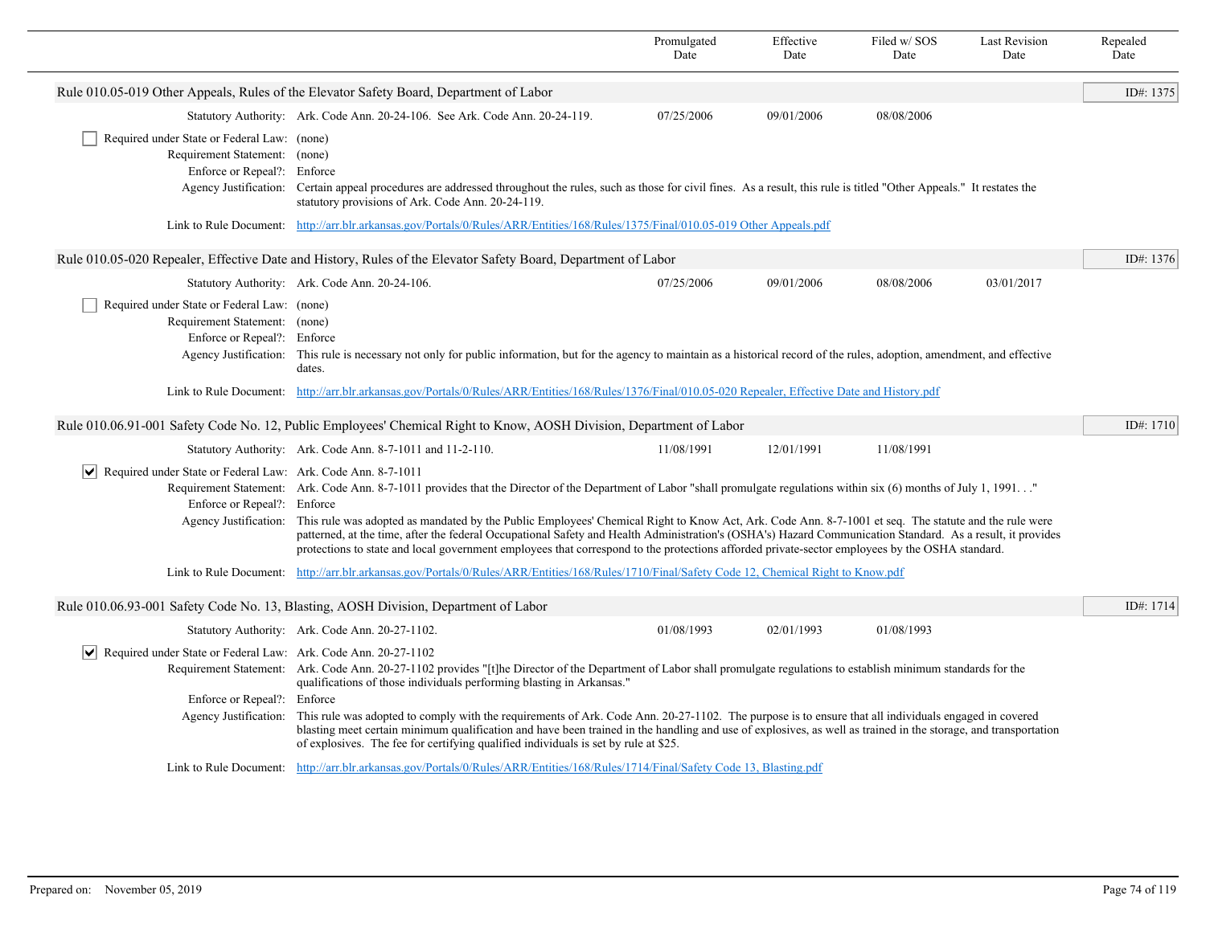| | Promulgated Date | Effective Date | Filed w/ SOS Date | Last Revision Date | Repealed Date |
|---|---|---|---|---|---|

## Rule 010.05-019 Other Appeals, Rules of the Elevator Safety Board, Department of Labor

ID#: 1375

| | | Promulgated Date | Effective Date | Filed w/ SOS Date | Last Revision Date | Repealed Date |
|---|---|---|---|---|---|---|
| Statutory Authority: | Ark. Code Ann. 20-24-106. See Ark. Code Ann. 20-24-119. | 07/25/2006 | 09/01/2006 | 08/08/2006 | | |

- [ ] Required under State or Federal Law: (none)

Requirement Statement: (none)

Enforce or Repeal?: Enforce

Agency Justification: Certain appeal procedures are addressed throughout the rules, such as those for civil fines. As a result, this rule is titled "Other Appeals." It restates the statutory provisions of Ark. Code Ann. 20-24-119.

Link to Rule Document: http://arr.blr.arkansas.gov/Portals/0/Rules/ARR/Entities/168/Rules/1375/Final/010.05-019 Other Appeals.pdf

## Rule 010.05-020 Repealer, Effective Date and History, Rules of the Elevator Safety Board, Department of Labor

ID#: 1376

| | | Promulgated Date | Effective Date | Filed w/ SOS Date | Last Revision Date | Repealed Date |
|---|---|---|---|---|---|---|
| Statutory Authority: | Ark. Code Ann. 20-24-106. | 07/25/2006 | 09/01/2006 | 08/08/2006 | 03/01/2017 | |

- [ ] Required under State or Federal Law: (none)

Requirement Statement: (none)

Enforce or Repeal?: Enforce

Agency Justification: This rule is necessary not only for public information, but for the agency to maintain as a historical record of the rules, adoption, amendment, and effective dates.

Link to Rule Document: http://arr.blr.arkansas.gov/Portals/0/Rules/ARR/Entities/168/Rules/1376/Final/010.05-020 Repealer, Effective Date and History.pdf

## Rule 010.06.91-001 Safety Code No. 12, Public Employees' Chemical Right to Know, AOSH Division, Department of Labor

ID#: 1710

| | | Promulgated Date | Effective Date | Filed w/ SOS Date | Last Revision Date | Repealed Date |
|---|---|---|---|---|---|---|
| Statutory Authority: | Ark. Code Ann. 8-7-1011 and 11-2-110. | 11/08/1991 | 12/01/1991 | 11/08/1991 | | |

- [x] Required under State or Federal Law: Ark. Code Ann. 8-7-1011

Requirement Statement: Ark. Code Ann. 8-7-1011 provides that the Director of the Department of Labor "shall promulgate regulations within six (6) months of July 1, 1991. . ."

Enforce or Repeal?: Enforce

Agency Justification: This rule was adopted as mandated by the Public Employees' Chemical Right to Know Act, Ark. Code Ann. 8-7-1001 et seq. The statute and the rule were patterned, at the time, after the federal Occupational Safety and Health Administration's (OSHA's) Hazard Communication Standard. As a result, it provides protections to state and local government employees that correspond to the protections afforded private-sector employees by the OSHA standard.

Link to Rule Document: http://arr.blr.arkansas.gov/Portals/0/Rules/ARR/Entities/168/Rules/1710/Final/Safety Code 12, Chemical Right to Know.pdf

## Rule 010.06.93-001 Safety Code No. 13, Blasting, AOSH Division, Department of Labor

ID#: 1714

| | | Promulgated Date | Effective Date | Filed w/ SOS Date | Last Revision Date | Repealed Date |
|---|---|---|---|---|---|---|
| Statutory Authority: | Ark. Code Ann. 20-27-1102. | 01/08/1993 | 02/01/1993 | 01/08/1993 | | |

- [x] Required under State or Federal Law: Ark. Code Ann. 20-27-1102

Requirement Statement: Ark. Code Ann. 20-27-1102 provides "[t]he Director of the Department of Labor shall promulgate regulations to establish minimum standards for the qualifications of those individuals performing blasting in Arkansas."

Enforce or Repeal?: Enforce

Agency Justification: This rule was adopted to comply with the requirements of Ark. Code Ann. 20-27-1102. The purpose is to ensure that all individuals engaged in covered blasting meet certain minimum qualification and have been trained in the handling and use of explosives, as well as trained in the storage, and transportation of explosives. The fee for certifying qualified individuals is set by rule at $25.

Link to Rule Document: http://arr.blr.arkansas.gov/Portals/0/Rules/ARR/Entities/168/Rules/1714/Final/Safety Code 13, Blasting.pdf

Prepared on: November 05, 2019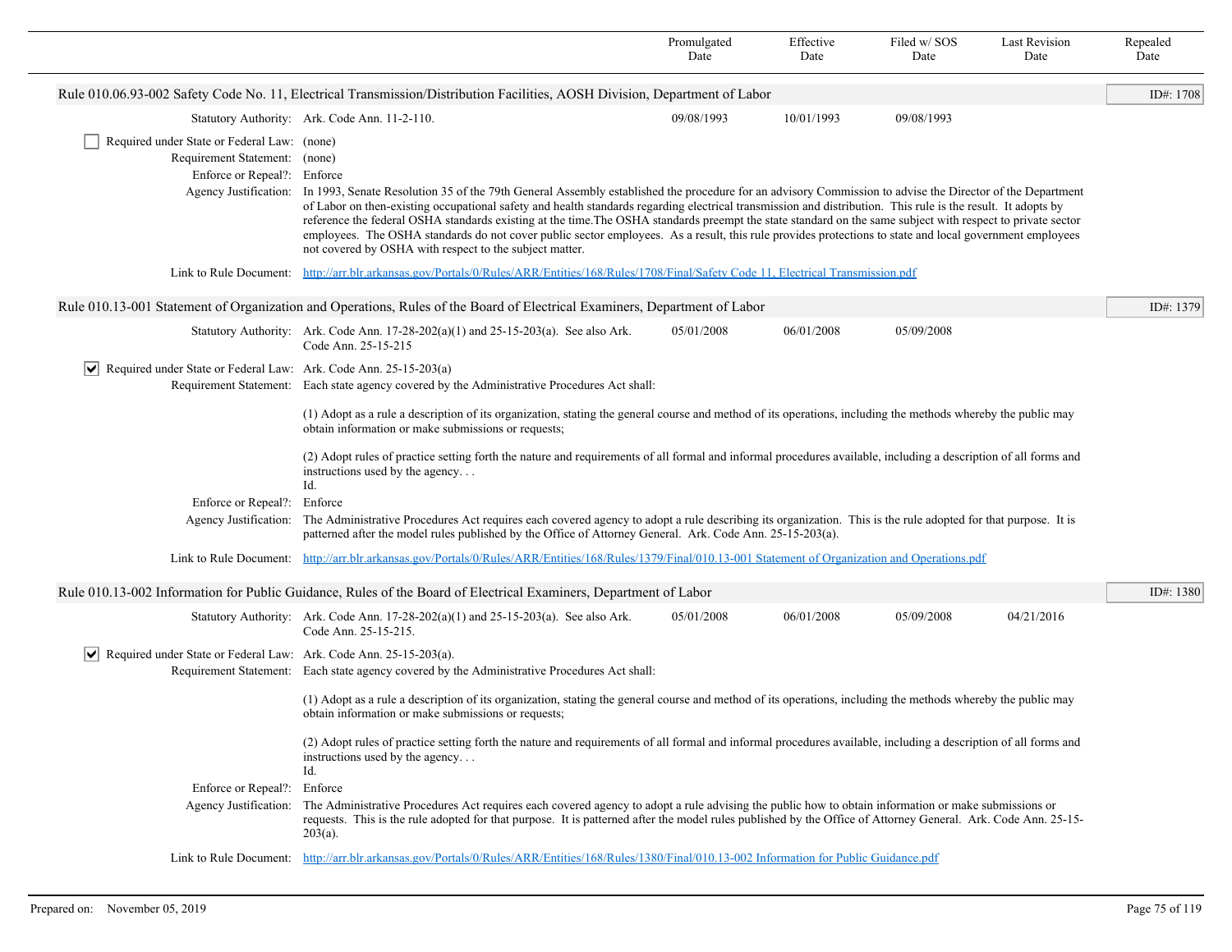| | Promulgated Date | Effective Date | Filed w/ SOS Date | Last Revision Date | Repealed Date |
|---|---|---|---|---|---|

## Rule 010.06.93-002 Safety Code No. 11, Electrical Transmission/Distribution Facilities, AOSH Division, Department of Labor

ID#: 1708

| | | Promulgated Date | Effective Date | Filed w/ SOS Date | Last Revision Date | Repealed Date |
|---|---|---|---|---|---|---|
| Statutory Authority: | Ark. Code Ann. 11-2-110. | 09/08/1993 | 10/01/1993 | 09/08/1993 | | |

☐ Required under State or Federal Law: (none)

Requirement Statement: (none)

Enforce or Repeal?: Enforce

Agency Justification: In 1993, Senate Resolution 35 of the 79th General Assembly established the procedure for an advisory Commission to advise the Director of the Department of Labor on then-existing occupational safety and health standards regarding electrical transmission and distribution. This rule is the result. It adopts by reference the federal OSHA standards existing at the time.The OSHA standards preempt the state standard on the same subject with respect to private sector employees. The OSHA standards do not cover public sector employees. As a result, this rule provides protections to state and local government employees not covered by OSHA with respect to the subject matter.

Link to Rule Document: http://arr.blr.arkansas.gov/Portals/0/Rules/ARR/Entities/168/Rules/1708/Final/Safety Code 11, Electrical Transmission.pdf

## Rule 010.13-001 Statement of Organization and Operations, Rules of the Board of Electrical Examiners, Department of Labor

ID#: 1379

| | | Promulgated Date | Effective Date | Filed w/ SOS Date | Last Revision Date | Repealed Date |
|---|---|---|---|---|---|---|
| Statutory Authority: | Ark. Code Ann. 17-28-202(a)(1) and 25-15-203(a). See also Ark. Code Ann. 25-15-215 | 05/01/2008 | 06/01/2008 | 05/09/2008 | | |

☑ Required under State or Federal Law: Ark. Code Ann. 25-15-203(a)

Requirement Statement: Each state agency covered by the Administrative Procedures Act shall:

(1) Adopt as a rule a description of its organization, stating the general course and method of its operations, including the methods whereby the public may obtain information or make submissions or requests;

(2) Adopt rules of practice setting forth the nature and requirements of all formal and informal procedures available, including a description of all forms and instructions used by the agency. . .
Id.

Enforce or Repeal?: Enforce

Agency Justification: The Administrative Procedures Act requires each covered agency to adopt a rule describing its organization. This is the rule adopted for that purpose. It is patterned after the model rules published by the Office of Attorney General. Ark. Code Ann. 25-15-203(a).

Link to Rule Document: http://arr.blr.arkansas.gov/Portals/0/Rules/ARR/Entities/168/Rules/1379/Final/010.13-001 Statement of Organization and Operations.pdf

## Rule 010.13-002 Information for Public Guidance, Rules of the Board of Electrical Examiners, Department of Labor

ID#: 1380

| | | Promulgated Date | Effective Date | Filed w/ SOS Date | Last Revision Date | Repealed Date |
|---|---|---|---|---|---|---|
| Statutory Authority: | Ark. Code Ann. 17-28-202(a)(1) and 25-15-203(a). See also Ark. Code Ann. 25-15-215. | 05/01/2008 | 06/01/2008 | 05/09/2008 | 04/21/2016 | |

☑ Required under State or Federal Law: Ark. Code Ann. 25-15-203(a).

Requirement Statement: Each state agency covered by the Administrative Procedures Act shall:

(1) Adopt as a rule a description of its organization, stating the general course and method of its operations, including the methods whereby the public may obtain information or make submissions or requests;

(2) Adopt rules of practice setting forth the nature and requirements of all formal and informal procedures available, including a description of all forms and instructions used by the agency. . .
Id.

Enforce or Repeal?: Enforce

Agency Justification: The Administrative Procedures Act requires each covered agency to adopt a rule advising the public how to obtain information or make submissions or requests. This is the rule adopted for that purpose. It is patterned after the model rules published by the Office of Attorney General. Ark. Code Ann. 25-15-203(a).

Link to Rule Document: http://arr.blr.arkansas.gov/Portals/0/Rules/ARR/Entities/168/Rules/1380/Final/010.13-002 Information for Public Guidance.pdf

Prepared on: November 05, 2019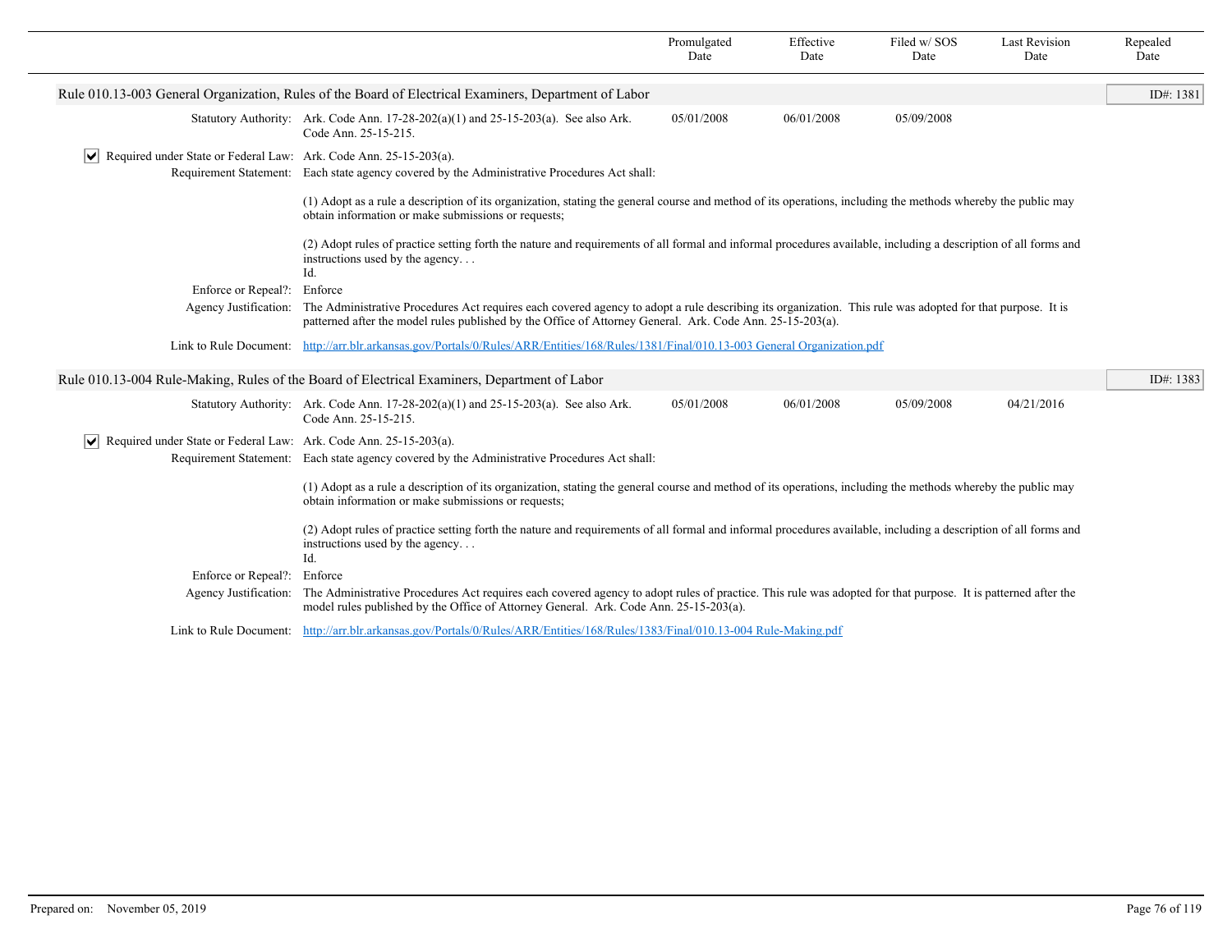| | Promulgated Date | Effective Date | Filed w/ SOS Date | Last Revision Date | Repealed Date |
|---|---|---|---|---|---|

## Rule 010.13-003 General Organization, Rules of the Board of Electrical Examiners, Department of Labor

ID#: 1381

| | Promulgated Date | Effective Date | Filed w/ SOS Date | Last Revision Date | Repealed Date |
|---|---|---|---|---|---|
| **Statutory Authority:** Ark. Code Ann. 17-28-202(a)(1) and 25-15-203(a). See also Ark. Code Ann. 25-15-215. | 05/01/2008 | 06/01/2008 | 05/09/2008 | | |

☑ **Required under State or Federal Law:** Ark. Code Ann. 25-15-203(a).

**Requirement Statement:** Each state agency covered by the Administrative Procedures Act shall:

(1) Adopt as a rule a description of its organization, stating the general course and method of its operations, including the methods whereby the public may obtain information or make submissions or requests;

(2) Adopt rules of practice setting forth the nature and requirements of all formal and informal procedures available, including a description of all forms and instructions used by the agency. . .
Id.

**Enforce or Repeal?:** Enforce

**Agency Justification:** The Administrative Procedures Act requires each covered agency to adopt a rule describing its organization. This rule was adopted for that purpose. It is patterned after the model rules published by the Office of Attorney General. Ark. Code Ann. 25-15-203(a).

**Link to Rule Document:** http://arr.blr.arkansas.gov/Portals/0/Rules/ARR/Entities/168/Rules/1381/Final/010.13-003 General Organization.pdf

## Rule 010.13-004 Rule-Making, Rules of the Board of Electrical Examiners, Department of Labor

ID#: 1383

| | Promulgated Date | Effective Date | Filed w/ SOS Date | Last Revision Date | Repealed Date |
|---|---|---|---|---|---|
| **Statutory Authority:** Ark. Code Ann. 17-28-202(a)(1) and 25-15-203(a). See also Ark. Code Ann. 25-15-215. | 05/01/2008 | 06/01/2008 | 05/09/2008 | 04/21/2016 | |

☑ **Required under State or Federal Law:** Ark. Code Ann. 25-15-203(a).

**Requirement Statement:** Each state agency covered by the Administrative Procedures Act shall:

(1) Adopt as a rule a description of its organization, stating the general course and method of its operations, including the methods whereby the public may obtain information or make submissions or requests;

(2) Adopt rules of practice setting forth the nature and requirements of all formal and informal procedures available, including a description of all forms and instructions used by the agency. . .
Id.

**Enforce or Repeal?:** Enforce

**Agency Justification:** The Administrative Procedures Act requires each covered agency to adopt rules of practice. This rule was adopted for that purpose. It is patterned after the model rules published by the Office of Attorney General. Ark. Code Ann. 25-15-203(a).

**Link to Rule Document:** http://arr.blr.arkansas.gov/Portals/0/Rules/ARR/Entities/168/Rules/1383/Final/010.13-004 Rule-Making.pdf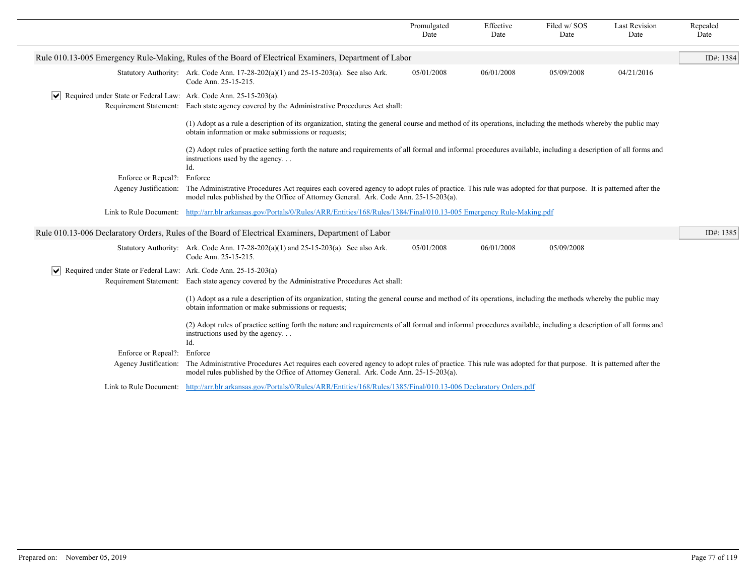| | Promulgated Date | Effective Date | Filed w/ SOS Date | Last Revision Date | Repealed Date |
|---|---|---|---|---|---|

## Rule 010.13-005 Emergency Rule-Making, Rules of the Board of Electrical Examiners, Department of Labor

ID#: 1384

| | | Promulgated Date | Effective Date | Filed w/ SOS Date | Last Revision Date | Repealed Date |
|---|---|---|---|---|---|---|
| Statutory Authority: | Ark. Code Ann. 17-28-202(a)(1) and 25-15-203(a). See also Ark. Code Ann. 25-15-215. | 05/01/2008 | 06/01/2008 | 05/09/2008 | 04/21/2016 | |

☑ Required under State or Federal Law: Ark. Code Ann. 25-15-203(a).

Requirement Statement: Each state agency covered by the Administrative Procedures Act shall:

(1) Adopt as a rule a description of its organization, stating the general course and method of its operations, including the methods whereby the public may obtain information or make submissions or requests;

(2) Adopt rules of practice setting forth the nature and requirements of all formal and informal procedures available, including a description of all forms and instructions used by the agency. . .
Id.

Enforce or Repeal?: Enforce

Agency Justification: The Administrative Procedures Act requires each covered agency to adopt rules of practice. This rule was adopted for that purpose. It is patterned after the model rules published by the Office of Attorney General. Ark. Code Ann. 25-15-203(a).

Link to Rule Document: http://arr.blr.arkansas.gov/Portals/0/Rules/ARR/Entities/168/Rules/1384/Final/010.13-005 Emergency Rule-Making.pdf

## Rule 010.13-006 Declaratory Orders, Rules of the Board of Electrical Examiners, Department of Labor

ID#: 1385

| | | Promulgated Date | Effective Date | Filed w/ SOS Date | Last Revision Date | Repealed Date |
|---|---|---|---|---|---|---|
| Statutory Authority: | Ark. Code Ann. 17-28-202(a)(1) and 25-15-203(a). See also Ark. Code Ann. 25-15-215. | 05/01/2008 | 06/01/2008 | 05/09/2008 | | |

☑ Required under State or Federal Law: Ark. Code Ann. 25-15-203(a)

Requirement Statement: Each state agency covered by the Administrative Procedures Act shall:

(1) Adopt as a rule a description of its organization, stating the general course and method of its operations, including the methods whereby the public may obtain information or make submissions or requests;

(2) Adopt rules of practice setting forth the nature and requirements of all formal and informal procedures available, including a description of all forms and instructions used by the agency. . .
Id.

Enforce or Repeal?: Enforce

Agency Justification: The Administrative Procedures Act requires each covered agency to adopt rules of practice. This rule was adopted for that purpose. It is patterned after the model rules published by the Office of Attorney General. Ark. Code Ann. 25-15-203(a).

Link to Rule Document: http://arr.blr.arkansas.gov/Portals/0/Rules/ARR/Entities/168/Rules/1385/Final/010.13-006 Declaratory Orders.pdf

Prepared on: November 05, 2019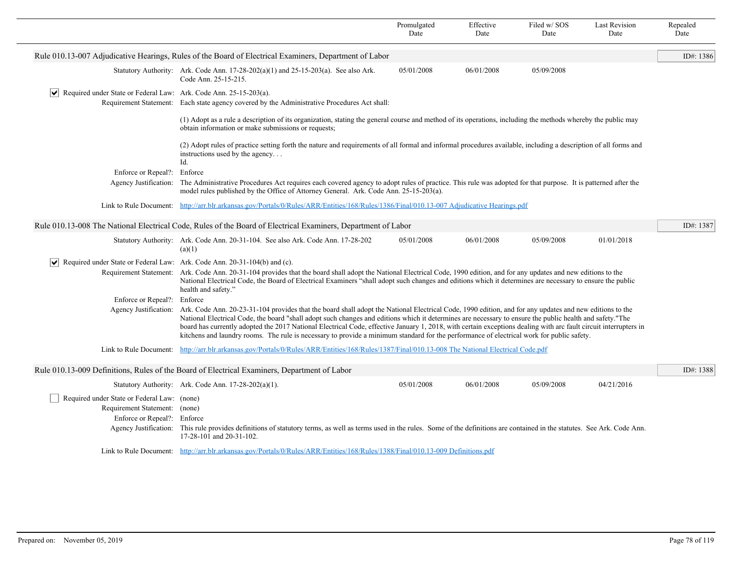| | Promulgated Date | Effective Date | Filed w/ SOS Date | Last Revision Date | Repealed Date |
|---|---|---|---|---|---|

## Rule 010.13-007 Adjudicative Hearings, Rules of the Board of Electrical Examiners, Department of Labor

ID#: 1386

| | | Promulgated Date | Effective Date | Filed w/ SOS Date | Last Revision Date | Repealed Date |
|---|---|---|---|---|---|---|
| Statutory Authority: | Ark. Code Ann. 17-28-202(a)(1) and 25-15-203(a). See also Ark. Code Ann. 25-15-215. | 05/01/2008 | 06/01/2008 | 05/09/2008 | | |

☑ Required under State or Federal Law: Ark. Code Ann. 25-15-203(a).

Requirement Statement: Each state agency covered by the Administrative Procedures Act shall:

(1) Adopt as a rule a description of its organization, stating the general course and method of its operations, including the methods whereby the public may obtain information or make submissions or requests;

(2) Adopt rules of practice setting forth the nature and requirements of all formal and informal procedures available, including a description of all forms and instructions used by the agency. . .
Id.

Enforce or Repeal?: Enforce

Agency Justification: The Administrative Procedures Act requires each covered agency to adopt rules of practice. This rule was adopted for that purpose. It is patterned after the model rules published by the Office of Attorney General. Ark. Code Ann. 25-15-203(a).

Link to Rule Document: http://arr.blr.arkansas.gov/Portals/0/Rules/ARR/Entities/168/Rules/1386/Final/010.13-007 Adjudicative Hearings.pdf

## Rule 010.13-008 The National Electrical Code, Rules of the Board of Electrical Examiners, Department of Labor

ID#: 1387

| | | Promulgated Date | Effective Date | Filed w/ SOS Date | Last Revision Date | Repealed Date |
|---|---|---|---|---|---|---|
| Statutory Authority: | Ark. Code Ann. 20-31-104. See also Ark. Code Ann. 17-28-202 (a)(1) | 05/01/2008 | 06/01/2008 | 05/09/2008 | 01/01/2018 | |

☑ Required under State or Federal Law: Ark. Code Ann. 20-31-104(b) and (c).

Requirement Statement: Ark. Code Ann. 20-31-104 provides that the board shall adopt the National Electrical Code, 1990 edition, and for any updates and new editions to the National Electrical Code, the Board of Electrical Examiners "shall adopt such changes and editions which it determines are necessary to ensure the public health and safety."

Enforce or Repeal?: Enforce

Agency Justification: Ark. Code Ann. 20-23-31-104 provides that the board shall adopt the National Electrical Code, 1990 edition, and for any updates and new editions to the National Electrical Code, the board "shall adopt such changes and editions which it determines are necessary to ensure the public health and safety."The board has currently adopted the 2017 National Electrical Code, effective January 1, 2018, with certain exceptions dealing with arc fault circuit interrupters in kitchens and laundry rooms. The rule is necessary to provide a minimum standard for the performance of electrical work for public safety.

Link to Rule Document: http://arr.blr.arkansas.gov/Portals/0/Rules/ARR/Entities/168/Rules/1387/Final/010.13-008 The National Electrical Code.pdf

## Rule 010.13-009 Definitions, Rules of the Board of Electrical Examiners, Department of Labor

ID#: 1388

| | | Promulgated Date | Effective Date | Filed w/ SOS Date | Last Revision Date | Repealed Date |
|---|---|---|---|---|---|---|
| Statutory Authority: | Ark. Code Ann. 17-28-202(a)(1). | 05/01/2008 | 06/01/2008 | 05/09/2008 | 04/21/2016 | |

☐ Required under State or Federal Law: (none)

Requirement Statement: (none)

Enforce or Repeal?: Enforce

Agency Justification: This rule provides definitions of statutory terms, as well as terms used in the rules. Some of the definitions are contained in the statutes. See Ark. Code Ann. 17-28-101 and 20-31-102.

Link to Rule Document: http://arr.blr.arkansas.gov/Portals/0/Rules/ARR/Entities/168/Rules/1388/Final/010.13-009 Definitions.pdf

Prepared on: November 05, 2019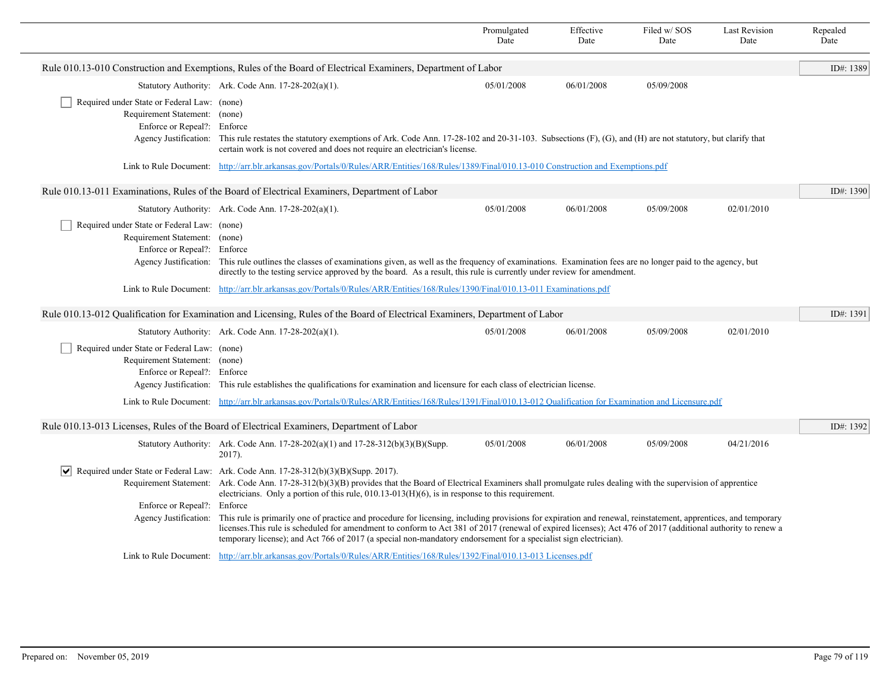| | Promulgated Date | Effective Date | Filed w/ SOS Date | Last Revision Date | Repealed Date |
|---|---|---|---|---|---|

## Rule 010.13-010 Construction and Exemptions, Rules of the Board of Electrical Examiners, Department of Labor

ID#: 1389

| | | Promulgated Date | Effective Date | Filed w/ SOS Date | Last Revision Date | Repealed Date |
|---|---|---|---|---|---|---|
| Statutory Authority: | Ark. Code Ann. 17-28-202(a)(1). | 05/01/2008 | 06/01/2008 | 05/09/2008 | | |

- [ ] Required under State or Federal Law: (none)

Requirement Statement: (none)

Enforce or Repeal?: Enforce

Agency Justification: This rule restates the statutory exemptions of Ark. Code Ann. 17-28-102 and 20-31-103. Subsections (F), (G), and (H) are not statutory, but clarify that certain work is not covered and does not require an electrician's license.

Link to Rule Document: http://arr.blr.arkansas.gov/Portals/0/Rules/ARR/Entities/168/Rules/1389/Final/010.13-010 Construction and Exemptions.pdf

## Rule 010.13-011 Examinations, Rules of the Board of Electrical Examiners, Department of Labor

ID#: 1390

| | | Promulgated Date | Effective Date | Filed w/ SOS Date | Last Revision Date | Repealed Date |
|---|---|---|---|---|---|---|
| Statutory Authority: | Ark. Code Ann. 17-28-202(a)(1). | 05/01/2008 | 06/01/2008 | 05/09/2008 | 02/01/2010 | |

- [ ] Required under State or Federal Law: (none)

Requirement Statement: (none)

Enforce or Repeal?: Enforce

Agency Justification: This rule outlines the classes of examinations given, as well as the frequency of examinations. Examination fees are no longer paid to the agency, but directly to the testing service approved by the board. As a result, this rule is currently under review for amendment.

Link to Rule Document: http://arr.blr.arkansas.gov/Portals/0/Rules/ARR/Entities/168/Rules/1390/Final/010.13-011 Examinations.pdf

## Rule 010.13-012 Qualification for Examination and Licensing, Rules of the Board of Electrical Examiners, Department of Labor

ID#: 1391

| | | Promulgated Date | Effective Date | Filed w/ SOS Date | Last Revision Date | Repealed Date |
|---|---|---|---|---|---|---|
| Statutory Authority: | Ark. Code Ann. 17-28-202(a)(1). | 05/01/2008 | 06/01/2008 | 05/09/2008 | 02/01/2010 | |

- [ ] Required under State or Federal Law: (none)

Requirement Statement: (none)

Enforce or Repeal?: Enforce

Agency Justification: This rule establishes the qualifications for examination and licensure for each class of electrician license.

Link to Rule Document: http://arr.blr.arkansas.gov/Portals/0/Rules/ARR/Entities/168/Rules/1391/Final/010.13-012 Qualification for Examination and Licensure.pdf

## Rule 010.13-013 Licenses, Rules of the Board of Electrical Examiners, Department of Labor

ID#: 1392

| | | Promulgated Date | Effective Date | Filed w/ SOS Date | Last Revision Date | Repealed Date |
|---|---|---|---|---|---|---|
| Statutory Authority: | Ark. Code Ann. 17-28-202(a)(1) and 17-28-312(b)(3)(B)(Supp. 2017). | 05/01/2008 | 06/01/2008 | 05/09/2008 | 04/21/2016 | |

- [x] Required under State or Federal Law: Ark. Code Ann. 17-28-312(b)(3)(B)(Supp. 2017).

Requirement Statement: Ark. Code Ann. 17-28-312(b)(3)(B) provides that the Board of Electrical Examiners shall promulgate rules dealing with the supervision of apprentice electricians. Only a portion of this rule, 010.13-013(H)(6), is in response to this requirement.

Enforce or Repeal?: Enforce

Agency Justification: This rule is primarily one of practice and procedure for licensing, including provisions for expiration and renewal, reinstatement, apprentices, and temporary licenses.This rule is scheduled for amendment to conform to Act 381 of 2017 (renewal of expired licenses); Act 476 of 2017 (additional authority to renew a temporary license); and Act 766 of 2017 (a special non-mandatory endorsement for a specialist sign electrician).

Link to Rule Document: http://arr.blr.arkansas.gov/Portals/0/Rules/ARR/Entities/168/Rules/1392/Final/010.13-013 Licenses.pdf

Prepared on: November 05, 2019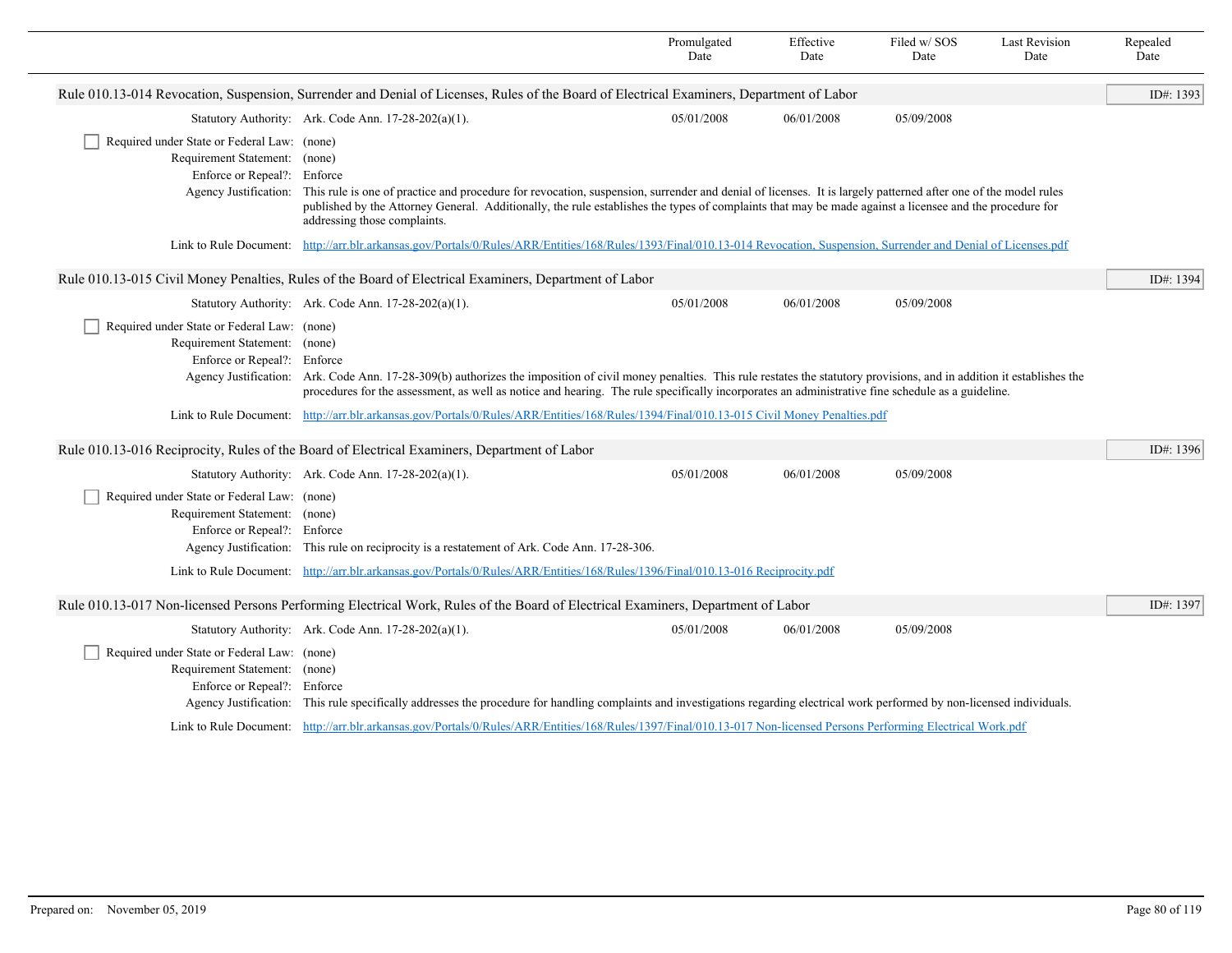| | Promulgated Date | Effective Date | Filed w/ SOS Date | Last Revision Date | Repealed Date |
|---|---|---|---|---|---|

**Rule 010.13-014 Revocation, Suspension, Surrender and Denial of Licenses, Rules of the Board of Electrical Examiners, Department of Labor** — ID#: 1393

| | | Promulgated Date | Effective Date | Filed w/ SOS Date | Last Revision Date | Repealed Date |
|---|---|---|---|---|---|---|
| Statutory Authority: | Ark. Code Ann. 17-28-202(a)(1). | 05/01/2008 | 06/01/2008 | 05/09/2008 | | |

- [ ] Required under State or Federal Law: (none)

Requirement Statement: (none)

Enforce or Repeal?: Enforce

Agency Justification: This rule is one of practice and procedure for revocation, suspension, surrender and denial of licenses. It is largely patterned after one of the model rules published by the Attorney General. Additionally, the rule establishes the types of complaints that may be made against a licensee and the procedure for addressing those complaints.

Link to Rule Document: http://arr.blr.arkansas.gov/Portals/0/Rules/ARR/Entities/168/Rules/1393/Final/010.13-014 Revocation, Suspension, Surrender and Denial of Licenses.pdf

**Rule 010.13-015 Civil Money Penalties, Rules of the Board of Electrical Examiners, Department of Labor** — ID#: 1394

| | | Promulgated Date | Effective Date | Filed w/ SOS Date | Last Revision Date | Repealed Date |
|---|---|---|---|---|---|---|
| Statutory Authority: | Ark. Code Ann. 17-28-202(a)(1). | 05/01/2008 | 06/01/2008 | 05/09/2008 | | |

- [ ] Required under State or Federal Law: (none)

Requirement Statement: (none)

Enforce or Repeal?: Enforce

Agency Justification: Ark. Code Ann. 17-28-309(b) authorizes the imposition of civil money penalties. This rule restates the statutory provisions, and in addition it establishes the procedures for the assessment, as well as notice and hearing. The rule specifically incorporates an administrative fine schedule as a guideline.

Link to Rule Document: http://arr.blr.arkansas.gov/Portals/0/Rules/ARR/Entities/168/Rules/1394/Final/010.13-015 Civil Money Penalties.pdf

**Rule 010.13-016 Reciprocity, Rules of the Board of Electrical Examiners, Department of Labor** — ID#: 1396

| | | Promulgated Date | Effective Date | Filed w/ SOS Date | Last Revision Date | Repealed Date |
|---|---|---|---|---|---|---|
| Statutory Authority: | Ark. Code Ann. 17-28-202(a)(1). | 05/01/2008 | 06/01/2008 | 05/09/2008 | | |

- [ ] Required under State or Federal Law: (none)

Requirement Statement: (none)

Enforce or Repeal?: Enforce

Agency Justification: This rule on reciprocity is a restatement of Ark. Code Ann. 17-28-306.

Link to Rule Document: http://arr.blr.arkansas.gov/Portals/0/Rules/ARR/Entities/168/Rules/1396/Final/010.13-016 Reciprocity.pdf

**Rule 010.13-017 Non-licensed Persons Performing Electrical Work, Rules of the Board of Electrical Examiners, Department of Labor** — ID#: 1397

| | | Promulgated Date | Effective Date | Filed w/ SOS Date | Last Revision Date | Repealed Date |
|---|---|---|---|---|---|---|
| Statutory Authority: | Ark. Code Ann. 17-28-202(a)(1). | 05/01/2008 | 06/01/2008 | 05/09/2008 | | |

- [ ] Required under State or Federal Law: (none)

Requirement Statement: (none)

Enforce or Repeal?: Enforce

Agency Justification: This rule specifically addresses the procedure for handling complaints and investigations regarding electrical work performed by non-licensed individuals.

Link to Rule Document: http://arr.blr.arkansas.gov/Portals/0/Rules/ARR/Entities/168/Rules/1397/Final/010.13-017 Non-licensed Persons Performing Electrical Work.pdf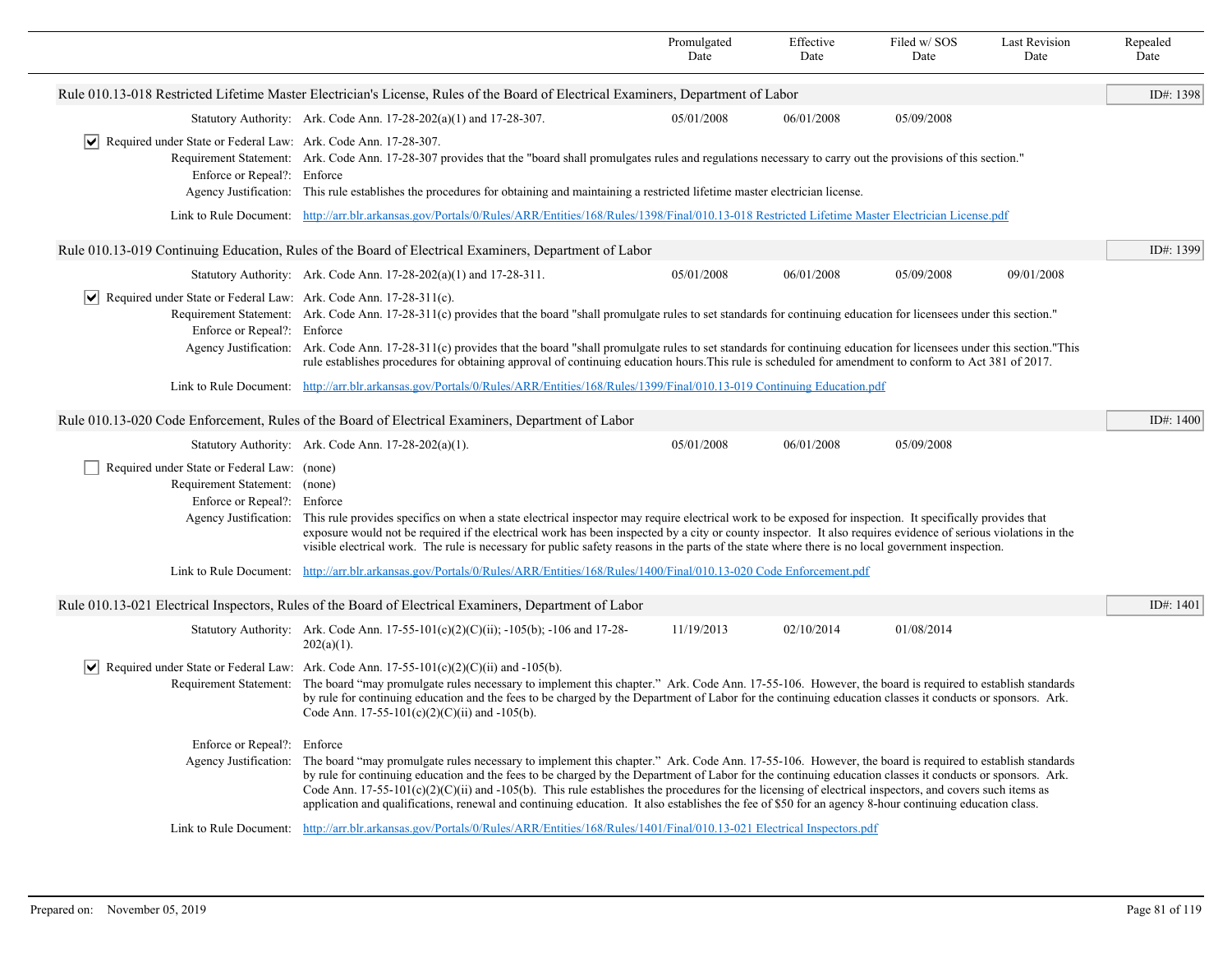| | Promulgated Date | Effective Date | Filed w/ SOS Date | Last Revision Date | Repealed Date |
|---|---|---|---|---|---|

## Rule 010.13-018 Restricted Lifetime Master Electrician's License, Rules of the Board of Electrical Examiners, Department of Labor

ID#: 1398

| | Promulgated Date | Effective Date | Filed w/ SOS Date | Last Revision Date | Repealed Date |
|---|---|---|---|---|---|
| Statutory Authority: Ark. Code Ann. 17-28-202(a)(1) and 17-28-307. | 05/01/2008 | 06/01/2008 | 05/09/2008 | | |

☑ Required under State or Federal Law: Ark. Code Ann. 17-28-307.

Requirement Statement: Ark. Code Ann. 17-28-307 provides that the "board shall promulgates rules and regulations necessary to carry out the provisions of this section."

Enforce or Repeal?: Enforce

Agency Justification: This rule establishes the procedures for obtaining and maintaining a restricted lifetime master electrician license.

Link to Rule Document: http://arr.blr.arkansas.gov/Portals/0/Rules/ARR/Entities/168/Rules/1398/Final/010.13-018 Restricted Lifetime Master Electrician License.pdf

## Rule 010.13-019 Continuing Education, Rules of the Board of Electrical Examiners, Department of Labor

ID#: 1399

| | Promulgated Date | Effective Date | Filed w/ SOS Date | Last Revision Date | Repealed Date |
|---|---|---|---|---|---|
| Statutory Authority: Ark. Code Ann. 17-28-202(a)(1) and 17-28-311. | 05/01/2008 | 06/01/2008 | 05/09/2008 | 09/01/2008 | |

☑ Required under State or Federal Law: Ark. Code Ann. 17-28-311(c).

Requirement Statement: Ark. Code Ann. 17-28-311(c) provides that the board "shall promulgate rules to set standards for continuing education for licensees under this section."

Enforce or Repeal?: Enforce

Agency Justification: Ark. Code Ann. 17-28-311(c) provides that the board "shall promulgate rules to set standards for continuing education for licensees under this section."This rule establishes procedures for obtaining approval of continuing education hours.This rule is scheduled for amendment to conform to Act 381 of 2017.

Link to Rule Document: http://arr.blr.arkansas.gov/Portals/0/Rules/ARR/Entities/168/Rules/1399/Final/010.13-019 Continuing Education.pdf

## Rule 010.13-020 Code Enforcement, Rules of the Board of Electrical Examiners, Department of Labor

ID#: 1400

| | Promulgated Date | Effective Date | Filed w/ SOS Date | Last Revision Date | Repealed Date |
|---|---|---|---|---|---|
| Statutory Authority: Ark. Code Ann. 17-28-202(a)(1). | 05/01/2008 | 06/01/2008 | 05/09/2008 | | |

☐ Required under State or Federal Law: (none)

Requirement Statement: (none)

Enforce or Repeal?: Enforce

Agency Justification: This rule provides specifics on when a state electrical inspector may require electrical work to be exposed for inspection. It specifically provides that exposure would not be required if the electrical work has been inspected by a city or county inspector. It also requires evidence of serious violations in the visible electrical work. The rule is necessary for public safety reasons in the parts of the state where there is no local government inspection.

Link to Rule Document: http://arr.blr.arkansas.gov/Portals/0/Rules/ARR/Entities/168/Rules/1400/Final/010.13-020 Code Enforcement.pdf

## Rule 010.13-021 Electrical Inspectors, Rules of the Board of Electrical Examiners, Department of Labor

ID#: 1401

| | Promulgated Date | Effective Date | Filed w/ SOS Date | Last Revision Date | Repealed Date |
|---|---|---|---|---|---|
| Statutory Authority: Ark. Code Ann. 17-55-101(c)(2)(C)(ii); -105(b); -106 and 17-28-202(a)(1). | 11/19/2013 | 02/10/2014 | 01/08/2014 | | |

☑ Required under State or Federal Law: Ark. Code Ann. 17-55-101(c)(2)(C)(ii) and -105(b).

Requirement Statement: The board "may promulgate rules necessary to implement this chapter." Ark. Code Ann. 17-55-106. However, the board is required to establish standards by rule for continuing education and the fees to be charged by the Department of Labor for the continuing education classes it conducts or sponsors. Ark. Code Ann. 17-55-101(c)(2)(C)(ii) and -105(b).

Enforce or Repeal?: Enforce

Agency Justification: The board "may promulgate rules necessary to implement this chapter." Ark. Code Ann. 17-55-106. However, the board is required to establish standards by rule for continuing education and the fees to be charged by the Department of Labor for the continuing education classes it conducts or sponsors. Ark. Code Ann. 17-55-101(c)(2)(C)(ii) and -105(b). This rule establishes the procedures for the licensing of electrical inspectors, and covers such items as application and qualifications, renewal and continuing education. It also establishes the fee of $50 for an agency 8-hour continuing education class.

Link to Rule Document: http://arr.blr.arkansas.gov/Portals/0/Rules/ARR/Entities/168/Rules/1401/Final/010.13-021 Electrical Inspectors.pdf

Prepared on: November 05, 2019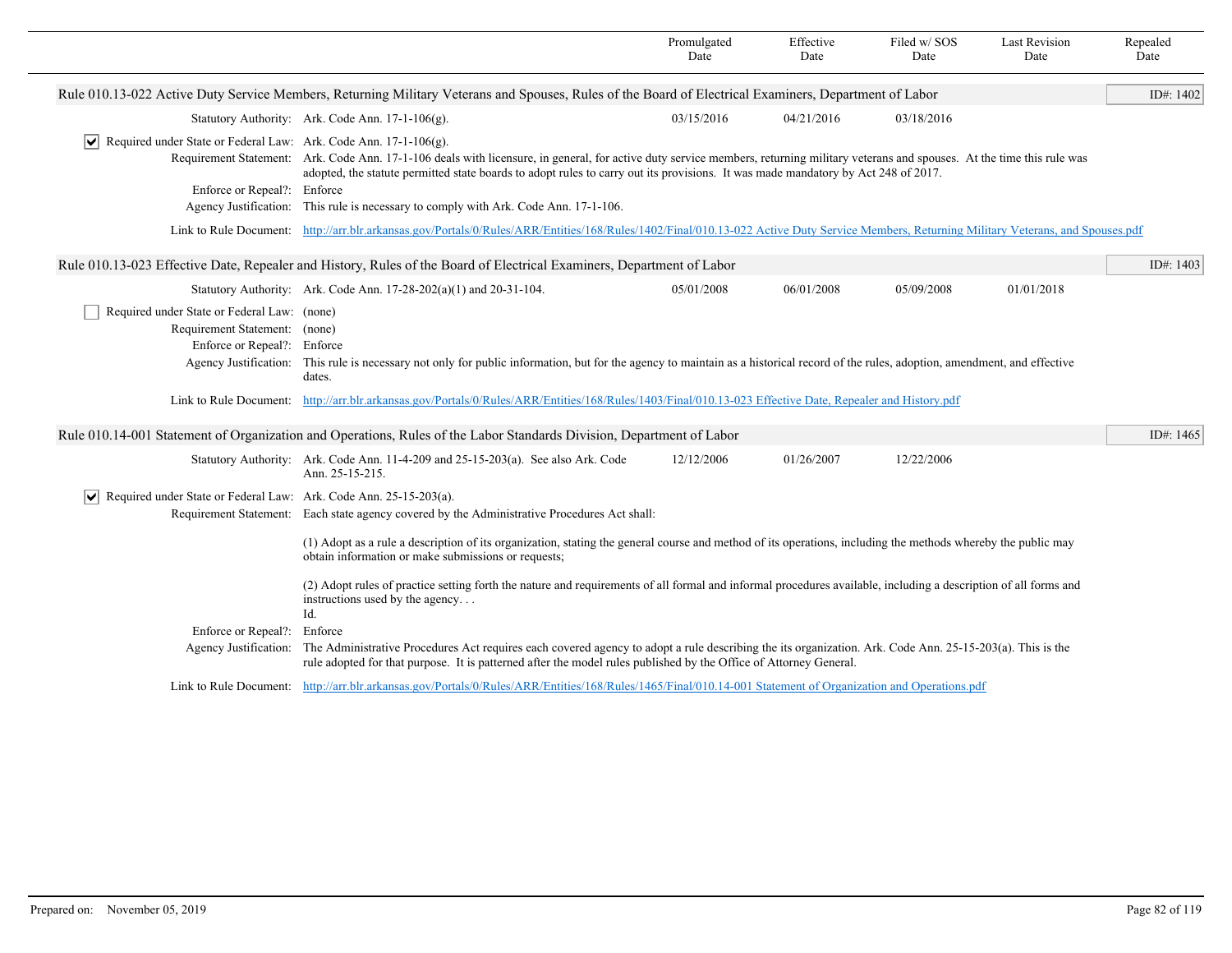| | Promulgated Date | Effective Date | Filed w/ SOS Date | Last Revision Date | Repealed Date |
|---|---|---|---|---|---|

### Rule 010.13-022 Active Duty Service Members, Returning Military Veterans and Spouses, Rules of the Board of Electrical Examiners, Department of Labor

ID#: 1402

| | Promulgated Date | Effective Date | Filed w/ SOS Date | Last Revision Date | Repealed Date |
|---|---|---|---|---|---|
| Statutory Authority: Ark. Code Ann. 17-1-106(g). | 03/15/2016 | 04/21/2016 | 03/18/2016 | | |

☑ Required under State or Federal Law: Ark. Code Ann. 17-1-106(g).

Requirement Statement: Ark. Code Ann. 17-1-106 deals with licensure, in general, for active duty service members, returning military veterans and spouses. At the time this rule was adopted, the statute permitted state boards to adopt rules to carry out its provisions. It was made mandatory by Act 248 of 2017.

Enforce or Repeal?: Enforce

Agency Justification: This rule is necessary to comply with Ark. Code Ann. 17-1-106.

Link to Rule Document: http://arr.blr.arkansas.gov/Portals/0/Rules/ARR/Entities/168/Rules/1402/Final/010.13-022 Active Duty Service Members, Returning Military Veterans, and Spouses.pdf

### Rule 010.13-023 Effective Date, Repealer and History, Rules of the Board of Electrical Examiners, Department of Labor

ID#: 1403

| | Promulgated Date | Effective Date | Filed w/ SOS Date | Last Revision Date | Repealed Date |
|---|---|---|---|---|---|
| Statutory Authority: Ark. Code Ann. 17-28-202(a)(1) and 20-31-104. | 05/01/2008 | 06/01/2008 | 05/09/2008 | 01/01/2018 | |

☐ Required under State or Federal Law: (none)

Requirement Statement: (none)

Enforce or Repeal?: Enforce

Agency Justification: This rule is necessary not only for public information, but for the agency to maintain as a historical record of the rules, adoption, amendment, and effective dates.

Link to Rule Document: http://arr.blr.arkansas.gov/Portals/0/Rules/ARR/Entities/168/Rules/1403/Final/010.13-023 Effective Date, Repealer and History.pdf

### Rule 010.14-001 Statement of Organization and Operations, Rules of the Labor Standards Division, Department of Labor

ID#: 1465

| | Promulgated Date | Effective Date | Filed w/ SOS Date | Last Revision Date | Repealed Date |
|---|---|---|---|---|---|
| Statutory Authority: Ark. Code Ann. 11-4-209 and 25-15-203(a). See also Ark. Code Ann. 25-15-215. | 12/12/2006 | 01/26/2007 | 12/22/2006 | | |

☑ Required under State or Federal Law: Ark. Code Ann. 25-15-203(a).

Requirement Statement: Each state agency covered by the Administrative Procedures Act shall:

(1) Adopt as a rule a description of its organization, stating the general course and method of its operations, including the methods whereby the public may obtain information or make submissions or requests;

(2) Adopt rules of practice setting forth the nature and requirements of all formal and informal procedures available, including a description of all forms and instructions used by the agency. . .
Id.

Enforce or Repeal?: Enforce

Agency Justification: The Administrative Procedures Act requires each covered agency to adopt a rule describing the its organization. Ark. Code Ann. 25-15-203(a). This is the rule adopted for that purpose. It is patterned after the model rules published by the Office of Attorney General.

Link to Rule Document: http://arr.blr.arkansas.gov/Portals/0/Rules/ARR/Entities/168/Rules/1465/Final/010.14-001 Statement of Organization and Operations.pdf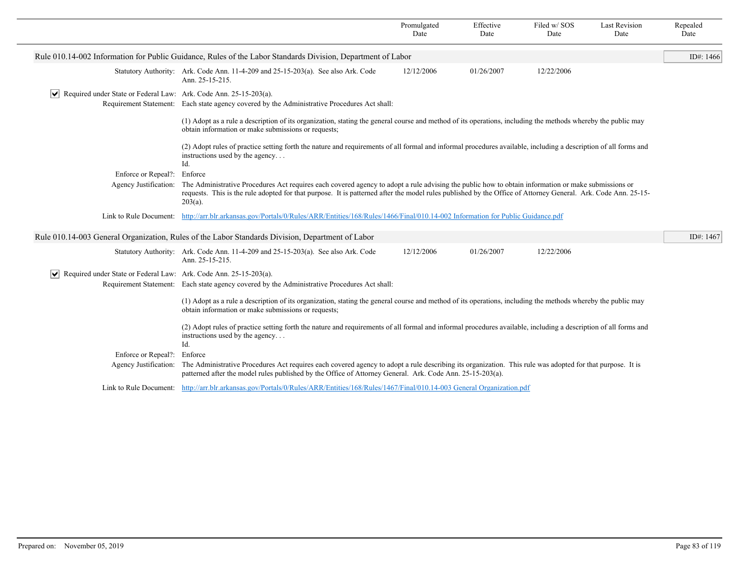| | Promulgated Date | Effective Date | Filed w/ SOS Date | Last Revision Date | Repealed Date |
|---|---|---|---|---|---|

## Rule 010.14-002 Information for Public Guidance, Rules of the Labor Standards Division, Department of Labor

ID#: 1466

| | | Promulgated Date | Effective Date | Filed w/ SOS Date | Last Revision Date | Repealed Date |
|---|---|---|---|---|---|---|
| Statutory Authority: | Ark. Code Ann. 11-4-209 and 25-15-203(a). See also Ark. Code Ann. 25-15-215. | 12/12/2006 | 01/26/2007 | 12/22/2006 | | |

☑ Required under State or Federal Law: Ark. Code Ann. 25-15-203(a).

Requirement Statement: Each state agency covered by the Administrative Procedures Act shall:

(1) Adopt as a rule a description of its organization, stating the general course and method of its operations, including the methods whereby the public may obtain information or make submissions or requests;

(2) Adopt rules of practice setting forth the nature and requirements of all formal and informal procedures available, including a description of all forms and instructions used by the agency. . .
Id.

Enforce or Repeal?: Enforce

Agency Justification: The Administrative Procedures Act requires each covered agency to adopt a rule advising the public how to obtain information or make submissions or requests. This is the rule adopted for that purpose. It is patterned after the model rules published by the Office of Attorney General. Ark. Code Ann. 25-15-203(a).

Link to Rule Document: http://arr.blr.arkansas.gov/Portals/0/Rules/ARR/Entities/168/Rules/1466/Final/010.14-002 Information for Public Guidance.pdf

## Rule 010.14-003 General Organization, Rules of the Labor Standards Division, Department of Labor

ID#: 1467

| | | Promulgated Date | Effective Date | Filed w/ SOS Date | Last Revision Date | Repealed Date |
|---|---|---|---|---|---|---|
| Statutory Authority: | Ark. Code Ann. 11-4-209 and 25-15-203(a). See also Ark. Code Ann. 25-15-215. | 12/12/2006 | 01/26/2007 | 12/22/2006 | | |

☑ Required under State or Federal Law: Ark. Code Ann. 25-15-203(a).

Requirement Statement: Each state agency covered by the Administrative Procedures Act shall:

(1) Adopt as a rule a description of its organization, stating the general course and method of its operations, including the methods whereby the public may obtain information or make submissions or requests;

(2) Adopt rules of practice setting forth the nature and requirements of all formal and informal procedures available, including a description of all forms and instructions used by the agency. . .
Id.

Enforce or Repeal?: Enforce

Agency Justification: The Administrative Procedures Act requires each covered agency to adopt a rule describing its organization. This rule was adopted for that purpose. It is patterned after the model rules published by the Office of Attorney General. Ark. Code Ann. 25-15-203(a).

Link to Rule Document: http://arr.blr.arkansas.gov/Portals/0/Rules/ARR/Entities/168/Rules/1467/Final/010.14-003 General Organization.pdf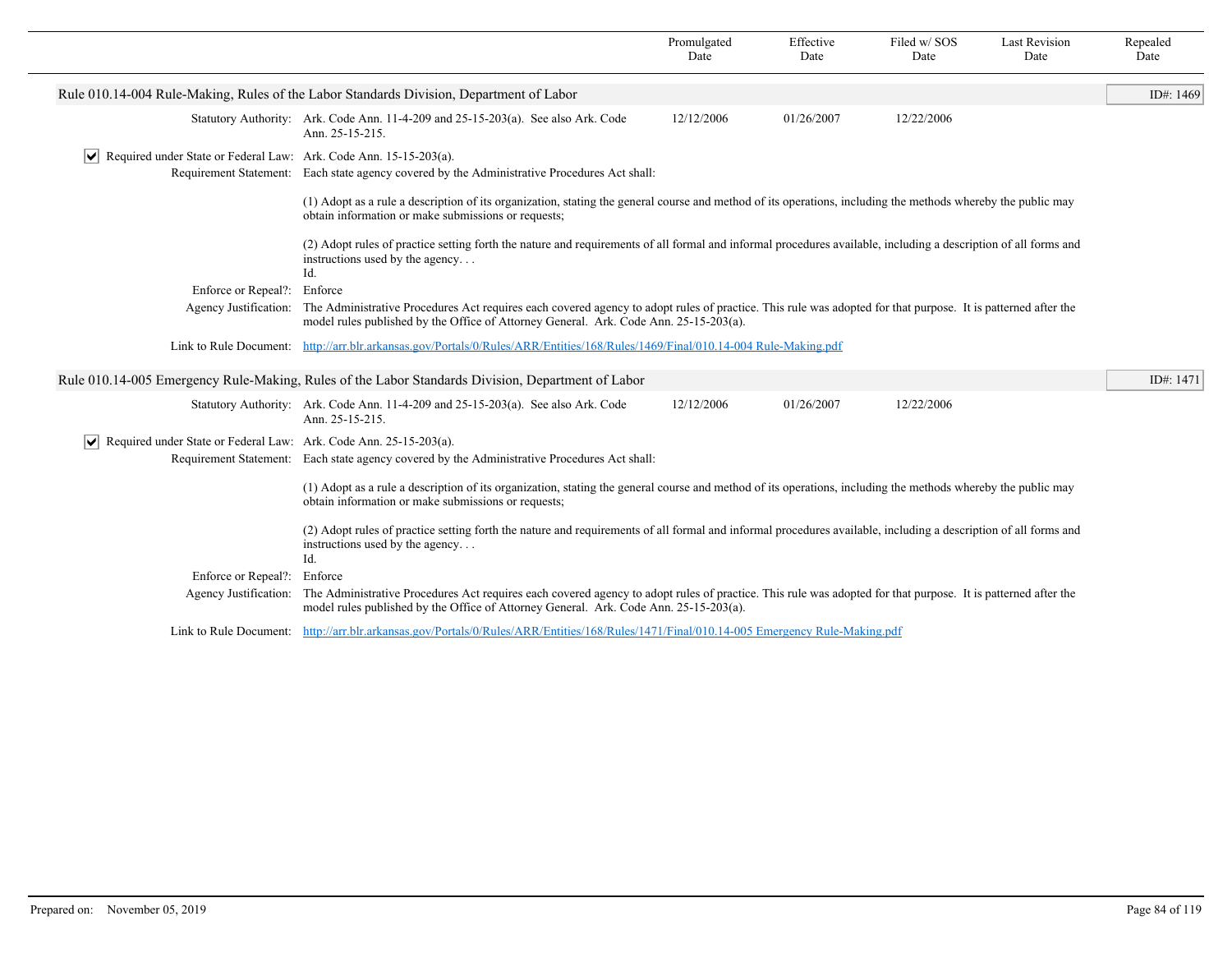| | Promulgated Date | Effective Date | Filed w/ SOS Date | Last Revision Date | Repealed Date |
|---|---|---|---|---|---|

## Rule 010.14-004 Rule-Making, Rules of the Labor Standards Division, Department of Labor

ID#: 1469

| | | Promulgated Date | Effective Date | Filed w/ SOS Date | Last Revision Date | Repealed Date |
|---|---|---|---|---|---|---|
| Statutory Authority: | Ark. Code Ann. 11-4-209 and 25-15-203(a). See also Ark. Code Ann. 25-15-215. | 12/12/2006 | 01/26/2007 | 12/22/2006 | | |

☑ Required under State or Federal Law: Ark. Code Ann. 15-15-203(a).

Requirement Statement: Each state agency covered by the Administrative Procedures Act shall:

(1) Adopt as a rule a description of its organization, stating the general course and method of its operations, including the methods whereby the public may obtain information or make submissions or requests;

(2) Adopt rules of practice setting forth the nature and requirements of all formal and informal procedures available, including a description of all forms and instructions used by the agency. . .
Id.

Enforce or Repeal?: Enforce

Agency Justification: The Administrative Procedures Act requires each covered agency to adopt rules of practice. This rule was adopted for that purpose. It is patterned after the model rules published by the Office of Attorney General. Ark. Code Ann. 25-15-203(a).

Link to Rule Document: [http://arr.blr.arkansas.gov/Portals/0/Rules/ARR/Entities/168/Rules/1469/Final/010.14-004 Rule-Making.pdf](http://arr.blr.arkansas.gov/Portals/0/Rules/ARR/Entities/168/Rules/1469/Final/010.14-004 Rule-Making.pdf)

## Rule 010.14-005 Emergency Rule-Making, Rules of the Labor Standards Division, Department of Labor

ID#: 1471

| | | Promulgated Date | Effective Date | Filed w/ SOS Date | Last Revision Date | Repealed Date |
|---|---|---|---|---|---|---|
| Statutory Authority: | Ark. Code Ann. 11-4-209 and 25-15-203(a). See also Ark. Code Ann. 25-15-215. | 12/12/2006 | 01/26/2007 | 12/22/2006 | | |

☑ Required under State or Federal Law: Ark. Code Ann. 25-15-203(a).

Requirement Statement: Each state agency covered by the Administrative Procedures Act shall:

(1) Adopt as a rule a description of its organization, stating the general course and method of its operations, including the methods whereby the public may obtain information or make submissions or requests;

(2) Adopt rules of practice setting forth the nature and requirements of all formal and informal procedures available, including a description of all forms and instructions used by the agency. . .
Id.

Enforce or Repeal?: Enforce

Agency Justification: The Administrative Procedures Act requires each covered agency to adopt rules of practice. This rule was adopted for that purpose. It is patterned after the model rules published by the Office of Attorney General. Ark. Code Ann. 25-15-203(a).

Link to Rule Document: [http://arr.blr.arkansas.gov/Portals/0/Rules/ARR/Entities/168/Rules/1471/Final/010.14-005 Emergency Rule-Making.pdf](http://arr.blr.arkansas.gov/Portals/0/Rules/ARR/Entities/168/Rules/1471/Final/010.14-005 Emergency Rule-Making.pdf)

Prepared on: November 05, 2019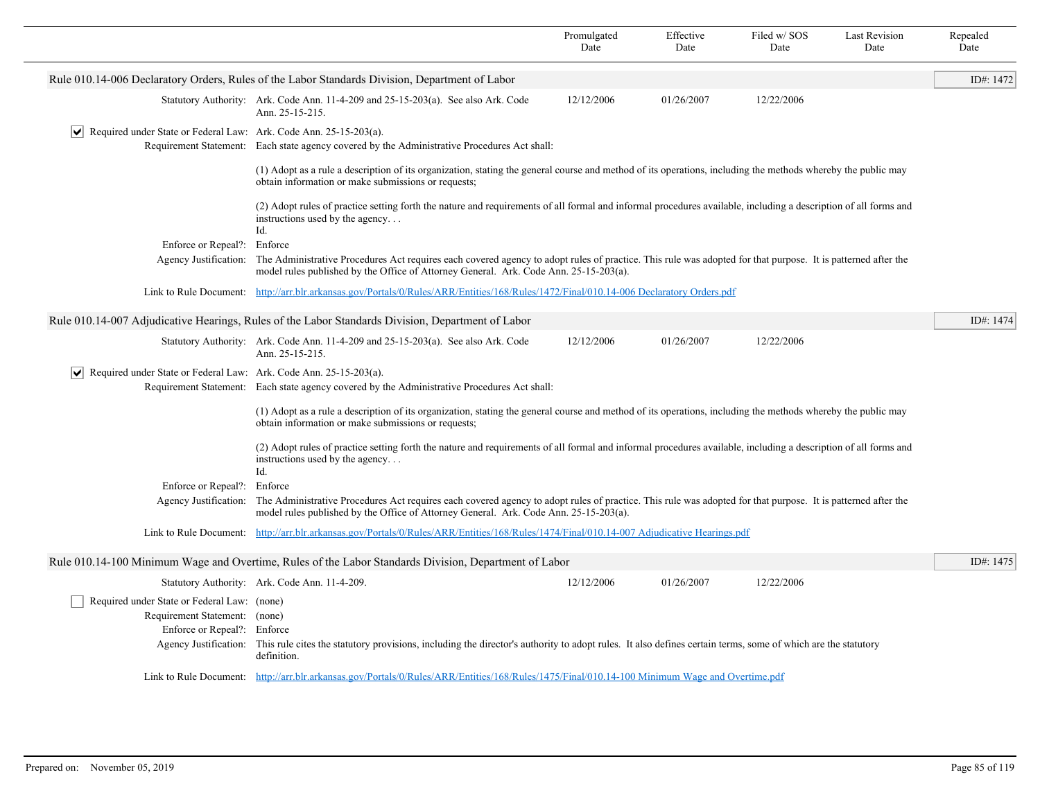| | Promulgated Date | Effective Date | Filed w/ SOS Date | Last Revision Date | Repealed Date |
|---|---|---|---|---|---|

## Rule 010.14-006 Declaratory Orders, Rules of the Labor Standards Division, Department of Labor

ID#: 1472

| | | Promulgated Date | Effective Date | Filed w/ SOS Date | Last Revision Date | Repealed Date |
|---|---|---|---|---|---|---|
| Statutory Authority: | Ark. Code Ann. 11-4-209 and 25-15-203(a). See also Ark. Code Ann. 25-15-215. | 12/12/2006 | 01/26/2007 | 12/22/2006 | | |

☑ Required under State or Federal Law: Ark. Code Ann. 25-15-203(a).

Requirement Statement: Each state agency covered by the Administrative Procedures Act shall:

(1) Adopt as a rule a description of its organization, stating the general course and method of its operations, including the methods whereby the public may obtain information or make submissions or requests;

(2) Adopt rules of practice setting forth the nature and requirements of all formal and informal procedures available, including a description of all forms and instructions used by the agency. . .
Id.

Enforce or Repeal?: Enforce

Agency Justification: The Administrative Procedures Act requires each covered agency to adopt rules of practice. This rule was adopted for that purpose. It is patterned after the model rules published by the Office of Attorney General. Ark. Code Ann. 25-15-203(a).

Link to Rule Document: http://arr.blr.arkansas.gov/Portals/0/Rules/ARR/Entities/168/Rules/1472/Final/010.14-006 Declaratory Orders.pdf

## Rule 010.14-007 Adjudicative Hearings, Rules of the Labor Standards Division, Department of Labor

ID#: 1474

| | | Promulgated Date | Effective Date | Filed w/ SOS Date | Last Revision Date | Repealed Date |
|---|---|---|---|---|---|---|
| Statutory Authority: | Ark. Code Ann. 11-4-209 and 25-15-203(a). See also Ark. Code Ann. 25-15-215. | 12/12/2006 | 01/26/2007 | 12/22/2006 | | |

☑ Required under State or Federal Law: Ark. Code Ann. 25-15-203(a).

Requirement Statement: Each state agency covered by the Administrative Procedures Act shall:

(1) Adopt as a rule a description of its organization, stating the general course and method of its operations, including the methods whereby the public may obtain information or make submissions or requests;

(2) Adopt rules of practice setting forth the nature and requirements of all formal and informal procedures available, including a description of all forms and instructions used by the agency. . .
Id.

Enforce or Repeal?: Enforce

Agency Justification: The Administrative Procedures Act requires each covered agency to adopt rules of practice. This rule was adopted for that purpose. It is patterned after the model rules published by the Office of Attorney General. Ark. Code Ann. 25-15-203(a).

Link to Rule Document: http://arr.blr.arkansas.gov/Portals/0/Rules/ARR/Entities/168/Rules/1474/Final/010.14-007 Adjudicative Hearings.pdf

## Rule 010.14-100 Minimum Wage and Overtime, Rules of the Labor Standards Division, Department of Labor

ID#: 1475

| | | Promulgated Date | Effective Date | Filed w/ SOS Date | Last Revision Date | Repealed Date |
|---|---|---|---|---|---|---|
| Statutory Authority: | Ark. Code Ann. 11-4-209. | 12/12/2006 | 01/26/2007 | 12/22/2006 | | |

☐ Required under State or Federal Law: (none)

Requirement Statement: (none)

Enforce or Repeal?: Enforce

Agency Justification: This rule cites the statutory provisions, including the director's authority to adopt rules. It also defines certain terms, some of which are the statutory definition.

Link to Rule Document: http://arr.blr.arkansas.gov/Portals/0/Rules/ARR/Entities/168/Rules/1475/Final/010.14-100 Minimum Wage and Overtime.pdf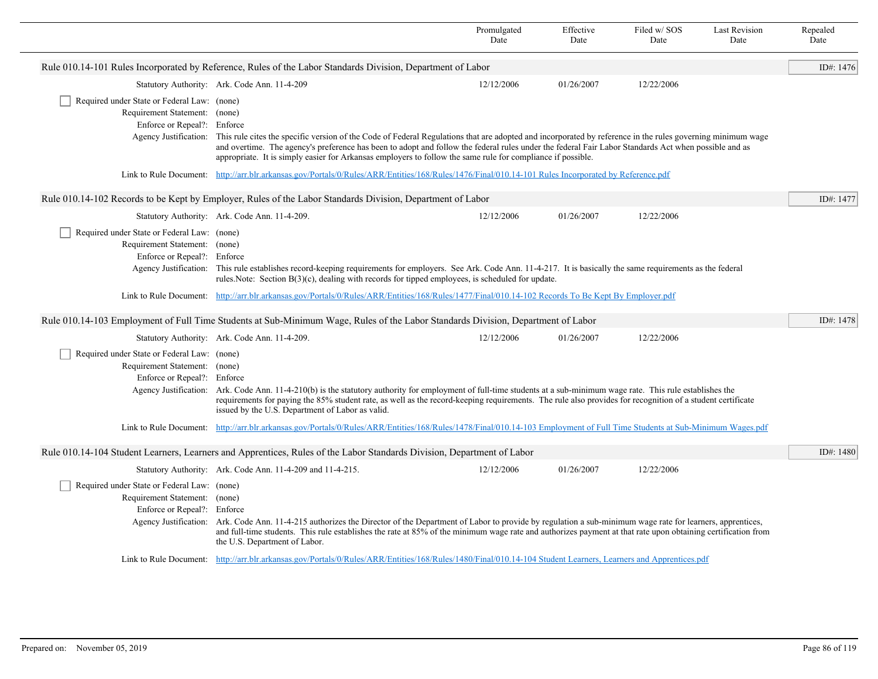| | Promulgated Date | Effective Date | Filed w/ SOS Date | Last Revision Date | Repealed Date |
|---|---|---|---|---|---|

### Rule 010.14-101 Rules Incorporated by Reference, Rules of the Labor Standards Division, Department of Labor

ID#: 1476

| | Promulgated Date | Effective Date | Filed w/ SOS Date | Last Revision Date | Repealed Date |
|---|---|---|---|---|---|
| Statutory Authority: Ark. Code Ann. 11-4-209 | 12/12/2006 | 01/26/2007 | 12/22/2006 | | |

- [ ] Required under State or Federal Law: (none)

Requirement Statement: (none)

Enforce or Repeal?: Enforce

Agency Justification: This rule cites the specific version of the Code of Federal Regulations that are adopted and incorporated by reference in the rules governing minimum wage and overtime. The agency's preference has been to adopt and follow the federal rules under the federal Fair Labor Standards Act when possible and as appropriate. It is simply easier for Arkansas employers to follow the same rule for compliance if possible.

Link to Rule Document: [http://arr.blr.arkansas.gov/Portals/0/Rules/ARR/Entities/168/Rules/1476/Final/010.14-101 Rules Incorporated by Reference.pdf](http://arr.blr.arkansas.gov/Portals/0/Rules/ARR/Entities/168/Rules/1476/Final/010.14-101 Rules Incorporated by Reference.pdf)

### Rule 010.14-102 Records to be Kept by Employer, Rules of the Labor Standards Division, Department of Labor

ID#: 1477

| | Promulgated Date | Effective Date | Filed w/ SOS Date | Last Revision Date | Repealed Date |
|---|---|---|---|---|---|
| Statutory Authority: Ark. Code Ann. 11-4-209. | 12/12/2006 | 01/26/2007 | 12/22/2006 | | |

- [ ] Required under State or Federal Law: (none)

Requirement Statement: (none)

Enforce or Repeal?: Enforce

Agency Justification: This rule establishes record-keeping requirements for employers. See Ark. Code Ann. 11-4-217. It is basically the same requirements as the federal rules.Note: Section B(3)(c), dealing with records for tipped employees, is scheduled for update.

Link to Rule Document: [http://arr.blr.arkansas.gov/Portals/0/Rules/ARR/Entities/168/Rules/1477/Final/010.14-102 Records To Be Kept By Employer.pdf](http://arr.blr.arkansas.gov/Portals/0/Rules/ARR/Entities/168/Rules/1477/Final/010.14-102 Records To Be Kept By Employer.pdf)

### Rule 010.14-103 Employment of Full Time Students at Sub-Minimum Wage, Rules of the Labor Standards Division, Department of Labor

ID#: 1478

| | Promulgated Date | Effective Date | Filed w/ SOS Date | Last Revision Date | Repealed Date |
|---|---|---|---|---|---|
| Statutory Authority: Ark. Code Ann. 11-4-209. | 12/12/2006 | 01/26/2007 | 12/22/2006 | | |

- [ ] Required under State or Federal Law: (none)

Requirement Statement: (none)

Enforce or Repeal?: Enforce

Agency Justification: Ark. Code Ann. 11-4-210(b) is the statutory authority for employment of full-time students at a sub-minimum wage rate. This rule establishes the requirements for paying the 85% student rate, as well as the record-keeping requirements. The rule also provides for recognition of a student certificate issued by the U.S. Department of Labor as valid.

Link to Rule Document: [http://arr.blr.arkansas.gov/Portals/0/Rules/ARR/Entities/168/Rules/1478/Final/010.14-103 Employment of Full Time Students at Sub-Minimum Wages.pdf](http://arr.blr.arkansas.gov/Portals/0/Rules/ARR/Entities/168/Rules/1478/Final/010.14-103 Employment of Full Time Students at Sub-Minimum Wages.pdf)

### Rule 010.14-104 Student Learners, Learners and Apprentices, Rules of the Labor Standards Division, Department of Labor

ID#: 1480

| | Promulgated Date | Effective Date | Filed w/ SOS Date | Last Revision Date | Repealed Date |
|---|---|---|---|---|---|
| Statutory Authority: Ark. Code Ann. 11-4-209 and 11-4-215. | 12/12/2006 | 01/26/2007 | 12/22/2006 | | |

- [ ] Required under State or Federal Law: (none)

Requirement Statement: (none)

Enforce or Repeal?: Enforce

Agency Justification: Ark. Code Ann. 11-4-215 authorizes the Director of the Department of Labor to provide by regulation a sub-minimum wage rate for learners, apprentices, and full-time students. This rule establishes the rate at 85% of the minimum wage rate and authorizes payment at that rate upon obtaining certification from the U.S. Department of Labor.

Link to Rule Document: [http://arr.blr.arkansas.gov/Portals/0/Rules/ARR/Entities/168/Rules/1480/Final/010.14-104 Student Learners, Learners and Apprentices.pdf](http://arr.blr.arkansas.gov/Portals/0/Rules/ARR/Entities/168/Rules/1480/Final/010.14-104 Student Learners, Learners and Apprentices.pdf)

Prepared on: November 05, 2019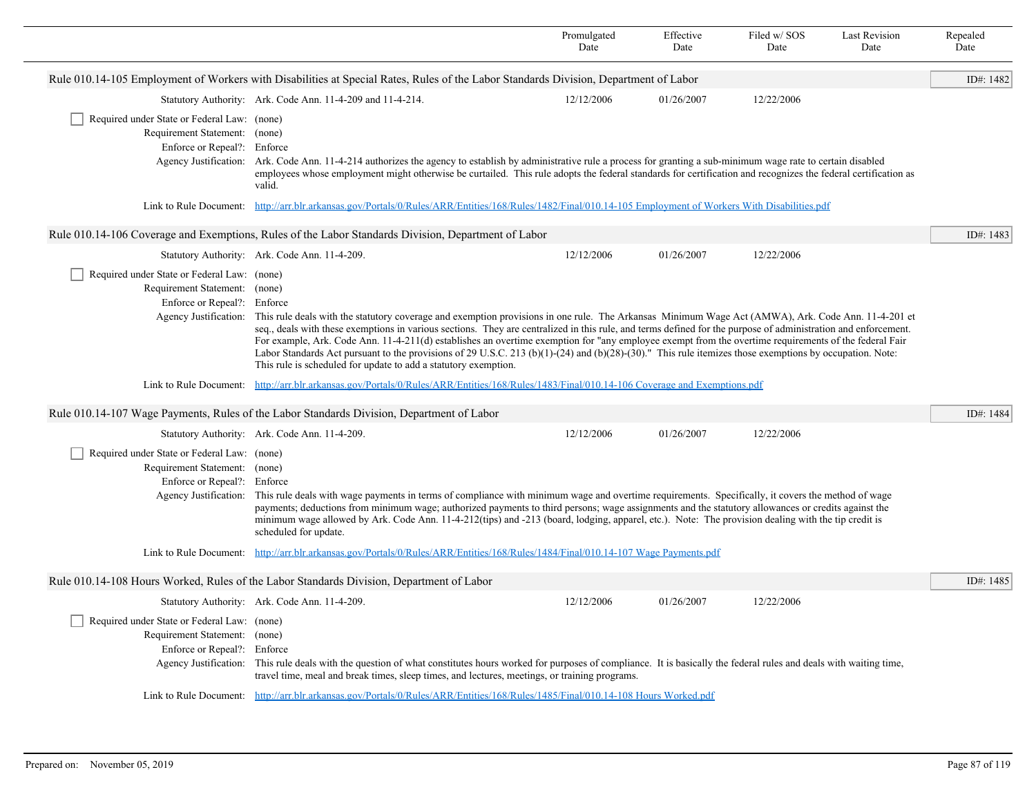| | Promulgated Date | Effective Date | Filed w/ SOS Date | Last Revision Date | Repealed Date |
|---|---|---|---|---|---|

## Rule 010.14-105 Employment of Workers with Disabilities at Special Rates, Rules of the Labor Standards Division, Department of Labor

ID#: 1482

| | Promulgated Date | Effective Date | Filed w/ SOS Date | Last Revision Date | Repealed Date |
|---|---|---|---|---|---|
| Statutory Authority: Ark. Code Ann. 11-4-209 and 11-4-214. | 12/12/2006 | 01/26/2007 | 12/22/2006 | | |

- [ ] Required under State or Federal Law: (none)

Requirement Statement: (none)

Enforce or Repeal?: Enforce

Agency Justification: Ark. Code Ann. 11-4-214 authorizes the agency to establish by administrative rule a process for granting a sub-minimum wage rate to certain disabled employees whose employment might otherwise be curtailed. This rule adopts the federal standards for certification and recognizes the federal certification as valid.

Link to Rule Document: http://arr.blr.arkansas.gov/Portals/0/Rules/ARR/Entities/168/Rules/1482/Final/010.14-105 Employment of Workers With Disabilities.pdf

## Rule 010.14-106 Coverage and Exemptions, Rules of the Labor Standards Division, Department of Labor

ID#: 1483

| | Promulgated Date | Effective Date | Filed w/ SOS Date | Last Revision Date | Repealed Date |
|---|---|---|---|---|---|
| Statutory Authority: Ark. Code Ann. 11-4-209. | 12/12/2006 | 01/26/2007 | 12/22/2006 | | |

- [ ] Required under State or Federal Law: (none)

Requirement Statement: (none)

Enforce or Repeal?: Enforce

Agency Justification: This rule deals with the statutory coverage and exemption provisions in one rule. The Arkansas Minimum Wage Act (AMWA), Ark. Code Ann. 11-4-201 et seq., deals with these exemptions in various sections. They are centralized in this rule, and terms defined for the purpose of administration and enforcement. For example, Ark. Code Ann. 11-4-211(d) establishes an overtime exemption for "any employee exempt from the overtime requirements of the federal Fair Labor Standards Act pursuant to the provisions of 29 U.S.C. 213 (b)(1)-(24) and (b)(28)-(30)." This rule itemizes those exemptions by occupation. Note: This rule is scheduled for update to add a statutory exemption.

Link to Rule Document: http://arr.blr.arkansas.gov/Portals/0/Rules/ARR/Entities/168/Rules/1483/Final/010.14-106 Coverage and Exemptions.pdf

## Rule 010.14-107 Wage Payments, Rules of the Labor Standards Division, Department of Labor

ID#: 1484

| | Promulgated Date | Effective Date | Filed w/ SOS Date | Last Revision Date | Repealed Date |
|---|---|---|---|---|---|
| Statutory Authority: Ark. Code Ann. 11-4-209. | 12/12/2006 | 01/26/2007 | 12/22/2006 | | |

- [ ] Required under State or Federal Law: (none)

Requirement Statement: (none)

Enforce or Repeal?: Enforce

Agency Justification: This rule deals with wage payments in terms of compliance with minimum wage and overtime requirements. Specifically, it covers the method of wage payments; deductions from minimum wage; authorized payments to third persons; wage assignments and the statutory allowances or credits against the minimum wage allowed by Ark. Code Ann. 11-4-212(tips) and -213 (board, lodging, apparel, etc.). Note: The provision dealing with the tip credit is scheduled for update.

Link to Rule Document: http://arr.blr.arkansas.gov/Portals/0/Rules/ARR/Entities/168/Rules/1484/Final/010.14-107 Wage Payments.pdf

## Rule 010.14-108 Hours Worked, Rules of the Labor Standards Division, Department of Labor

ID#: 1485

| | Promulgated Date | Effective Date | Filed w/ SOS Date | Last Revision Date | Repealed Date |
|---|---|---|---|---|---|
| Statutory Authority: Ark. Code Ann. 11-4-209. | 12/12/2006 | 01/26/2007 | 12/22/2006 | | |

- [ ] Required under State or Federal Law: (none)

Requirement Statement: (none)

Enforce or Repeal?: Enforce

Agency Justification: This rule deals with the question of what constitutes hours worked for purposes of compliance. It is basically the federal rules and deals with waiting time, travel time, meal and break times, sleep times, and lectures, meetings, or training programs.

Link to Rule Document: http://arr.blr.arkansas.gov/Portals/0/Rules/ARR/Entities/168/Rules/1485/Final/010.14-108 Hours Worked.pdf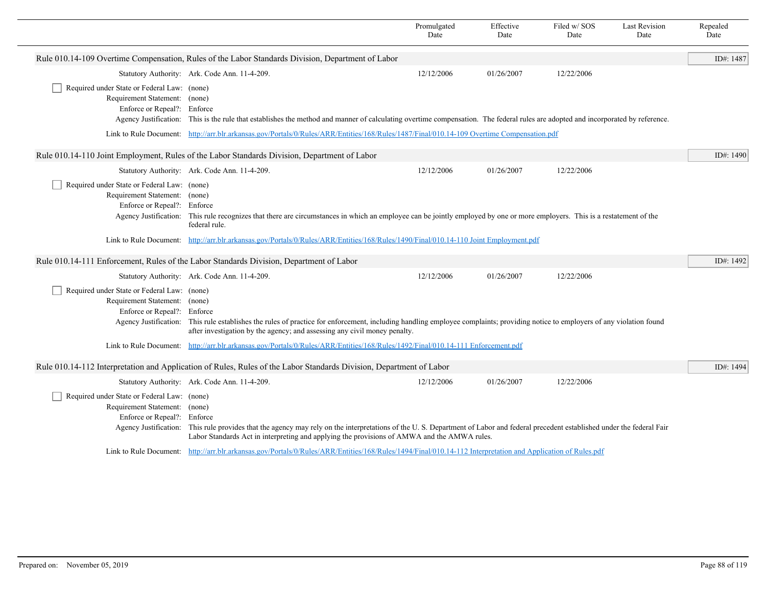| | Promulgated Date | Effective Date | Filed w/ SOS Date | Last Revision Date | Repealed Date |
|---|---|---|---|---|---|

## Rule 010.14-109 Overtime Compensation, Rules of the Labor Standards Division, Department of Labor

ID#: 1487

| | | Promulgated Date | Effective Date | Filed w/ SOS Date | Last Revision Date | Repealed Date |
|---|---|---|---|---|---|---|
| Statutory Authority: | Ark. Code Ann. 11-4-209. | 12/12/2006 | 01/26/2007 | 12/22/2006 | | |

☐ Required under State or Federal Law: (none)
Requirement Statement: (none)
Enforce or Repeal?: Enforce
Agency Justification: This is the rule that establishes the method and manner of calculating overtime compensation. The federal rules are adopted and incorporated by reference.

Link to Rule Document: [http://arr.blr.arkansas.gov/Portals/0/Rules/ARR/Entities/168/Rules/1487/Final/010.14-109 Overtime Compensation.pdf](http://arr.blr.arkansas.gov/Portals/0/Rules/ARR/Entities/168/Rules/1487/Final/010.14-109 Overtime Compensation.pdf)

## Rule 010.14-110 Joint Employment, Rules of the Labor Standards Division, Department of Labor

ID#: 1490

| | | Promulgated Date | Effective Date | Filed w/ SOS Date | Last Revision Date | Repealed Date |
|---|---|---|---|---|---|---|
| Statutory Authority: | Ark. Code Ann. 11-4-209. | 12/12/2006 | 01/26/2007 | 12/22/2006 | | |

☐ Required under State or Federal Law: (none)
Requirement Statement: (none)
Enforce or Repeal?: Enforce
Agency Justification: This rule recognizes that there are circumstances in which an employee can be jointly employed by one or more employers. This is a restatement of the federal rule.

Link to Rule Document: [http://arr.blr.arkansas.gov/Portals/0/Rules/ARR/Entities/168/Rules/1490/Final/010.14-110 Joint Employment.pdf](http://arr.blr.arkansas.gov/Portals/0/Rules/ARR/Entities/168/Rules/1490/Final/010.14-110 Joint Employment.pdf)

## Rule 010.14-111 Enforcement, Rules of the Labor Standards Division, Department of Labor

ID#: 1492

| | | Promulgated Date | Effective Date | Filed w/ SOS Date | Last Revision Date | Repealed Date |
|---|---|---|---|---|---|---|
| Statutory Authority: | Ark. Code Ann. 11-4-209. | 12/12/2006 | 01/26/2007 | 12/22/2006 | | |

☐ Required under State or Federal Law: (none)
Requirement Statement: (none)
Enforce or Repeal?: Enforce
Agency Justification: This rule establishes the rules of practice for enforcement, including handling employee complaints; providing notice to employers of any violation found after investigation by the agency; and assessing any civil money penalty.

Link to Rule Document: [http://arr.blr.arkansas.gov/Portals/0/Rules/ARR/Entities/168/Rules/1492/Final/010.14-111 Enforcement.pdf](http://arr.blr.arkansas.gov/Portals/0/Rules/ARR/Entities/168/Rules/1492/Final/010.14-111 Enforcement.pdf)

## Rule 010.14-112 Interpretation and Application of Rules, Rules of the Labor Standards Division, Department of Labor

ID#: 1494

| | | Promulgated Date | Effective Date | Filed w/ SOS Date | Last Revision Date | Repealed Date |
|---|---|---|---|---|---|---|
| Statutory Authority: | Ark. Code Ann. 11-4-209. | 12/12/2006 | 01/26/2007 | 12/22/2006 | | |

☐ Required under State or Federal Law: (none)
Requirement Statement: (none)
Enforce or Repeal?: Enforce
Agency Justification: This rule provides that the agency may rely on the interpretations of the U. S. Department of Labor and federal precedent established under the federal Fair Labor Standards Act in interpreting and applying the provisions of AMWA and the AMWA rules.

Link to Rule Document: [http://arr.blr.arkansas.gov/Portals/0/Rules/ARR/Entities/168/Rules/1494/Final/010.14-112 Interpretation and Application of Rules.pdf](http://arr.blr.arkansas.gov/Portals/0/Rules/ARR/Entities/168/Rules/1494/Final/010.14-112 Interpretation and Application of Rules.pdf)

Prepared on: November 05, 2019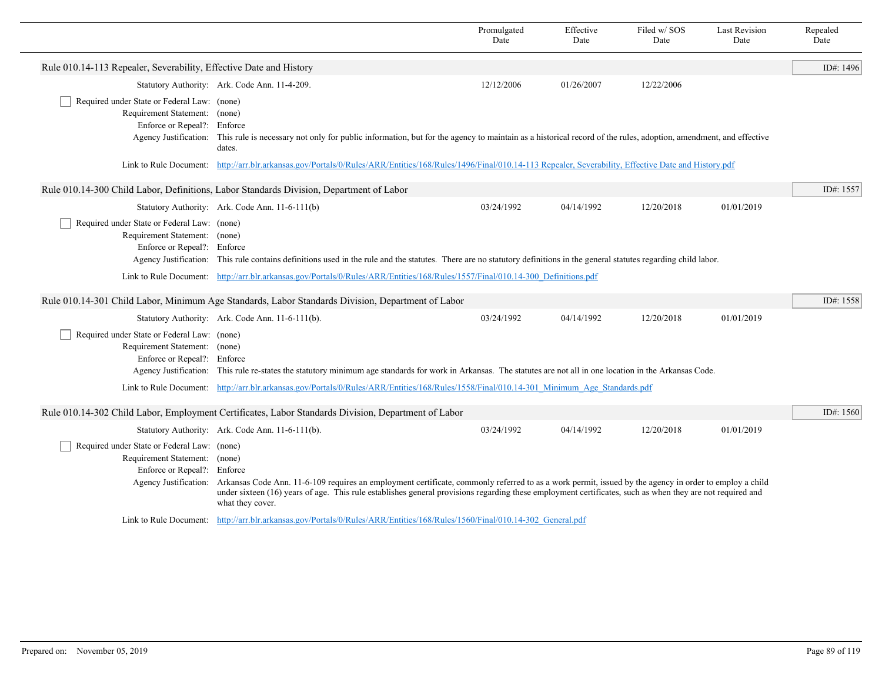| | Promulgated Date | Effective Date | Filed w/ SOS Date | Last Revision Date | Repealed Date |
|---|---|---|---|---|---|

**Rule 010.14-113 Repealer, Severability, Effective Date and History** — ID#: 1496

| | | Promulgated Date | Effective Date | Filed w/ SOS Date | Last Revision Date | Repealed Date |
|---|---|---|---|---|---|---|
| Statutory Authority: | Ark. Code Ann. 11-4-209. | 12/12/2006 | 01/26/2007 | 12/22/2006 | | |

- [ ] Required under State or Federal Law: (none)

Requirement Statement: (none)

Enforce or Repeal?: Enforce

Agency Justification: This rule is necessary not only for public information, but for the agency to maintain as a historical record of the rules, adoption, amendment, and effective dates.

Link to Rule Document: http://arr.blr.arkansas.gov/Portals/0/Rules/ARR/Entities/168/Rules/1496/Final/010.14-113 Repealer, Severability, Effective Date and History.pdf

**Rule 010.14-300 Child Labor, Definitions, Labor Standards Division, Department of Labor** — ID#: 1557

| | | Promulgated Date | Effective Date | Filed w/ SOS Date | Last Revision Date | Repealed Date |
|---|---|---|---|---|---|---|
| Statutory Authority: | Ark. Code Ann. 11-6-111(b) | 03/24/1992 | 04/14/1992 | 12/20/2018 | 01/01/2019 | |

- [ ] Required under State or Federal Law: (none)

Requirement Statement: (none)

Enforce or Repeal?: Enforce

Agency Justification: This rule contains definitions used in the rule and the statutes. There are no statutory definitions in the general statutes regarding child labor.

Link to Rule Document: http://arr.blr.arkansas.gov/Portals/0/Rules/ARR/Entities/168/Rules/1557/Final/010.14-300_Definitions.pdf

**Rule 010.14-301 Child Labor, Minimum Age Standards, Labor Standards Division, Department of Labor** — ID#: 1558

| | | Promulgated Date | Effective Date | Filed w/ SOS Date | Last Revision Date | Repealed Date |
|---|---|---|---|---|---|---|
| Statutory Authority: | Ark. Code Ann. 11-6-111(b). | 03/24/1992 | 04/14/1992 | 12/20/2018 | 01/01/2019 | |

- [ ] Required under State or Federal Law: (none)

Requirement Statement: (none)

Enforce or Repeal?: Enforce

Agency Justification: This rule re-states the statutory minimum age standards for work in Arkansas. The statutes are not all in one location in the Arkansas Code.

Link to Rule Document: http://arr.blr.arkansas.gov/Portals/0/Rules/ARR/Entities/168/Rules/1558/Final/010.14-301_Minimum_Age_Standards.pdf

**Rule 010.14-302 Child Labor, Employment Certificates, Labor Standards Division, Department of Labor** — ID#: 1560

| | | Promulgated Date | Effective Date | Filed w/ SOS Date | Last Revision Date | Repealed Date |
|---|---|---|---|---|---|---|
| Statutory Authority: | Ark. Code Ann. 11-6-111(b). | 03/24/1992 | 04/14/1992 | 12/20/2018 | 01/01/2019 | |

- [ ] Required under State or Federal Law: (none)

Requirement Statement: (none)

Enforce or Repeal?: Enforce

Agency Justification: Arkansas Code Ann. 11-6-109 requires an employment certificate, commonly referred to as a work permit, issued by the agency in order to employ a child under sixteen (16) years of age. This rule establishes general provisions regarding these employment certificates, such as when they are not required and what they cover.

Link to Rule Document: http://arr.blr.arkansas.gov/Portals/0/Rules/ARR/Entities/168/Rules/1560/Final/010.14-302_General.pdf

Prepared on: November 05, 2019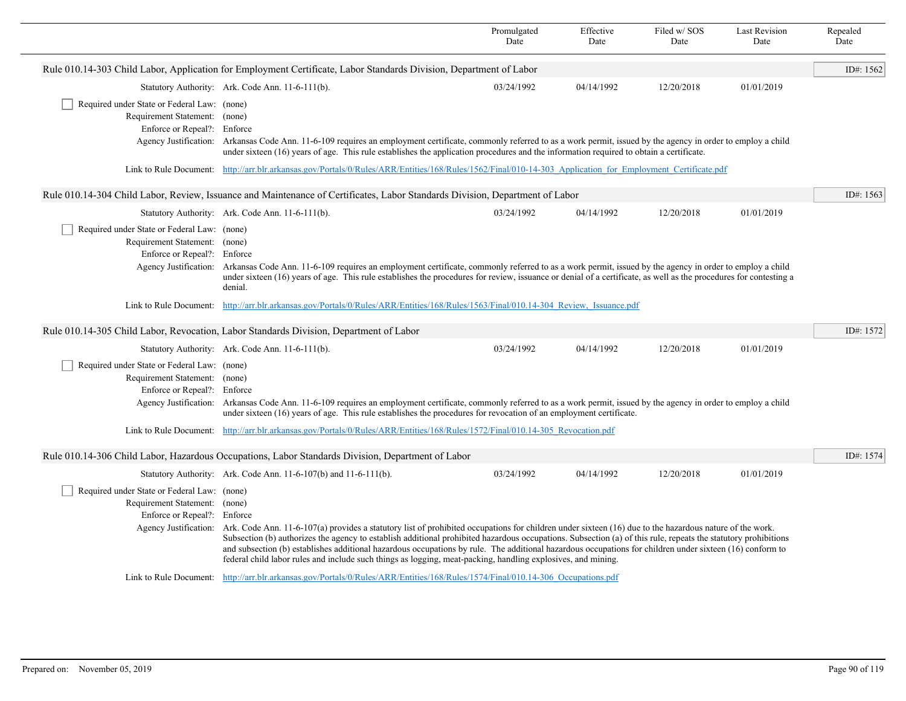| | Promulgated Date | Effective Date | Filed w/ SOS Date | Last Revision Date | Repealed Date |
|---|---|---|---|---|---|

**Rule 010.14-303 Child Labor, Application for Employment Certificate, Labor Standards Division, Department of Labor** — ID#: 1562

| | | Promulgated Date | Effective Date | Filed w/ SOS Date | Last Revision Date | Repealed Date |
|---|---|---|---|---|---|---|
| Statutory Authority: | Ark. Code Ann. 11-6-111(b). | 03/24/1992 | 04/14/1992 | 12/20/2018 | 01/01/2019 | |

- [ ] Required under State or Federal Law: (none)

Requirement Statement: (none)

Enforce or Repeal?: Enforce

Agency Justification: Arkansas Code Ann. 11-6-109 requires an employment certificate, commonly referred to as a work permit, issued by the agency in order to employ a child under sixteen (16) years of age. This rule establishes the application procedures and the information required to obtain a certificate.

Link to Rule Document: http://arr.blr.arkansas.gov/Portals/0/Rules/ARR/Entities/168/Rules/1562/Final/010-14-303_Application_for_Employment_Certificate.pdf

**Rule 010.14-304 Child Labor, Review, Issuance and Maintenance of Certificates, Labor Standards Division, Department of Labor** — ID#: 1563

| | | Promulgated Date | Effective Date | Filed w/ SOS Date | Last Revision Date | Repealed Date |
|---|---|---|---|---|---|---|
| Statutory Authority: | Ark. Code Ann. 11-6-111(b). | 03/24/1992 | 04/14/1992 | 12/20/2018 | 01/01/2019 | |

- [ ] Required under State or Federal Law: (none)

Requirement Statement: (none)

Enforce or Repeal?: Enforce

Agency Justification: Arkansas Code Ann. 11-6-109 requires an employment certificate, commonly referred to as a work permit, issued by the agency in order to employ a child under sixteen (16) years of age. This rule establishes the procedures for review, issuance or denial of a certificate, as well as the procedures for contesting a denial.

Link to Rule Document: http://arr.blr.arkansas.gov/Portals/0/Rules/ARR/Entities/168/Rules/1563/Final/010.14-304_Review,_Issuance.pdf

**Rule 010.14-305 Child Labor, Revocation, Labor Standards Division, Department of Labor** — ID#: 1572

| | | Promulgated Date | Effective Date | Filed w/ SOS Date | Last Revision Date | Repealed Date |
|---|---|---|---|---|---|---|
| Statutory Authority: | Ark. Code Ann. 11-6-111(b). | 03/24/1992 | 04/14/1992 | 12/20/2018 | 01/01/2019 | |

- [ ] Required under State or Federal Law: (none)

Requirement Statement: (none)

Enforce or Repeal?: Enforce

Agency Justification: Arkansas Code Ann. 11-6-109 requires an employment certificate, commonly referred to as a work permit, issued by the agency in order to employ a child under sixteen (16) years of age. This rule establishes the procedures for revocation of an employment certificate.

Link to Rule Document: http://arr.blr.arkansas.gov/Portals/0/Rules/ARR/Entities/168/Rules/1572/Final/010.14-305_Revocation.pdf

**Rule 010.14-306 Child Labor, Hazardous Occupations, Labor Standards Division, Department of Labor** — ID#: 1574

| | | Promulgated Date | Effective Date | Filed w/ SOS Date | Last Revision Date | Repealed Date |
|---|---|---|---|---|---|---|
| Statutory Authority: | Ark. Code Ann. 11-6-107(b) and 11-6-111(b). | 03/24/1992 | 04/14/1992 | 12/20/2018 | 01/01/2019 | |

- [ ] Required under State or Federal Law: (none)

Requirement Statement: (none)

Enforce or Repeal?: Enforce

Agency Justification: Ark. Code Ann. 11-6-107(a) provides a statutory list of prohibited occupations for children under sixteen (16) due to the hazardous nature of the work. Subsection (b) authorizes the agency to establish additional prohibited hazardous occupations. Subsection (a) of this rule, repeats the statutory prohibitions and subsection (b) establishes additional hazardous occupations by rule. The additional hazardous occupations for children under sixteen (16) conform to federal child labor rules and include such things as logging, meat-packing, handling explosives, and mining.

Link to Rule Document: http://arr.blr.arkansas.gov/Portals/0/Rules/ARR/Entities/168/Rules/1574/Final/010.14-306_Occupations.pdf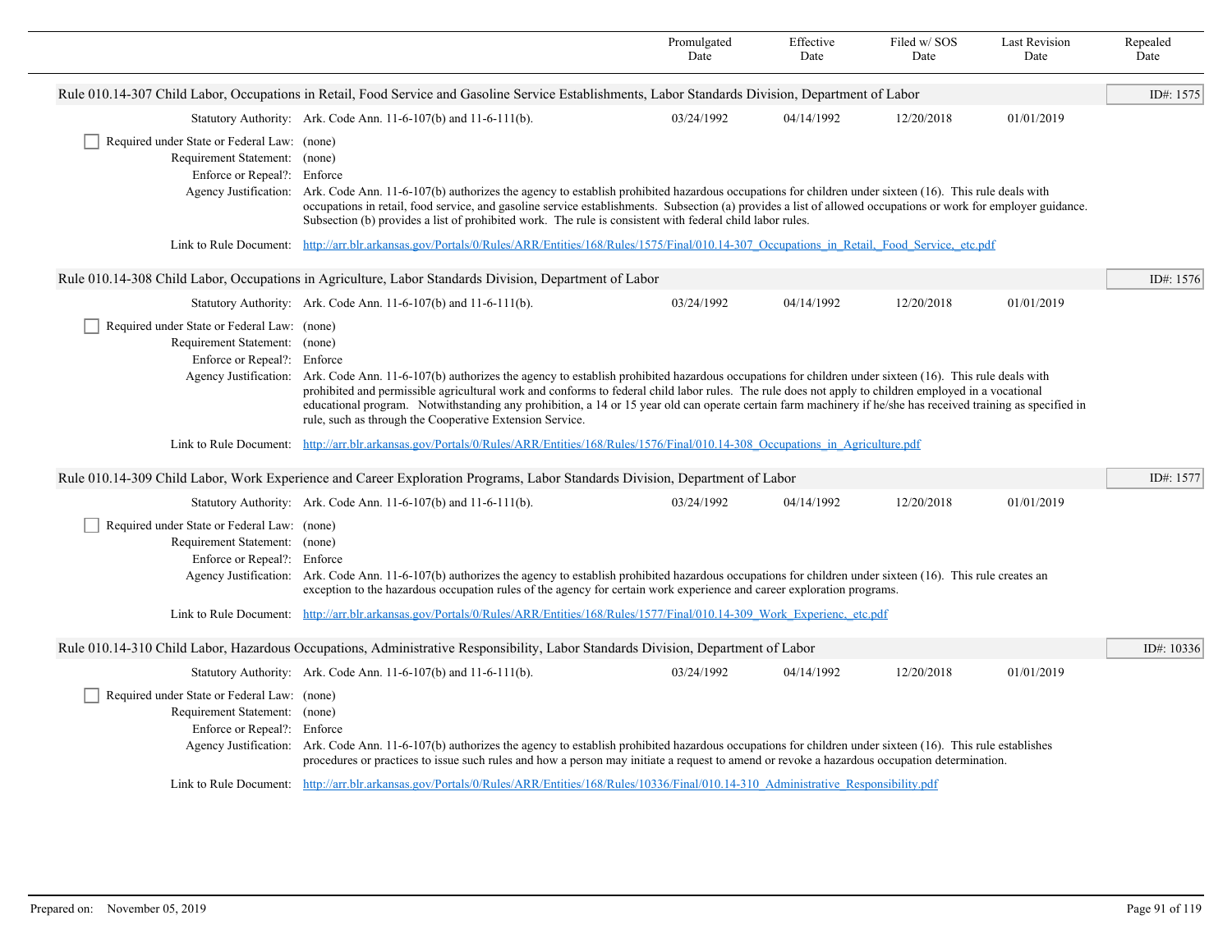| | Promulgated Date | Effective Date | Filed w/ SOS Date | Last Revision Date | Repealed Date |
|---|---|---|---|---|---|

## Rule 010.14-307 Child Labor, Occupations in Retail, Food Service and Gasoline Service Establishments, Labor Standards Division, Department of Labor

ID#: 1575

| | Promulgated Date | Effective Date | Filed w/ SOS Date | Last Revision Date | Repealed Date |
|---|---|---|---|---|---|
| Statutory Authority: Ark. Code Ann. 11-6-107(b) and 11-6-111(b). | 03/24/1992 | 04/14/1992 | 12/20/2018 | 01/01/2019 | |

- [ ] Required under State or Federal Law: (none)

Requirement Statement: (none)

Enforce or Repeal?: Enforce

Agency Justification: Ark. Code Ann. 11-6-107(b) authorizes the agency to establish prohibited hazardous occupations for children under sixteen (16). This rule deals with occupations in retail, food service, and gasoline service establishments. Subsection (a) provides a list of allowed occupations or work for employer guidance. Subsection (b) provides a list of prohibited work. The rule is consistent with federal child labor rules.

Link to Rule Document: [http://arr.blr.arkansas.gov/Portals/0/Rules/ARR/Entities/168/Rules/1575/Final/010.14-307_Occupations_in_Retail,_Food_Service,_etc.pdf](http://arr.blr.arkansas.gov/Portals/0/Rules/ARR/Entities/168/Rules/1575/Final/010.14-307_Occupations_in_Retail,_Food_Service,_etc.pdf)

## Rule 010.14-308 Child Labor, Occupations in Agriculture, Labor Standards Division, Department of Labor

ID#: 1576

| | Promulgated Date | Effective Date | Filed w/ SOS Date | Last Revision Date | Repealed Date |
|---|---|---|---|---|---|
| Statutory Authority: Ark. Code Ann. 11-6-107(b) and 11-6-111(b). | 03/24/1992 | 04/14/1992 | 12/20/2018 | 01/01/2019 | |

- [ ] Required under State or Federal Law: (none)

Requirement Statement: (none)

Enforce or Repeal?: Enforce

Agency Justification: Ark. Code Ann. 11-6-107(b) authorizes the agency to establish prohibited hazardous occupations for children under sixteen (16). This rule deals with prohibited and permissible agricultural work and conforms to federal child labor rules. The rule does not apply to children employed in a vocational educational program. Notwithstanding any prohibition, a 14 or 15 year old can operate certain farm machinery if he/she has received training as specified in rule, such as through the Cooperative Extension Service.

Link to Rule Document: [http://arr.blr.arkansas.gov/Portals/0/Rules/ARR/Entities/168/Rules/1576/Final/010.14-308_Occupations_in_Agriculture.pdf](http://arr.blr.arkansas.gov/Portals/0/Rules/ARR/Entities/168/Rules/1576/Final/010.14-308_Occupations_in_Agriculture.pdf)

## Rule 010.14-309 Child Labor, Work Experience and Career Exploration Programs, Labor Standards Division, Department of Labor

ID#: 1577

| | Promulgated Date | Effective Date | Filed w/ SOS Date | Last Revision Date | Repealed Date |
|---|---|---|---|---|---|
| Statutory Authority: Ark. Code Ann. 11-6-107(b) and 11-6-111(b). | 03/24/1992 | 04/14/1992 | 12/20/2018 | 01/01/2019 | |

- [ ] Required under State or Federal Law: (none)

Requirement Statement: (none)

Enforce or Repeal?: Enforce

Agency Justification: Ark. Code Ann. 11-6-107(b) authorizes the agency to establish prohibited hazardous occupations for children under sixteen (16). This rule creates an exception to the hazardous occupation rules of the agency for certain work experience and career exploration programs.

Link to Rule Document: [http://arr.blr.arkansas.gov/Portals/0/Rules/ARR/Entities/168/Rules/1577/Final/010.14-309_Work_Experienc,_etc.pdf](http://arr.blr.arkansas.gov/Portals/0/Rules/ARR/Entities/168/Rules/1577/Final/010.14-309_Work_Experienc,_etc.pdf)

## Rule 010.14-310 Child Labor, Hazardous Occupations, Administrative Responsibility, Labor Standards Division, Department of Labor

ID#: 10336

| | Promulgated Date | Effective Date | Filed w/ SOS Date | Last Revision Date | Repealed Date |
|---|---|---|---|---|---|
| Statutory Authority: Ark. Code Ann. 11-6-107(b) and 11-6-111(b). | 03/24/1992 | 04/14/1992 | 12/20/2018 | 01/01/2019 | |

- [ ] Required under State or Federal Law: (none)

Requirement Statement: (none)

Enforce or Repeal?: Enforce

Agency Justification: Ark. Code Ann. 11-6-107(b) authorizes the agency to establish prohibited hazardous occupations for children under sixteen (16). This rule establishes procedures or practices to issue such rules and how a person may initiate a request to amend or revoke a hazardous occupation determination.

Link to Rule Document: [http://arr.blr.arkansas.gov/Portals/0/Rules/ARR/Entities/168/Rules/10336/Final/010.14-310_Administrative_Responsibility.pdf](http://arr.blr.arkansas.gov/Portals/0/Rules/ARR/Entities/168/Rules/10336/Final/010.14-310_Administrative_Responsibility.pdf)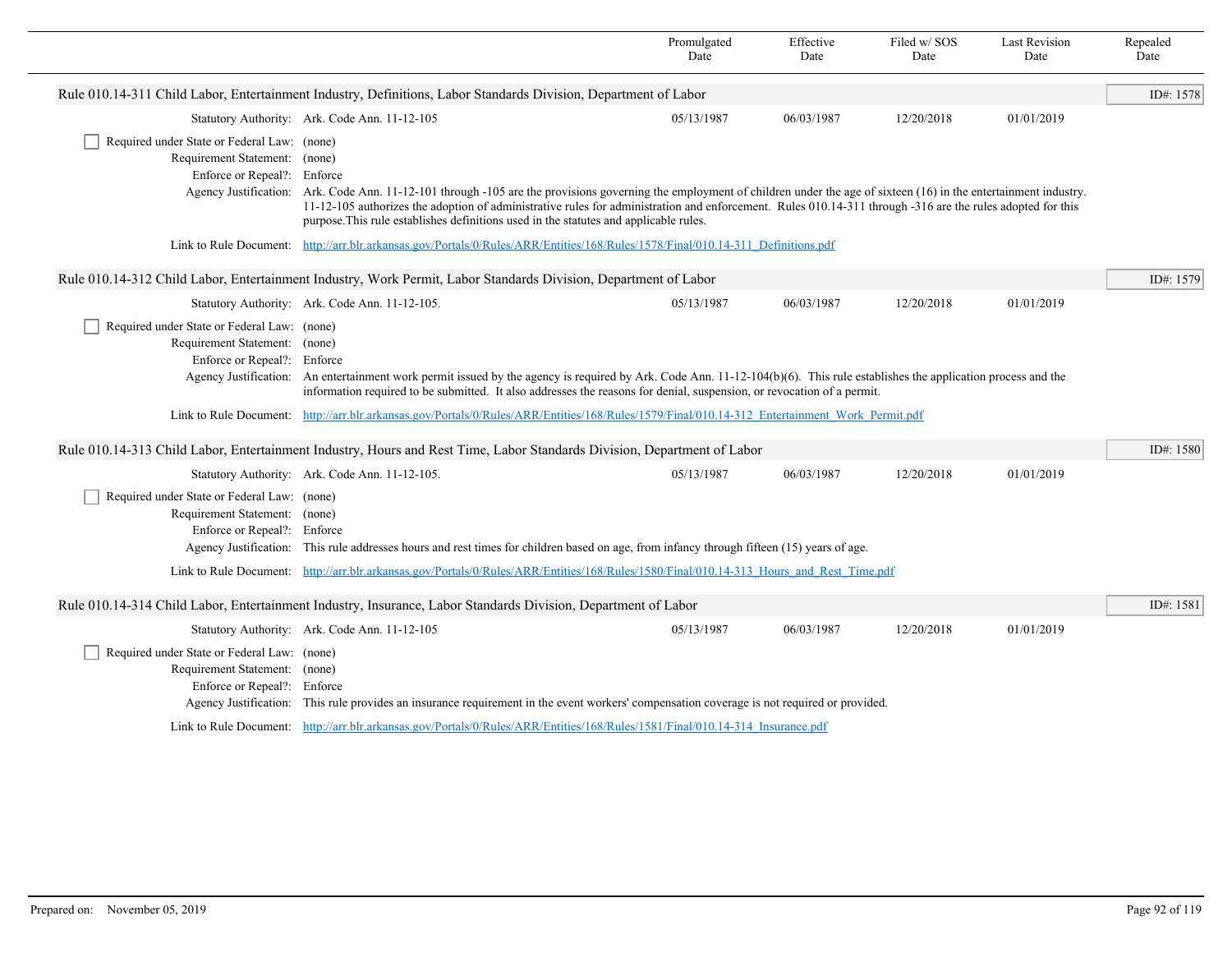| | Promulgated Date | Effective Date | Filed w/ SOS Date | Last Revision Date | Repealed Date |
|---|---|---|---|---|---|

## Rule 010.14-311 Child Labor, Entertainment Industry, Definitions, Labor Standards Division, Department of Labor

ID#: 1578

| | Promulgated Date | Effective Date | Filed w/ SOS Date | Last Revision Date | Repealed Date |
|---|---|---|---|---|---|
| Statutory Authority: Ark. Code Ann. 11-12-105 | 05/13/1987 | 06/03/1987 | 12/20/2018 | 01/01/2019 | |

- [ ] Required under State or Federal Law: (none)

Requirement Statement: (none)

Enforce or Repeal?: Enforce

Agency Justification: Ark. Code Ann. 11-12-101 through -105 are the provisions governing the employment of children under the age of sixteen (16) in the entertainment industry. 11-12-105 authorizes the adoption of administrative rules for administration and enforcement. Rules 010.14-311 through -316 are the rules adopted for this purpose.This rule establishes definitions used in the statutes and applicable rules.

Link to Rule Document: http://arr.blr.arkansas.gov/Portals/0/Rules/ARR/Entities/168/Rules/1578/Final/010.14-311_Definitions.pdf

## Rule 010.14-312 Child Labor, Entertainment Industry, Work Permit, Labor Standards Division, Department of Labor

ID#: 1579

| | Promulgated Date | Effective Date | Filed w/ SOS Date | Last Revision Date | Repealed Date |
|---|---|---|---|---|---|
| Statutory Authority: Ark. Code Ann. 11-12-105. | 05/13/1987 | 06/03/1987 | 12/20/2018 | 01/01/2019 | |

- [ ] Required under State or Federal Law: (none)

Requirement Statement: (none)

Enforce or Repeal?: Enforce

Agency Justification: An entertainment work permit issued by the agency is required by Ark. Code Ann. 11-12-104(b)(6). This rule establishes the application process and the information required to be submitted. It also addresses the reasons for denial, suspension, or revocation of a permit.

Link to Rule Document: http://arr.blr.arkansas.gov/Portals/0/Rules/ARR/Entities/168/Rules/1579/Final/010.14-312_Entertainment_Work_Permit.pdf

## Rule 010.14-313 Child Labor, Entertainment Industry, Hours and Rest Time, Labor Standards Division, Department of Labor

ID#: 1580

| | Promulgated Date | Effective Date | Filed w/ SOS Date | Last Revision Date | Repealed Date |
|---|---|---|---|---|---|
| Statutory Authority: Ark. Code Ann. 11-12-105. | 05/13/1987 | 06/03/1987 | 12/20/2018 | 01/01/2019 | |

- [ ] Required under State or Federal Law: (none)

Requirement Statement: (none)

Enforce or Repeal?: Enforce

Agency Justification: This rule addresses hours and rest times for children based on age, from infancy through fifteen (15) years of age.

Link to Rule Document: http://arr.blr.arkansas.gov/Portals/0/Rules/ARR/Entities/168/Rules/1580/Final/010.14-313_Hours_and_Rest_Time.pdf

## Rule 010.14-314 Child Labor, Entertainment Industry, Insurance, Labor Standards Division, Department of Labor

ID#: 1581

| | Promulgated Date | Effective Date | Filed w/ SOS Date | Last Revision Date | Repealed Date |
|---|---|---|---|---|---|
| Statutory Authority: Ark. Code Ann. 11-12-105 | 05/13/1987 | 06/03/1987 | 12/20/2018 | 01/01/2019 | |

- [ ] Required under State or Federal Law: (none)

Requirement Statement: (none)

Enforce or Repeal?: Enforce

Agency Justification: This rule provides an insurance requirement in the event workers' compensation coverage is not required or provided.

Link to Rule Document: http://arr.blr.arkansas.gov/Portals/0/Rules/ARR/Entities/168/Rules/1581/Final/010.14-314_Insurance.pdf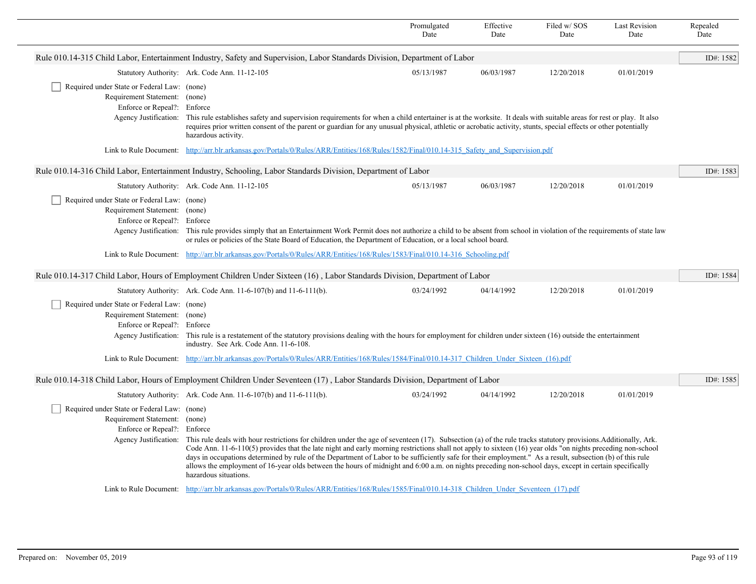| | Promulgated Date | Effective Date | Filed w/ SOS Date | Last Revision Date | Repealed Date |
|---|---|---|---|---|---|

**Rule 010.14-315 Child Labor, Entertainment Industry, Safety and Supervision, Labor Standards Division, Department of Labor** — ID#: 1582

| | Promulgated Date | Effective Date | Filed w/ SOS Date | Last Revision Date | Repealed Date |
|---|---|---|---|---|---|
| Statutory Authority: Ark. Code Ann. 11-12-105 | 05/13/1987 | 06/03/1987 | 12/20/2018 | 01/01/2019 | |

- [ ] Required under State or Federal Law: (none)

Requirement Statement: (none)

Enforce or Repeal?: Enforce

Agency Justification: This rule establishes safety and supervision requirements for when a child entertainer is at the worksite. It deals with suitable areas for rest or play. It also requires prior written consent of the parent or guardian for any unusual physical, athletic or acrobatic activity, stunts, special effects or other potentially hazardous activity.

Link to Rule Document: http://arr.blr.arkansas.gov/Portals/0/Rules/ARR/Entities/168/Rules/1582/Final/010.14-315_Safety_and_Supervision.pdf

**Rule 010.14-316 Child Labor, Entertainment Industry, Schooling, Labor Standards Division, Department of Labor** — ID#: 1583

| | Promulgated Date | Effective Date | Filed w/ SOS Date | Last Revision Date | Repealed Date |
|---|---|---|---|---|---|
| Statutory Authority: Ark. Code Ann. 11-12-105 | 05/13/1987 | 06/03/1987 | 12/20/2018 | 01/01/2019 | |

- [ ] Required under State or Federal Law: (none)

Requirement Statement: (none)

Enforce or Repeal?: Enforce

Agency Justification: This rule provides simply that an Entertainment Work Permit does not authorize a child to be absent from school in violation of the requirements of state law or rules or policies of the State Board of Education, the Department of Education, or a local school board.

Link to Rule Document: http://arr.blr.arkansas.gov/Portals/0/Rules/ARR/Entities/168/Rules/1583/Final/010.14-316_Schooling.pdf

**Rule 010.14-317 Child Labor, Hours of Employment Children Under Sixteen (16) , Labor Standards Division, Department of Labor** — ID#: 1584

| | Promulgated Date | Effective Date | Filed w/ SOS Date | Last Revision Date | Repealed Date |
|---|---|---|---|---|---|
| Statutory Authority: Ark. Code Ann. 11-6-107(b) and 11-6-111(b). | 03/24/1992 | 04/14/1992 | 12/20/2018 | 01/01/2019 | |

- [ ] Required under State or Federal Law: (none)

Requirement Statement: (none)

Enforce or Repeal?: Enforce

Agency Justification: This rule is a restatement of the statutory provisions dealing with the hours for employment for children under sixteen (16) outside the entertainment industry. See Ark. Code Ann. 11-6-108.

Link to Rule Document: http://arr.blr.arkansas.gov/Portals/0/Rules/ARR/Entities/168/Rules/1584/Final/010.14-317_Children_Under_Sixteen_(16).pdf

**Rule 010.14-318 Child Labor, Hours of Employment Children Under Seventeen (17) , Labor Standards Division, Department of Labor** — ID#: 1585

| | Promulgated Date | Effective Date | Filed w/ SOS Date | Last Revision Date | Repealed Date |
|---|---|---|---|---|---|
| Statutory Authority: Ark. Code Ann. 11-6-107(b) and 11-6-111(b). | 03/24/1992 | 04/14/1992 | 12/20/2018 | 01/01/2019 | |

- [ ] Required under State or Federal Law: (none)

Requirement Statement: (none)

Enforce or Repeal?: Enforce

Agency Justification: This rule deals with hour restrictions for children under the age of seventeen (17). Subsection (a) of the rule tracks statutory provisions.Additionally, Ark. Code Ann. 11-6-110(5) provides that the late night and early morning restrictions shall not apply to sixteen (16) year olds "on nights preceding non-school days in occupations determined by rule of the Department of Labor to be sufficiently safe for their employment." As a result, subsection (b) of this rule allows the employment of 16-year olds between the hours of midnight and 6:00 a.m. on nights preceding non-school days, except in certain specifically hazardous situations.

Link to Rule Document: http://arr.blr.arkansas.gov/Portals/0/Rules/ARR/Entities/168/Rules/1585/Final/010.14-318_Children_Under_Seventeen_(17).pdf

Prepared on: November 05, 2019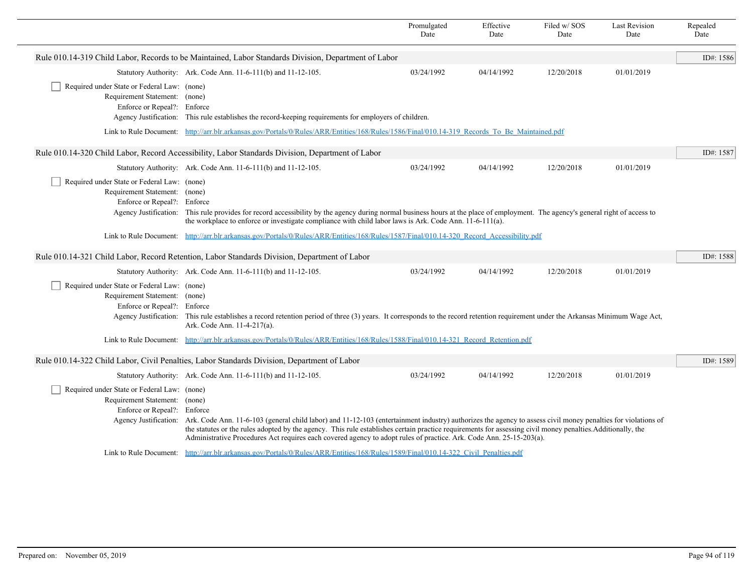| | Promulgated Date | Effective Date | Filed w/ SOS Date | Last Revision Date | Repealed Date |
|---|---|---|---|---|---|

**Rule 010.14-319 Child Labor, Records to be Maintained, Labor Standards Division, Department of Labor** — ID#: 1586

| | | Promulgated Date | Effective Date | Filed w/ SOS Date | Last Revision Date | Repealed Date |
|---|---|---|---|---|---|---|
| Statutory Authority: | Ark. Code Ann. 11-6-111(b) and 11-12-105. | 03/24/1992 | 04/14/1992 | 12/20/2018 | 01/01/2019 | |

- [ ] Required under State or Federal Law: (none)

Requirement Statement: (none)

Enforce or Repeal?: Enforce

Agency Justification: This rule establishes the record-keeping requirements for employers of children.

Link to Rule Document: http://arr.blr.arkansas.gov/Portals/0/Rules/ARR/Entities/168/Rules/1586/Final/010.14-319_Records_To_Be_Maintained.pdf

**Rule 010.14-320 Child Labor, Record Accessibility, Labor Standards Division, Department of Labor** — ID#: 1587

| | | Promulgated Date | Effective Date | Filed w/ SOS Date | Last Revision Date | Repealed Date |
|---|---|---|---|---|---|---|
| Statutory Authority: | Ark. Code Ann. 11-6-111(b) and 11-12-105. | 03/24/1992 | 04/14/1992 | 12/20/2018 | 01/01/2019 | |

- [ ] Required under State or Federal Law: (none)

Requirement Statement: (none)

Enforce or Repeal?: Enforce

Agency Justification: This rule provides for record accessibility by the agency during normal business hours at the place of employment. The agency's general right of access to the workplace to enforce or investigate compliance with child labor laws is Ark. Code Ann. 11-6-111(a).

Link to Rule Document: http://arr.blr.arkansas.gov/Portals/0/Rules/ARR/Entities/168/Rules/1587/Final/010.14-320_Record_Accessibility.pdf

**Rule 010.14-321 Child Labor, Record Retention, Labor Standards Division, Department of Labor** — ID#: 1588

| | | Promulgated Date | Effective Date | Filed w/ SOS Date | Last Revision Date | Repealed Date |
|---|---|---|---|---|---|---|
| Statutory Authority: | Ark. Code Ann. 11-6-111(b) and 11-12-105. | 03/24/1992 | 04/14/1992 | 12/20/2018 | 01/01/2019 | |

- [ ] Required under State or Federal Law: (none)

Requirement Statement: (none)

Enforce or Repeal?: Enforce

Agency Justification: This rule establishes a record retention period of three (3) years. It corresponds to the record retention requirement under the Arkansas Minimum Wage Act, Ark. Code Ann. 11-4-217(a).

Link to Rule Document: http://arr.blr.arkansas.gov/Portals/0/Rules/ARR/Entities/168/Rules/1588/Final/010.14-321_Record_Retention.pdf

**Rule 010.14-322 Child Labor, Civil Penalties, Labor Standards Division, Department of Labor** — ID#: 1589

| | | Promulgated Date | Effective Date | Filed w/ SOS Date | Last Revision Date | Repealed Date |
|---|---|---|---|---|---|---|
| Statutory Authority: | Ark. Code Ann. 11-6-111(b) and 11-12-105. | 03/24/1992 | 04/14/1992 | 12/20/2018 | 01/01/2019 | |

- [ ] Required under State or Federal Law: (none)

Requirement Statement: (none)

Enforce or Repeal?: Enforce

Agency Justification: Ark. Code Ann. 11-6-103 (general child labor) and 11-12-103 (entertainment industry) authorizes the agency to assess civil money penalties for violations of the statutes or the rules adopted by the agency. This rule establishes certain practice requirements for assessing civil money penalties.Additionally, the Administrative Procedures Act requires each covered agency to adopt rules of practice. Ark. Code Ann. 25-15-203(a).

Link to Rule Document: http://arr.blr.arkansas.gov/Portals/0/Rules/ARR/Entities/168/Rules/1589/Final/010.14-322_Civil_Penalties.pdf

Prepared on: November 05, 2019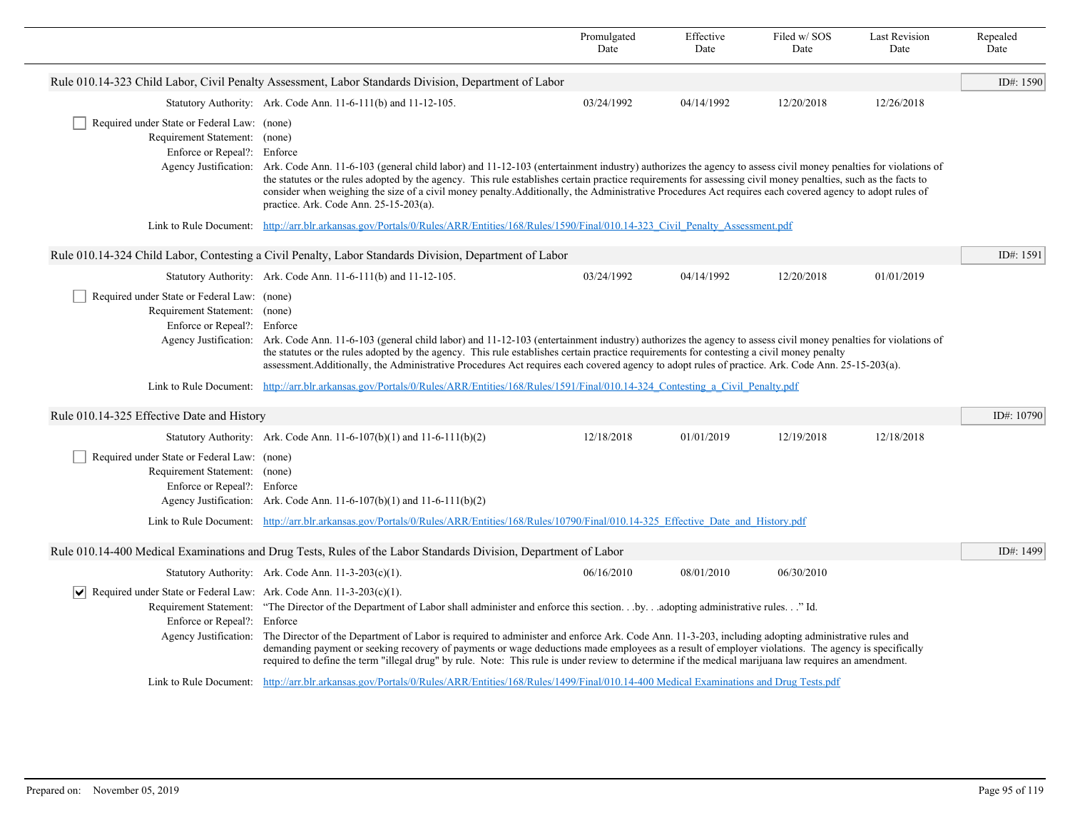| | Promulgated Date | Effective Date | Filed w/ SOS Date | Last Revision Date | Repealed Date |
|---|---|---|---|---|---|

## Rule 010.14-323 Child Labor, Civil Penalty Assessment, Labor Standards Division, Department of Labor

ID#: 1590

| | Promulgated Date | Effective Date | Filed w/ SOS Date | Last Revision Date | Repealed Date |
|---|---|---|---|---|---|
| Statutory Authority: Ark. Code Ann. 11-6-111(b) and 11-12-105. | 03/24/1992 | 04/14/1992 | 12/20/2018 | 12/26/2018 | |

☐ Required under State or Federal Law: (none)

Requirement Statement: (none)

Enforce or Repeal?: Enforce

Agency Justification: Ark. Code Ann. 11-6-103 (general child labor) and 11-12-103 (entertainment industry) authorizes the agency to assess civil money penalties for violations of the statutes or the rules adopted by the agency. This rule establishes certain practice requirements for assessing civil money penalties, such as the facts to consider when weighing the size of a civil money penalty.Additionally, the Administrative Procedures Act requires each covered agency to adopt rules of practice. Ark. Code Ann. 25-15-203(a).

Link to Rule Document: http://arr.blr.arkansas.gov/Portals/0/Rules/ARR/Entities/168/Rules/1590/Final/010.14-323_Civil_Penalty_Assessment.pdf

## Rule 010.14-324 Child Labor, Contesting a Civil Penalty, Labor Standards Division, Department of Labor

ID#: 1591

| | Promulgated Date | Effective Date | Filed w/ SOS Date | Last Revision Date | Repealed Date |
|---|---|---|---|---|---|
| Statutory Authority: Ark. Code Ann. 11-6-111(b) and 11-12-105. | 03/24/1992 | 04/14/1992 | 12/20/2018 | 01/01/2019 | |

☐ Required under State or Federal Law: (none)

Requirement Statement: (none)

Enforce or Repeal?: Enforce

Agency Justification: Ark. Code Ann. 11-6-103 (general child labor) and 11-12-103 (entertainment industry) authorizes the agency to assess civil money penalties for violations of the statutes or the rules adopted by the agency. This rule establishes certain practice requirements for contesting a civil money penalty assessment.Additionally, the Administrative Procedures Act requires each covered agency to adopt rules of practice. Ark. Code Ann. 25-15-203(a).

Link to Rule Document: http://arr.blr.arkansas.gov/Portals/0/Rules/ARR/Entities/168/Rules/1591/Final/010.14-324_Contesting_a_Civil_Penalty.pdf

## Rule 010.14-325 Effective Date and History

ID#: 10790

| | Promulgated Date | Effective Date | Filed w/ SOS Date | Last Revision Date | Repealed Date |
|---|---|---|---|---|---|
| Statutory Authority: Ark. Code Ann. 11-6-107(b)(1) and 11-6-111(b)(2) | 12/18/2018 | 01/01/2019 | 12/19/2018 | 12/18/2018 | |

☐ Required under State or Federal Law: (none)

Requirement Statement: (none)

Enforce or Repeal?: Enforce

Agency Justification: Ark. Code Ann. 11-6-107(b)(1) and 11-6-111(b)(2)

Link to Rule Document: http://arr.blr.arkansas.gov/Portals/0/Rules/ARR/Entities/168/Rules/10790/Final/010.14-325_Effective_Date_and_History.pdf

## Rule 010.14-400 Medical Examinations and Drug Tests, Rules of the Labor Standards Division, Department of Labor

ID#: 1499

| | Promulgated Date | Effective Date | Filed w/ SOS Date | Last Revision Date | Repealed Date |
|---|---|---|---|---|---|
| Statutory Authority: Ark. Code Ann. 11-3-203(c)(1). | 06/16/2010 | 08/01/2010 | 06/30/2010 | | |

☑ Required under State or Federal Law: Ark. Code Ann. 11-3-203(c)(1).

Requirement Statement: "The Director of the Department of Labor shall administer and enforce this section. . .by. . .adopting administrative rules. . ." Id.

Enforce or Repeal?: Enforce

Agency Justification: The Director of the Department of Labor is required to administer and enforce Ark. Code Ann. 11-3-203, including adopting administrative rules and demanding payment or seeking recovery of payments or wage deductions made employees as a result of employer violations. The agency is specifically required to define the term "illegal drug" by rule. Note: This rule is under review to determine if the medical marijuana law requires an amendment.

Link to Rule Document: http://arr.blr.arkansas.gov/Portals/0/Rules/ARR/Entities/168/Rules/1499/Final/010.14-400 Medical Examinations and Drug Tests.pdf

Prepared on: November 05, 2019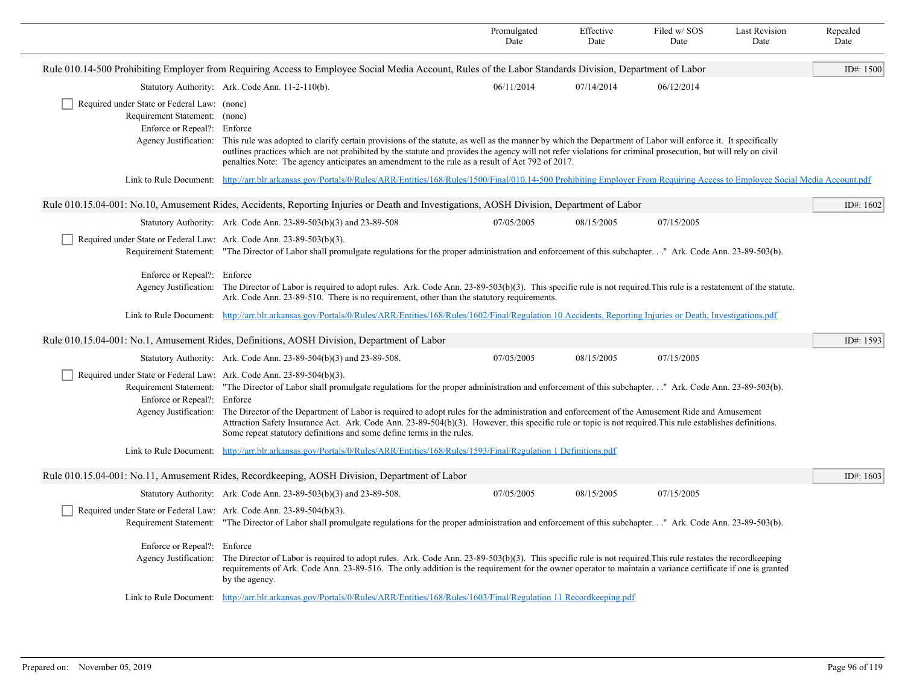| | Promulgated Date | Effective Date | Filed w/ SOS Date | Last Revision Date | Repealed Date |
|---|---|---|---|---|---|

**Rule 010.14-500 Prohibiting Employer from Requiring Access to Employee Social Media Account, Rules of the Labor Standards Division, Department of Labor** — ID#: 1500

| | | Promulgated Date | Effective Date | Filed w/ SOS Date | Last Revision Date | Repealed Date |
|---|---|---|---|---|---|---|
| Statutory Authority: | Ark. Code Ann. 11-2-110(b). | 06/11/2014 | 07/14/2014 | 06/12/2014 | | |

☐ Required under State or Federal Law: (none)

Requirement Statement: (none)

Enforce or Repeal?: Enforce

Agency Justification: This rule was adopted to clarify certain provisions of the statute, as well as the manner by which the Department of Labor will enforce it. It specifically outlines practices which are not prohibited by the statute and provides the agency will not refer violations for criminal prosecution, but will rely on civil penalties.Note: The agency anticipates an amendment to the rule as a result of Act 792 of 2017.

Link to Rule Document: [http://arr.blr.arkansas.gov/Portals/0/Rules/ARR/Entities/168/Rules/1500/Final/010.14-500 Prohibiting Employer From Requiring Access to Employee Social Media Account.pdf](http://arr.blr.arkansas.gov/Portals/0/Rules/ARR/Entities/168/Rules/1500/Final/010.14-500 Prohibiting Employer From Requiring Access to Employee Social Media Account.pdf)

**Rule 010.15.04-001: No.10, Amusement Rides, Accidents, Reporting Injuries or Death and Investigations, AOSH Division, Department of Labor** — ID#: 1602

| | | Promulgated Date | Effective Date | Filed w/ SOS Date | Last Revision Date | Repealed Date |
|---|---|---|---|---|---|---|
| Statutory Authority: | Ark. Code Ann. 23-89-503(b)(3) and 23-89-508 | 07/05/2005 | 08/15/2005 | 07/15/2005 | | |

☐ Required under State or Federal Law: Ark. Code Ann. 23-89-503(b)(3).

Requirement Statement: "The Director of Labor shall promulgate regulations for the proper administration and enforcement of this subchapter. . ." Ark. Code Ann. 23-89-503(b).

Enforce or Repeal?: Enforce

Agency Justification: The Director of Labor is required to adopt rules. Ark. Code Ann. 23-89-503(b)(3). This specific rule is not required.This rule is a restatement of the statute. Ark. Code Ann. 23-89-510. There is no requirement, other than the statutory requirements.

Link to Rule Document: [http://arr.blr.arkansas.gov/Portals/0/Rules/ARR/Entities/168/Rules/1602/Final/Regulation 10 Accidents, Reporting Injuries or Death, Investigations.pdf](http://arr.blr.arkansas.gov/Portals/0/Rules/ARR/Entities/168/Rules/1602/Final/Regulation 10 Accidents, Reporting Injuries or Death, Investigations.pdf)

**Rule 010.15.04-001: No.1, Amusement Rides, Definitions, AOSH Division, Department of Labor** — ID#: 1593

| | | Promulgated Date | Effective Date | Filed w/ SOS Date | Last Revision Date | Repealed Date |
|---|---|---|---|---|---|---|
| Statutory Authority: | Ark. Code Ann. 23-89-504(b)(3) and 23-89-508. | 07/05/2005 | 08/15/2005 | 07/15/2005 | | |

☐ Required under State or Federal Law: Ark. Code Ann. 23-89-504(b)(3).

Requirement Statement: "The Director of Labor shall promulgate regulations for the proper administration and enforcement of this subchapter. . ." Ark. Code Ann. 23-89-503(b).

Enforce or Repeal?: Enforce

Agency Justification: The Director of the Department of Labor is required to adopt rules for the administration and enforcement of the Amusement Ride and Amusement Attraction Safety Insurance Act. Ark. Code Ann. 23-89-504(b)(3). However, this specific rule or topic is not required.This rule establishes definitions. Some repeat statutory definitions and some define terms in the rules.

Link to Rule Document: [http://arr.blr.arkansas.gov/Portals/0/Rules/ARR/Entities/168/Rules/1593/Final/Regulation 1 Definitions.pdf](http://arr.blr.arkansas.gov/Portals/0/Rules/ARR/Entities/168/Rules/1593/Final/Regulation 1 Definitions.pdf)

**Rule 010.15.04-001: No.11, Amusement Rides, Recordkeeping, AOSH Division, Department of Labor** — ID#: 1603

| | | Promulgated Date | Effective Date | Filed w/ SOS Date | Last Revision Date | Repealed Date |
|---|---|---|---|---|---|---|
| Statutory Authority: | Ark. Code Ann. 23-89-503(b)(3) and 23-89-508. | 07/05/2005 | 08/15/2005 | 07/15/2005 | | |

☐ Required under State or Federal Law: Ark. Code Ann. 23-89-504(b)(3).

Requirement Statement: "The Director of Labor shall promulgate regulations for the proper administration and enforcement of this subchapter. . ." Ark. Code Ann. 23-89-503(b).

Enforce or Repeal?: Enforce

Agency Justification: The Director of Labor is required to adopt rules. Ark. Code Ann. 23-89-503(b)(3). This specific rule is not required.This rule restates the recordkeeping requirements of Ark. Code Ann. 23-89-516. The only addition is the requirement for the owner operator to maintain a variance certificate if one is granted by the agency.

Link to Rule Document: [http://arr.blr.arkansas.gov/Portals/0/Rules/ARR/Entities/168/Rules/1603/Final/Regulation 11 Recordkeeping.pdf](http://arr.blr.arkansas.gov/Portals/0/Rules/ARR/Entities/168/Rules/1603/Final/Regulation 11 Recordkeeping.pdf)

Prepared on: November 05, 2019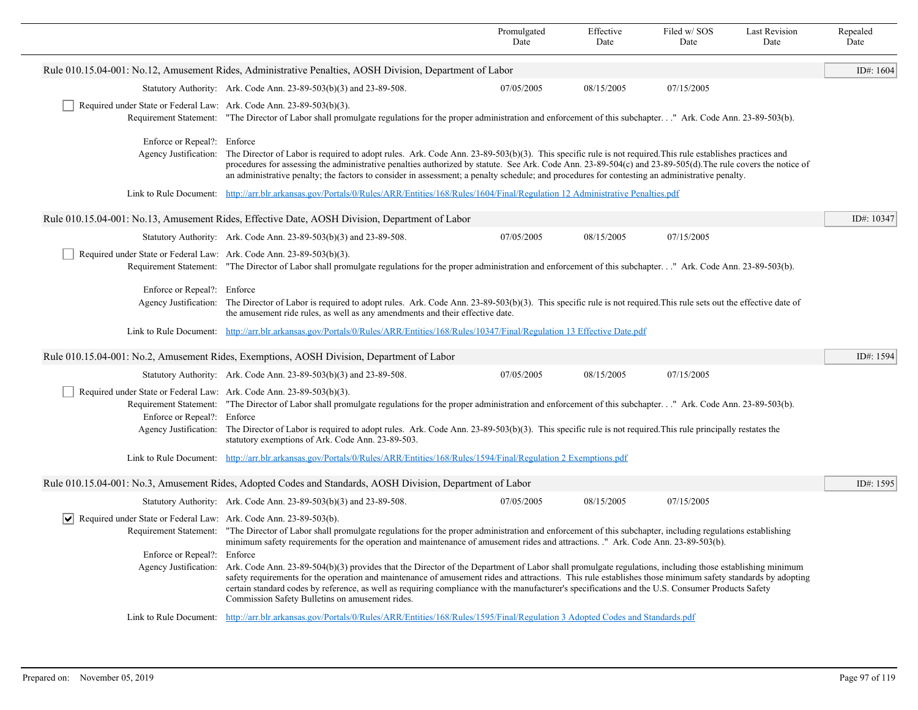| | Promulgated Date | Effective Date | Filed w/ SOS Date | Last Revision Date | Repealed Date |
|---|---|---|---|---|---|

**Rule 010.15.04-001: No.12, Amusement Rides, Administrative Penalties, AOSH Division, Department of Labor** — ID#: 1604

Statutory Authority: Ark. Code Ann. 23-89-503(b)(3) and 23-89-508. — Promulgated: 07/05/2005 — Effective: 08/15/2005 — Filed w/ SOS: 07/15/2005

☐ Required under State or Federal Law: Ark. Code Ann. 23-89-503(b)(3).

Requirement Statement: "The Director of Labor shall promulgate regulations for the proper administration and enforcement of this subchapter. . ." Ark. Code Ann. 23-89-503(b).

Enforce or Repeal?: Enforce

Agency Justification: The Director of Labor is required to adopt rules. Ark. Code Ann. 23-89-503(b)(3). This specific rule is not required.This rule establishes practices and procedures for assessing the administrative penalties authorized by statute. See Ark. Code Ann. 23-89-504(c) and 23-89-505(d).The rule covers the notice of an administrative penalty; the factors to consider in assessment; a penalty schedule; and procedures for contesting an administrative penalty.

Link to Rule Document: http://arr.blr.arkansas.gov/Portals/0/Rules/ARR/Entities/168/Rules/1604/Final/Regulation 12 Administrative Penalties.pdf

**Rule 010.15.04-001: No.13, Amusement Rides, Effective Date, AOSH Division, Department of Labor** — ID#: 10347

Statutory Authority: Ark. Code Ann. 23-89-503(b)(3) and 23-89-508. — Promulgated: 07/05/2005 — Effective: 08/15/2005 — Filed w/ SOS: 07/15/2005

☐ Required under State or Federal Law: Ark. Code Ann. 23-89-503(b)(3).

Requirement Statement: "The Director of Labor shall promulgate regulations for the proper administration and enforcement of this subchapter. . ." Ark. Code Ann. 23-89-503(b).

Enforce or Repeal?: Enforce

Agency Justification: The Director of Labor is required to adopt rules. Ark. Code Ann. 23-89-503(b)(3). This specific rule is not required.This rule sets out the effective date of the amusement ride rules, as well as any amendments and their effective date.

Link to Rule Document: http://arr.blr.arkansas.gov/Portals/0/Rules/ARR/Entities/168/Rules/10347/Final/Regulation 13 Effective Date.pdf

**Rule 010.15.04-001: No.2, Amusement Rides, Exemptions, AOSH Division, Department of Labor** — ID#: 1594

Statutory Authority: Ark. Code Ann. 23-89-503(b)(3) and 23-89-508. — Promulgated: 07/05/2005 — Effective: 08/15/2005 — Filed w/ SOS: 07/15/2005

☐ Required under State or Federal Law: Ark. Code Ann. 23-89-503(b)(3).

Requirement Statement: "The Director of Labor shall promulgate regulations for the proper administration and enforcement of this subchapter. . ." Ark. Code Ann. 23-89-503(b).

Enforce or Repeal?: Enforce

Agency Justification: The Director of Labor is required to adopt rules. Ark. Code Ann. 23-89-503(b)(3). This specific rule is not required.This rule principally restates the statutory exemptions of Ark. Code Ann. 23-89-503.

Link to Rule Document: http://arr.blr.arkansas.gov/Portals/0/Rules/ARR/Entities/168/Rules/1594/Final/Regulation 2 Exemptions.pdf

**Rule 010.15.04-001: No.3, Amusement Rides, Adopted Codes and Standards, AOSH Division, Department of Labor** — ID#: 1595

Statutory Authority: Ark. Code Ann. 23-89-503(b)(3) and 23-89-508. — Promulgated: 07/05/2005 — Effective: 08/15/2005 — Filed w/ SOS: 07/15/2005

☑ Required under State or Federal Law: Ark. Code Ann. 23-89-503(b).

Requirement Statement: "The Director of Labor shall promulgate regulations for the proper administration and enforcement of this subchapter, including regulations establishing minimum safety requirements for the operation and maintenance of amusement rides and attractions. ." Ark. Code Ann. 23-89-503(b).

Enforce or Repeal?: Enforce

Agency Justification: Ark. Code Ann. 23-89-504(b)(3) provides that the Director of the Department of Labor shall promulgate regulations, including those establishing minimum safety requirements for the operation and maintenance of amusement rides and attractions. This rule establishes those minimum safety standards by adopting certain standard codes by reference, as well as requiring compliance with the manufacturer's specifications and the U.S. Consumer Products Safety Commission Safety Bulletins on amusement rides.

Link to Rule Document: http://arr.blr.arkansas.gov/Portals/0/Rules/ARR/Entities/168/Rules/1595/Final/Regulation 3 Adopted Codes and Standards.pdf

Prepared on: November 05, 2019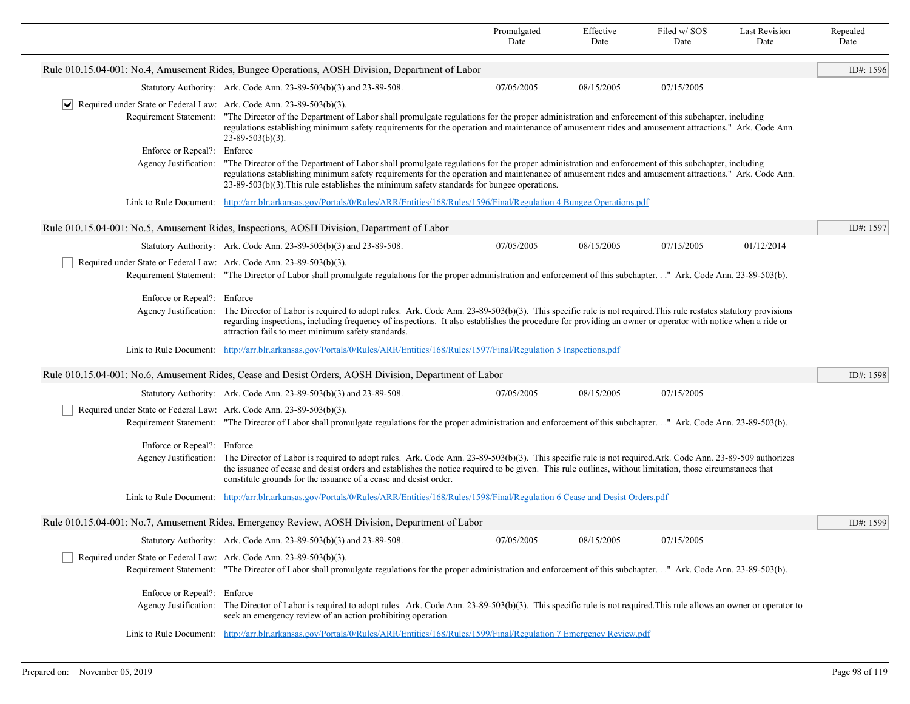| | Promulgated Date | Effective Date | Filed w/ SOS Date | Last Revision Date | Repealed Date |
|---|---|---|---|---|---|

## Rule 010.15.04-001: No.4, Amusement Rides, Bungee Operations, AOSH Division, Department of Labor

ID#: 1596

| | Promulgated Date | Effective Date | Filed w/ SOS Date | Last Revision Date | Repealed Date |
|---|---|---|---|---|---|
| Statutory Authority: Ark. Code Ann. 23-89-503(b)(3) and 23-89-508. | 07/05/2005 | 08/15/2005 | 07/15/2005 | | |

☑ Required under State or Federal Law: Ark. Code Ann. 23-89-503(b)(3).

Requirement Statement: "The Director of the Department of Labor shall promulgate regulations for the proper administration and enforcement of this subchapter, including regulations establishing minimum safety requirements for the operation and maintenance of amusement rides and amusement attractions." Ark. Code Ann. 23-89-503(b)(3).

Enforce or Repeal?: Enforce

Agency Justification: "The Director of the Department of Labor shall promulgate regulations for the proper administration and enforcement of this subchapter, including regulations establishing minimum safety requirements for the operation and maintenance of amusement rides and amusement attractions." Ark. Code Ann. 23-89-503(b)(3).This rule establishes the minimum safety standards for bungee operations.

Link to Rule Document: [http://arr.blr.arkansas.gov/Portals/0/Rules/ARR/Entities/168/Rules/1596/Final/Regulation 4 Bungee Operations.pdf](http://arr.blr.arkansas.gov/Portals/0/Rules/ARR/Entities/168/Rules/1596/Final/Regulation 4 Bungee Operations.pdf)

## Rule 010.15.04-001: No.5, Amusement Rides, Inspections, AOSH Division, Department of Labor

ID#: 1597

| | Promulgated Date | Effective Date | Filed w/ SOS Date | Last Revision Date | Repealed Date |
|---|---|---|---|---|---|
| Statutory Authority: Ark. Code Ann. 23-89-503(b)(3) and 23-89-508. | 07/05/2005 | 08/15/2005 | 07/15/2005 | 01/12/2014 | |

☐ Required under State or Federal Law: Ark. Code Ann. 23-89-503(b)(3).

Requirement Statement: "The Director of Labor shall promulgate regulations for the proper administration and enforcement of this subchapter. . ." Ark. Code Ann. 23-89-503(b).

Enforce or Repeal?: Enforce

Agency Justification: The Director of Labor is required to adopt rules. Ark. Code Ann. 23-89-503(b)(3). This specific rule is not required.This rule restates statutory provisions regarding inspections, including frequency of inspections. It also establishes the procedure for providing an owner or operator with notice when a ride or attraction fails to meet minimum safety standards.

Link to Rule Document: [http://arr.blr.arkansas.gov/Portals/0/Rules/ARR/Entities/168/Rules/1597/Final/Regulation 5 Inspections.pdf](http://arr.blr.arkansas.gov/Portals/0/Rules/ARR/Entities/168/Rules/1597/Final/Regulation 5 Inspections.pdf)

## Rule 010.15.04-001: No.6, Amusement Rides, Cease and Desist Orders, AOSH Division, Department of Labor

ID#: 1598

| | Promulgated Date | Effective Date | Filed w/ SOS Date | Last Revision Date | Repealed Date |
|---|---|---|---|---|---|
| Statutory Authority: Ark. Code Ann. 23-89-503(b)(3) and 23-89-508. | 07/05/2005 | 08/15/2005 | 07/15/2005 | | |

☐ Required under State or Federal Law: Ark. Code Ann. 23-89-503(b)(3).

Requirement Statement: "The Director of Labor shall promulgate regulations for the proper administration and enforcement of this subchapter. . ." Ark. Code Ann. 23-89-503(b).

Enforce or Repeal?: Enforce

Agency Justification: The Director of Labor is required to adopt rules. Ark. Code Ann. 23-89-503(b)(3). This specific rule is not required.Ark. Code Ann. 23-89-509 authorizes the issuance of cease and desist orders and establishes the notice required to be given. This rule outlines, without limitation, those circumstances that constitute grounds for the issuance of a cease and desist order.

Link to Rule Document: [http://arr.blr.arkansas.gov/Portals/0/Rules/ARR/Entities/168/Rules/1598/Final/Regulation 6 Cease and Desist Orders.pdf](http://arr.blr.arkansas.gov/Portals/0/Rules/ARR/Entities/168/Rules/1598/Final/Regulation 6 Cease and Desist Orders.pdf)

## Rule 010.15.04-001: No.7, Amusement Rides, Emergency Review, AOSH Division, Department of Labor

ID#: 1599

| | Promulgated Date | Effective Date | Filed w/ SOS Date | Last Revision Date | Repealed Date |
|---|---|---|---|---|---|
| Statutory Authority: Ark. Code Ann. 23-89-503(b)(3) and 23-89-508. | 07/05/2005 | 08/15/2005 | 07/15/2005 | | |

☐ Required under State or Federal Law: Ark. Code Ann. 23-89-503(b)(3).

Requirement Statement: "The Director of Labor shall promulgate regulations for the proper administration and enforcement of this subchapter. . ." Ark. Code Ann. 23-89-503(b).

Enforce or Repeal?: Enforce

Agency Justification: The Director of Labor is required to adopt rules. Ark. Code Ann. 23-89-503(b)(3). This specific rule is not required.This rule allows an owner or operator to seek an emergency review of an action prohibiting operation.

Link to Rule Document: [http://arr.blr.arkansas.gov/Portals/0/Rules/ARR/Entities/168/Rules/1599/Final/Regulation 7 Emergency Review.pdf](http://arr.blr.arkansas.gov/Portals/0/Rules/ARR/Entities/168/Rules/1599/Final/Regulation 7 Emergency Review.pdf)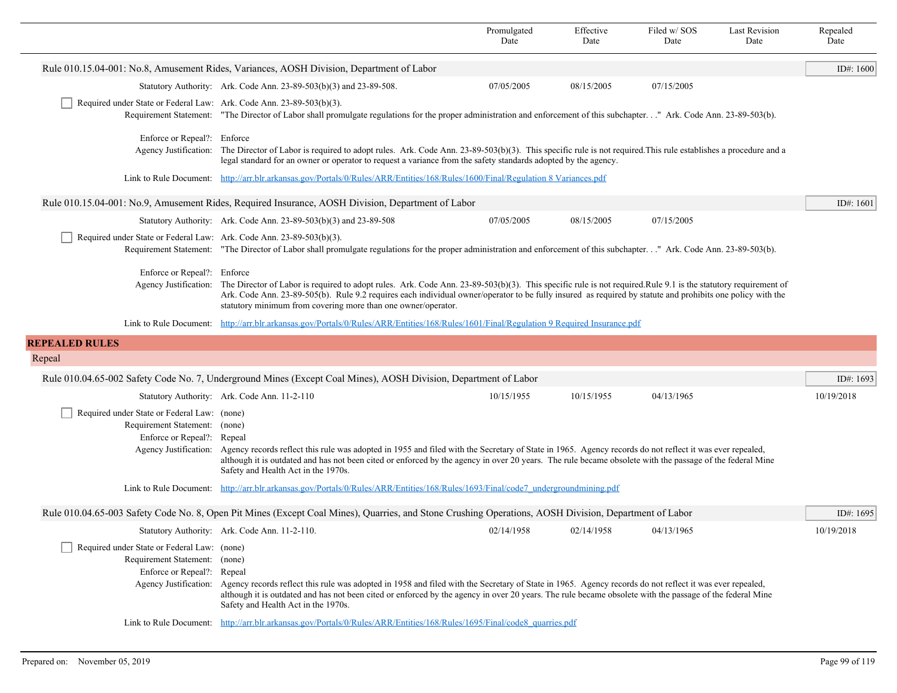| | Promulgated Date | Effective Date | Filed w/ SOS Date | Last Revision Date | Repealed Date |
|---|---|---|---|---|---|

### Rule 010.15.04-001: No.8, Amusement Rides, Variances, AOSH Division, Department of Labor

ID#: 1600

| | | Promulgated Date | Effective Date | Filed w/ SOS Date | Last Revision Date | Repealed Date |
|---|---|---|---|---|---|---|
| Statutory Authority: | Ark. Code Ann. 23-89-503(b)(3) and 23-89-508. | 07/05/2005 | 08/15/2005 | 07/15/2005 | | |

☐ Required under State or Federal Law: Ark. Code Ann. 23-89-503(b)(3).

Requirement Statement: "The Director of Labor shall promulgate regulations for the proper administration and enforcement of this subchapter. . ." Ark. Code Ann. 23-89-503(b).

Enforce or Repeal?: Enforce

Agency Justification: The Director of Labor is required to adopt rules. Ark. Code Ann. 23-89-503(b)(3). This specific rule is not required.This rule establishes a procedure and a legal standard for an owner or operator to request a variance from the safety standards adopted by the agency.

Link to Rule Document: http://arr.blr.arkansas.gov/Portals/0/Rules/ARR/Entities/168/Rules/1600/Final/Regulation 8 Variances.pdf

### Rule 010.15.04-001: No.9, Amusement Rides, Required Insurance, AOSH Division, Department of Labor

ID#: 1601

| | | Promulgated Date | Effective Date | Filed w/ SOS Date | Last Revision Date | Repealed Date |
|---|---|---|---|---|---|---|
| Statutory Authority: | Ark. Code Ann. 23-89-503(b)(3) and 23-89-508 | 07/05/2005 | 08/15/2005 | 07/15/2005 | | |

☐ Required under State or Federal Law: Ark. Code Ann. 23-89-503(b)(3).

Requirement Statement: "The Director of Labor shall promulgate regulations for the proper administration and enforcement of this subchapter. . ." Ark. Code Ann. 23-89-503(b).

Enforce or Repeal?: Enforce

Agency Justification: The Director of Labor is required to adopt rules. Ark. Code Ann. 23-89-503(b)(3). This specific rule is not required.Rule 9.1 is the statutory requirement of Ark. Code Ann. 23-89-505(b). Rule 9.2 requires each individual owner/operator to be fully insured as required by statute and prohibits one policy with the statutory minimum from covering more than one owner/operator.

Link to Rule Document: http://arr.blr.arkansas.gov/Portals/0/Rules/ARR/Entities/168/Rules/1601/Final/Regulation 9 Required Insurance.pdf

## REPEALED RULES

### Repeal

### Rule 010.04.65-002 Safety Code No. 7, Underground Mines (Except Coal Mines), AOSH Division, Department of Labor

ID#: 1693

| | | Promulgated Date | Effective Date | Filed w/ SOS Date | Last Revision Date | Repealed Date |
|---|---|---|---|---|---|---|
| Statutory Authority: | Ark. Code Ann. 11-2-110 | 10/15/1955 | 10/15/1955 | 04/13/1965 | | 10/19/2018 |

☐ Required under State or Federal Law: (none)

Requirement Statement: (none)

Enforce or Repeal?: Repeal

Agency Justification: Agency records reflect this rule was adopted in 1955 and filed with the Secretary of State in 1965. Agency records do not reflect it was ever repealed, although it is outdated and has not been cited or enforced by the agency in over 20 years. The rule became obsolete with the passage of the federal Mine Safety and Health Act in the 1970s.

Link to Rule Document: http://arr.blr.arkansas.gov/Portals/0/Rules/ARR/Entities/168/Rules/1693/Final/code7_undergroundmining.pdf

### Rule 010.04.65-003 Safety Code No. 8, Open Pit Mines (Except Coal Mines), Quarries, and Stone Crushing Operations, AOSH Division, Department of Labor

ID#: 1695

| | | Promulgated Date | Effective Date | Filed w/ SOS Date | Last Revision Date | Repealed Date |
|---|---|---|---|---|---|---|
| Statutory Authority: | Ark. Code Ann. 11-2-110. | 02/14/1958 | 02/14/1958 | 04/13/1965 | | 10/19/2018 |

☐ Required under State or Federal Law: (none)

Requirement Statement: (none)

Enforce or Repeal?: Repeal

Agency Justification: Agency records reflect this rule was adopted in 1958 and filed with the Secretary of State in 1965. Agency records do not reflect it was ever repealed, although it is outdated and has not been cited or enforced by the agency in over 20 years. The rule became obsolete with the passage of the federal Mine Safety and Health Act in the 1970s.

Link to Rule Document: http://arr.blr.arkansas.gov/Portals/0/Rules/ARR/Entities/168/Rules/1695/Final/code8_quarries.pdf

Prepared on: November 05, 2019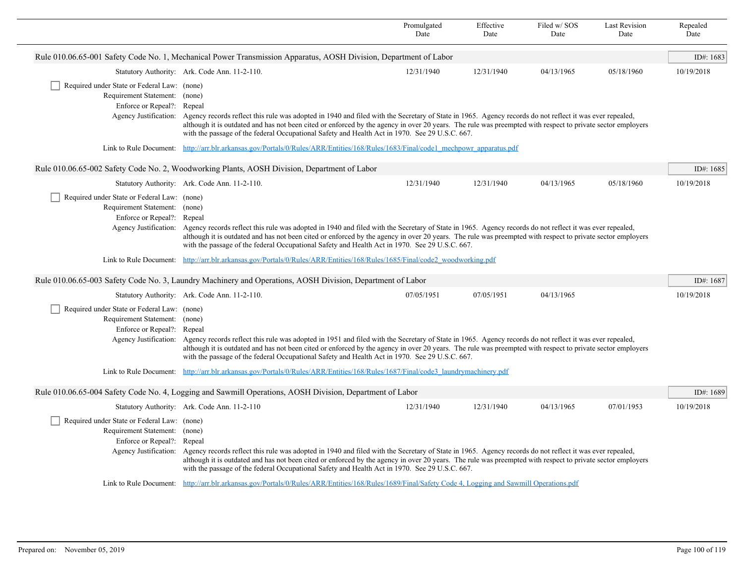| | Promulgated Date | Effective Date | Filed w/ SOS Date | Last Revision Date | Repealed Date |
|---|---|---|---|---|---|

## Rule 010.06.65-001 Safety Code No. 1, Mechanical Power Transmission Apparatus, AOSH Division, Department of Labor

ID#: 1683

| | Promulgated Date | Effective Date | Filed w/ SOS Date | Last Revision Date | Repealed Date |
|---|---|---|---|---|---|
| Statutory Authority: Ark. Code Ann. 11-2-110. | 12/31/1940 | 12/31/1940 | 04/13/1965 | 05/18/1960 | 10/19/2018 |

- [ ] Required under State or Federal Law: (none)

Requirement Statement: (none)

Enforce or Repeal?: Repeal

Agency Justification: Agency records reflect this rule was adopted in 1940 and filed with the Secretary of State in 1965. Agency records do not reflect it was ever repealed, although it is outdated and has not been cited or enforced by the agency in over 20 years. The rule was preempted with respect to private sector employers with the passage of the federal Occupational Safety and Health Act in 1970. See 29 U.S.C. 667.

Link to Rule Document: [http://arr.blr.arkansas.gov/Portals/0/Rules/ARR/Entities/168/Rules/1683/Final/code1_mechpowr_apparatus.pdf](http://arr.blr.arkansas.gov/Portals/0/Rules/ARR/Entities/168/Rules/1683/Final/code1_mechpowr_apparatus.pdf)

## Rule 010.06.65-002 Safety Code No. 2, Woodworking Plants, AOSH Division, Department of Labor

ID#: 1685

| | Promulgated Date | Effective Date | Filed w/ SOS Date | Last Revision Date | Repealed Date |
|---|---|---|---|---|---|
| Statutory Authority: Ark. Code Ann. 11-2-110. | 12/31/1940 | 12/31/1940 | 04/13/1965 | 05/18/1960 | 10/19/2018 |

- [ ] Required under State or Federal Law: (none)

Requirement Statement: (none)

Enforce or Repeal?: Repeal

Agency Justification: Agency records reflect this rule was adopted in 1940 and filed with the Secretary of State in 1965. Agency records do not reflect it was ever repealed, although it is outdated and has not been cited or enforced by the agency in over 20 years. The rule was preempted with respect to private sector employers with the passage of the federal Occupational Safety and Health Act in 1970. See 29 U.S.C. 667.

Link to Rule Document: [http://arr.blr.arkansas.gov/Portals/0/Rules/ARR/Entities/168/Rules/1685/Final/code2_woodworking.pdf](http://arr.blr.arkansas.gov/Portals/0/Rules/ARR/Entities/168/Rules/1685/Final/code2_woodworking.pdf)

## Rule 010.06.65-003 Safety Code No. 3, Laundry Machinery and Operations, AOSH Division, Department of Labor

ID#: 1687

| | Promulgated Date | Effective Date | Filed w/ SOS Date | Last Revision Date | Repealed Date |
|---|---|---|---|---|---|
| Statutory Authority: Ark. Code Ann. 11-2-110. | 07/05/1951 | 07/05/1951 | 04/13/1965 | | 10/19/2018 |

- [ ] Required under State or Federal Law: (none)

Requirement Statement: (none)

Enforce or Repeal?: Repeal

Agency Justification: Agency records reflect this rule was adopted in 1951 and filed with the Secretary of State in 1965. Agency records do not reflect it was ever repealed, although it is outdated and has not been cited or enforced by the agency in over 20 years. The rule was preempted with respect to private sector employers with the passage of the federal Occupational Safety and Health Act in 1970. See 29 U.S.C. 667.

Link to Rule Document: [http://arr.blr.arkansas.gov/Portals/0/Rules/ARR/Entities/168/Rules/1687/Final/code3_laundrymachinery.pdf](http://arr.blr.arkansas.gov/Portals/0/Rules/ARR/Entities/168/Rules/1687/Final/code3_laundrymachinery.pdf)

## Rule 010.06.65-004 Safety Code No. 4, Logging and Sawmill Operations, AOSH Division, Department of Labor

ID#: 1689

| | Promulgated Date | Effective Date | Filed w/ SOS Date | Last Revision Date | Repealed Date |
|---|---|---|---|---|---|
| Statutory Authority: Ark. Code Ann. 11-2-110 | 12/31/1940 | 12/31/1940 | 04/13/1965 | 07/01/1953 | 10/19/2018 |

- [ ] Required under State or Federal Law: (none)

Requirement Statement: (none)

Enforce or Repeal?: Repeal

Agency Justification: Agency records reflect this rule was adopted in 1940 and filed with the Secretary of State in 1965. Agency records do not reflect it was ever repealed, although it is outdated and has not been cited or enforced by the agency in over 20 years. The rule was preempted with respect to private sector employers with the passage of the federal Occupational Safety and Health Act in 1970. See 29 U.S.C. 667.

Link to Rule Document: [http://arr.blr.arkansas.gov/Portals/0/Rules/ARR/Entities/168/Rules/1689/Final/Safety Code 4, Logging and Sawmill Operations.pdf](http://arr.blr.arkansas.gov/Portals/0/Rules/ARR/Entities/168/Rules/1689/Final/Safety Code 4, Logging and Sawmill Operations.pdf)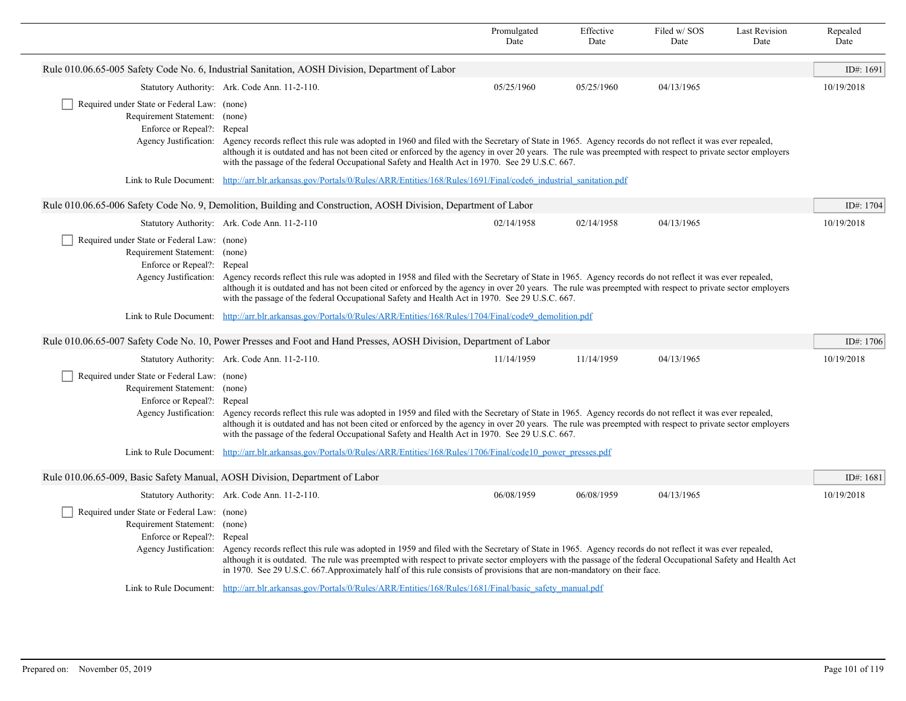| | Promulgated Date | Effective Date | Filed w/ SOS Date | Last Revision Date | Repealed Date |
|---|---|---|---|---|---|

**Rule 010.06.65-005 Safety Code No. 6, Industrial Sanitation, AOSH Division, Department of Labor** — ID#: 1691

| | Promulgated Date | Effective Date | Filed w/ SOS Date | Last Revision Date | Repealed Date |
|---|---|---|---|---|---|
| Statutory Authority: Ark. Code Ann. 11-2-110. | 05/25/1960 | 05/25/1960 | 04/13/1965 | | 10/19/2018 |

- [ ] Required under State or Federal Law: (none)

Requirement Statement: (none)

Enforce or Repeal?: Repeal

Agency Justification: Agency records reflect this rule was adopted in 1960 and filed with the Secretary of State in 1965. Agency records do not reflect it was ever repealed, although it is outdated and has not been cited or enforced by the agency in over 20 years. The rule was preempted with respect to private sector employers with the passage of the federal Occupational Safety and Health Act in 1970. See 29 U.S.C. 667.

Link to Rule Document: http://arr.blr.arkansas.gov/Portals/0/Rules/ARR/Entities/168/Rules/1691/Final/code6_industrial_sanitation.pdf

**Rule 010.06.65-006 Safety Code No. 9, Demolition, Building and Construction, AOSH Division, Department of Labor** — ID#: 1704

| | Promulgated Date | Effective Date | Filed w/ SOS Date | Last Revision Date | Repealed Date |
|---|---|---|---|---|---|
| Statutory Authority: Ark. Code Ann. 11-2-110 | 02/14/1958 | 02/14/1958 | 04/13/1965 | | 10/19/2018 |

- [ ] Required under State or Federal Law: (none)

Requirement Statement: (none)

Enforce or Repeal?: Repeal

Agency Justification: Agency records reflect this rule was adopted in 1958 and filed with the Secretary of State in 1965. Agency records do not reflect it was ever repealed, although it is outdated and has not been cited or enforced by the agency in over 20 years. The rule was preempted with respect to private sector employers with the passage of the federal Occupational Safety and Health Act in 1970. See 29 U.S.C. 667.

Link to Rule Document: http://arr.blr.arkansas.gov/Portals/0/Rules/ARR/Entities/168/Rules/1704/Final/code9_demolition.pdf

**Rule 010.06.65-007 Safety Code No. 10, Power Presses and Foot and Hand Presses, AOSH Division, Department of Labor** — ID#: 1706

| | Promulgated Date | Effective Date | Filed w/ SOS Date | Last Revision Date | Repealed Date |
|---|---|---|---|---|---|
| Statutory Authority: Ark. Code Ann. 11-2-110. | 11/14/1959 | 11/14/1959 | 04/13/1965 | | 10/19/2018 |

- [ ] Required under State or Federal Law: (none)

Requirement Statement: (none)

Enforce or Repeal?: Repeal

Agency Justification: Agency records reflect this rule was adopted in 1959 and filed with the Secretary of State in 1965. Agency records do not reflect it was ever repealed, although it is outdated and has not been cited or enforced by the agency in over 20 years. The rule was preempted with respect to private sector employers with the passage of the federal Occupational Safety and Health Act in 1970. See 29 U.S.C. 667.

Link to Rule Document: http://arr.blr.arkansas.gov/Portals/0/Rules/ARR/Entities/168/Rules/1706/Final/code10_power_presses.pdf

**Rule 010.06.65-009, Basic Safety Manual, AOSH Division, Department of Labor** — ID#: 1681

| | Promulgated Date | Effective Date | Filed w/ SOS Date | Last Revision Date | Repealed Date |
|---|---|---|---|---|---|
| Statutory Authority: Ark. Code Ann. 11-2-110. | 06/08/1959 | 06/08/1959 | 04/13/1965 | | 10/19/2018 |

- [ ] Required under State or Federal Law: (none)

Requirement Statement: (none)

Enforce or Repeal?: Repeal

Agency Justification: Agency records reflect this rule was adopted in 1959 and filed with the Secretary of State in 1965. Agency records do not reflect it was ever repealed, although it is outdated. The rule was preempted with respect to private sector employers with the passage of the federal Occupational Safety and Health Act in 1970. See 29 U.S.C. 667.Approximately half of this rule consists of provisions that are non-mandatory on their face.

Link to Rule Document: http://arr.blr.arkansas.gov/Portals/0/Rules/ARR/Entities/168/Rules/1681/Final/basic_safety_manual.pdf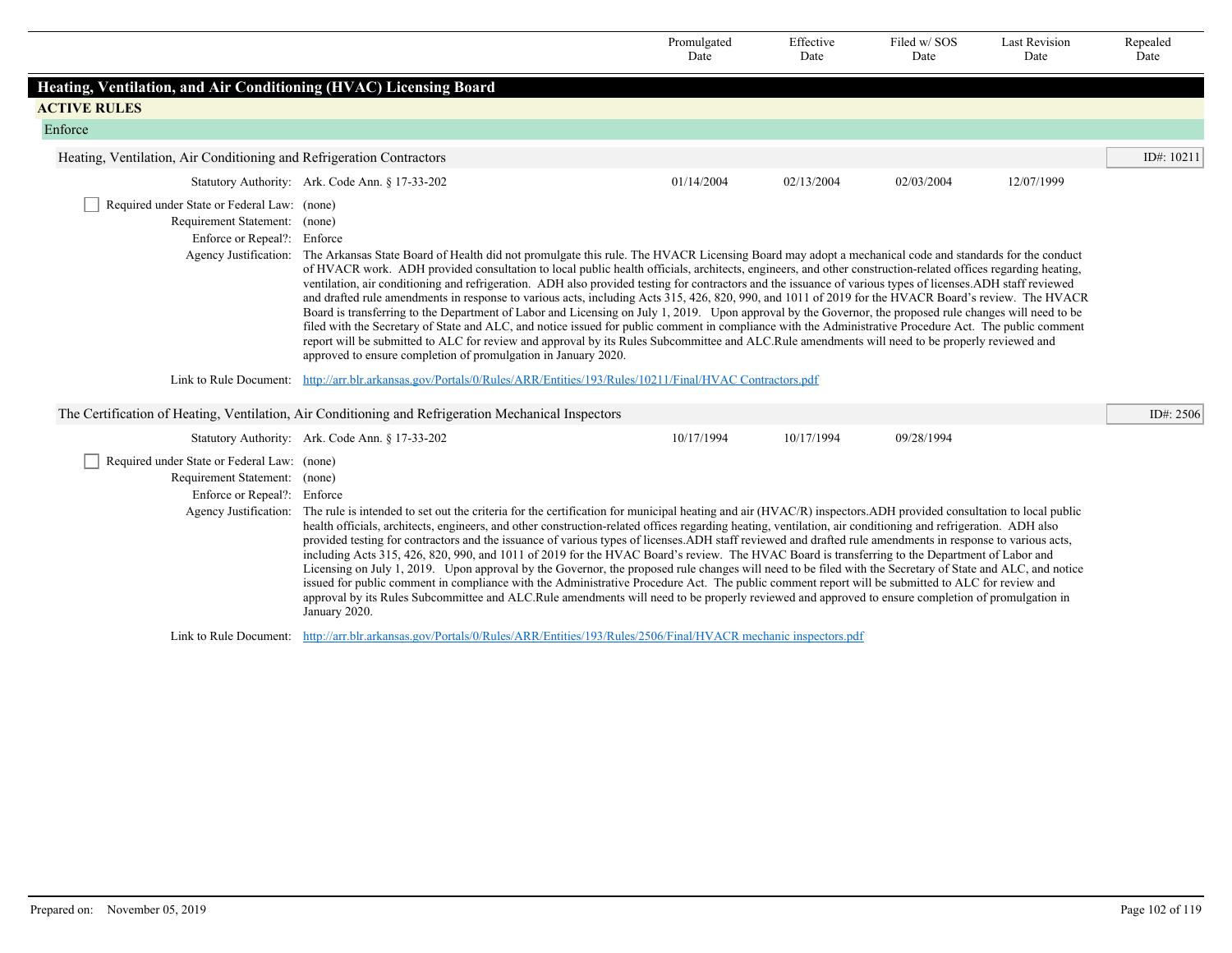| | Promulgated Date | Effective Date | Filed w/ SOS Date | Last Revision Date | Repealed Date |
|---|---|---|---|---|---|

# Heating, Ventilation, and Air Conditioning (HVAC) Licensing Board

## ACTIVE RULES

### Enforce

#### Heating, Ventilation, Air Conditioning and Refrigeration Contractors

ID#: 10211

| | Promulgated Date | Effective Date | Filed w/ SOS Date | Last Revision Date | Repealed Date |
|---|---|---|---|---|---|
| Statutory Authority: Ark. Code Ann. § 17-33-202 | 01/14/2004 | 02/13/2004 | 02/03/2004 | 12/07/1999 | |

- [ ] Required under State or Federal Law: (none)

Requirement Statement: (none)

Enforce or Repeal?: Enforce

Agency Justification: The Arkansas State Board of Health did not promulgate this rule. The HVACR Licensing Board may adopt a mechanical code and standards for the conduct of HVACR work. ADH provided consultation to local public health officials, architects, engineers, and other construction-related offices regarding heating, ventilation, air conditioning and refrigeration. ADH also provided testing for contractors and the issuance of various types of licenses.ADH staff reviewed and drafted rule amendments in response to various acts, including Acts 315, 426, 820, 990, and 1011 of 2019 for the HVACR Board's review. The HVACR Board is transferring to the Department of Labor and Licensing on July 1, 2019. Upon approval by the Governor, the proposed rule changes will need to be filed with the Secretary of State and ALC, and notice issued for public comment in compliance with the Administrative Procedure Act. The public comment report will be submitted to ALC for review and approval by its Rules Subcommittee and ALC.Rule amendments will need to be properly reviewed and approved to ensure completion of promulgation in January 2020.

Link to Rule Document: http://arr.blr.arkansas.gov/Portals/0/Rules/ARR/Entities/193/Rules/10211/Final/HVAC Contractors.pdf

#### The Certification of Heating, Ventilation, Air Conditioning and Refrigeration Mechanical Inspectors

ID#: 2506

| | Promulgated Date | Effective Date | Filed w/ SOS Date | Last Revision Date | Repealed Date |
|---|---|---|---|---|---|
| Statutory Authority: Ark. Code Ann. § 17-33-202 | 10/17/1994 | 10/17/1994 | 09/28/1994 | | |

- [ ] Required under State or Federal Law: (none)

Requirement Statement: (none)

Enforce or Repeal?: Enforce

Agency Justification: The rule is intended to set out the criteria for the certification for municipal heating and air (HVAC/R) inspectors.ADH provided consultation to local public health officials, architects, engineers, and other construction-related offices regarding heating, ventilation, air conditioning and refrigeration. ADH also provided testing for contractors and the issuance of various types of licenses.ADH staff reviewed and drafted rule amendments in response to various acts, including Acts 315, 426, 820, 990, and 1011 of 2019 for the HVAC Board's review. The HVAC Board is transferring to the Department of Labor and Licensing on July 1, 2019. Upon approval by the Governor, the proposed rule changes will need to be filed with the Secretary of State and ALC, and notice issued for public comment in compliance with the Administrative Procedure Act. The public comment report will be submitted to ALC for review and approval by its Rules Subcommittee and ALC.Rule amendments will need to be properly reviewed and approved to ensure completion of promulgation in January 2020.

Link to Rule Document: http://arr.blr.arkansas.gov/Portals/0/Rules/ARR/Entities/193/Rules/2506/Final/HVACR mechanic inspectors.pdf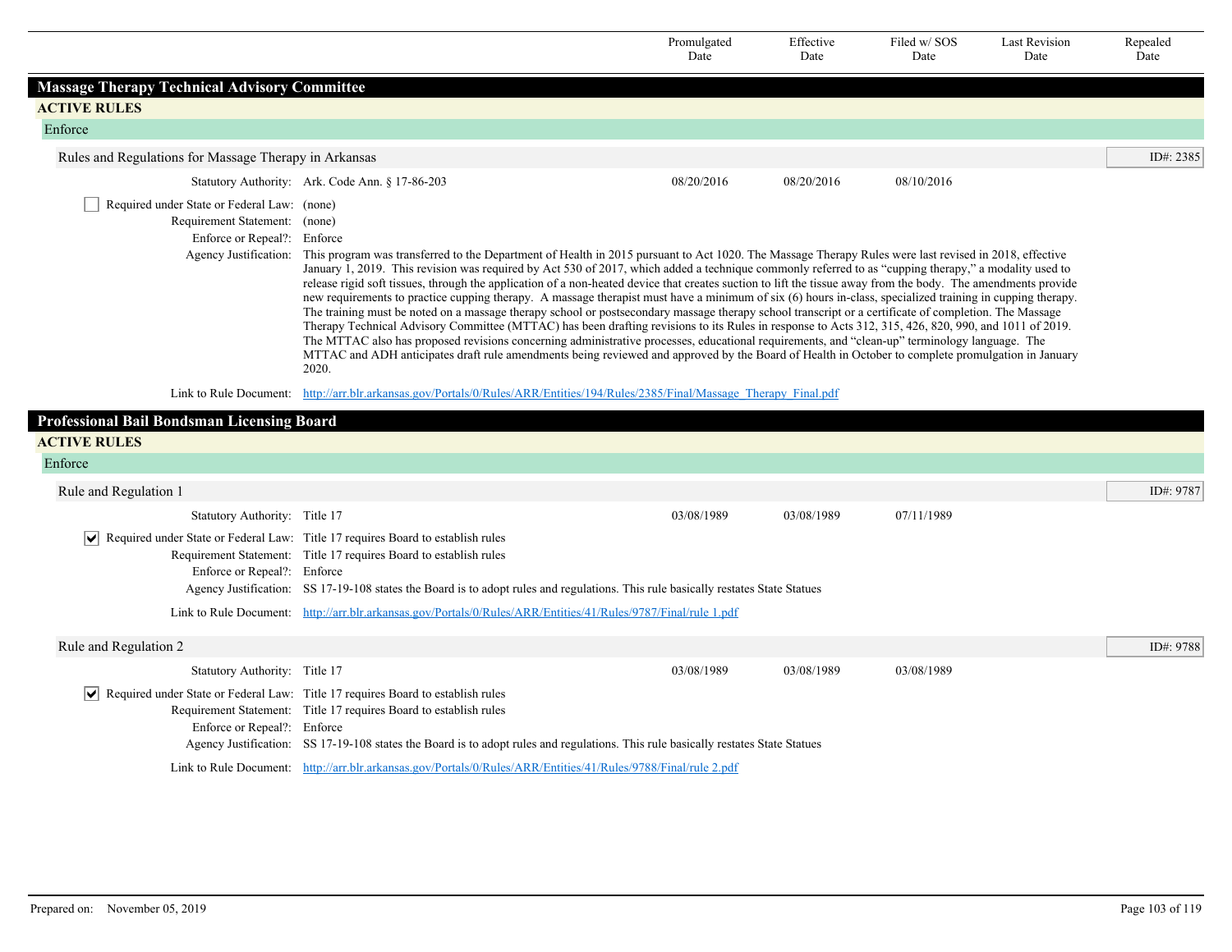| | Promulgated Date | Effective Date | Filed w/ SOS Date | Last Revision Date | Repealed Date |
|---|---|---|---|---|---|

## Massage Therapy Technical Advisory Committee

### ACTIVE RULES

#### Enforce

**Rules and Regulations for Massage Therapy in Arkansas** — ID#: 2385

| | | Promulgated Date | Effective Date | Filed w/ SOS Date | Last Revision Date | Repealed Date |
|---|---|---|---|---|---|---|
| Statutory Authority: | Ark. Code Ann. § 17-86-203 | 08/20/2016 | 08/20/2016 | 08/10/2016 | | |

- [ ] Required under State or Federal Law: (none)

Requirement Statement: (none)

Enforce or Repeal?: Enforce

Agency Justification: This program was transferred to the Department of Health in 2015 pursuant to Act 1020. The Massage Therapy Rules were last revised in 2018, effective January 1, 2019. This revision was required by Act 530 of 2017, which added a technique commonly referred to as "cupping therapy," a modality used to release rigid soft tissues, through the application of a non-heated device that creates suction to lift the tissue away from the body. The amendments provide new requirements to practice cupping therapy. A massage therapist must have a minimum of six (6) hours in-class, specialized training in cupping therapy. The training must be noted on a massage therapy school or postsecondary massage therapy school transcript or a certificate of completion. The Massage Therapy Technical Advisory Committee (MTTAC) has been drafting revisions to its Rules in response to Acts 312, 315, 426, 820, 990, and 1011 of 2019. The MTTAC also has proposed revisions concerning administrative processes, educational requirements, and "clean-up" terminology language. The MTTAC and ADH anticipates draft rule amendments being reviewed and approved by the Board of Health in October to complete promulgation in January 2020.

Link to Rule Document: [http://arr.blr.arkansas.gov/Portals/0/Rules/ARR/Entities/194/Rules/2385/Final/Massage_Therapy_Final.pdf](http://arr.blr.arkansas.gov/Portals/0/Rules/ARR/Entities/194/Rules/2385/Final/Massage_Therapy_Final.pdf)

## Professional Bail Bondsman Licensing Board

### ACTIVE RULES

#### Enforce

**Rule and Regulation 1** — ID#: 9787

| | | Promulgated Date | Effective Date | Filed w/ SOS Date | Last Revision Date | Repealed Date |
|---|---|---|---|---|---|---|
| Statutory Authority: | Title 17 | 03/08/1989 | 03/08/1989 | 07/11/1989 | | |

- [x] Required under State or Federal Law: Title 17 requires Board to establish rules

Requirement Statement: Title 17 requires Board to establish rules

Enforce or Repeal?: Enforce

Agency Justification: SS 17-19-108 states the Board is to adopt rules and regulations. This rule basically restates State Statues

Link to Rule Document: [http://arr.blr.arkansas.gov/Portals/0/Rules/ARR/Entities/41/Rules/9787/Final/rule 1.pdf](http://arr.blr.arkansas.gov/Portals/0/Rules/ARR/Entities/41/Rules/9787/Final/rule 1.pdf)

**Rule and Regulation 2** — ID#: 9788

| | | Promulgated Date | Effective Date | Filed w/ SOS Date | Last Revision Date | Repealed Date |
|---|---|---|---|---|---|---|
| Statutory Authority: | Title 17 | 03/08/1989 | 03/08/1989 | 03/08/1989 | | |

- [x] Required under State or Federal Law: Title 17 requires Board to establish rules

Requirement Statement: Title 17 requires Board to establish rules

Enforce or Repeal?: Enforce

Agency Justification: SS 17-19-108 states the Board is to adopt rules and regulations. This rule basically restates State Statues

Link to Rule Document: [http://arr.blr.arkansas.gov/Portals/0/Rules/ARR/Entities/41/Rules/9788/Final/rule 2.pdf](http://arr.blr.arkansas.gov/Portals/0/Rules/ARR/Entities/41/Rules/9788/Final/rule 2.pdf)

Prepared on: November 05, 2019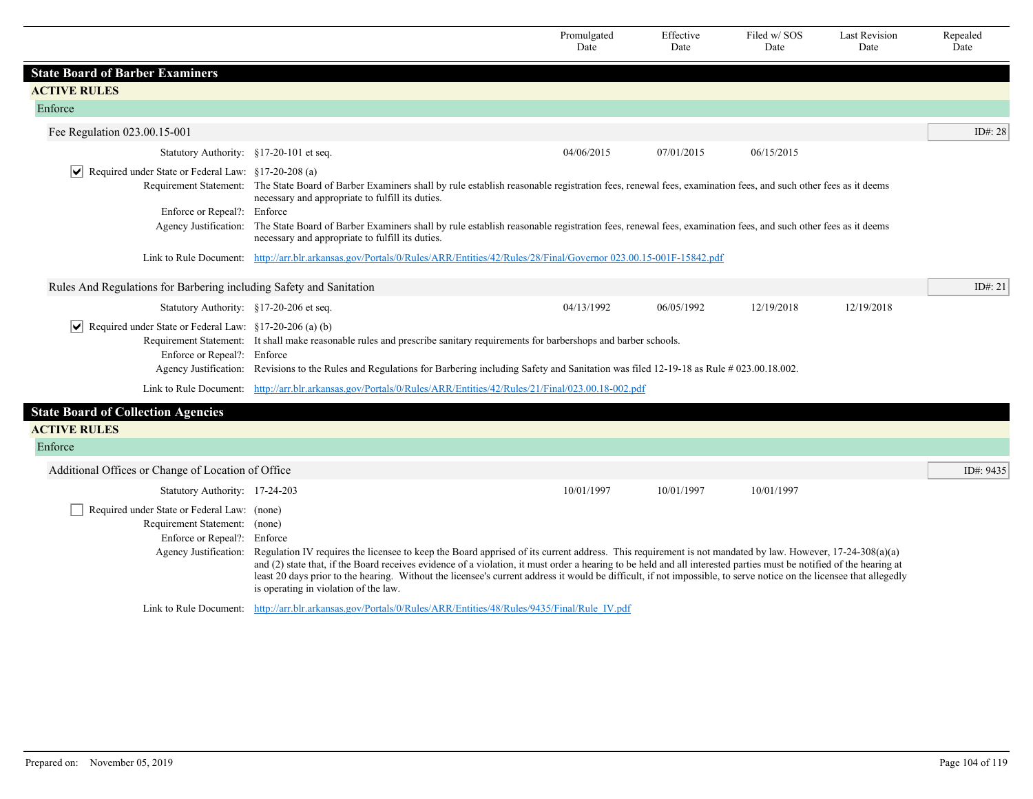| | Promulgated Date | Effective Date | Filed w/ SOS Date | Last Revision Date | Repealed Date |
|---|---|---|---|---|---|

# State Board of Barber Examiners

## ACTIVE RULES

### Enforce

#### Fee Regulation 023.00.15-001

ID#: 28

| | Promulgated Date | Effective Date | Filed w/ SOS Date | Last Revision Date | Repealed Date |
|---|---|---|---|---|---|
| Statutory Authority: §17-20-101 et seq. | 04/06/2015 | 07/01/2015 | 06/15/2015 | | |

- [x] Required under State or Federal Law: §17-20-208 (a)

**Requirement Statement:** The State Board of Barber Examiners shall by rule establish reasonable registration fees, renewal fees, examination fees, and such other fees as it deems necessary and appropriate to fulfill its duties.

**Enforce or Repeal?:** Enforce

**Agency Justification:** The State Board of Barber Examiners shall by rule establish reasonable registration fees, renewal fees, examination fees, and such other fees as it deems necessary and appropriate to fulfill its duties.

**Link to Rule Document:** [http://arr.blr.arkansas.gov/Portals/0/Rules/ARR/Entities/42/Rules/28/Final/Governor 023.00.15-001F-15842.pdf](http://arr.blr.arkansas.gov/Portals/0/Rules/ARR/Entities/42/Rules/28/Final/Governor 023.00.15-001F-15842.pdf)

#### Rules And Regulations for Barbering including Safety and Sanitation

ID#: 21

| | Promulgated Date | Effective Date | Filed w/ SOS Date | Last Revision Date | Repealed Date |
|---|---|---|---|---|---|
| Statutory Authority: §17-20-206 et seq. | 04/13/1992 | 06/05/1992 | 12/19/2018 | 12/19/2018 | |

- [x] Required under State or Federal Law: §17-20-206 (a) (b)

**Requirement Statement:** It shall make reasonable rules and prescribe sanitary requirements for barbershops and barber schools.

**Enforce or Repeal?:** Enforce

**Agency Justification:** Revisions to the Rules and Regulations for Barbering including Safety and Sanitation was filed 12-19-18 as Rule # 023.00.18.002.

**Link to Rule Document:** [http://arr.blr.arkansas.gov/Portals/0/Rules/ARR/Entities/42/Rules/21/Final/023.00.18-002.pdf](http://arr.blr.arkansas.gov/Portals/0/Rules/ARR/Entities/42/Rules/21/Final/023.00.18-002.pdf)

# State Board of Collection Agencies

## ACTIVE RULES

### Enforce

#### Additional Offices or Change of Location of Office

ID#: 9435

| | Promulgated Date | Effective Date | Filed w/ SOS Date | Last Revision Date | Repealed Date |
|---|---|---|---|---|---|
| Statutory Authority: 17-24-203 | 10/01/1997 | 10/01/1997 | 10/01/1997 | | |

- [ ] Required under State or Federal Law: (none)

**Requirement Statement:** (none)

**Enforce or Repeal?:** Enforce

**Agency Justification:** Regulation IV requires the licensee to keep the Board apprised of its current address. This requirement is not mandated by law. However, 17-24-308(a)(a) and (2) state that, if the Board receives evidence of a violation, it must order a hearing to be held and all interested parties must be notified of the hearing at least 20 days prior to the hearing. Without the licensee's current address it would be difficult, if not impossible, to serve notice on the licensee that allegedly is operating in violation of the law.

**Link to Rule Document:** [http://arr.blr.arkansas.gov/Portals/0/Rules/ARR/Entities/48/Rules/9435/Final/Rule_IV.pdf](http://arr.blr.arkansas.gov/Portals/0/Rules/ARR/Entities/48/Rules/9435/Final/Rule_IV.pdf)

Prepared on: November 05, 2019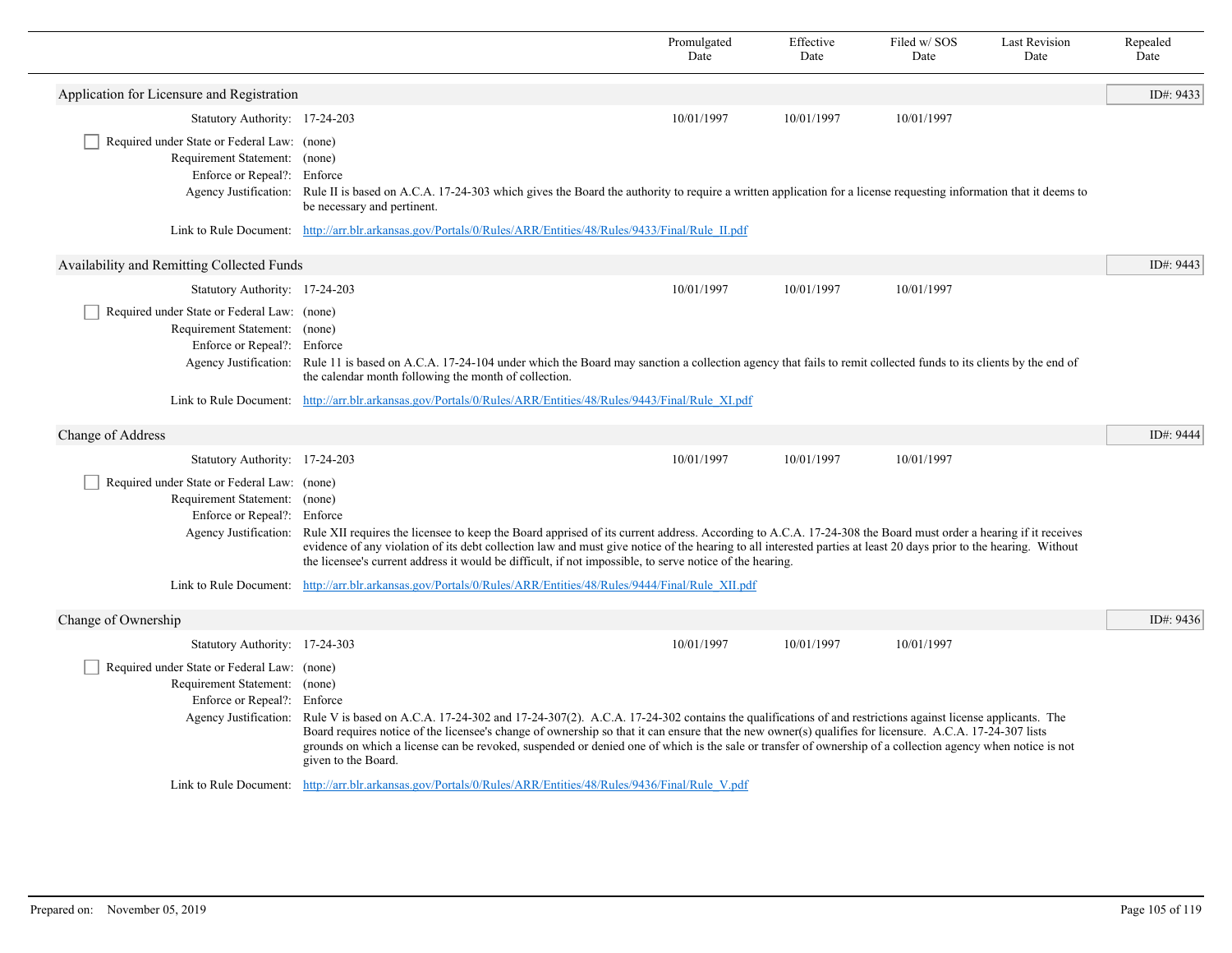| | Promulgated Date | Effective Date | Filed w/ SOS Date | Last Revision Date | Repealed Date |
|---|---|---|---|---|---|

## Application for Licensure and Registration

ID#: 9433

| | | Promulgated Date | Effective Date | Filed w/ SOS Date | Last Revision Date | Repealed Date |
|---|---|---|---|---|---|---|
| Statutory Authority: | 17-24-203 | 10/01/1997 | 10/01/1997 | 10/01/1997 | | |

- [ ] Required under State or Federal Law: (none)

Requirement Statement: (none)

Enforce or Repeal?: Enforce

Agency Justification: Rule II is based on A.C.A. 17-24-303 which gives the Board the authority to require a written application for a license requesting information that it deems to be necessary and pertinent.

Link to Rule Document: http://arr.blr.arkansas.gov/Portals/0/Rules/ARR/Entities/48/Rules/9433/Final/Rule_II.pdf

## Availability and Remitting Collected Funds

ID#: 9443

| | | Promulgated Date | Effective Date | Filed w/ SOS Date | Last Revision Date | Repealed Date |
|---|---|---|---|---|---|---|
| Statutory Authority: | 17-24-203 | 10/01/1997 | 10/01/1997 | 10/01/1997 | | |

- [ ] Required under State or Federal Law: (none)

Requirement Statement: (none)

Enforce or Repeal?: Enforce

Agency Justification: Rule 11 is based on A.C.A. 17-24-104 under which the Board may sanction a collection agency that fails to remit collected funds to its clients by the end of the calendar month following the month of collection.

Link to Rule Document: http://arr.blr.arkansas.gov/Portals/0/Rules/ARR/Entities/48/Rules/9443/Final/Rule_XI.pdf

## Change of Address

ID#: 9444

| | | Promulgated Date | Effective Date | Filed w/ SOS Date | Last Revision Date | Repealed Date |
|---|---|---|---|---|---|---|
| Statutory Authority: | 17-24-203 | 10/01/1997 | 10/01/1997 | 10/01/1997 | | |

- [ ] Required under State or Federal Law: (none)

Requirement Statement: (none)

Enforce or Repeal?: Enforce

Agency Justification: Rule XII requires the licensee to keep the Board apprised of its current address. According to A.C.A. 17-24-308 the Board must order a hearing if it receives evidence of any violation of its debt collection law and must give notice of the hearing to all interested parties at least 20 days prior to the hearing. Without the licensee's current address it would be difficult, if not impossible, to serve notice of the hearing.

Link to Rule Document: http://arr.blr.arkansas.gov/Portals/0/Rules/ARR/Entities/48/Rules/9444/Final/Rule_XII.pdf

## Change of Ownership

ID#: 9436

| | | Promulgated Date | Effective Date | Filed w/ SOS Date | Last Revision Date | Repealed Date |
|---|---|---|---|---|---|---|
| Statutory Authority: | 17-24-303 | 10/01/1997 | 10/01/1997 | 10/01/1997 | | |

- [ ] Required under State or Federal Law: (none)

Requirement Statement: (none)

Enforce or Repeal?: Enforce

Agency Justification: Rule V is based on A.C.A. 17-24-302 and 17-24-307(2). A.C.A. 17-24-302 contains the qualifications of and restrictions against license applicants. The Board requires notice of the licensee's change of ownership so that it can ensure that the new owner(s) qualifies for licensure. A.C.A. 17-24-307 lists grounds on which a license can be revoked, suspended or denied one of which is the sale or transfer of ownership of a collection agency when notice is not given to the Board.

Link to Rule Document: http://arr.blr.arkansas.gov/Portals/0/Rules/ARR/Entities/48/Rules/9436/Final/Rule_V.pdf

Prepared on: November 05, 2019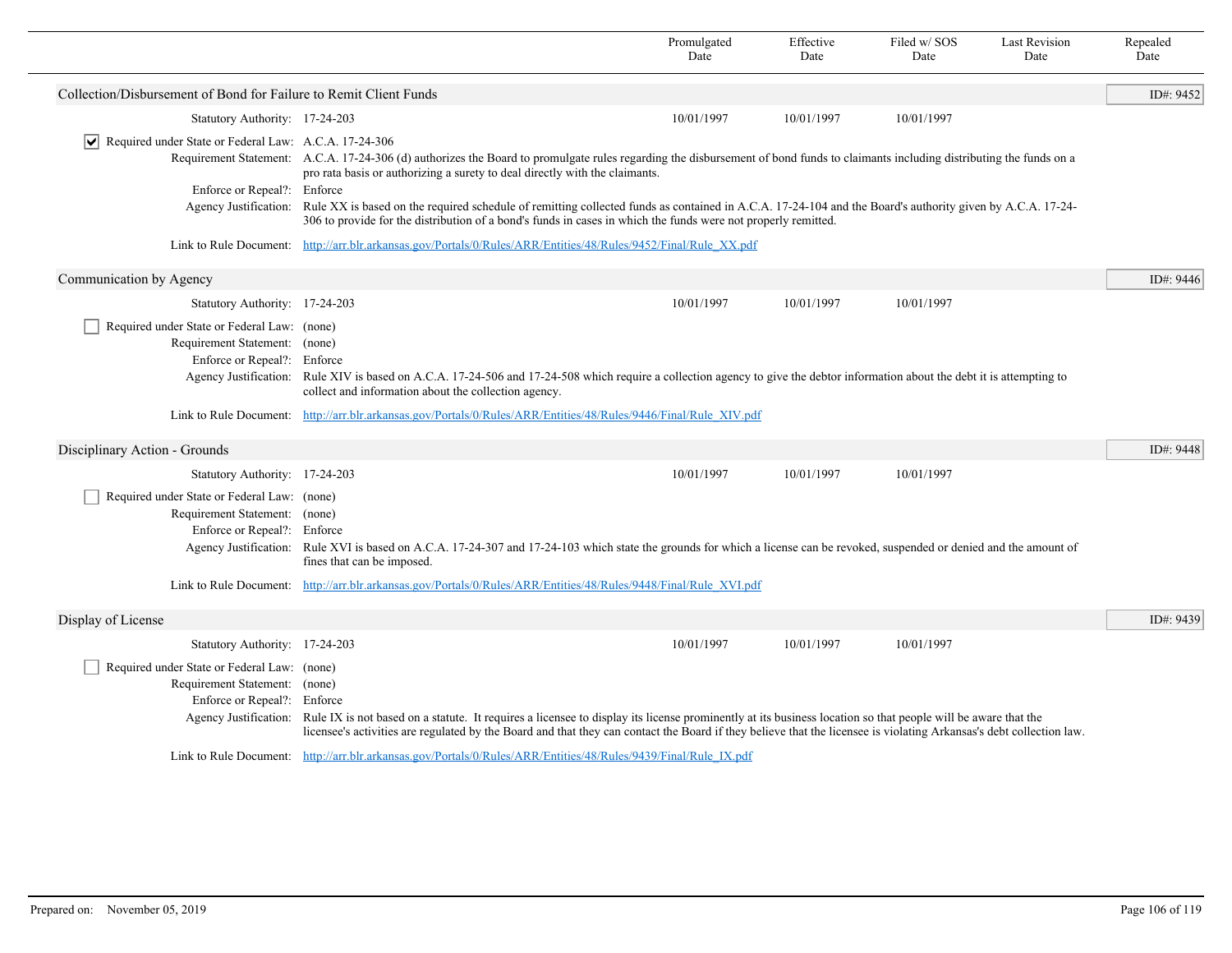| | Promulgated Date | Effective Date | Filed w/ SOS Date | Last Revision Date | Repealed Date |
|---|---|---|---|---|---|

## Collection/Disbursement of Bond for Failure to Remit Client Funds

ID#: 9452

| | | Promulgated Date | Effective Date | Filed w/ SOS Date | Last Revision Date | Repealed Date |
|---|---|---|---|---|---|---|
| Statutory Authority: | 17-24-203 | 10/01/1997 | 10/01/1997 | 10/01/1997 | | |

☑ Required under State or Federal Law: A.C.A. 17-24-306

Requirement Statement: A.C.A. 17-24-306 (d) authorizes the Board to promulgate rules regarding the disbursement of bond funds to claimants including distributing the funds on a pro rata basis or authorizing a surety to deal directly with the claimants.

Enforce or Repeal?: Enforce

Agency Justification: Rule XX is based on the required schedule of remitting collected funds as contained in A.C.A. 17-24-104 and the Board's authority given by A.C.A. 17-24-306 to provide for the distribution of a bond's funds in cases in which the funds were not properly remitted.

Link to Rule Document: http://arr.blr.arkansas.gov/Portals/0/Rules/ARR/Entities/48/Rules/9452/Final/Rule_XX.pdf

## Communication by Agency

ID#: 9446

| | | Promulgated Date | Effective Date | Filed w/ SOS Date | Last Revision Date | Repealed Date |
|---|---|---|---|---|---|---|
| Statutory Authority: | 17-24-203 | 10/01/1997 | 10/01/1997 | 10/01/1997 | | |

☐ Required under State or Federal Law: (none)

Requirement Statement: (none)

Enforce or Repeal?: Enforce

Agency Justification: Rule XIV is based on A.C.A. 17-24-506 and 17-24-508 which require a collection agency to give the debtor information about the debt it is attempting to collect and information about the collection agency.

Link to Rule Document: http://arr.blr.arkansas.gov/Portals/0/Rules/ARR/Entities/48/Rules/9446/Final/Rule_XIV.pdf

## Disciplinary Action - Grounds

ID#: 9448

| | | Promulgated Date | Effective Date | Filed w/ SOS Date | Last Revision Date | Repealed Date |
|---|---|---|---|---|---|---|
| Statutory Authority: | 17-24-203 | 10/01/1997 | 10/01/1997 | 10/01/1997 | | |

☐ Required under State or Federal Law: (none)

Requirement Statement: (none)

Enforce or Repeal?: Enforce

Agency Justification: Rule XVI is based on A.C.A. 17-24-307 and 17-24-103 which state the grounds for which a license can be revoked, suspended or denied and the amount of fines that can be imposed.

Link to Rule Document: http://arr.blr.arkansas.gov/Portals/0/Rules/ARR/Entities/48/Rules/9448/Final/Rule_XVI.pdf

## Display of License

ID#: 9439

| | | Promulgated Date | Effective Date | Filed w/ SOS Date | Last Revision Date | Repealed Date |
|---|---|---|---|---|---|---|
| Statutory Authority: | 17-24-203 | 10/01/1997 | 10/01/1997 | 10/01/1997 | | |

☐ Required under State or Federal Law: (none)

Requirement Statement: (none)

Enforce or Repeal?: Enforce

Agency Justification: Rule IX is not based on a statute. It requires a licensee to display its license prominently at its business location so that people will be aware that the licensee's activities are regulated by the Board and that they can contact the Board if they believe that the licensee is violating Arkansas's debt collection law.

Link to Rule Document: http://arr.blr.arkansas.gov/Portals/0/Rules/ARR/Entities/48/Rules/9439/Final/Rule_IX.pdf

Prepared on: November 05, 2019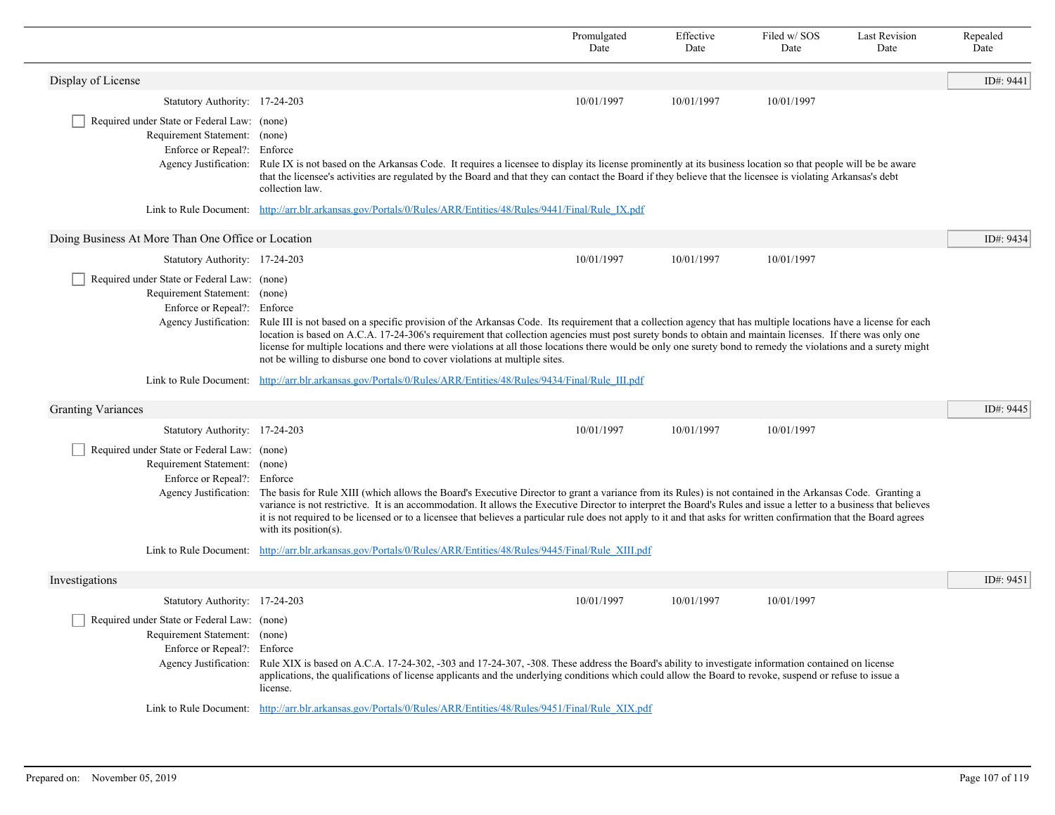| | Promulgated Date | Effective Date | Filed w/ SOS Date | Last Revision Date | Repealed Date |
|---|---|---|---|---|---|

## Display of License

ID#: 9441

| | | Promulgated Date | Effective Date | Filed w/ SOS Date | Last Revision Date | Repealed Date |
|---|---|---|---|---|---|---|
| Statutory Authority: | 17-24-203 | 10/01/1997 | 10/01/1997 | 10/01/1997 | | |

- [ ] Required under State or Federal Law: (none)

Requirement Statement: (none)

Enforce or Repeal?: Enforce

Agency Justification: Rule IX is not based on the Arkansas Code. It requires a licensee to display its license prominently at its business location so that people will be be aware that the licensee's activities are regulated by the Board and that they can contact the Board if they believe that the licensee is violating Arkansas's debt collection law.

Link to Rule Document: http://arr.blr.arkansas.gov/Portals/0/Rules/ARR/Entities/48/Rules/9441/Final/Rule_IX.pdf

## Doing Business At More Than One Office or Location

ID#: 9434

| | | Promulgated Date | Effective Date | Filed w/ SOS Date | Last Revision Date | Repealed Date |
|---|---|---|---|---|---|---|
| Statutory Authority: | 17-24-203 | 10/01/1997 | 10/01/1997 | 10/01/1997 | | |

- [ ] Required under State or Federal Law: (none)

Requirement Statement: (none)

Enforce or Repeal?: Enforce

Agency Justification: Rule III is not based on a specific provision of the Arkansas Code. Its requirement that a collection agency that has multiple locations have a license for each location is based on A.C.A. 17-24-306's requirement that collection agencies must post surety bonds to obtain and maintain licenses. If there was only one license for multiple locations and there were violations at all those locations there would be only one surety bond to remedy the violations and a surety might not be willing to disburse one bond to cover violations at multiple sites.

Link to Rule Document: http://arr.blr.arkansas.gov/Portals/0/Rules/ARR/Entities/48/Rules/9434/Final/Rule_III.pdf

## Granting Variances

ID#: 9445

| | | Promulgated Date | Effective Date | Filed w/ SOS Date | Last Revision Date | Repealed Date |
|---|---|---|---|---|---|---|
| Statutory Authority: | 17-24-203 | 10/01/1997 | 10/01/1997 | 10/01/1997 | | |

- [ ] Required under State or Federal Law: (none)

Requirement Statement: (none)

Enforce or Repeal?: Enforce

Agency Justification: The basis for Rule XIII (which allows the Board's Executive Director to grant a variance from its Rules) is not contained in the Arkansas Code. Granting a variance is not restrictive. It is an accommodation. It allows the Executive Director to interpret the Board's Rules and issue a letter to a business that believes it is not required to be licensed or to a licensee that believes a particular rule does not apply to it and that asks for written confirmation that the Board agrees with its position(s).

Link to Rule Document: http://arr.blr.arkansas.gov/Portals/0/Rules/ARR/Entities/48/Rules/9445/Final/Rule_XIII.pdf

## Investigations

ID#: 9451

| | | Promulgated Date | Effective Date | Filed w/ SOS Date | Last Revision Date | Repealed Date |
|---|---|---|---|---|---|---|
| Statutory Authority: | 17-24-203 | 10/01/1997 | 10/01/1997 | 10/01/1997 | | |

- [ ] Required under State or Federal Law: (none)

Requirement Statement: (none)

Enforce or Repeal?: Enforce

Agency Justification: Rule XIX is based on A.C.A. 17-24-302, -303 and 17-24-307, -308. These address the Board's ability to investigate information contained on license applications, the qualifications of license applicants and the underlying conditions which could allow the Board to revoke, suspend or refuse to issue a license.

Link to Rule Document: http://arr.blr.arkansas.gov/Portals/0/Rules/ARR/Entities/48/Rules/9451/Final/Rule_XIX.pdf

Prepared on: November 05, 2019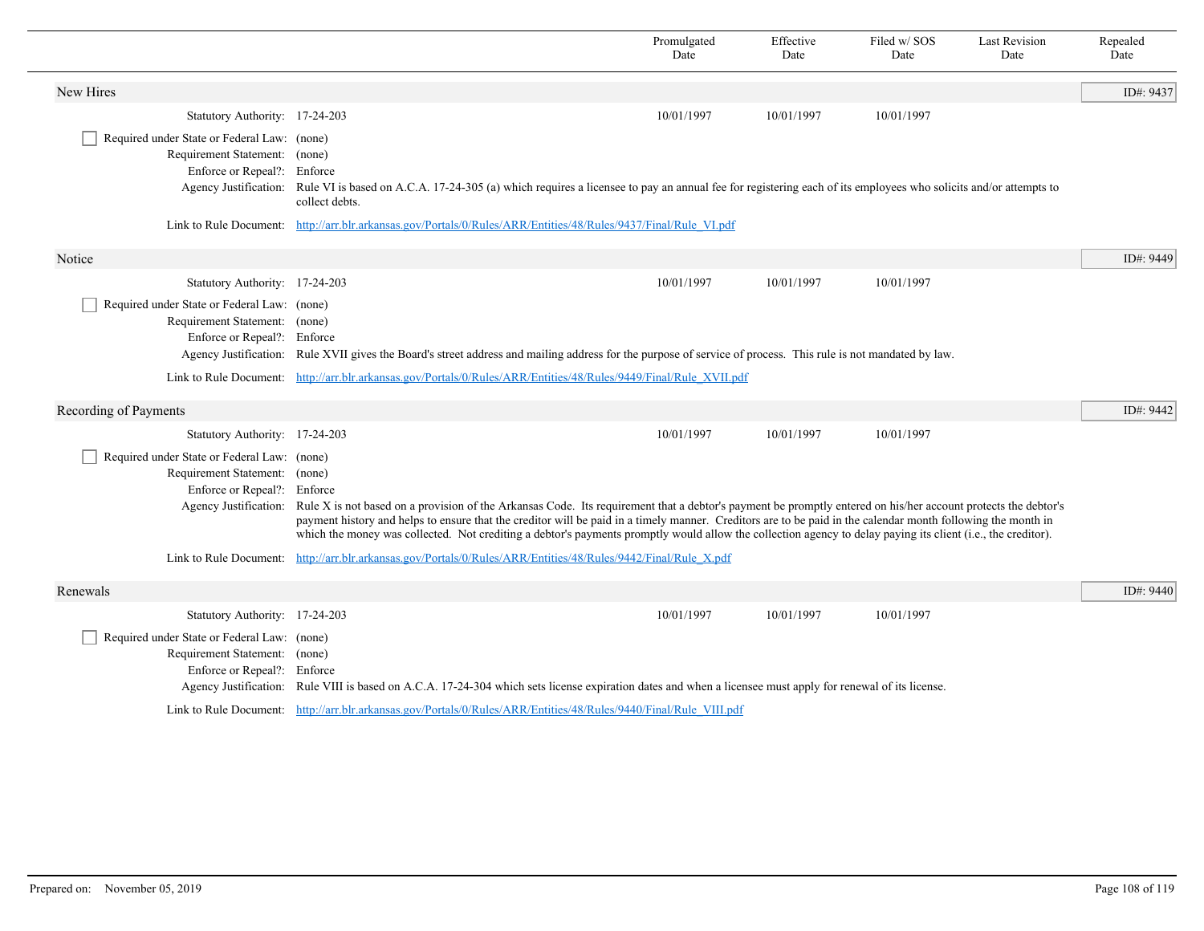| | Promulgated Date | Effective Date | Filed w/ SOS Date | Last Revision Date | Repealed Date |
|---|---|---|---|---|---|

## New Hires

ID#: 9437

| | Promulgated Date | Effective Date | Filed w/ SOS Date | Last Revision Date | Repealed Date |
|---|---|---|---|---|---|
| Statutory Authority: 17-24-203 | 10/01/1997 | 10/01/1997 | 10/01/1997 | | |

☐ Required under State or Federal Law: (none)

Requirement Statement: (none)

Enforce or Repeal?: Enforce

Agency Justification: Rule VI is based on A.C.A. 17-24-305 (a) which requires a licensee to pay an annual fee for registering each of its employees who solicits and/or attempts to collect debts.

Link to Rule Document: http://arr.blr.arkansas.gov/Portals/0/Rules/ARR/Entities/48/Rules/9437/Final/Rule_VI.pdf

## Notice

ID#: 9449

| | Promulgated Date | Effective Date | Filed w/ SOS Date | Last Revision Date | Repealed Date |
|---|---|---|---|---|---|
| Statutory Authority: 17-24-203 | 10/01/1997 | 10/01/1997 | 10/01/1997 | | |

☐ Required under State or Federal Law: (none)

Requirement Statement: (none)

Enforce or Repeal?: Enforce

Agency Justification: Rule XVII gives the Board's street address and mailing address for the purpose of service of process. This rule is not mandated by law.

Link to Rule Document: http://arr.blr.arkansas.gov/Portals/0/Rules/ARR/Entities/48/Rules/9449/Final/Rule_XVII.pdf

## Recording of Payments

ID#: 9442

| | Promulgated Date | Effective Date | Filed w/ SOS Date | Last Revision Date | Repealed Date |
|---|---|---|---|---|---|
| Statutory Authority: 17-24-203 | 10/01/1997 | 10/01/1997 | 10/01/1997 | | |

☐ Required under State or Federal Law: (none)

Requirement Statement: (none)

Enforce or Repeal?: Enforce

Agency Justification: Rule X is not based on a provision of the Arkansas Code. Its requirement that a debtor's payment be promptly entered on his/her account protects the debtor's payment history and helps to ensure that the creditor will be paid in a timely manner. Creditors are to be paid in the calendar month following the month in which the money was collected. Not crediting a debtor's payments promptly would allow the collection agency to delay paying its client (i.e., the creditor).

Link to Rule Document: http://arr.blr.arkansas.gov/Portals/0/Rules/ARR/Entities/48/Rules/9442/Final/Rule_X.pdf

## Renewals

ID#: 9440

| | Promulgated Date | Effective Date | Filed w/ SOS Date | Last Revision Date | Repealed Date |
|---|---|---|---|---|---|
| Statutory Authority: 17-24-203 | 10/01/1997 | 10/01/1997 | 10/01/1997 | | |

☐ Required under State or Federal Law: (none)

Requirement Statement: (none)

Enforce or Repeal?: Enforce

Agency Justification: Rule VIII is based on A.C.A. 17-24-304 which sets license expiration dates and when a licensee must apply for renewal of its license.

Link to Rule Document: http://arr.blr.arkansas.gov/Portals/0/Rules/ARR/Entities/48/Rules/9440/Final/Rule_VIII.pdf

Prepared on: November 05, 2019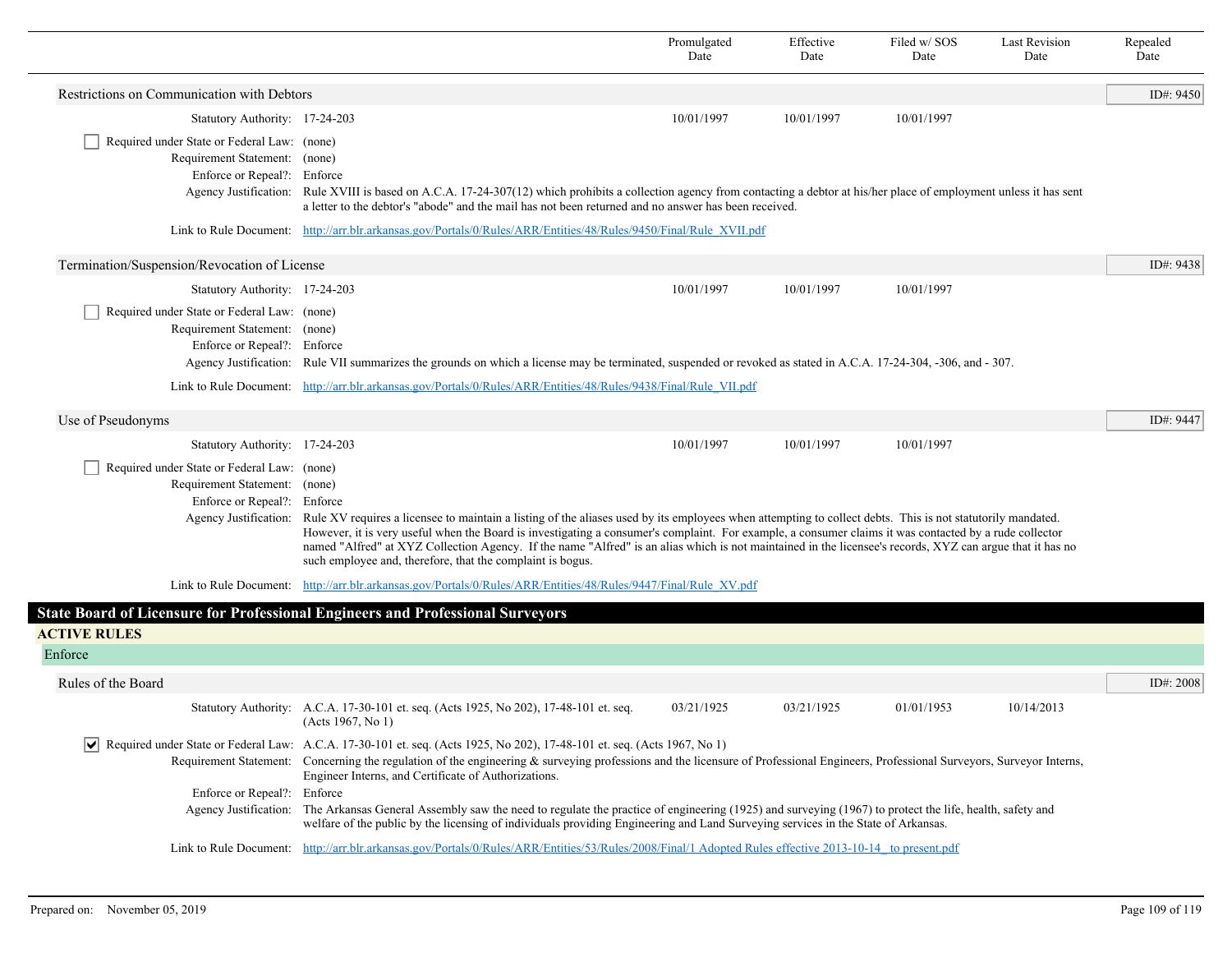| | Promulgated Date | Effective Date | Filed w/ SOS Date | Last Revision Date | Repealed Date |
|---|---|---|---|---|---|

### Restrictions on Communication with Debtors

ID#: 9450

| | | Promulgated Date | Effective Date | Filed w/ SOS Date | Last Revision Date | Repealed Date |
|---|---|---|---|---|---|---|
| Statutory Authority: | 17-24-203 | 10/01/1997 | 10/01/1997 | 10/01/1997 | | |

☐ Required under State or Federal Law: (none)

Requirement Statement: (none)

Enforce or Repeal?: Enforce

Agency Justification: Rule XVIII is based on A.C.A. 17-24-307(12) which prohibits a collection agency from contacting a debtor at his/her place of employment unless it has sent a letter to the debtor's "abode" and the mail has not been returned and no answer has been received.

Link to Rule Document: http://arr.blr.arkansas.gov/Portals/0/Rules/ARR/Entities/48/Rules/9450/Final/Rule_XVII.pdf

### Termination/Suspension/Revocation of License

ID#: 9438

| | | Promulgated Date | Effective Date | Filed w/ SOS Date | Last Revision Date | Repealed Date |
|---|---|---|---|---|---|---|
| Statutory Authority: | 17-24-203 | 10/01/1997 | 10/01/1997 | 10/01/1997 | | |

☐ Required under State or Federal Law: (none)

Requirement Statement: (none)

Enforce or Repeal?: Enforce

Agency Justification: Rule VII summarizes the grounds on which a license may be terminated, suspended or revoked as stated in A.C.A. 17-24-304, -306, and - 307.

Link to Rule Document: http://arr.blr.arkansas.gov/Portals/0/Rules/ARR/Entities/48/Rules/9438/Final/Rule_VII.pdf

### Use of Pseudonyms

ID#: 9447

| | | Promulgated Date | Effective Date | Filed w/ SOS Date | Last Revision Date | Repealed Date |
|---|---|---|---|---|---|---|
| Statutory Authority: | 17-24-203 | 10/01/1997 | 10/01/1997 | 10/01/1997 | | |

☐ Required under State or Federal Law: (none)

Requirement Statement: (none)

Enforce or Repeal?: Enforce

Agency Justification: Rule XV requires a licensee to maintain a listing of the aliases used by its employees when attempting to collect debts. This is not statutorily mandated. However, it is very useful when the Board is investigating a consumer's complaint. For example, a consumer claims it was contacted by a rude collector named "Alfred" at XYZ Collection Agency. If the name "Alfred" is an alias which is not maintained in the licensee's records, XYZ can argue that it has no such employee and, therefore, that the complaint is bogus.

Link to Rule Document: http://arr.blr.arkansas.gov/Portals/0/Rules/ARR/Entities/48/Rules/9447/Final/Rule_XV.pdf

## State Board of Licensure for Professional Engineers and Professional Surveyors

**ACTIVE RULES**

Enforce

### Rules of the Board

ID#: 2008

| | | Promulgated Date | Effective Date | Filed w/ SOS Date | Last Revision Date | Repealed Date |
|---|---|---|---|---|---|---|
| Statutory Authority: | A.C.A. 17-30-101 et. seq. (Acts 1925, No 202), 17-48-101 et. seq. (Acts 1967, No 1) | 03/21/1925 | 03/21/1925 | 01/01/1953 | 10/14/2013 | |

☑ Required under State or Federal Law: A.C.A. 17-30-101 et. seq. (Acts 1925, No 202), 17-48-101 et. seq. (Acts 1967, No 1)

Requirement Statement: Concerning the regulation of the engineering & surveying professions and the licensure of Professional Engineers, Professional Surveyors, Surveyor Interns, Engineer Interns, and Certificate of Authorizations.

Enforce or Repeal?: Enforce

Agency Justification: The Arkansas General Assembly saw the need to regulate the practice of engineering (1925) and surveying (1967) to protect the life, health, safety and welfare of the public by the licensing of individuals providing Engineering and Land Surveying services in the State of Arkansas.

Link to Rule Document: http://arr.blr.arkansas.gov/Portals/0/Rules/ARR/Entities/53/Rules/2008/Final/1 Adopted Rules effective 2013-10-14_ to present.pdf

Prepared on: November 05, 2019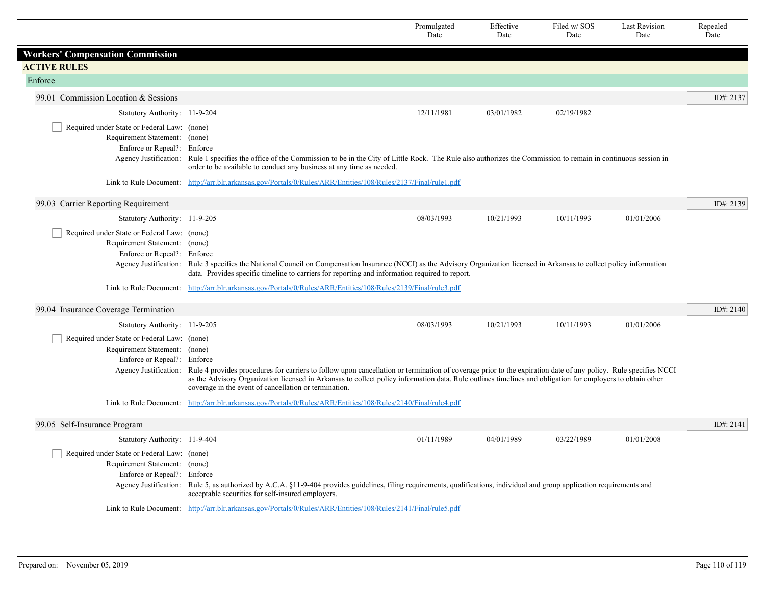| | Promulgated Date | Effective Date | Filed w/ SOS Date | Last Revision Date | Repealed Date |
|---|---|---|---|---|---|

## Workers' Compensation Commission

### ACTIVE RULES

#### Enforce

**99.01 Commission Location & Sessions** — ID#: 2137

| | Promulgated Date | Effective Date | Filed w/ SOS Date | Last Revision Date | Repealed Date |
|---|---|---|---|---|---|
| Statutory Authority: 11-9-204 | 12/11/1981 | 03/01/1982 | 02/19/1982 | | |

- [ ] Required under State or Federal Law: (none)

Requirement Statement: (none)

Enforce or Repeal?: Enforce

Agency Justification: Rule 1 specifies the office of the Commission to be in the City of Little Rock. The Rule also authorizes the Commission to remain in continuous session in order to be available to conduct any business at any time as needed.

Link to Rule Document: http://arr.blr.arkansas.gov/Portals/0/Rules/ARR/Entities/108/Rules/2137/Final/rule1.pdf

**99.03 Carrier Reporting Requirement** — ID#: 2139

| | Promulgated Date | Effective Date | Filed w/ SOS Date | Last Revision Date | Repealed Date |
|---|---|---|---|---|---|
| Statutory Authority: 11-9-205 | 08/03/1993 | 10/21/1993 | 10/11/1993 | 01/01/2006 | |

- [ ] Required under State or Federal Law: (none)

Requirement Statement: (none)

Enforce or Repeal?: Enforce

Agency Justification: Rule 3 specifies the National Council on Compensation Insurance (NCCI) as the Advisory Organization licensed in Arkansas to collect policy information data. Provides specific timeline to carriers for reporting and information required to report.

Link to Rule Document: http://arr.blr.arkansas.gov/Portals/0/Rules/ARR/Entities/108/Rules/2139/Final/rule3.pdf

**99.04 Insurance Coverage Termination** — ID#: 2140

| | Promulgated Date | Effective Date | Filed w/ SOS Date | Last Revision Date | Repealed Date |
|---|---|---|---|---|---|
| Statutory Authority: 11-9-205 | 08/03/1993 | 10/21/1993 | 10/11/1993 | 01/01/2006 | |

- [ ] Required under State or Federal Law: (none)

Requirement Statement: (none)

Enforce or Repeal?: Enforce

Agency Justification: Rule 4 provides procedures for carriers to follow upon cancellation or termination of coverage prior to the expiration date of any policy. Rule specifies NCCI as the Advisory Organization licensed in Arkansas to collect policy information data. Rule outlines timelines and obligation for employers to obtain other coverage in the event of cancellation or termination.

Link to Rule Document: http://arr.blr.arkansas.gov/Portals/0/Rules/ARR/Entities/108/Rules/2140/Final/rule4.pdf

**99.05 Self-Insurance Program** — ID#: 2141

| | Promulgated Date | Effective Date | Filed w/ SOS Date | Last Revision Date | Repealed Date |
|---|---|---|---|---|---|
| Statutory Authority: 11-9-404 | 01/11/1989 | 04/01/1989 | 03/22/1989 | 01/01/2008 | |

- [ ] Required under State or Federal Law: (none)

Requirement Statement: (none)

Enforce or Repeal?: Enforce

Agency Justification: Rule 5, as authorized by A.C.A. §11-9-404 provides guidelines, filing requirements, qualifications, individual and group application requirements and acceptable securities for self-insured employers.

Link to Rule Document: http://arr.blr.arkansas.gov/Portals/0/Rules/ARR/Entities/108/Rules/2141/Final/rule5.pdf

Prepared on: November 05, 2019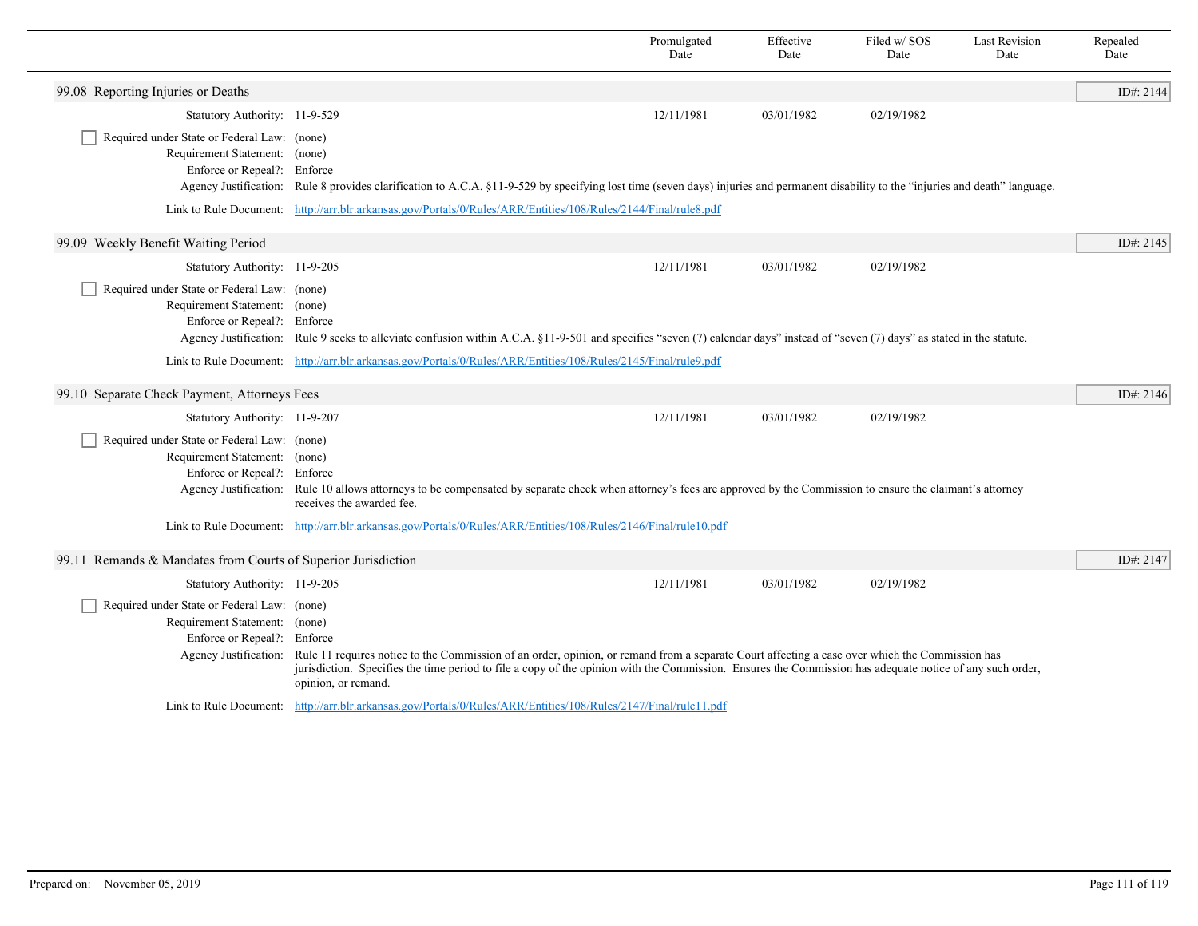| | Promulgated Date | Effective Date | Filed w/ SOS Date | Last Revision Date | Repealed Date |
|---|---|---|---|---|---|

## 99.08 Reporting Injuries or Deaths

ID#: 2144

| | | Promulgated Date | Effective Date | Filed w/ SOS Date | Last Revision Date | Repealed Date |
|---|---|---|---|---|---|---|
| Statutory Authority: | 11-9-529 | 12/11/1981 | 03/01/1982 | 02/19/1982 | | |

- [ ] Required under State or Federal Law: (none)

Requirement Statement: (none)

Enforce or Repeal?: Enforce

Agency Justification: Rule 8 provides clarification to A.C.A. §11-9-529 by specifying lost time (seven days) injuries and permanent disability to the "injuries and death" language.

Link to Rule Document: http://arr.blr.arkansas.gov/Portals/0/Rules/ARR/Entities/108/Rules/2144/Final/rule8.pdf

## 99.09 Weekly Benefit Waiting Period

ID#: 2145

| | | Promulgated Date | Effective Date | Filed w/ SOS Date | Last Revision Date | Repealed Date |
|---|---|---|---|---|---|---|
| Statutory Authority: | 11-9-205 | 12/11/1981 | 03/01/1982 | 02/19/1982 | | |

- [ ] Required under State or Federal Law: (none)

Requirement Statement: (none)

Enforce or Repeal?: Enforce

Agency Justification: Rule 9 seeks to alleviate confusion within A.C.A. §11-9-501 and specifies "seven (7) calendar days" instead of "seven (7) days" as stated in the statute.

Link to Rule Document: http://arr.blr.arkansas.gov/Portals/0/Rules/ARR/Entities/108/Rules/2145/Final/rule9.pdf

## 99.10 Separate Check Payment, Attorneys Fees

ID#: 2146

| | | Promulgated Date | Effective Date | Filed w/ SOS Date | Last Revision Date | Repealed Date |
|---|---|---|---|---|---|---|
| Statutory Authority: | 11-9-207 | 12/11/1981 | 03/01/1982 | 02/19/1982 | | |

- [ ] Required under State or Federal Law: (none)

Requirement Statement: (none)

Enforce or Repeal?: Enforce

Agency Justification: Rule 10 allows attorneys to be compensated by separate check when attorney's fees are approved by the Commission to ensure the claimant's attorney receives the awarded fee.

Link to Rule Document: http://arr.blr.arkansas.gov/Portals/0/Rules/ARR/Entities/108/Rules/2146/Final/rule10.pdf

## 99.11 Remands & Mandates from Courts of Superior Jurisdiction

ID#: 2147

| | | Promulgated Date | Effective Date | Filed w/ SOS Date | Last Revision Date | Repealed Date |
|---|---|---|---|---|---|---|
| Statutory Authority: | 11-9-205 | 12/11/1981 | 03/01/1982 | 02/19/1982 | | |

- [ ] Required under State or Federal Law: (none)

Requirement Statement: (none)

Enforce or Repeal?: Enforce

Agency Justification: Rule 11 requires notice to the Commission of an order, opinion, or remand from a separate Court affecting a case over which the Commission has jurisdiction. Specifies the time period to file a copy of the opinion with the Commission. Ensures the Commission has adequate notice of any such order, opinion, or remand.

Link to Rule Document: http://arr.blr.arkansas.gov/Portals/0/Rules/ARR/Entities/108/Rules/2147/Final/rule11.pdf

Prepared on: November 05, 2019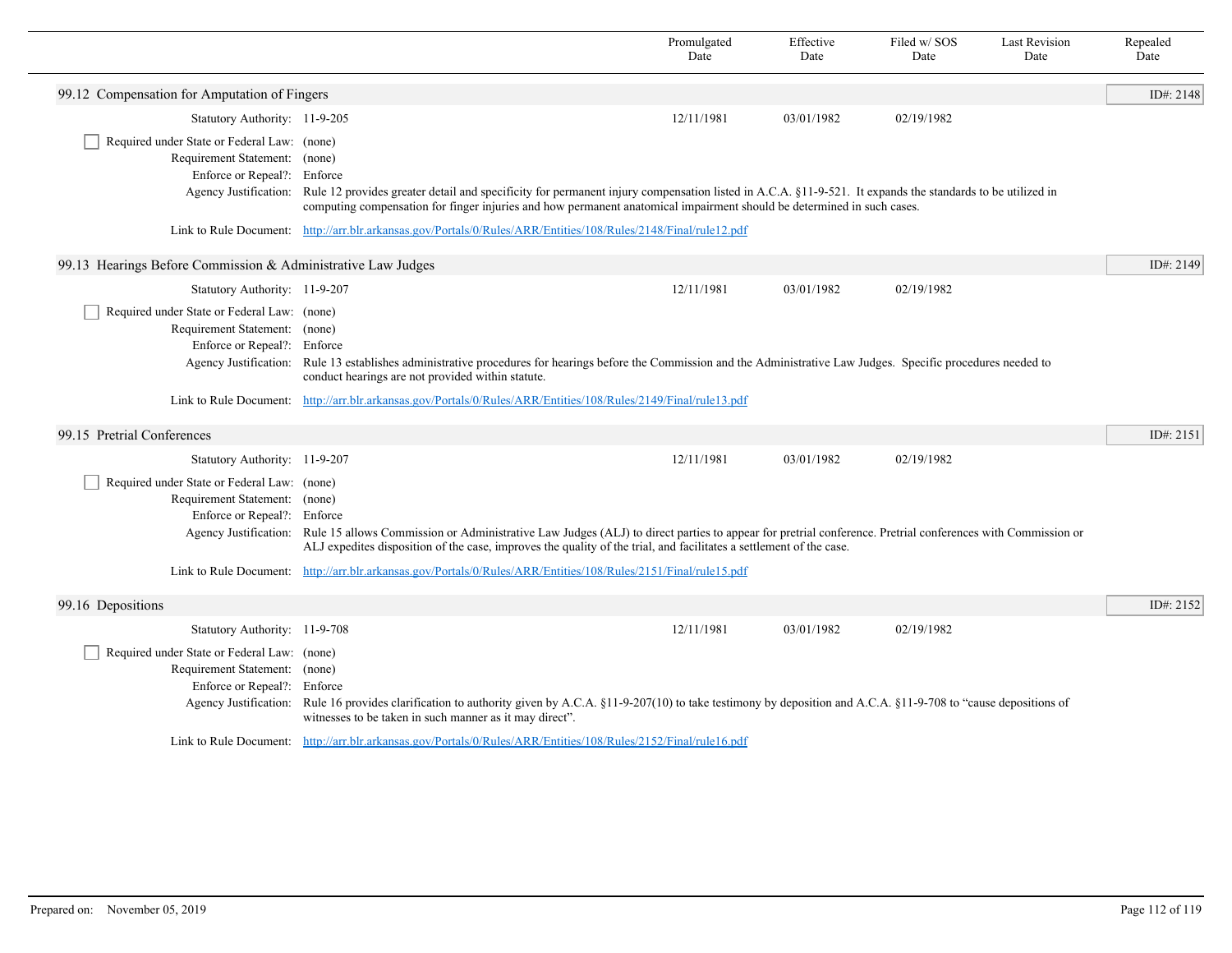| | Promulgated Date | Effective Date | Filed w/ SOS Date | Last Revision Date | Repealed Date |
|---|---|---|---|---|---|

## 99.12 Compensation for Amputation of Fingers

ID#: 2148

| | | Promulgated Date | Effective Date | Filed w/ SOS Date | Last Revision Date | Repealed Date |
|---|---|---|---|---|---|---|
| Statutory Authority: | 11-9-205 | 12/11/1981 | 03/01/1982 | 02/19/1982 | | |

- [ ] Required under State or Federal Law: (none)

Requirement Statement: (none)

Enforce or Repeal?: Enforce

Agency Justification: Rule 12 provides greater detail and specificity for permanent injury compensation listed in A.C.A. §11-9-521. It expands the standards to be utilized in computing compensation for finger injuries and how permanent anatomical impairment should be determined in such cases.

Link to Rule Document: http://arr.blr.arkansas.gov/Portals/0/Rules/ARR/Entities/108/Rules/2148/Final/rule12.pdf

## 99.13 Hearings Before Commission & Administrative Law Judges

ID#: 2149

| | | Promulgated Date | Effective Date | Filed w/ SOS Date | Last Revision Date | Repealed Date |
|---|---|---|---|---|---|---|
| Statutory Authority: | 11-9-207 | 12/11/1981 | 03/01/1982 | 02/19/1982 | | |

- [ ] Required under State or Federal Law: (none)

Requirement Statement: (none)

Enforce or Repeal?: Enforce

Agency Justification: Rule 13 establishes administrative procedures for hearings before the Commission and the Administrative Law Judges. Specific procedures needed to conduct hearings are not provided within statute.

Link to Rule Document: http://arr.blr.arkansas.gov/Portals/0/Rules/ARR/Entities/108/Rules/2149/Final/rule13.pdf

## 99.15 Pretrial Conferences

ID#: 2151

| | | Promulgated Date | Effective Date | Filed w/ SOS Date | Last Revision Date | Repealed Date |
|---|---|---|---|---|---|---|
| Statutory Authority: | 11-9-207 | 12/11/1981 | 03/01/1982 | 02/19/1982 | | |

- [ ] Required under State or Federal Law: (none)

Requirement Statement: (none)

Enforce or Repeal?: Enforce

Agency Justification: Rule 15 allows Commission or Administrative Law Judges (ALJ) to direct parties to appear for pretrial conference. Pretrial conferences with Commission or ALJ expedites disposition of the case, improves the quality of the trial, and facilitates a settlement of the case.

Link to Rule Document: http://arr.blr.arkansas.gov/Portals/0/Rules/ARR/Entities/108/Rules/2151/Final/rule15.pdf

## 99.16 Depositions

ID#: 2152

| | | Promulgated Date | Effective Date | Filed w/ SOS Date | Last Revision Date | Repealed Date |
|---|---|---|---|---|---|---|
| Statutory Authority: | 11-9-708 | 12/11/1981 | 03/01/1982 | 02/19/1982 | | |

- [ ] Required under State or Federal Law: (none)

Requirement Statement: (none)

Enforce or Repeal?: Enforce

Agency Justification: Rule 16 provides clarification to authority given by A.C.A. §11-9-207(10) to take testimony by deposition and A.C.A. §11-9-708 to "cause depositions of witnesses to be taken in such manner as it may direct".

Link to Rule Document: http://arr.blr.arkansas.gov/Portals/0/Rules/ARR/Entities/108/Rules/2152/Final/rule16.pdf

Prepared on: November 05, 2019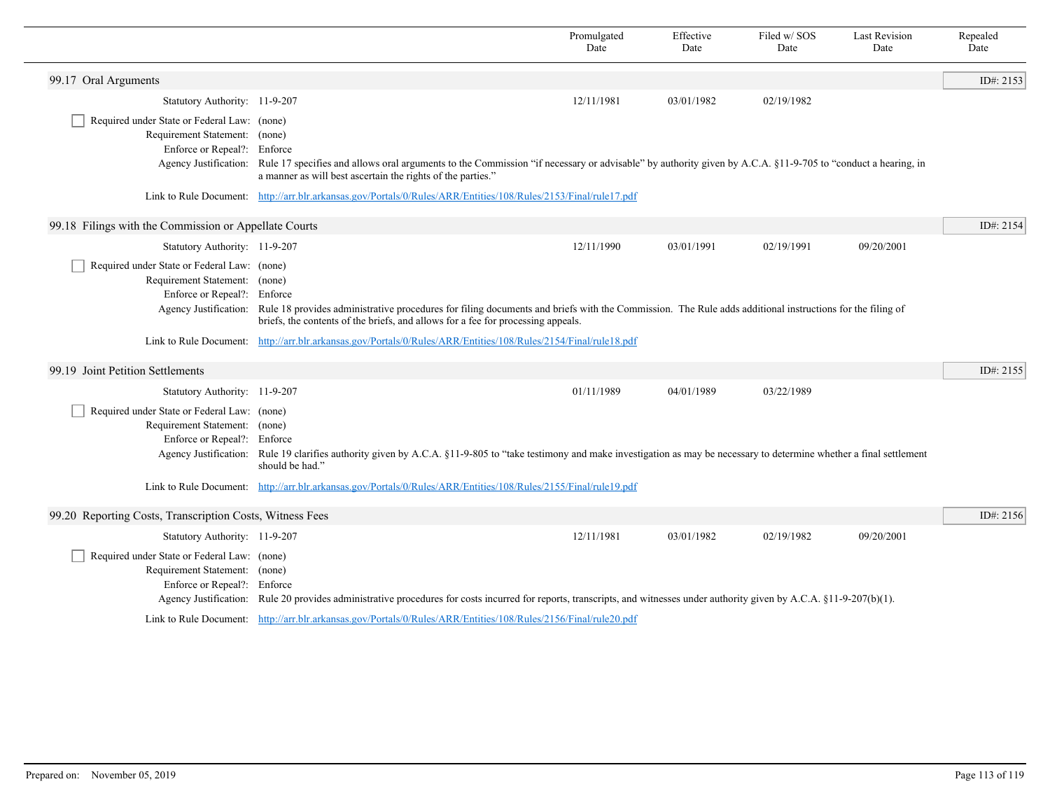| | Promulgated Date | Effective Date | Filed w/ SOS Date | Last Revision Date | Repealed Date |
|---|---|---|---|---|---|

## 99.17 Oral Arguments

ID#: 2153

| | | Promulgated Date | Effective Date | Filed w/ SOS Date | Last Revision Date | Repealed Date |
|---|---|---|---|---|---|---|
| Statutory Authority: | 11-9-207 | 12/11/1981 | 03/01/1982 | 02/19/1982 | | |

- [ ] Required under State or Federal Law: (none)

Requirement Statement: (none)

Enforce or Repeal?: Enforce

Agency Justification: Rule 17 specifies and allows oral arguments to the Commission "if necessary or advisable" by authority given by A.C.A. §11-9-705 to "conduct a hearing, in a manner as will best ascertain the rights of the parties."

Link to Rule Document: http://arr.blr.arkansas.gov/Portals/0/Rules/ARR/Entities/108/Rules/2153/Final/rule17.pdf

## 99.18 Filings with the Commission or Appellate Courts

ID#: 2154

| | | Promulgated Date | Effective Date | Filed w/ SOS Date | Last Revision Date | Repealed Date |
|---|---|---|---|---|---|---|
| Statutory Authority: | 11-9-207 | 12/11/1990 | 03/01/1991 | 02/19/1991 | 09/20/2001 | |

- [ ] Required under State or Federal Law: (none)

Requirement Statement: (none)

Enforce or Repeal?: Enforce

Agency Justification: Rule 18 provides administrative procedures for filing documents and briefs with the Commission. The Rule adds additional instructions for the filing of briefs, the contents of the briefs, and allows for a fee for processing appeals.

Link to Rule Document: http://arr.blr.arkansas.gov/Portals/0/Rules/ARR/Entities/108/Rules/2154/Final/rule18.pdf

## 99.19 Joint Petition Settlements

ID#: 2155

| | | Promulgated Date | Effective Date | Filed w/ SOS Date | Last Revision Date | Repealed Date |
|---|---|---|---|---|---|---|
| Statutory Authority: | 11-9-207 | 01/11/1989 | 04/01/1989 | 03/22/1989 | | |

- [ ] Required under State or Federal Law: (none)

Requirement Statement: (none)

Enforce or Repeal?: Enforce

Agency Justification: Rule 19 clarifies authority given by A.C.A. §11-9-805 to "take testimony and make investigation as may be necessary to determine whether a final settlement should be had."

Link to Rule Document: http://arr.blr.arkansas.gov/Portals/0/Rules/ARR/Entities/108/Rules/2155/Final/rule19.pdf

## 99.20 Reporting Costs, Transcription Costs, Witness Fees

ID#: 2156

| | | Promulgated Date | Effective Date | Filed w/ SOS Date | Last Revision Date | Repealed Date |
|---|---|---|---|---|---|---|
| Statutory Authority: | 11-9-207 | 12/11/1981 | 03/01/1982 | 02/19/1982 | 09/20/2001 | |

- [ ] Required under State or Federal Law: (none)

Requirement Statement: (none)

Enforce or Repeal?: Enforce

Agency Justification: Rule 20 provides administrative procedures for costs incurred for reports, transcripts, and witnesses under authority given by A.C.A. §11-9-207(b)(1).

Link to Rule Document: http://arr.blr.arkansas.gov/Portals/0/Rules/ARR/Entities/108/Rules/2156/Final/rule20.pdf

Prepared on: November 05, 2019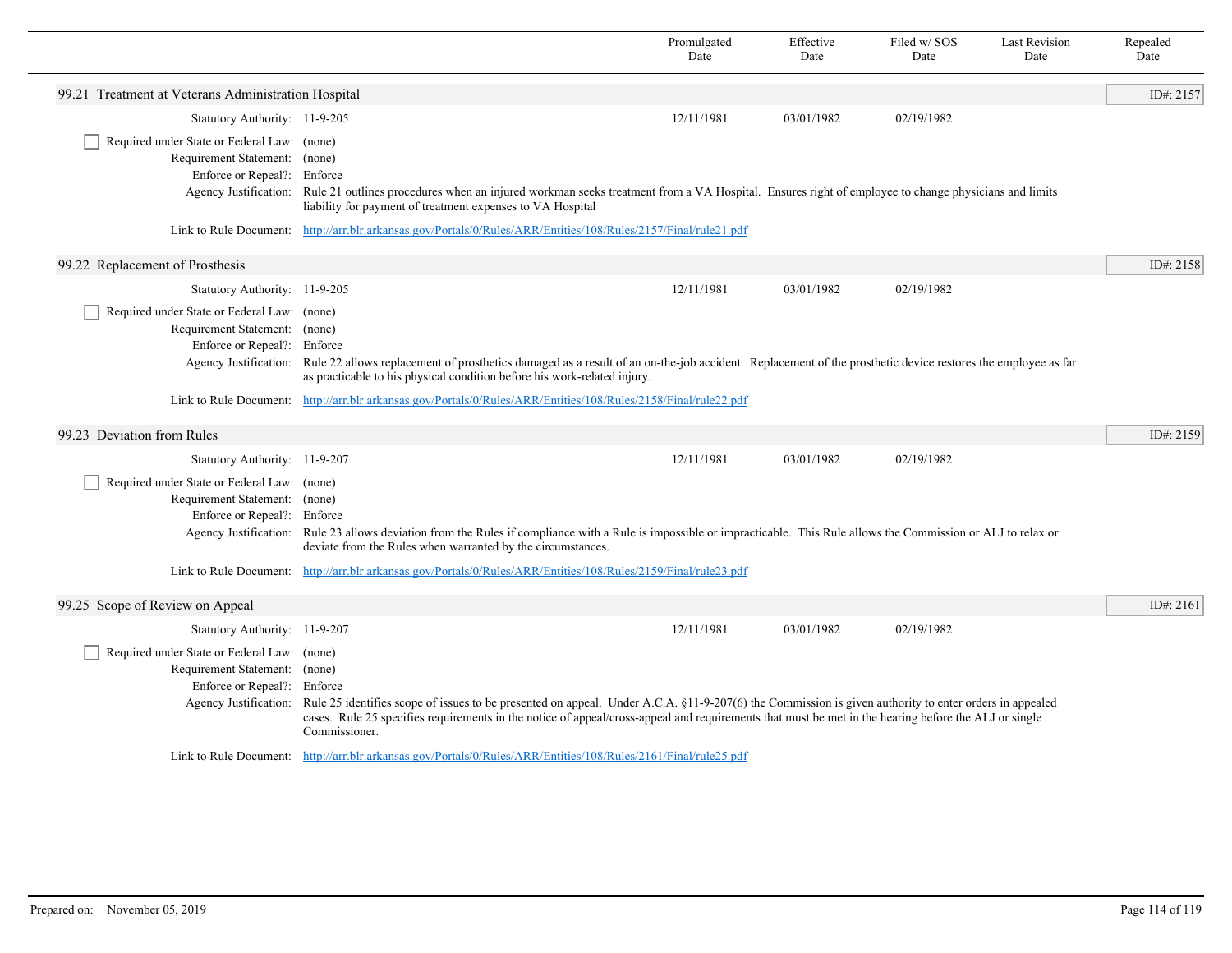| | Promulgated Date | Effective Date | Filed w/ SOS Date | Last Revision Date | Repealed Date |
|---|---|---|---|---|---|

## 99.21 Treatment at Veterans Administration Hospital

ID#: 2157

Statutory Authority: 11-9-205 — Promulgated: 12/11/1981 — Effective: 03/01/1982 — Filed w/ SOS: 02/19/1982

☐ Required under State or Federal Law: (none)
Requirement Statement: (none)
Enforce or Repeal?: Enforce
Agency Justification: Rule 21 outlines procedures when an injured workman seeks treatment from a VA Hospital. Ensures right of employee to change physicians and limits liability for payment of treatment expenses to VA Hospital

Link to Rule Document: http://arr.blr.arkansas.gov/Portals/0/Rules/ARR/Entities/108/Rules/2157/Final/rule21.pdf

## 99.22 Replacement of Prosthesis

ID#: 2158

Statutory Authority: 11-9-205 — Promulgated: 12/11/1981 — Effective: 03/01/1982 — Filed w/ SOS: 02/19/1982

☐ Required under State or Federal Law: (none)
Requirement Statement: (none)
Enforce or Repeal?: Enforce
Agency Justification: Rule 22 allows replacement of prosthetics damaged as a result of an on-the-job accident. Replacement of the prosthetic device restores the employee as far as practicable to his physical condition before his work-related injury.

Link to Rule Document: http://arr.blr.arkansas.gov/Portals/0/Rules/ARR/Entities/108/Rules/2158/Final/rule22.pdf

## 99.23 Deviation from Rules

ID#: 2159

Statutory Authority: 11-9-207 — Promulgated: 12/11/1981 — Effective: 03/01/1982 — Filed w/ SOS: 02/19/1982

☐ Required under State or Federal Law: (none)
Requirement Statement: (none)
Enforce or Repeal?: Enforce
Agency Justification: Rule 23 allows deviation from the Rules if compliance with a Rule is impossible or impracticable. This Rule allows the Commission or ALJ to relax or deviate from the Rules when warranted by the circumstances.

Link to Rule Document: http://arr.blr.arkansas.gov/Portals/0/Rules/ARR/Entities/108/Rules/2159/Final/rule23.pdf

## 99.25 Scope of Review on Appeal

ID#: 2161

Statutory Authority: 11-9-207 — Promulgated: 12/11/1981 — Effective: 03/01/1982 — Filed w/ SOS: 02/19/1982

☐ Required under State or Federal Law: (none)
Requirement Statement: (none)
Enforce or Repeal?: Enforce
Agency Justification: Rule 25 identifies scope of issues to be presented on appeal. Under A.C.A. §11-9-207(6) the Commission is given authority to enter orders in appealed cases. Rule 25 specifies requirements in the notice of appeal/cross-appeal and requirements that must be met in the hearing before the ALJ or single Commissioner.

Link to Rule Document: http://arr.blr.arkansas.gov/Portals/0/Rules/ARR/Entities/108/Rules/2161/Final/rule25.pdf

Prepared on: November 05, 2019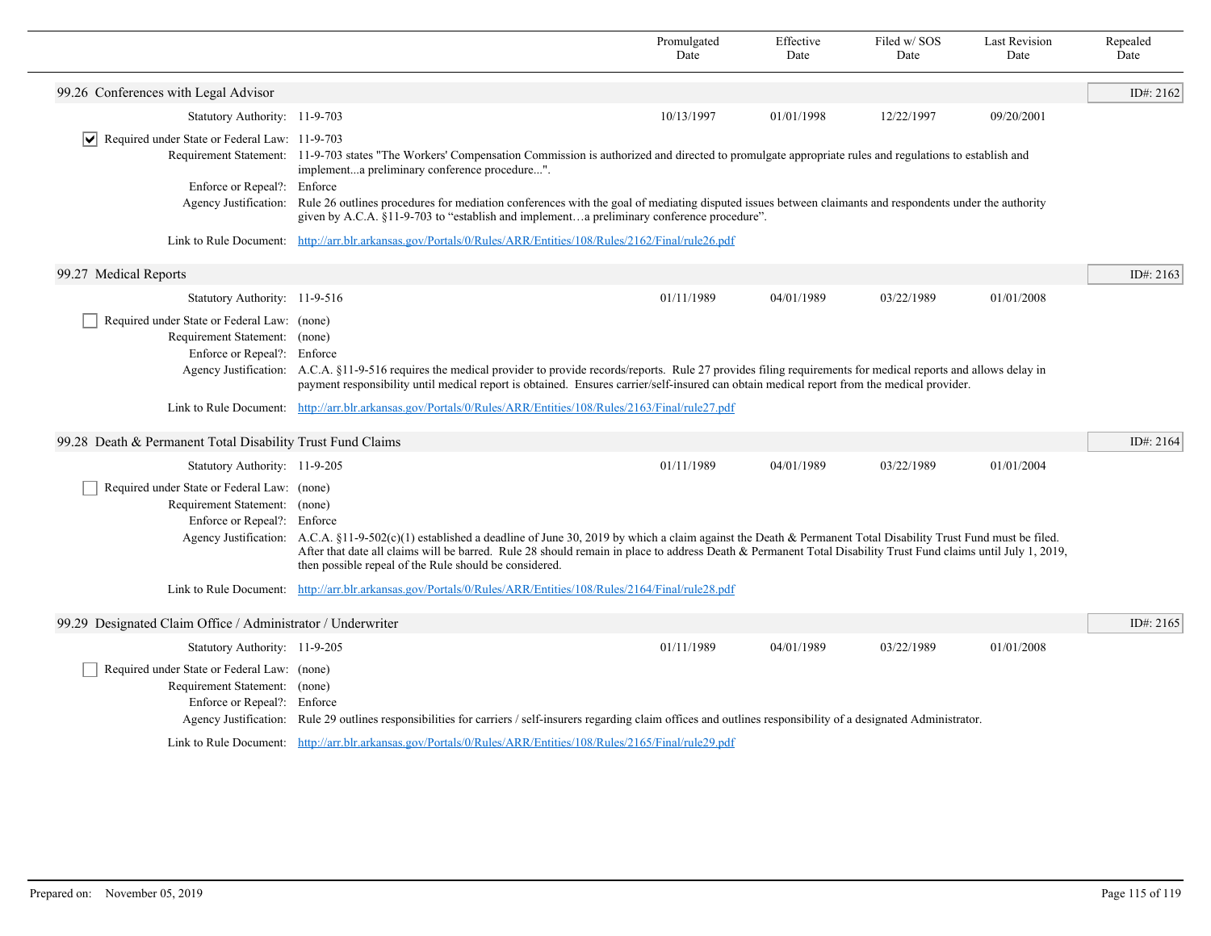| | Promulgated Date | Effective Date | Filed w/ SOS Date | Last Revision Date | Repealed Date |
|---|---|---|---|---|---|

## 99.26 Conferences with Legal Advisor

ID#: 2162

| | Promulgated Date | Effective Date | Filed w/ SOS Date | Last Revision Date | Repealed Date |
|---|---|---|---|---|---|
| Statutory Authority: 11-9-703 | 10/13/1997 | 01/01/1998 | 12/22/1997 | 09/20/2001 | |

☑ Required under State or Federal Law: 11-9-703

Requirement Statement: 11-9-703 states "The Workers' Compensation Commission is authorized and directed to promulgate appropriate rules and regulations to establish and implement...a preliminary conference procedure...".

Enforce or Repeal?: Enforce

Agency Justification: Rule 26 outlines procedures for mediation conferences with the goal of mediating disputed issues between claimants and respondents under the authority given by A.C.A. §11-9-703 to "establish and implement…a preliminary conference procedure".

Link to Rule Document: http://arr.blr.arkansas.gov/Portals/0/Rules/ARR/Entities/108/Rules/2162/Final/rule26.pdf

## 99.27 Medical Reports

ID#: 2163

| | Promulgated Date | Effective Date | Filed w/ SOS Date | Last Revision Date | Repealed Date |
|---|---|---|---|---|---|
| Statutory Authority: 11-9-516 | 01/11/1989 | 04/01/1989 | 03/22/1989 | 01/01/2008 | |

☐ Required under State or Federal Law: (none)

Requirement Statement: (none)

Enforce or Repeal?: Enforce

Agency Justification: A.C.A. §11-9-516 requires the medical provider to provide records/reports. Rule 27 provides filing requirements for medical reports and allows delay in payment responsibility until medical report is obtained. Ensures carrier/self-insured can obtain medical report from the medical provider.

Link to Rule Document: http://arr.blr.arkansas.gov/Portals/0/Rules/ARR/Entities/108/Rules/2163/Final/rule27.pdf

## 99.28 Death & Permanent Total Disability Trust Fund Claims

ID#: 2164

| | Promulgated Date | Effective Date | Filed w/ SOS Date | Last Revision Date | Repealed Date |
|---|---|---|---|---|---|
| Statutory Authority: 11-9-205 | 01/11/1989 | 04/01/1989 | 03/22/1989 | 01/01/2004 | |

☐ Required under State or Federal Law: (none)

Requirement Statement: (none)

Enforce or Repeal?: Enforce

Agency Justification: A.C.A. §11-9-502(c)(1) established a deadline of June 30, 2019 by which a claim against the Death & Permanent Total Disability Trust Fund must be filed. After that date all claims will be barred. Rule 28 should remain in place to address Death & Permanent Total Disability Trust Fund claims until July 1, 2019, then possible repeal of the Rule should be considered.

Link to Rule Document: http://arr.blr.arkansas.gov/Portals/0/Rules/ARR/Entities/108/Rules/2164/Final/rule28.pdf

## 99.29 Designated Claim Office / Administrator / Underwriter

ID#: 2165

| | Promulgated Date | Effective Date | Filed w/ SOS Date | Last Revision Date | Repealed Date |
|---|---|---|---|---|---|
| Statutory Authority: 11-9-205 | 01/11/1989 | 04/01/1989 | 03/22/1989 | 01/01/2008 | |

☐ Required under State or Federal Law: (none)

Requirement Statement: (none)

Enforce or Repeal?: Enforce

Agency Justification: Rule 29 outlines responsibilities for carriers / self-insurers regarding claim offices and outlines responsibility of a designated Administrator.

Link to Rule Document: http://arr.blr.arkansas.gov/Portals/0/Rules/ARR/Entities/108/Rules/2165/Final/rule29.pdf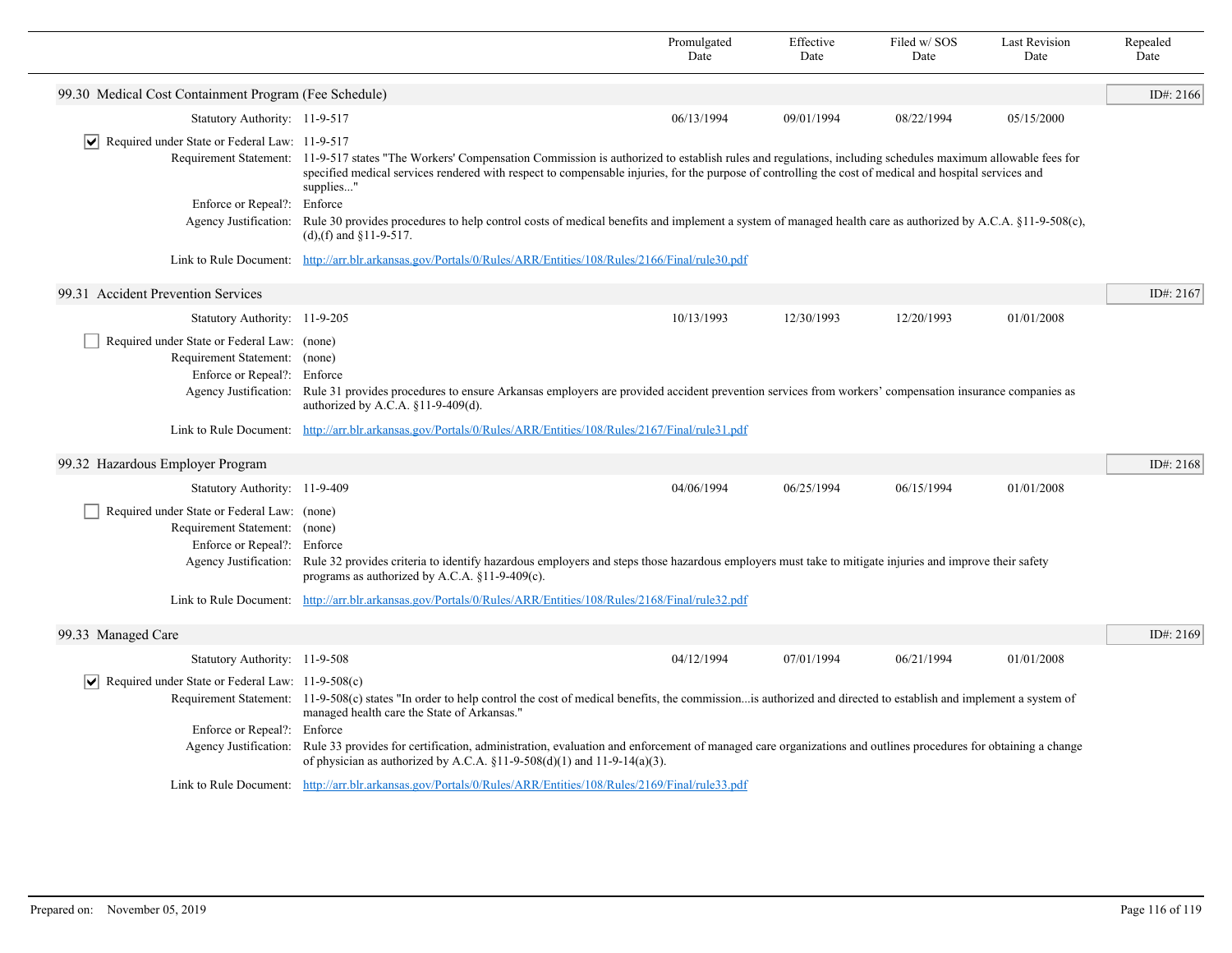| | Promulgated Date | Effective Date | Filed w/ SOS Date | Last Revision Date | Repealed Date |
|---|---|---|---|---|---|

## 99.30 Medical Cost Containment Program (Fee Schedule)

ID#: 2166

| | Promulgated Date | Effective Date | Filed w/ SOS Date | Last Revision Date | Repealed Date |
|---|---|---|---|---|---|
| Statutory Authority: 11-9-517 | 06/13/1994 | 09/01/1994 | 08/22/1994 | 05/15/2000 | |

☑ Required under State or Federal Law: 11-9-517

Requirement Statement: 11-9-517 states "The Workers' Compensation Commission is authorized to establish rules and regulations, including schedules maximum allowable fees for specified medical services rendered with respect to compensable injuries, for the purpose of controlling the cost of medical and hospital services and supplies..."

Enforce or Repeal?: Enforce

Agency Justification: Rule 30 provides procedures to help control costs of medical benefits and implement a system of managed health care as authorized by A.C.A. §11-9-508(c),(d),(f) and §11-9-517.

Link to Rule Document: http://arr.blr.arkansas.gov/Portals/0/Rules/ARR/Entities/108/Rules/2166/Final/rule30.pdf

## 99.31 Accident Prevention Services

ID#: 2167

| | Promulgated Date | Effective Date | Filed w/ SOS Date | Last Revision Date | Repealed Date |
|---|---|---|---|---|---|
| Statutory Authority: 11-9-205 | 10/13/1993 | 12/30/1993 | 12/20/1993 | 01/01/2008 | |

☐ Required under State or Federal Law: (none)

Requirement Statement: (none)

Enforce or Repeal?: Enforce

Agency Justification: Rule 31 provides procedures to ensure Arkansas employers are provided accident prevention services from workers' compensation insurance companies as authorized by A.C.A. §11-9-409(d).

Link to Rule Document: http://arr.blr.arkansas.gov/Portals/0/Rules/ARR/Entities/108/Rules/2167/Final/rule31.pdf

## 99.32 Hazardous Employer Program

ID#: 2168

| | Promulgated Date | Effective Date | Filed w/ SOS Date | Last Revision Date | Repealed Date |
|---|---|---|---|---|---|
| Statutory Authority: 11-9-409 | 04/06/1994 | 06/25/1994 | 06/15/1994 | 01/01/2008 | |

☐ Required under State or Federal Law: (none)

Requirement Statement: (none)

Enforce or Repeal?: Enforce

Agency Justification: Rule 32 provides criteria to identify hazardous employers and steps those hazardous employers must take to mitigate injuries and improve their safety programs as authorized by A.C.A. §11-9-409(c).

Link to Rule Document: http://arr.blr.arkansas.gov/Portals/0/Rules/ARR/Entities/108/Rules/2168/Final/rule32.pdf

## 99.33 Managed Care

ID#: 2169

| | Promulgated Date | Effective Date | Filed w/ SOS Date | Last Revision Date | Repealed Date |
|---|---|---|---|---|---|
| Statutory Authority: 11-9-508 | 04/12/1994 | 07/01/1994 | 06/21/1994 | 01/01/2008 | |

☑ Required under State or Federal Law: 11-9-508(c)

Requirement Statement: 11-9-508(c) states "In order to help control the cost of medical benefits, the commission...is authorized and directed to establish and implement a system of managed health care the State of Arkansas."

Enforce or Repeal?: Enforce

Agency Justification: Rule 33 provides for certification, administration, evaluation and enforcement of managed care organizations and outlines procedures for obtaining a change of physician as authorized by A.C.A. §11-9-508(d)(1) and 11-9-14(a)(3).

Link to Rule Document: http://arr.blr.arkansas.gov/Portals/0/Rules/ARR/Entities/108/Rules/2169/Final/rule33.pdf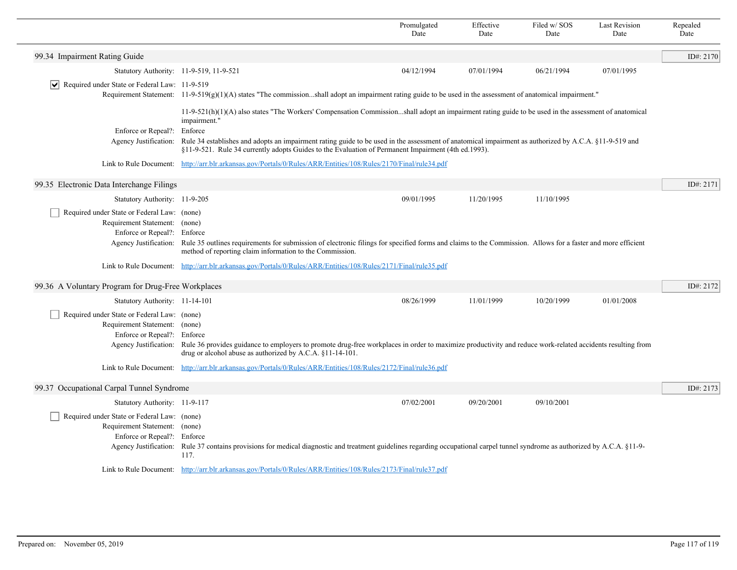| | Promulgated Date | Effective Date | Filed w/ SOS Date | Last Revision Date | Repealed Date |
|---|---|---|---|---|---|

## 99.34 Impairment Rating Guide

ID#: 2170

| | Promulgated Date | Effective Date | Filed w/ SOS Date | Last Revision Date | Repealed Date |
|---|---|---|---|---|---|
| Statutory Authority: 11-9-519, 11-9-521 | 04/12/1994 | 07/01/1994 | 06/21/1994 | 07/01/1995 | |

☑ Required under State or Federal Law: 11-9-519

Requirement Statement: 11-9-519(g)(1)(A) states "The commission...shall adopt an impairment rating guide to be used in the assessment of anatomical impairment."

11-9-521(h)(1)(A) also states "The Workers' Compensation Commission...shall adopt an impairment rating guide to be used in the assessment of anatomical impairment."

Enforce or Repeal?: Enforce

Agency Justification: Rule 34 establishes and adopts an impairment rating guide to be used in the assessment of anatomical impairment as authorized by A.C.A. §11-9-519 and §11-9-521. Rule 34 currently adopts Guides to the Evaluation of Permanent Impairment (4th ed.1993).

Link to Rule Document: http://arr.blr.arkansas.gov/Portals/0/Rules/ARR/Entities/108/Rules/2170/Final/rule34.pdf

## 99.35 Electronic Data Interchange Filings

ID#: 2171

| | Promulgated Date | Effective Date | Filed w/ SOS Date | Last Revision Date | Repealed Date |
|---|---|---|---|---|---|
| Statutory Authority: 11-9-205 | 09/01/1995 | 11/20/1995 | 11/10/1995 | | |

☐ Required under State or Federal Law: (none)

Requirement Statement: (none)

Enforce or Repeal?: Enforce

Agency Justification: Rule 35 outlines requirements for submission of electronic filings for specified forms and claims to the Commission. Allows for a faster and more efficient method of reporting claim information to the Commission.

Link to Rule Document: http://arr.blr.arkansas.gov/Portals/0/Rules/ARR/Entities/108/Rules/2171/Final/rule35.pdf

## 99.36 A Voluntary Program for Drug-Free Workplaces

ID#: 2172

| | Promulgated Date | Effective Date | Filed w/ SOS Date | Last Revision Date | Repealed Date |
|---|---|---|---|---|---|
| Statutory Authority: 11-14-101 | 08/26/1999 | 11/01/1999 | 10/20/1999 | 01/01/2008 | |

☐ Required under State or Federal Law: (none)

Requirement Statement: (none)

Enforce or Repeal?: Enforce

Agency Justification: Rule 36 provides guidance to employers to promote drug-free workplaces in order to maximize productivity and reduce work-related accidents resulting from drug or alcohol abuse as authorized by A.C.A. §11-14-101.

Link to Rule Document: http://arr.blr.arkansas.gov/Portals/0/Rules/ARR/Entities/108/Rules/2172/Final/rule36.pdf

## 99.37 Occupational Carpal Tunnel Syndrome

ID#: 2173

| | Promulgated Date | Effective Date | Filed w/ SOS Date | Last Revision Date | Repealed Date |
|---|---|---|---|---|---|
| Statutory Authority: 11-9-117 | 07/02/2001 | 09/20/2001 | 09/10/2001 | | |

☐ Required under State or Federal Law: (none)

Requirement Statement: (none)

Enforce or Repeal?: Enforce

Agency Justification: Rule 37 contains provisions for medical diagnostic and treatment guidelines regarding occupational carpel tunnel syndrome as authorized by A.C.A. §11-9-117.

Link to Rule Document: http://arr.blr.arkansas.gov/Portals/0/Rules/ARR/Entities/108/Rules/2173/Final/rule37.pdf

Prepared on: November 05, 2019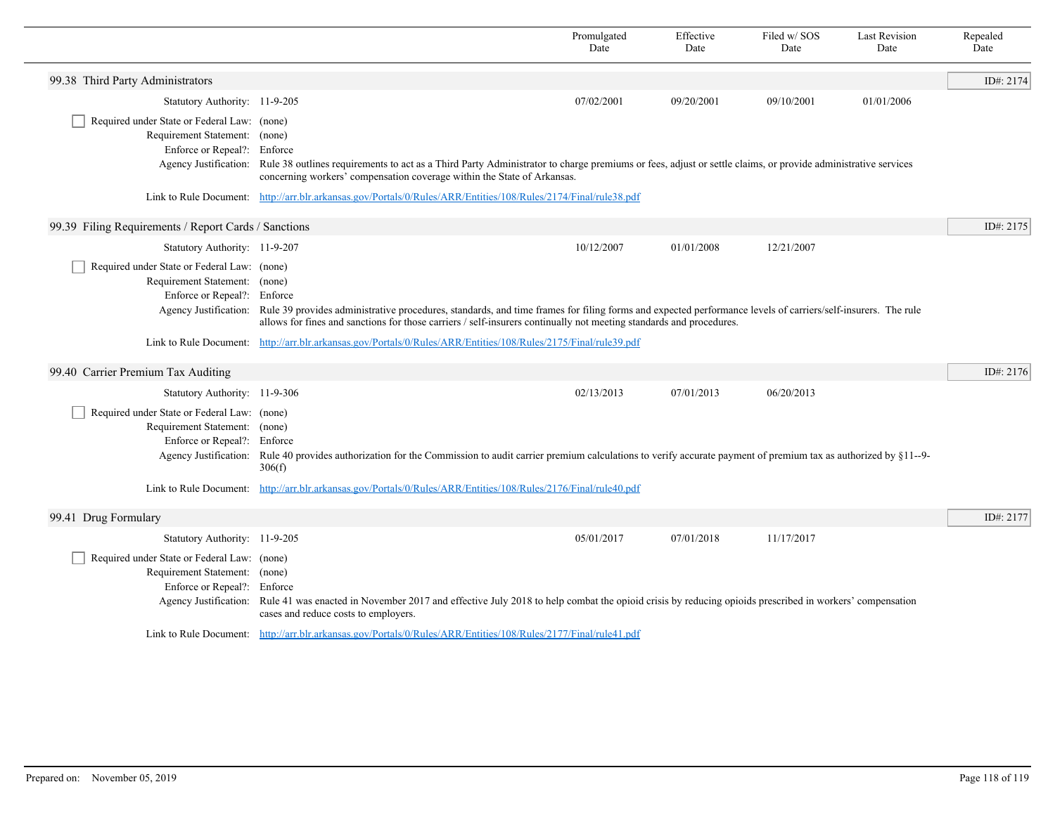| | Promulgated Date | Effective Date | Filed w/ SOS Date | Last Revision Date | Repealed Date |
|---|---|---|---|---|---|

### 99.38 Third Party Administrators

ID#: 2174

| | Promulgated Date | Effective Date | Filed w/ SOS Date | Last Revision Date | Repealed Date |
|---|---|---|---|---|---|
| Statutory Authority: 11-9-205 | 07/02/2001 | 09/20/2001 | 09/10/2001 | 01/01/2006 | |

- [ ] Required under State or Federal Law: (none)

Requirement Statement: (none)

Enforce or Repeal?: Enforce

Agency Justification: Rule 38 outlines requirements to act as a Third Party Administrator to charge premiums or fees, adjust or settle claims, or provide administrative services concerning workers' compensation coverage within the State of Arkansas.

Link to Rule Document: http://arr.blr.arkansas.gov/Portals/0/Rules/ARR/Entities/108/Rules/2174/Final/rule38.pdf

### 99.39 Filing Requirements / Report Cards / Sanctions

ID#: 2175

| | Promulgated Date | Effective Date | Filed w/ SOS Date | Last Revision Date | Repealed Date |
|---|---|---|---|---|---|
| Statutory Authority: 11-9-207 | 10/12/2007 | 01/01/2008 | 12/21/2007 | | |

- [ ] Required under State or Federal Law: (none)

Requirement Statement: (none)

Enforce or Repeal?: Enforce

Agency Justification: Rule 39 provides administrative procedures, standards, and time frames for filing forms and expected performance levels of carriers/self-insurers. The rule allows for fines and sanctions for those carriers / self-insurers continually not meeting standards and procedures.

Link to Rule Document: http://arr.blr.arkansas.gov/Portals/0/Rules/ARR/Entities/108/Rules/2175/Final/rule39.pdf

### 99.40 Carrier Premium Tax Auditing

ID#: 2176

| | Promulgated Date | Effective Date | Filed w/ SOS Date | Last Revision Date | Repealed Date |
|---|---|---|---|---|---|
| Statutory Authority: 11-9-306 | 02/13/2013 | 07/01/2013 | 06/20/2013 | | |

- [ ] Required under State or Federal Law: (none)

Requirement Statement: (none)

Enforce or Repeal?: Enforce

Agency Justification: Rule 40 provides authorization for the Commission to audit carrier premium calculations to verify accurate payment of premium tax as authorized by §11--9-306(f)

Link to Rule Document: http://arr.blr.arkansas.gov/Portals/0/Rules/ARR/Entities/108/Rules/2176/Final/rule40.pdf

### 99.41 Drug Formulary

ID#: 2177

| | Promulgated Date | Effective Date | Filed w/ SOS Date | Last Revision Date | Repealed Date |
|---|---|---|---|---|---|
| Statutory Authority: 11-9-205 | 05/01/2017 | 07/01/2018 | 11/17/2017 | | |

- [ ] Required under State or Federal Law: (none)

Requirement Statement: (none)

Enforce or Repeal?: Enforce

Agency Justification: Rule 41 was enacted in November 2017 and effective July 2018 to help combat the opioid crisis by reducing opioids prescribed in workers' compensation cases and reduce costs to employers.

Link to Rule Document: http://arr.blr.arkansas.gov/Portals/0/Rules/ARR/Entities/108/Rules/2177/Final/rule41.pdf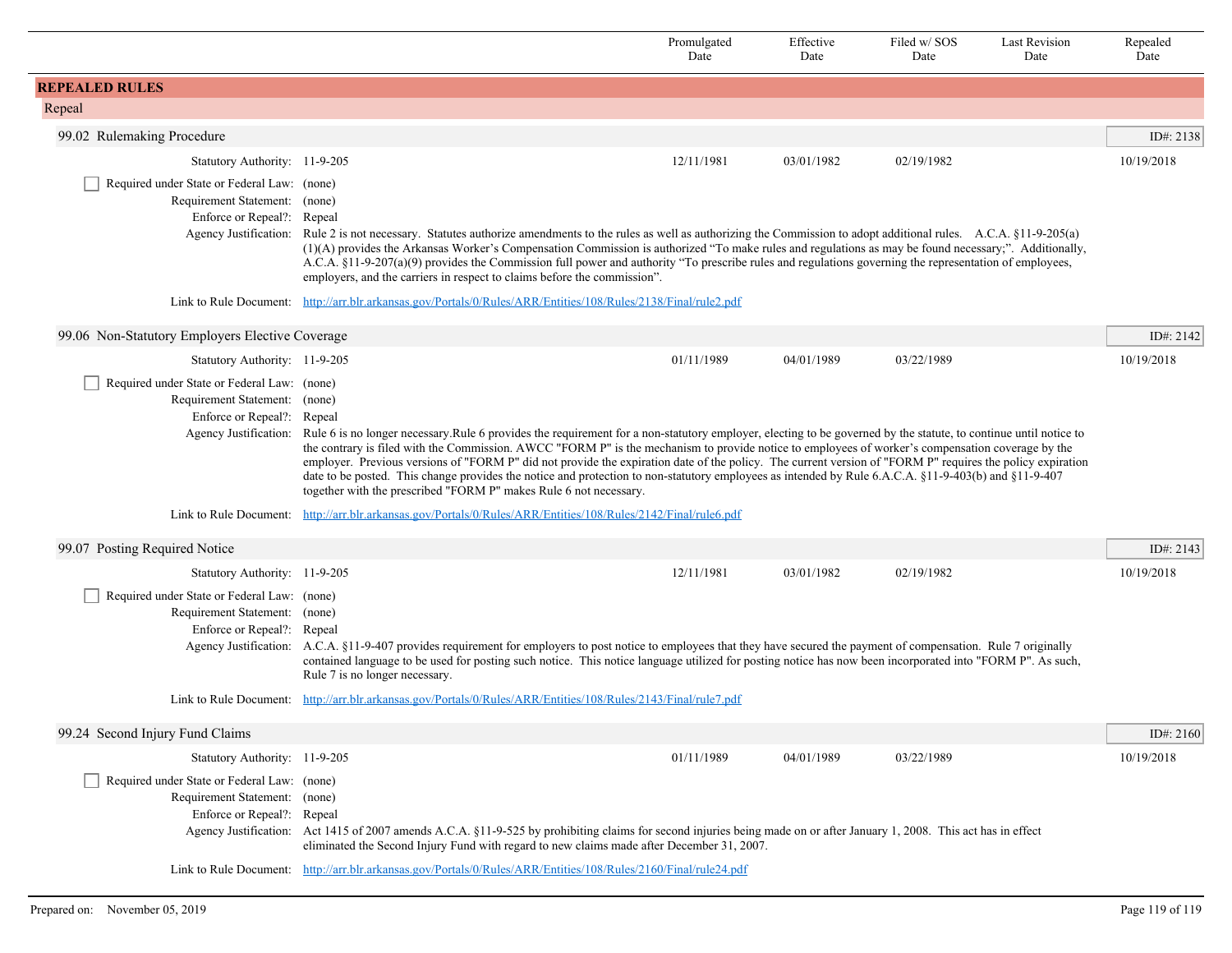| | Promulgated Date | Effective Date | Filed w/ SOS Date | Last Revision Date | Repealed Date |
|---|---|---|---|---|---|

## REPEALED RULES

### Repeal

#### 99.02 Rulemaking Procedure

ID#: 2138

| | Promulgated Date | Effective Date | Filed w/ SOS Date | Last Revision Date | Repealed Date |
|---|---|---|---|---|---|
| Statutory Authority: 11-9-205 | 12/11/1981 | 03/01/1982 | 02/19/1982 | | 10/19/2018 |

☐ Required under State or Federal Law: (none)

Requirement Statement: (none)

Enforce or Repeal?: Repeal

Agency Justification: Rule 2 is not necessary. Statutes authorize amendments to the rules as well as authorizing the Commission to adopt additional rules. A.C.A. §11-9-205(a)(1)(A) provides the Arkansas Worker's Compensation Commission is authorized "To make rules and regulations as may be found necessary;". Additionally, A.C.A. §11-9-207(a)(9) provides the Commission full power and authority "To prescribe rules and regulations governing the representation of employees, employers, and the carriers in respect to claims before the commission".

Link to Rule Document: http://arr.blr.arkansas.gov/Portals/0/Rules/ARR/Entities/108/Rules/2138/Final/rule2.pdf

#### 99.06 Non-Statutory Employers Elective Coverage

ID#: 2142

| | Promulgated Date | Effective Date | Filed w/ SOS Date | Last Revision Date | Repealed Date |
|---|---|---|---|---|---|
| Statutory Authority: 11-9-205 | 01/11/1989 | 04/01/1989 | 03/22/1989 | | 10/19/2018 |

☐ Required under State or Federal Law: (none)

Requirement Statement: (none)

Enforce or Repeal?: Repeal

Agency Justification: Rule 6 is no longer necessary.Rule 6 provides the requirement for a non-statutory employer, electing to be governed by the statute, to continue until notice to the contrary is filed with the Commission. AWCC "FORM P" is the mechanism to provide notice to employees of worker's compensation coverage by the employer. Previous versions of "FORM P" did not provide the expiration date of the policy. The current version of "FORM P" requires the policy expiration date to be posted. This change provides the notice and protection to non-statutory employees as intended by Rule 6.A.C.A. §11-9-403(b) and §11-9-407 together with the prescribed "FORM P" makes Rule 6 not necessary.

Link to Rule Document: http://arr.blr.arkansas.gov/Portals/0/Rules/ARR/Entities/108/Rules/2142/Final/rule6.pdf

#### 99.07 Posting Required Notice

ID#: 2143

| | Promulgated Date | Effective Date | Filed w/ SOS Date | Last Revision Date | Repealed Date |
|---|---|---|---|---|---|
| Statutory Authority: 11-9-205 | 12/11/1981 | 03/01/1982 | 02/19/1982 | | 10/19/2018 |

☐ Required under State or Federal Law: (none)

Requirement Statement: (none)

Enforce or Repeal?: Repeal

Agency Justification: A.C.A. §11-9-407 provides requirement for employers to post notice to employees that they have secured the payment of compensation. Rule 7 originally contained language to be used for posting such notice. This notice language utilized for posting notice has now been incorporated into "FORM P". As such, Rule 7 is no longer necessary.

Link to Rule Document: http://arr.blr.arkansas.gov/Portals/0/Rules/ARR/Entities/108/Rules/2143/Final/rule7.pdf

#### 99.24 Second Injury Fund Claims

ID#: 2160

| | Promulgated Date | Effective Date | Filed w/ SOS Date | Last Revision Date | Repealed Date |
|---|---|---|---|---|---|
| Statutory Authority: 11-9-205 | 01/11/1989 | 04/01/1989 | 03/22/1989 | | 10/19/2018 |

☐ Required under State or Federal Law: (none)

Requirement Statement: (none)

Enforce or Repeal?: Repeal

Agency Justification: Act 1415 of 2007 amends A.C.A. §11-9-525 by prohibiting claims for second injuries being made on or after January 1, 2008. This act has in effect eliminated the Second Injury Fund with regard to new claims made after December 31, 2007.

Link to Rule Document: http://arr.blr.arkansas.gov/Portals/0/Rules/ARR/Entities/108/Rules/2160/Final/rule24.pdf